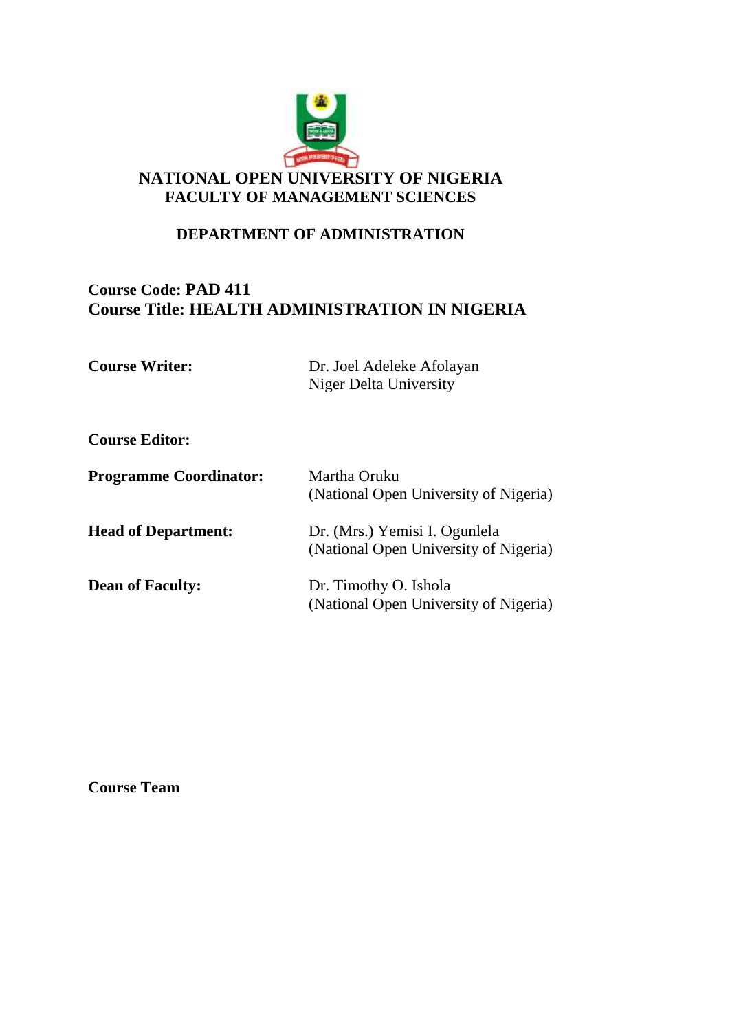# NATIONAL OPEN UNIVERSITY OF NIGERIA

## FACULTY OF MANAGEMENT SCIENCES

### DEPARTMENT OF ADMINISTRATION

**Course Code: PAD 411**
**Course Title: HEALTH ADMINISTRATION IN NIGERIA**

| | |
|---|---|
| **Course Writer:** | Dr. Joel Adeleke Afolayan<br>Niger Delta University |
| **Course Editor:** | |
| **Programme Coordinator:** | Martha Oruku<br>(National Open University of Nigeria) |
| **Head of Department:** | Dr. (Mrs.) Yemisi I. Ogunlela<br>(National Open University of Nigeria) |
| **Dean of Faculty:** | Dr. Timothy O. Ishola<br>(National Open University of Nigeria) |

**Course Team**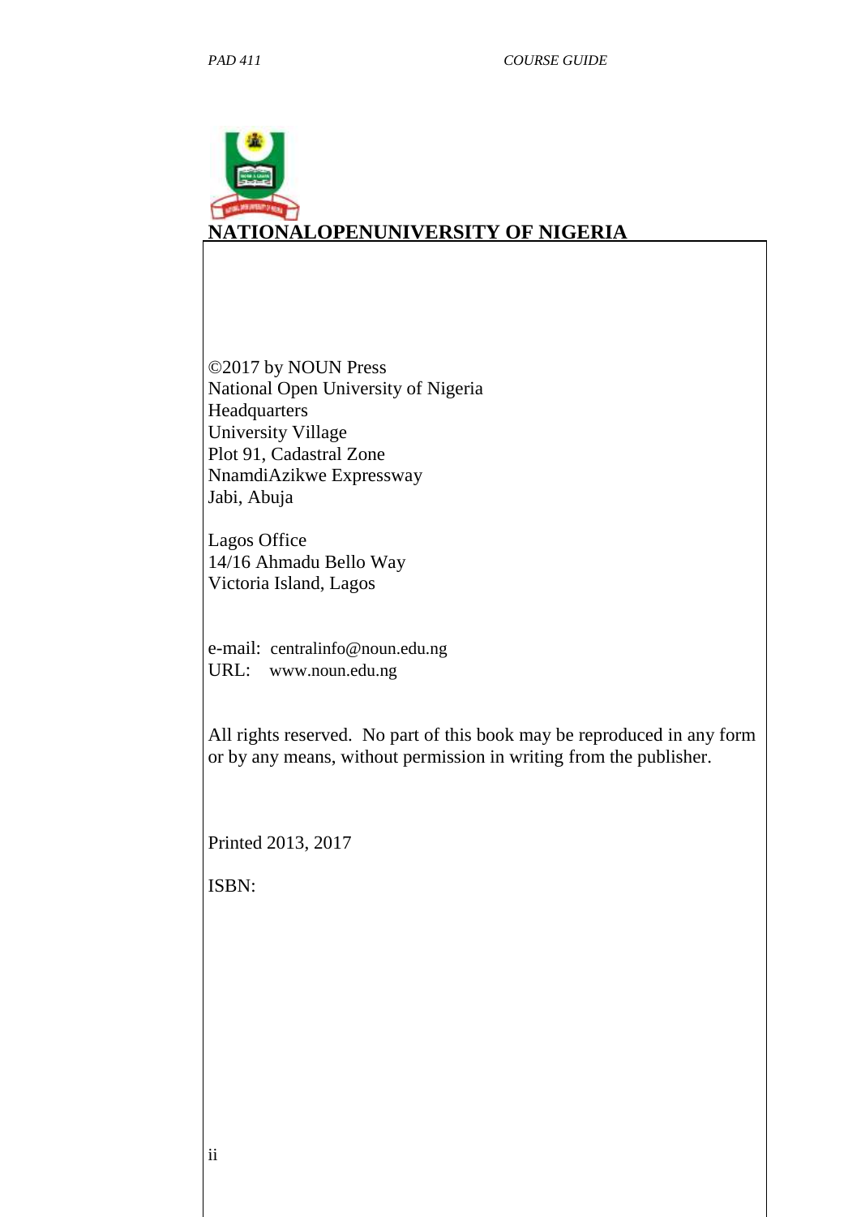**NATIONALOPENUNIVERSITY OF NIGERIA**

©2017 by NOUN Press
National Open University of Nigeria
Headquarters
University Village
Plot 91, Cadastral Zone
NnamdiAzikwe Expressway
Jabi, Abuja

Lagos Office
14/16 Ahmadu Bello Way
Victoria Island, Lagos

e-mail: centralinfo@noun.edu.ng
URL: www.noun.edu.ng

All rights reserved. No part of this book may be reproduced in any form or by any means, without permission in writing from the publisher.

Printed 2013, 2017

ISBN: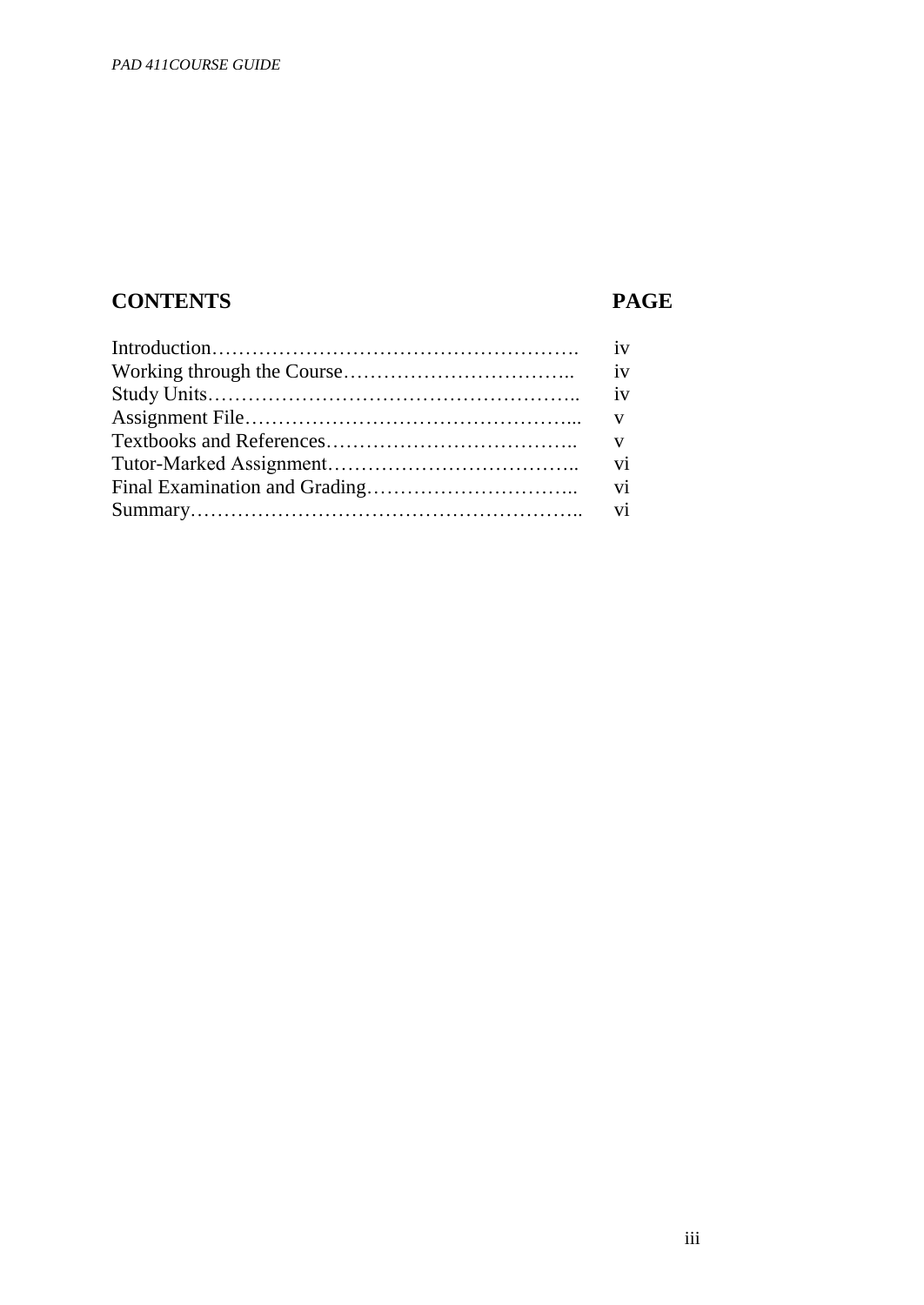| CONTENTS | PAGE |
|---|---|
| Introduction………………………………………………. | iv |
| Working through the Course…………………………….. | iv |
| Study Units…………………………………………….. | iv |
| Assignment File…………………………………………... | v |
| Textbooks and References……………………………….. | v |
| Tutor-Marked Assignment……………………………….. | vi |
| Final Examination and Grading………………………….. | vi |
| Summary………………………………………………….. | vi |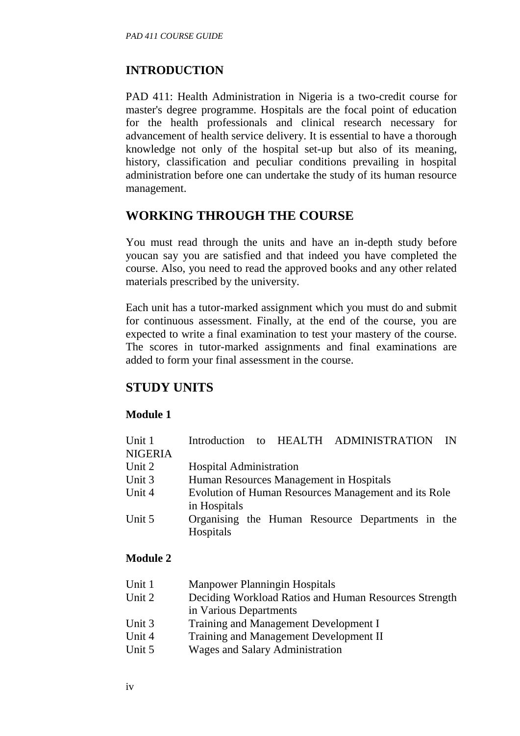## INTRODUCTION

PAD 411: Health Administration in Nigeria is a two-credit course for master's degree programme. Hospitals are the focal point of education for the health professionals and clinical research necessary for advancement of health service delivery. It is essential to have a thorough knowledge not only of the hospital set-up but also of its meaning, history, classification and peculiar conditions prevailing in hospital administration before one can undertake the study of its human resource management.

## WORKING THROUGH THE COURSE

You must read through the units and have an in-depth study before youcan say you are satisfied and that indeed you have completed the course. Also, you need to read the approved books and any other related materials prescribed by the university.

Each unit has a tutor-marked assignment which you must do and submit for continuous assessment. Finally, at the end of the course, you are expected to write a final examination to test your mastery of the course. The scores in tutor-marked assignments and final examinations are added to form your final assessment in the course.

## STUDY UNITS

**Module 1**

| | |
|---|---|
| Unit 1 | Introduction to HEALTH ADMINISTRATION IN NIGERIA |
| Unit 2 | Hospital Administration |
| Unit 3 | Human Resources Management in Hospitals |
| Unit 4 | Evolution of Human Resources Management and its Role in Hospitals |
| Unit 5 | Organising the Human Resource Departments in the Hospitals |

**Module 2**

| | |
|---|---|
| Unit 1 | Manpower Planningin Hospitals |
| Unit 2 | Deciding Workload Ratios and Human Resources Strength in Various Departments |
| Unit 3 | Training and Management Development I |
| Unit 4 | Training and Management Development II |
| Unit 5 | Wages and Salary Administration |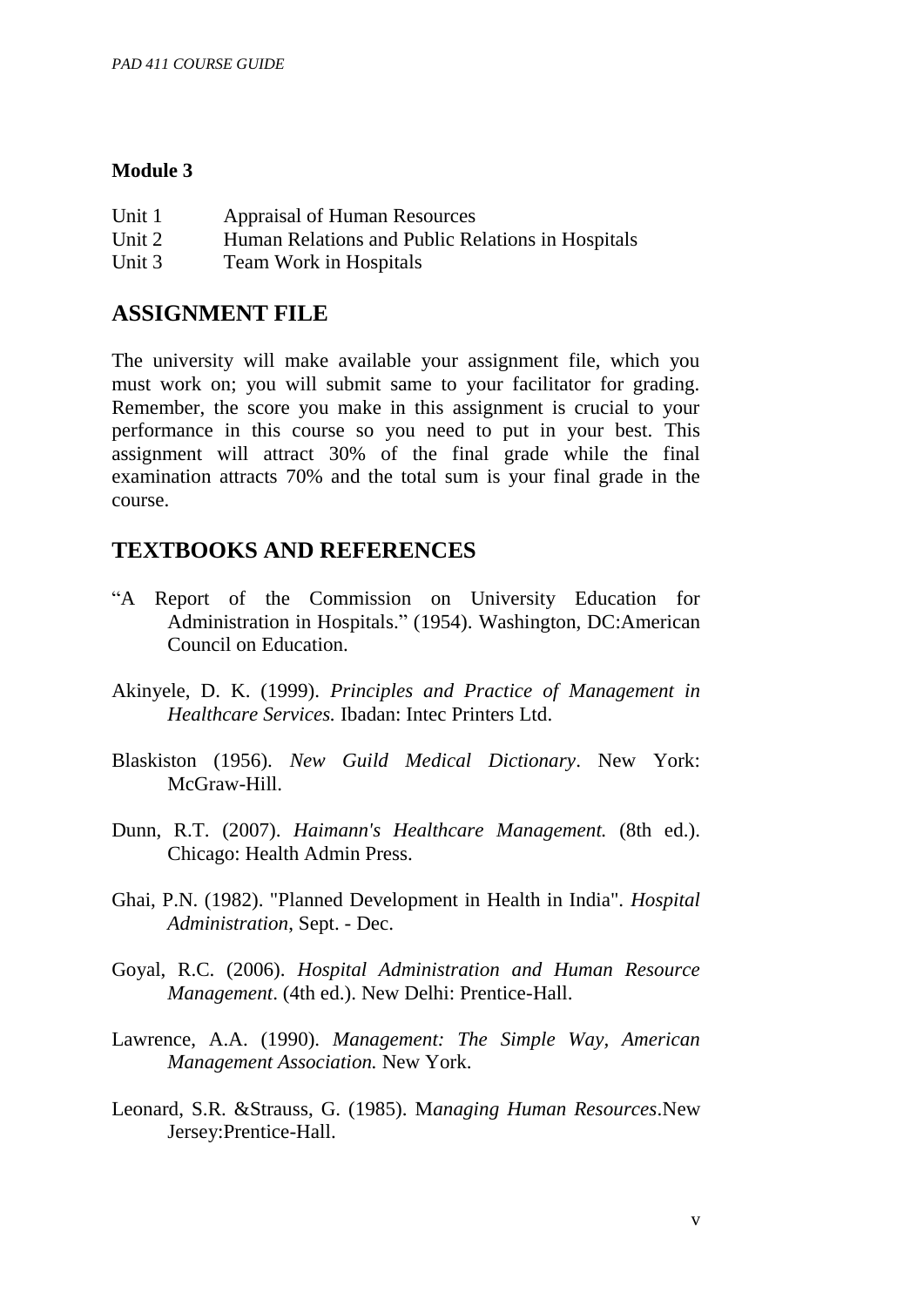**Module 3**

Unit 1 Appraisal of Human Resources
Unit 2 Human Relations and Public Relations in Hospitals
Unit 3 Team Work in Hospitals

## ASSIGNMENT FILE

The university will make available your assignment file, which you must work on; you will submit same to your facilitator for grading. Remember, the score you make in this assignment is crucial to your performance in this course so you need to put in your best. This assignment will attract 30% of the final grade while the final examination attracts 70% and the total sum is your final grade in the course.

## TEXTBOOKS AND REFERENCES

"A Report of the Commission on University Education for Administration in Hospitals." (1954). Washington, DC:American Council on Education.

Akinyele, D. K. (1999). *Principles and Practice of Management in Healthcare Services.* Ibadan: Intec Printers Ltd.

Blaskiston (1956). *New Guild Medical Dictionary*. New York: McGraw-Hill.

Dunn, R.T. (2007). *Haimann's Healthcare Management.* (8th ed.). Chicago: Health Admin Press.

Ghai, P.N. (1982). "Planned Development in Health in India". *Hospital Administration*, Sept. - Dec.

Goyal, R.C. (2006). *Hospital Administration and Human Resource Management*. (4th ed.). New Delhi: Prentice-Hall.

Lawrence, A.A. (1990). *Management: The Simple Way, American Management Association.* New York.

Leonard, S.R. &Strauss, G. (1985). M*anaging Human Resources*.New Jersey:Prentice-Hall.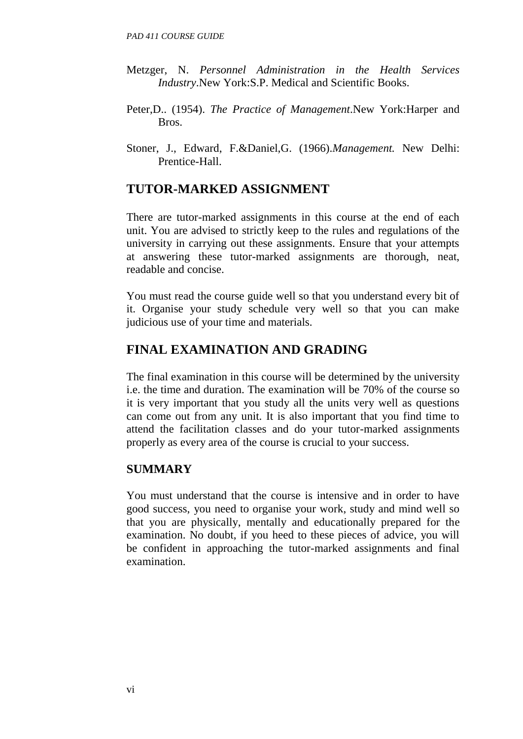Metzger, N. *Personnel Administration in the Health Services Industry*.New York:S.P. Medical and Scientific Books.

Peter,D.. (1954). *The Practice of Management*.New York:Harper and Bros.

Stoner, J., Edward, F.&Daniel,G. (1966).*Management.* New Delhi: Prentice-Hall.

## TUTOR-MARKED ASSIGNMENT

There are tutor-marked assignments in this course at the end of each unit. You are advised to strictly keep to the rules and regulations of the university in carrying out these assignments. Ensure that your attempts at answering these tutor-marked assignments are thorough, neat, readable and concise.

You must read the course guide well so that you understand every bit of it. Organise your study schedule very well so that you can make judicious use of your time and materials.

## FINAL EXAMINATION AND GRADING

The final examination in this course will be determined by the university i.e. the time and duration. The examination will be 70% of the course so it is very important that you study all the units very well as questions can come out from any unit. It is also important that you find time to attend the facilitation classes and do your tutor-marked assignments properly as every area of the course is crucial to your success.

## SUMMARY

You must understand that the course is intensive and in order to have good success, you need to organise your work, study and mind well so that you are physically, mentally and educationally prepared for the examination. No doubt, if you heed to these pieces of advice, you will be confident in approaching the tutor-marked assignments and final examination.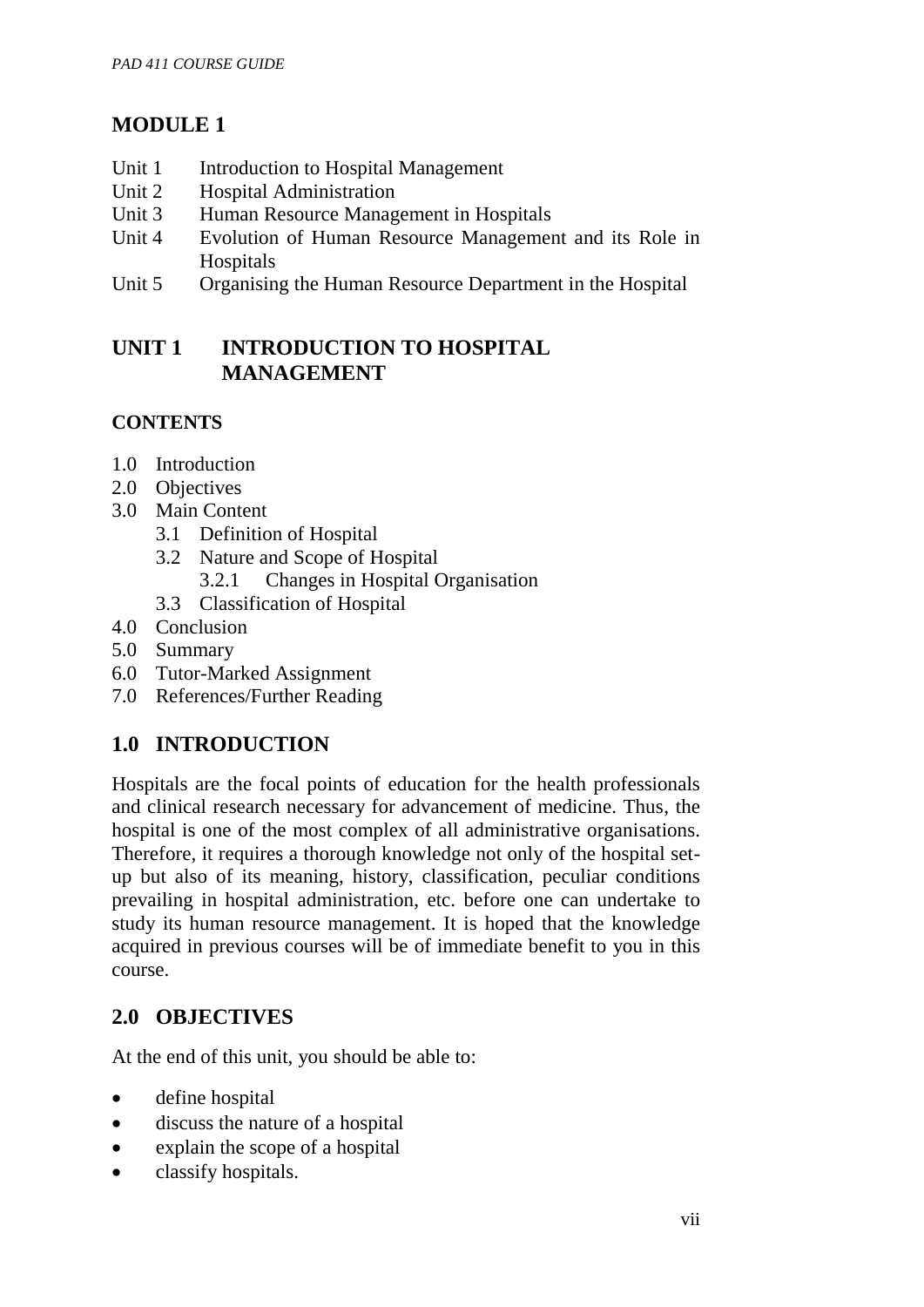## MODULE 1

- Unit 1 Introduction to Hospital Management
- Unit 2 Hospital Administration
- Unit 3 Human Resource Management in Hospitals
- Unit 4 Evolution of Human Resource Management and its Role in Hospitals
- Unit 5 Organising the Human Resource Department in the Hospital

## UNIT 1 INTRODUCTION TO HOSPITAL MANAGEMENT

### CONTENTS

- 1.0 Introduction
- 2.0 Objectives
- 3.0 Main Content
    - 3.1 Definition of Hospital
    - 3.2 Nature and Scope of Hospital
        - 3.2.1 Changes in Hospital Organisation
    - 3.3 Classification of Hospital
- 4.0 Conclusion
- 5.0 Summary
- 6.0 Tutor-Marked Assignment
- 7.0 References/Further Reading

## 1.0 INTRODUCTION

Hospitals are the focal points of education for the health professionals and clinical research necessary for advancement of medicine. Thus, the hospital is one of the most complex of all administrative organisations. Therefore, it requires a thorough knowledge not only of the hospital set-up but also of its meaning, history, classification, peculiar conditions prevailing in hospital administration, etc. before one can undertake to study its human resource management. It is hoped that the knowledge acquired in previous courses will be of immediate benefit to you in this course.

## 2.0 OBJECTIVES

At the end of this unit, you should be able to:

- define hospital
- discuss the nature of a hospital
- explain the scope of a hospital
- classify hospitals.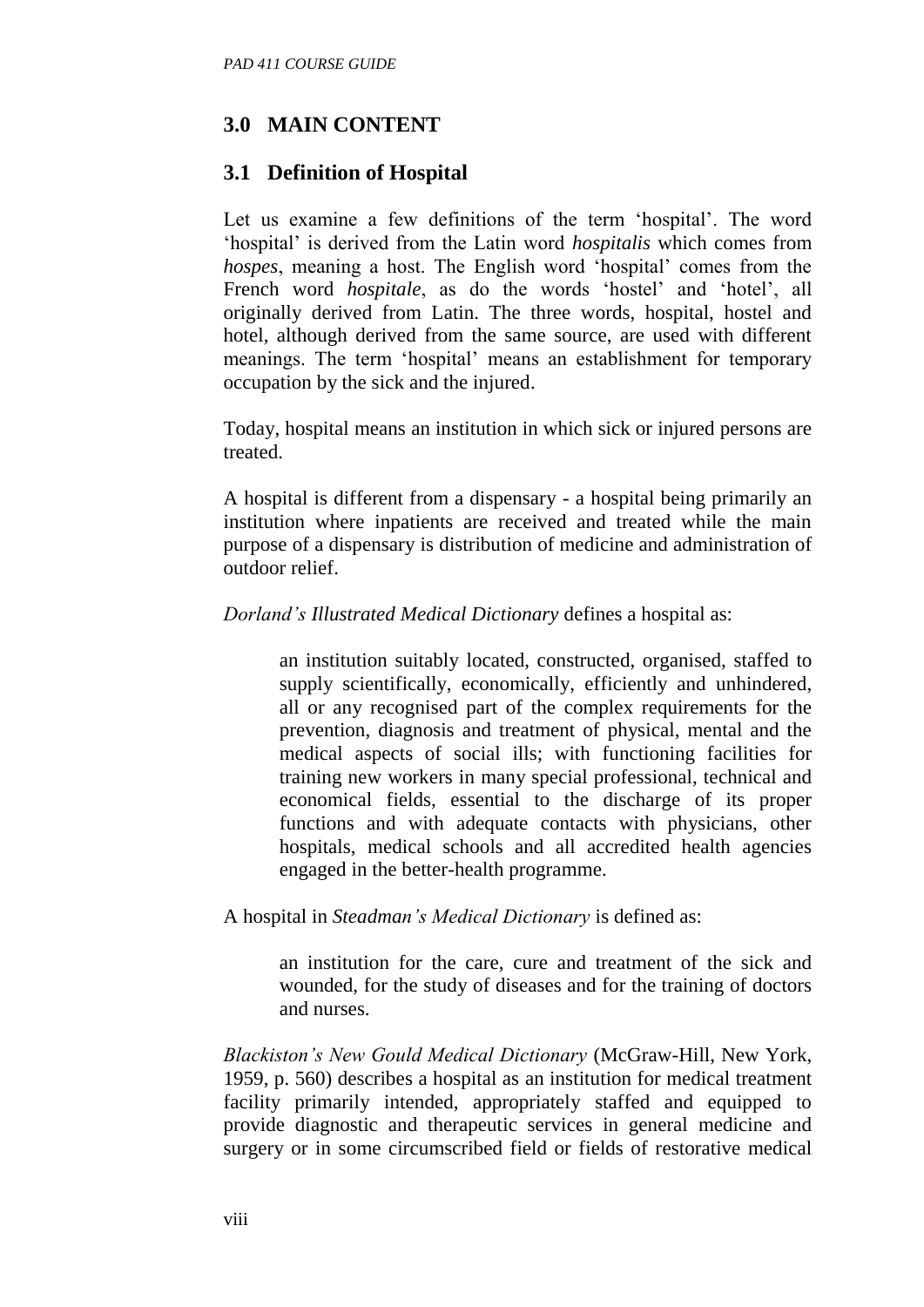## 3.0 MAIN CONTENT

### 3.1 Definition of Hospital

Let us examine a few definitions of the term 'hospital'. The word 'hospital' is derived from the Latin word *hospitalis* which comes from *hospes*, meaning a host. The English word 'hospital' comes from the French word *hospitale*, as do the words 'hostel' and 'hotel', all originally derived from Latin. The three words, hospital, hostel and hotel, although derived from the same source, are used with different meanings. The term 'hospital' means an establishment for temporary occupation by the sick and the injured.

Today, hospital means an institution in which sick or injured persons are treated.

A hospital is different from a dispensary - a hospital being primarily an institution where inpatients are received and treated while the main purpose of a dispensary is distribution of medicine and administration of outdoor relief.

*Dorland's Illustrated Medical Dictionary* defines a hospital as:

> an institution suitably located, constructed, organised, staffed to supply scientifically, economically, efficiently and unhindered, all or any recognised part of the complex requirements for the prevention, diagnosis and treatment of physical, mental and the medical aspects of social ills; with functioning facilities for training new workers in many special professional, technical and economical fields, essential to the discharge of its proper functions and with adequate contacts with physicians, other hospitals, medical schools and all accredited health agencies engaged in the better-health programme.

A hospital in *Steadman's Medical Dictionary* is defined as:

> an institution for the care, cure and treatment of the sick and wounded, for the study of diseases and for the training of doctors and nurses.

*Blackiston's New Gould Medical Dictionary* (McGraw-Hill, New York, 1959, p. 560) describes a hospital as an institution for medical treatment facility primarily intended, appropriately staffed and equipped to provide diagnostic and therapeutic services in general medicine and surgery or in some circumscribed field or fields of restorative medical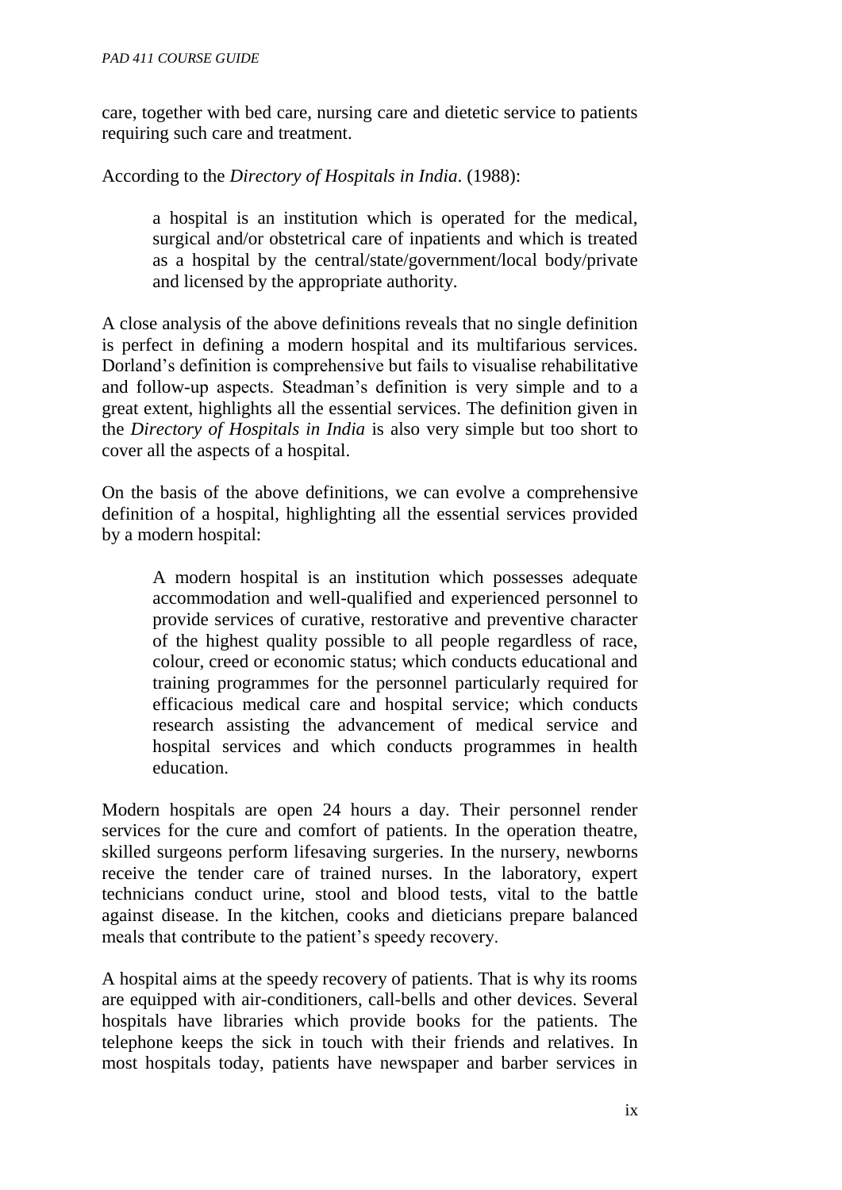care, together with bed care, nursing care and dietetic service to patients requiring such care and treatment.

According to the *Directory of Hospitals in India*. (1988):

> a hospital is an institution which is operated for the medical, surgical and/or obstetrical care of inpatients and which is treated as a hospital by the central/state/government/local body/private and licensed by the appropriate authority.

A close analysis of the above definitions reveals that no single definition is perfect in defining a modern hospital and its multifarious services. Dorland's definition is comprehensive but fails to visualise rehabilitative and follow-up aspects. Steadman's definition is very simple and to a great extent, highlights all the essential services. The definition given in the *Directory of Hospitals in India* is also very simple but too short to cover all the aspects of a hospital.

On the basis of the above definitions, we can evolve a comprehensive definition of a hospital, highlighting all the essential services provided by a modern hospital:

> A modern hospital is an institution which possesses adequate accommodation and well-qualified and experienced personnel to provide services of curative, restorative and preventive character of the highest quality possible to all people regardless of race, colour, creed or economic status; which conducts educational and training programmes for the personnel particularly required for efficacious medical care and hospital service; which conducts research assisting the advancement of medical service and hospital services and which conducts programmes in health education.

Modern hospitals are open 24 hours a day. Their personnel render services for the cure and comfort of patients. In the operation theatre, skilled surgeons perform lifesaving surgeries. In the nursery, newborns receive the tender care of trained nurses. In the laboratory, expert technicians conduct urine, stool and blood tests, vital to the battle against disease. In the kitchen, cooks and dieticians prepare balanced meals that contribute to the patient's speedy recovery.

A hospital aims at the speedy recovery of patients. That is why its rooms are equipped with air-conditioners, call-bells and other devices. Several hospitals have libraries which provide books for the patients. The telephone keeps the sick in touch with their friends and relatives. In most hospitals today, patients have newspaper and barber services in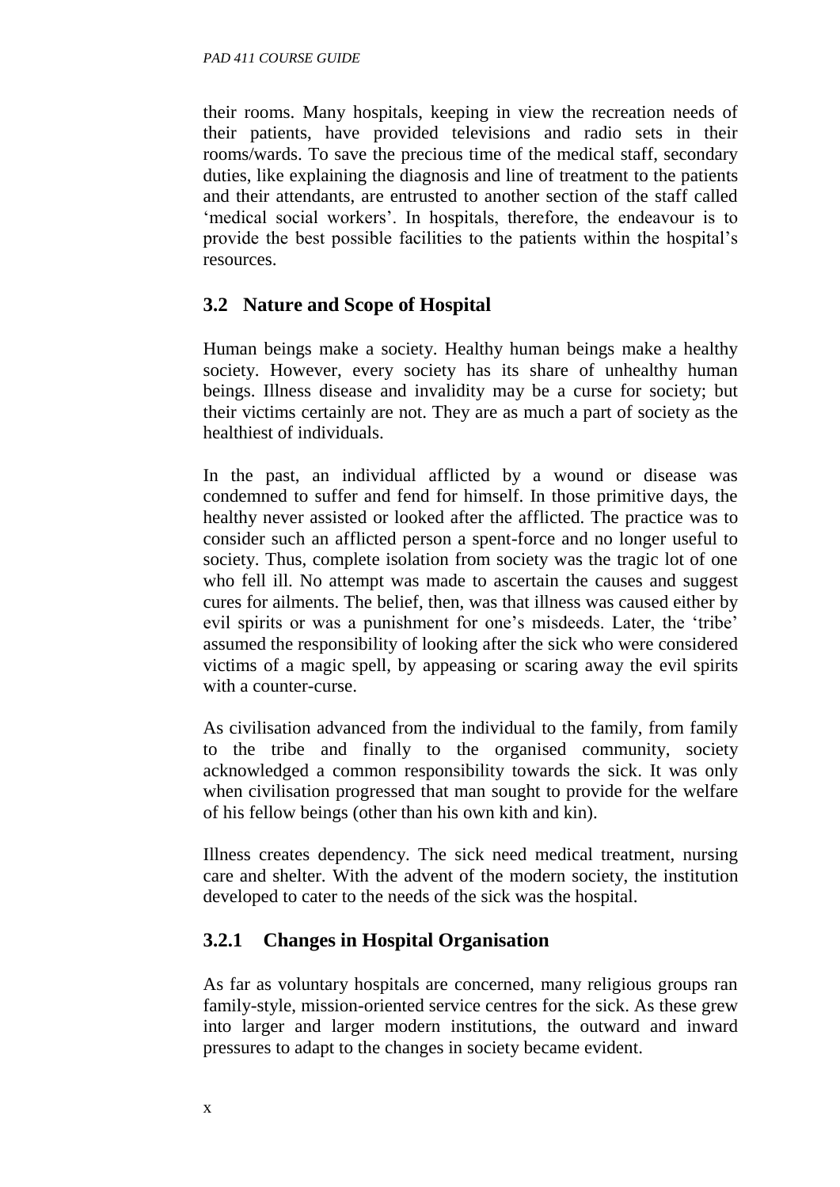their rooms. Many hospitals, keeping in view the recreation needs of their patients, have provided televisions and radio sets in their rooms/wards. To save the precious time of the medical staff, secondary duties, like explaining the diagnosis and line of treatment to the patients and their attendants, are entrusted to another section of the staff called 'medical social workers'. In hospitals, therefore, the endeavour is to provide the best possible facilities to the patients within the hospital's resources.

## 3.2 Nature and Scope of Hospital

Human beings make a society. Healthy human beings make a healthy society. However, every society has its share of unhealthy human beings. Illness disease and invalidity may be a curse for society; but their victims certainly are not. They are as much a part of society as the healthiest of individuals.

In the past, an individual afflicted by a wound or disease was condemned to suffer and fend for himself. In those primitive days, the healthy never assisted or looked after the afflicted. The practice was to consider such an afflicted person a spent-force and no longer useful to society. Thus, complete isolation from society was the tragic lot of one who fell ill. No attempt was made to ascertain the causes and suggest cures for ailments. The belief, then, was that illness was caused either by evil spirits or was a punishment for one's misdeeds. Later, the 'tribe' assumed the responsibility of looking after the sick who were considered victims of a magic spell, by appeasing or scaring away the evil spirits with a counter-curse.

As civilisation advanced from the individual to the family, from family to the tribe and finally to the organised community, society acknowledged a common responsibility towards the sick. It was only when civilisation progressed that man sought to provide for the welfare of his fellow beings (other than his own kith and kin).

Illness creates dependency. The sick need medical treatment, nursing care and shelter. With the advent of the modern society, the institution developed to cater to the needs of the sick was the hospital.

### 3.2.1 Changes in Hospital Organisation

As far as voluntary hospitals are concerned, many religious groups ran family-style, mission-oriented service centres for the sick. As these grew into larger and larger modern institutions, the outward and inward pressures to adapt to the changes in society became evident.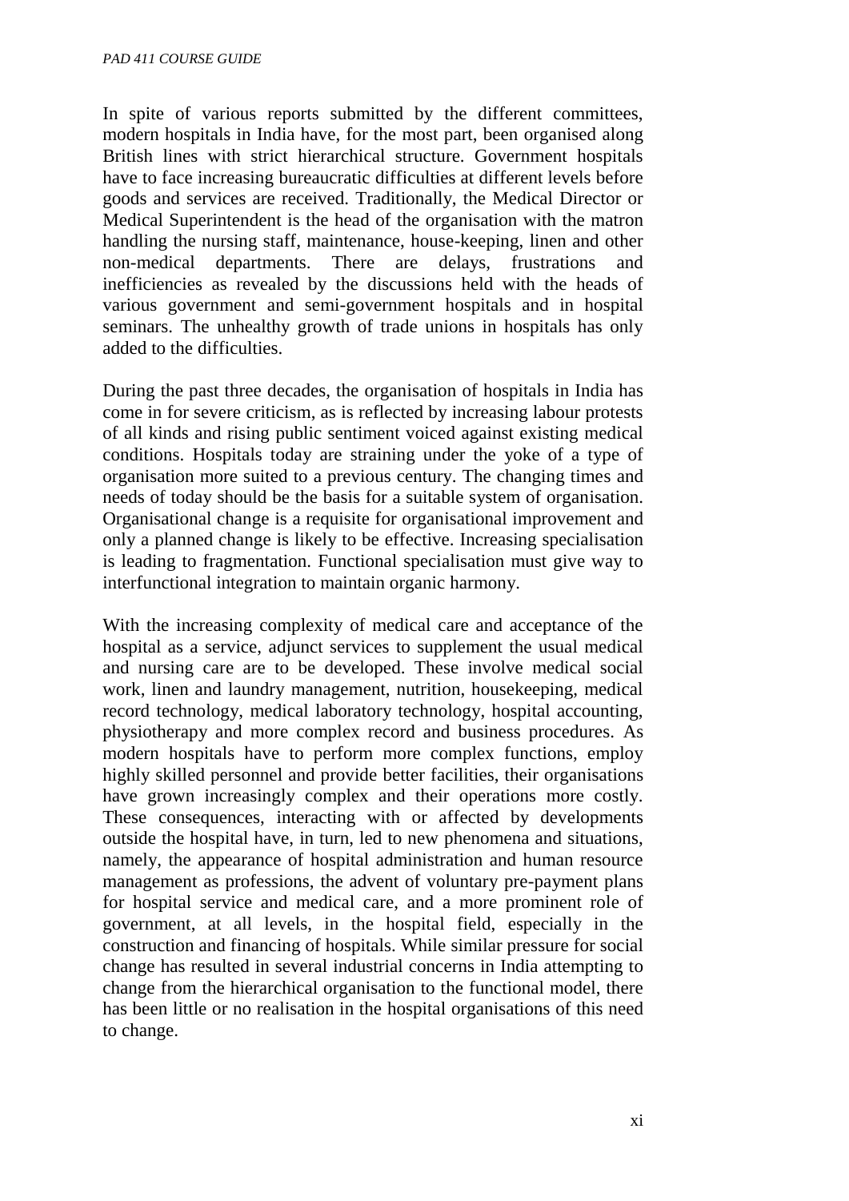In spite of various reports submitted by the different committees, modern hospitals in India have, for the most part, been organised along British lines with strict hierarchical structure. Government hospitals have to face increasing bureaucratic difficulties at different levels before goods and services are received. Traditionally, the Medical Director or Medical Superintendent is the head of the organisation with the matron handling the nursing staff, maintenance, house-keeping, linen and other non-medical departments. There are delays, frustrations and inefficiencies as revealed by the discussions held with the heads of various government and semi-government hospitals and in hospital seminars. The unhealthy growth of trade unions in hospitals has only added to the difficulties.

During the past three decades, the organisation of hospitals in India has come in for severe criticism, as is reflected by increasing labour protests of all kinds and rising public sentiment voiced against existing medical conditions. Hospitals today are straining under the yoke of a type of organisation more suited to a previous century. The changing times and needs of today should be the basis for a suitable system of organisation. Organisational change is a requisite for organisational improvement and only a planned change is likely to be effective. Increasing specialisation is leading to fragmentation. Functional specialisation must give way to interfunctional integration to maintain organic harmony.

With the increasing complexity of medical care and acceptance of the hospital as a service, adjunct services to supplement the usual medical and nursing care are to be developed. These involve medical social work, linen and laundry management, nutrition, housekeeping, medical record technology, medical laboratory technology, hospital accounting, physiotherapy and more complex record and business procedures. As modern hospitals have to perform more complex functions, employ highly skilled personnel and provide better facilities, their organisations have grown increasingly complex and their operations more costly. These consequences, interacting with or affected by developments outside the hospital have, in turn, led to new phenomena and situations, namely, the appearance of hospital administration and human resource management as professions, the advent of voluntary pre-payment plans for hospital service and medical care, and a more prominent role of government, at all levels, in the hospital field, especially in the construction and financing of hospitals. While similar pressure for social change has resulted in several industrial concerns in India attempting to change from the hierarchical organisation to the functional model, there has been little or no realisation in the hospital organisations of this need to change.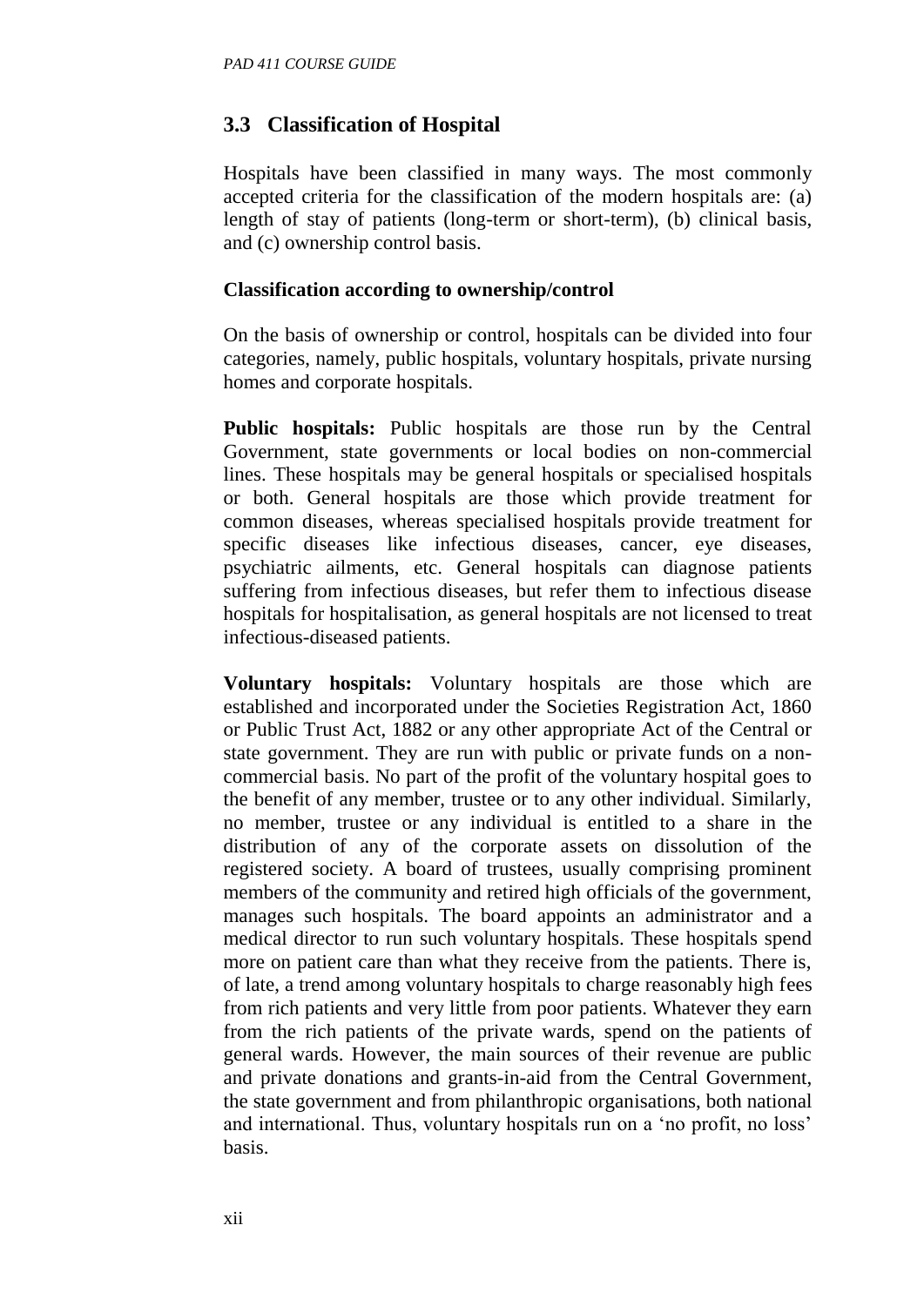## 3.3 Classification of Hospital

Hospitals have been classified in many ways. The most commonly accepted criteria for the classification of the modern hospitals are: (a) length of stay of patients (long-term or short-term), (b) clinical basis, and (c) ownership control basis.

**Classification according to ownership/control**

On the basis of ownership or control, hospitals can be divided into four categories, namely, public hospitals, voluntary hospitals, private nursing homes and corporate hospitals.

**Public hospitals:** Public hospitals are those run by the Central Government, state governments or local bodies on non-commercial lines. These hospitals may be general hospitals or specialised hospitals or both. General hospitals are those which provide treatment for common diseases, whereas specialised hospitals provide treatment for specific diseases like infectious diseases, cancer, eye diseases, psychiatric ailments, etc. General hospitals can diagnose patients suffering from infectious diseases, but refer them to infectious disease hospitals for hospitalisation, as general hospitals are not licensed to treat infectious-diseased patients.

**Voluntary hospitals:** Voluntary hospitals are those which are established and incorporated under the Societies Registration Act, 1860 or Public Trust Act, 1882 or any other appropriate Act of the Central or state government. They are run with public or private funds on a non-commercial basis. No part of the profit of the voluntary hospital goes to the benefit of any member, trustee or to any other individual. Similarly, no member, trustee or any individual is entitled to a share in the distribution of any of the corporate assets on dissolution of the registered society. A board of trustees, usually comprising prominent members of the community and retired high officials of the government, manages such hospitals. The board appoints an administrator and a medical director to run such voluntary hospitals. These hospitals spend more on patient care than what they receive from the patients. There is, of late, a trend among voluntary hospitals to charge reasonably high fees from rich patients and very little from poor patients. Whatever they earn from the rich patients of the private wards, spend on the patients of general wards. However, the main sources of their revenue are public and private donations and grants-in-aid from the Central Government, the state government and from philanthropic organisations, both national and international. Thus, voluntary hospitals run on a 'no profit, no loss' basis.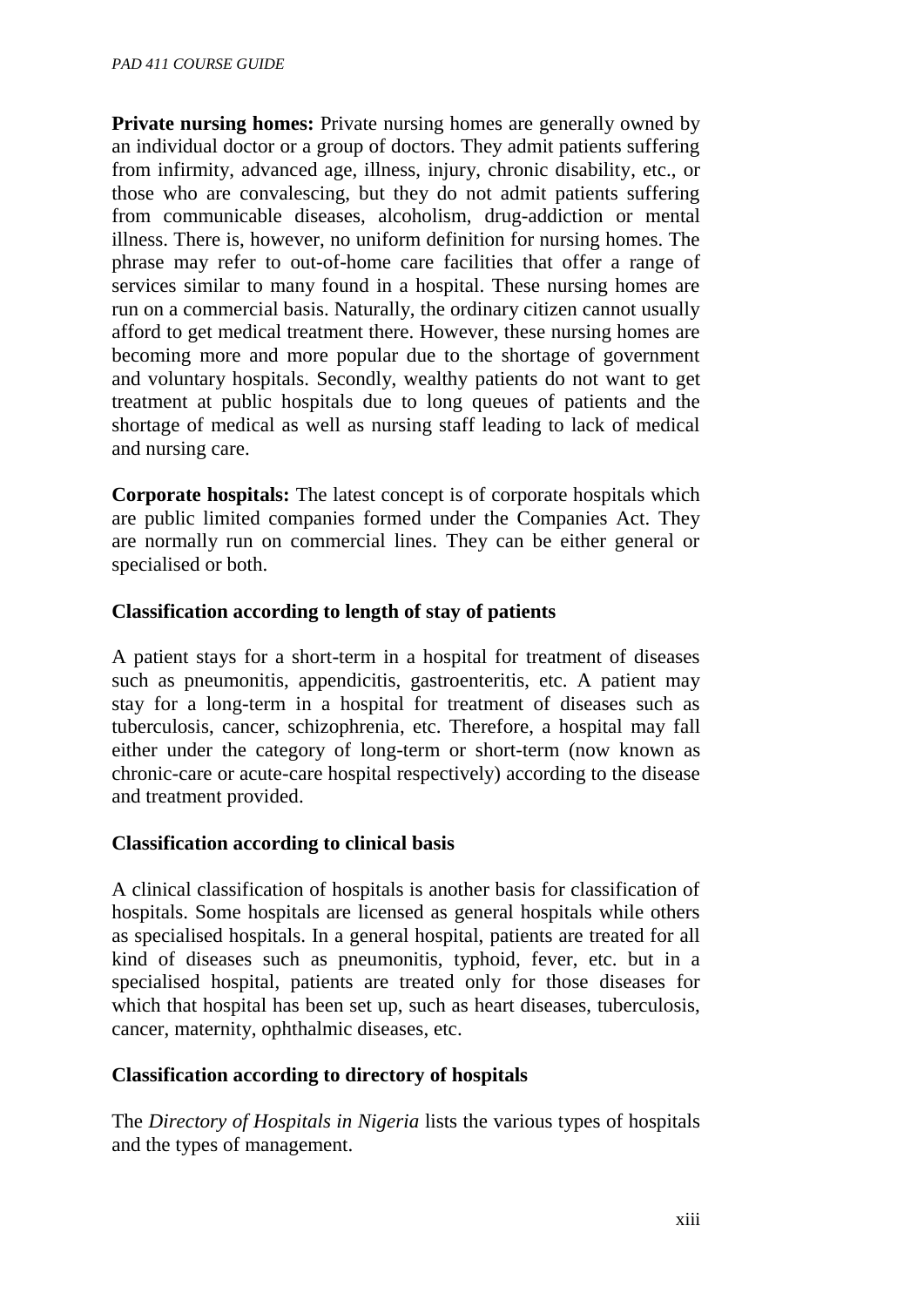**Private nursing homes:** Private nursing homes are generally owned by an individual doctor or a group of doctors. They admit patients suffering from infirmity, advanced age, illness, injury, chronic disability, etc., or those who are convalescing, but they do not admit patients suffering from communicable diseases, alcoholism, drug-addiction or mental illness. There is, however, no uniform definition for nursing homes. The phrase may refer to out-of-home care facilities that offer a range of services similar to many found in a hospital. These nursing homes are run on a commercial basis. Naturally, the ordinary citizen cannot usually afford to get medical treatment there. However, these nursing homes are becoming more and more popular due to the shortage of government and voluntary hospitals. Secondly, wealthy patients do not want to get treatment at public hospitals due to long queues of patients and the shortage of medical as well as nursing staff leading to lack of medical and nursing care.

**Corporate hospitals:** The latest concept is of corporate hospitals which are public limited companies formed under the Companies Act. They are normally run on commercial lines. They can be either general or specialised or both.

**Classification according to length of stay of patients**

A patient stays for a short-term in a hospital for treatment of diseases such as pneumonitis, appendicitis, gastroenteritis, etc. A patient may stay for a long-term in a hospital for treatment of diseases such as tuberculosis, cancer, schizophrenia, etc. Therefore, a hospital may fall either under the category of long-term or short-term (now known as chronic-care or acute-care hospital respectively) according to the disease and treatment provided.

**Classification according to clinical basis**

A clinical classification of hospitals is another basis for classification of hospitals. Some hospitals are licensed as general hospitals while others as specialised hospitals. In a general hospital, patients are treated for all kind of diseases such as pneumonitis, typhoid, fever, etc. but in a specialised hospital, patients are treated only for those diseases for which that hospital has been set up, such as heart diseases, tuberculosis, cancer, maternity, ophthalmic diseases, etc.

**Classification according to directory of hospitals**

The *Directory of Hospitals in Nigeria* lists the various types of hospitals and the types of management.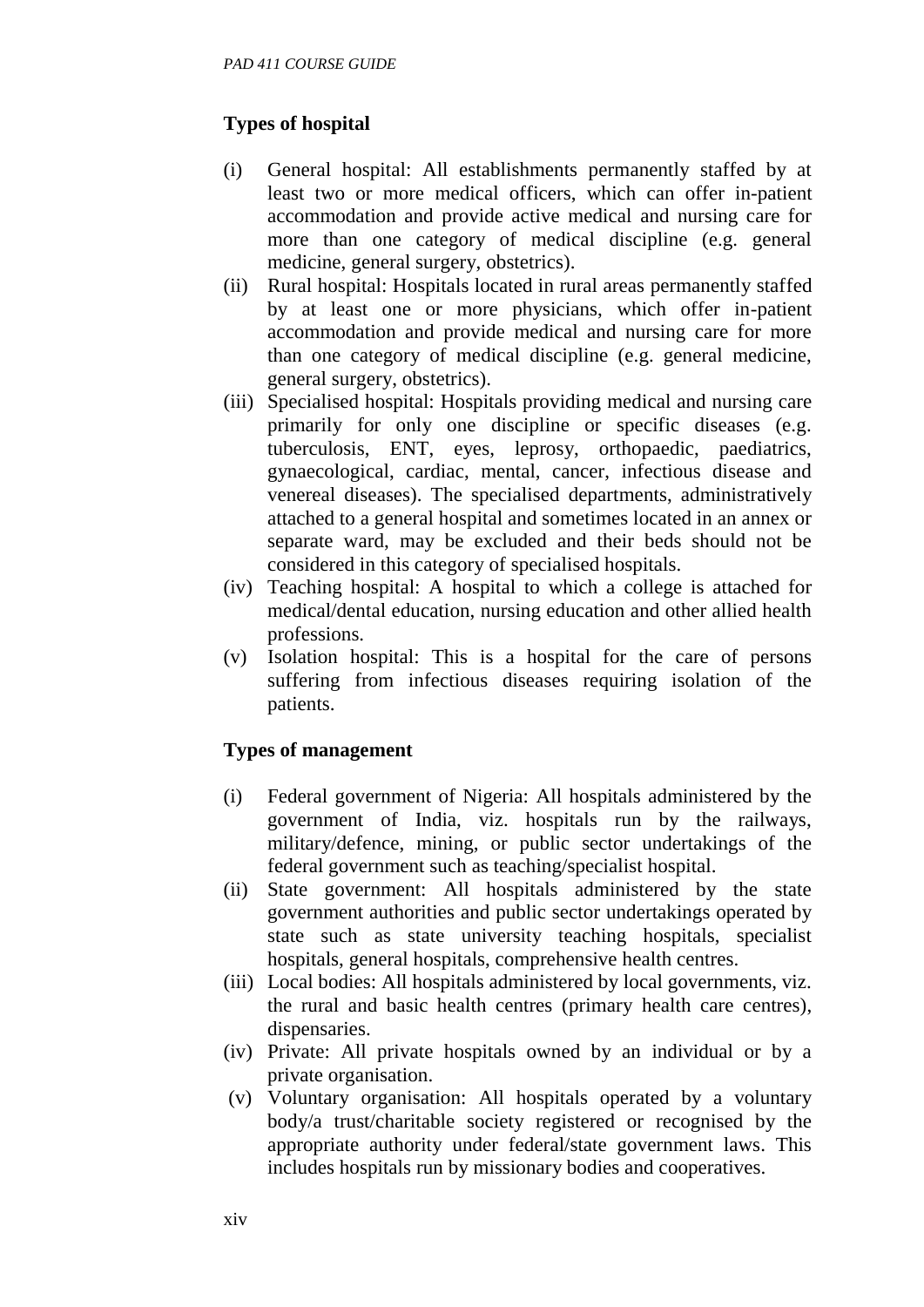**Types of hospital**

(i) General hospital: All establishments permanently staffed by at least two or more medical officers, which can offer in-patient accommodation and provide active medical and nursing care for more than one category of medical discipline (e.g. general medicine, general surgery, obstetrics).

(ii) Rural hospital: Hospitals located in rural areas permanently staffed by at least one or more physicians, which offer in-patient accommodation and provide medical and nursing care for more than one category of medical discipline (e.g. general medicine, general surgery, obstetrics).

(iii) Specialised hospital: Hospitals providing medical and nursing care primarily for only one discipline or specific diseases (e.g. tuberculosis, ENT, eyes, leprosy, orthopaedic, paediatrics, gynaecological, cardiac, mental, cancer, infectious disease and venereal diseases). The specialised departments, administratively attached to a general hospital and sometimes located in an annex or separate ward, may be excluded and their beds should not be considered in this category of specialised hospitals.

(iv) Teaching hospital: A hospital to which a college is attached for medical/dental education, nursing education and other allied health professions.

(v) Isolation hospital: This is a hospital for the care of persons suffering from infectious diseases requiring isolation of the patients.

**Types of management**

(i) Federal government of Nigeria: All hospitals administered by the government of India, viz. hospitals run by the railways, military/defence, mining, or public sector undertakings of the federal government such as teaching/specialist hospital.

(ii) State government: All hospitals administered by the state government authorities and public sector undertakings operated by state such as state university teaching hospitals, specialist hospitals, general hospitals, comprehensive health centres.

(iii) Local bodies: All hospitals administered by local governments, viz. the rural and basic health centres (primary health care centres), dispensaries.

(iv) Private: All private hospitals owned by an individual or by a private organisation.

(v) Voluntary organisation: All hospitals operated by a voluntary body/a trust/charitable society registered or recognised by the appropriate authority under federal/state government laws. This includes hospitals run by missionary bodies and cooperatives.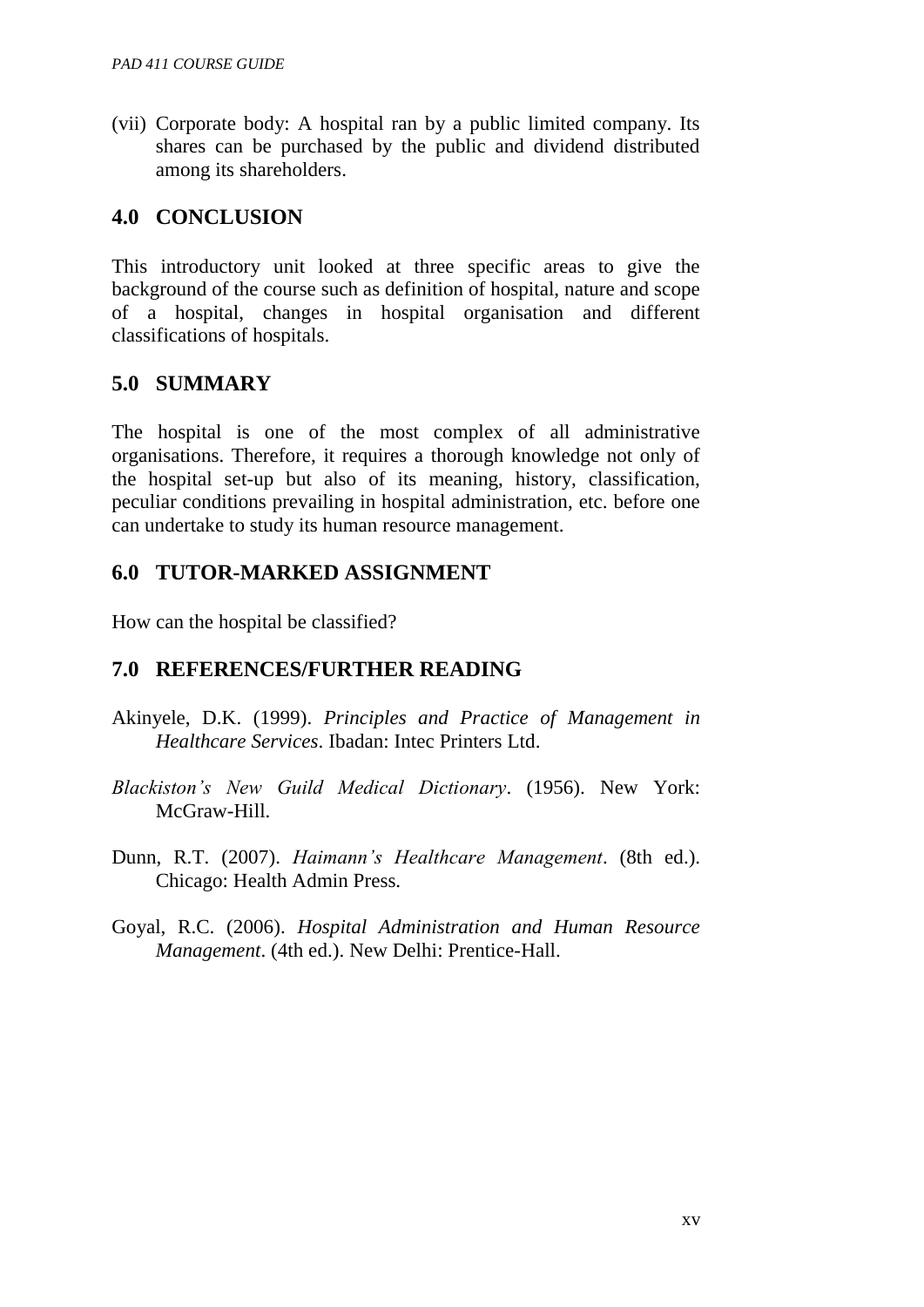(vii) Corporate body: A hospital ran by a public limited company. Its shares can be purchased by the public and dividend distributed among its shareholders.

## 4.0 CONCLUSION

This introductory unit looked at three specific areas to give the background of the course such as definition of hospital, nature and scope of a hospital, changes in hospital organisation and different classifications of hospitals.

## 5.0 SUMMARY

The hospital is one of the most complex of all administrative organisations. Therefore, it requires a thorough knowledge not only of the hospital set-up but also of its meaning, history, classification, peculiar conditions prevailing in hospital administration, etc. before one can undertake to study its human resource management.

## 6.0 TUTOR-MARKED ASSIGNMENT

How can the hospital be classified?

## 7.0 REFERENCES/FURTHER READING

Akinyele, D.K. (1999). *Principles and Practice of Management in Healthcare Services*. Ibadan: Intec Printers Ltd.

*Blackiston's New Guild Medical Dictionary*. (1956). New York: McGraw-Hill.

Dunn, R.T. (2007). *Haimann's Healthcare Management*. (8th ed.). Chicago: Health Admin Press.

Goyal, R.C. (2006). *Hospital Administration and Human Resource Management*. (4th ed.). New Delhi: Prentice-Hall.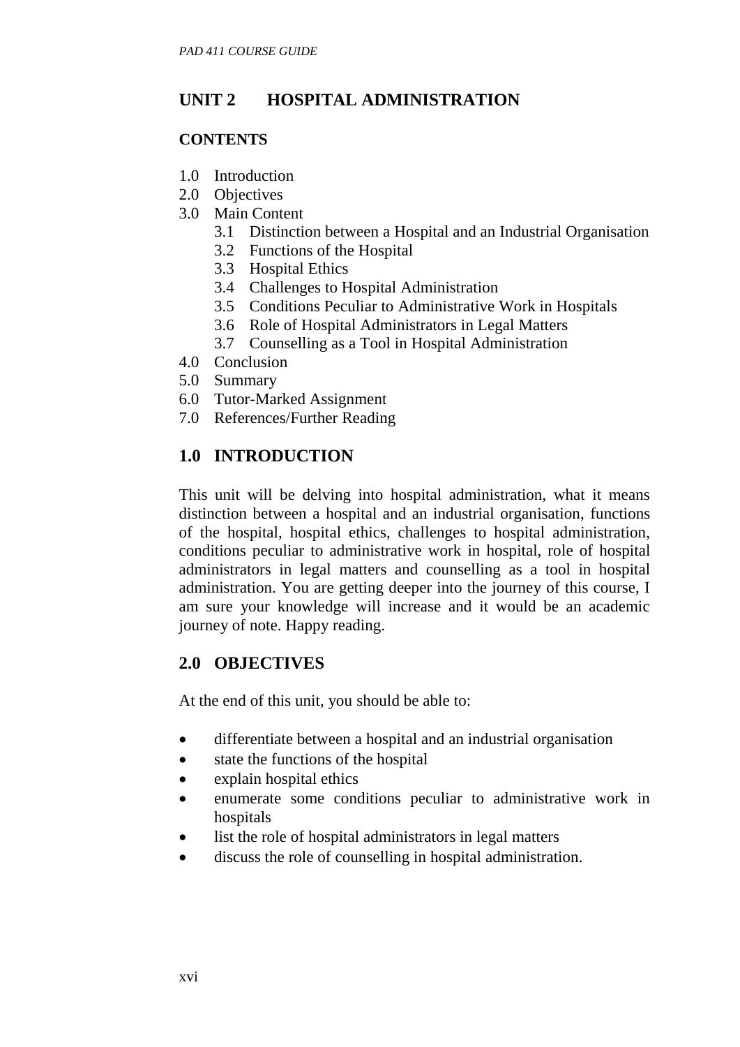## UNIT 2 HOSPITAL ADMINISTRATION

### CONTENTS

1.0 Introduction
2.0 Objectives
3.0 Main Content
   3.1 Distinction between a Hospital and an Industrial Organisation
   3.2 Functions of the Hospital
   3.3 Hospital Ethics
   3.4 Challenges to Hospital Administration
   3.5 Conditions Peculiar to Administrative Work in Hospitals
   3.6 Role of Hospital Administrators in Legal Matters
   3.7 Counselling as a Tool in Hospital Administration
4.0 Conclusion
5.0 Summary
6.0 Tutor-Marked Assignment
7.0 References/Further Reading

### 1.0 INTRODUCTION

This unit will be delving into hospital administration, what it means distinction between a hospital and an industrial organisation, functions of the hospital, hospital ethics, challenges to hospital administration, conditions peculiar to administrative work in hospital, role of hospital administrators in legal matters and counselling as a tool in hospital administration. You are getting deeper into the journey of this course, I am sure your knowledge will increase and it would be an academic journey of note. Happy reading.

### 2.0 OBJECTIVES

At the end of this unit, you should be able to:

- differentiate between a hospital and an industrial organisation
- state the functions of the hospital
- explain hospital ethics
- enumerate some conditions peculiar to administrative work in hospitals
- list the role of hospital administrators in legal matters
- discuss the role of counselling in hospital administration.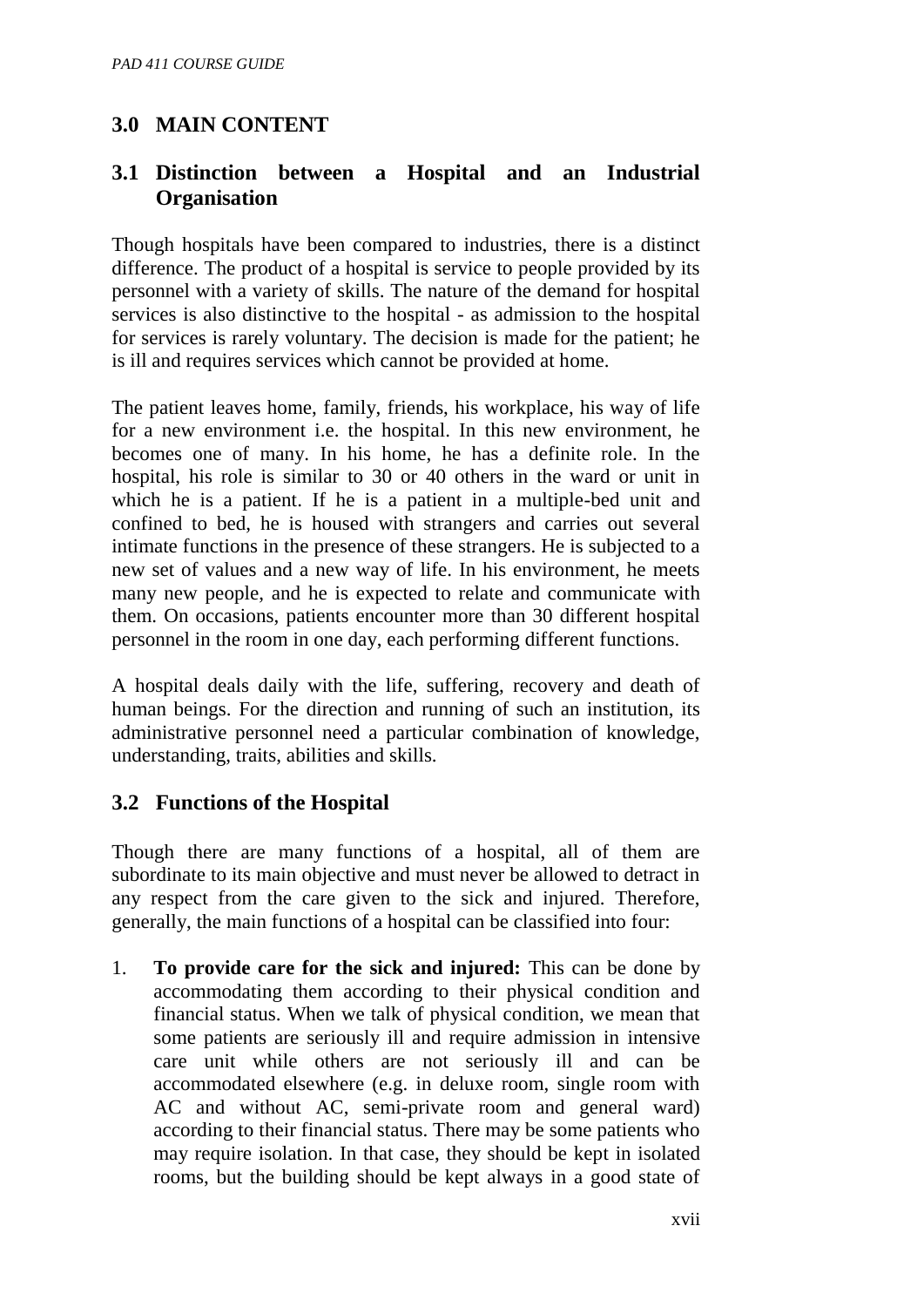## 3.0 MAIN CONTENT

### 3.1 Distinction between a Hospital and an Industrial Organisation

Though hospitals have been compared to industries, there is a distinct difference. The product of a hospital is service to people provided by its personnel with a variety of skills. The nature of the demand for hospital services is also distinctive to the hospital - as admission to the hospital for services is rarely voluntary. The decision is made for the patient; he is ill and requires services which cannot be provided at home.

The patient leaves home, family, friends, his workplace, his way of life for a new environment i.e. the hospital. In this new environment, he becomes one of many. In his home, he has a definite role. In the hospital, his role is similar to 30 or 40 others in the ward or unit in which he is a patient. If he is a patient in a multiple-bed unit and confined to bed, he is housed with strangers and carries out several intimate functions in the presence of these strangers. He is subjected to a new set of values and a new way of life. In his environment, he meets many new people, and he is expected to relate and communicate with them. On occasions, patients encounter more than 30 different hospital personnel in the room in one day, each performing different functions.

A hospital deals daily with the life, suffering, recovery and death of human beings. For the direction and running of such an institution, its administrative personnel need a particular combination of knowledge, understanding, traits, abilities and skills.

### 3.2 Functions of the Hospital

Though there are many functions of a hospital, all of them are subordinate to its main objective and must never be allowed to detract in any respect from the care given to the sick and injured. Therefore, generally, the main functions of a hospital can be classified into four:

1. **To provide care for the sick and injured:** This can be done by accommodating them according to their physical condition and financial status. When we talk of physical condition, we mean that some patients are seriously ill and require admission in intensive care unit while others are not seriously ill and can be accommodated elsewhere (e.g. in deluxe room, single room with AC and without AC, semi-private room and general ward) according to their financial status. There may be some patients who may require isolation. In that case, they should be kept in isolated rooms, but the building should be kept always in a good state of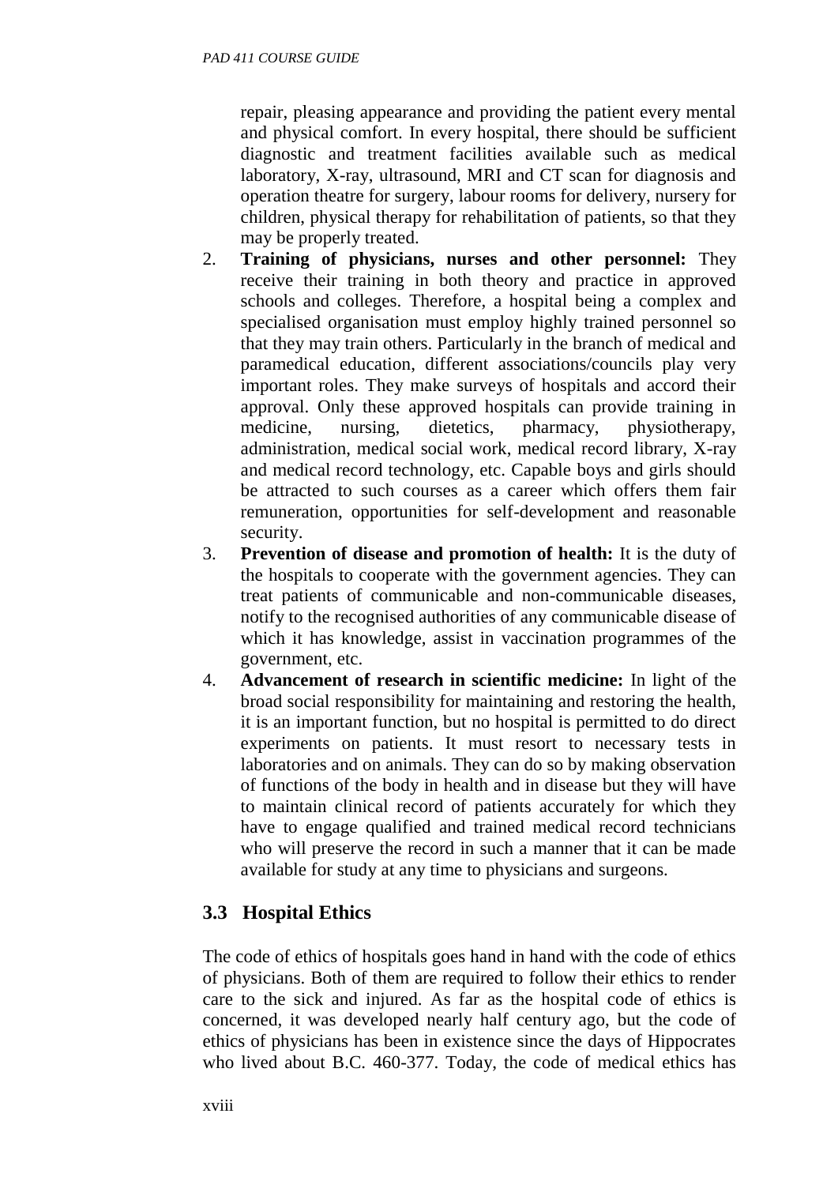repair, pleasing appearance and providing the patient every mental and physical comfort. In every hospital, there should be sufficient diagnostic and treatment facilities available such as medical laboratory, X-ray, ultrasound, MRI and CT scan for diagnosis and operation theatre for surgery, labour rooms for delivery, nursery for children, physical therapy for rehabilitation of patients, so that they may be properly treated.

2. **Training of physicians, nurses and other personnel:** They receive their training in both theory and practice in approved schools and colleges. Therefore, a hospital being a complex and specialised organisation must employ highly trained personnel so that they may train others. Particularly in the branch of medical and paramedical education, different associations/councils play very important roles. They make surveys of hospitals and accord their approval. Only these approved hospitals can provide training in medicine, nursing, dietetics, pharmacy, physiotherapy, administration, medical social work, medical record library, X-ray and medical record technology, etc. Capable boys and girls should be attracted to such courses as a career which offers them fair remuneration, opportunities for self-development and reasonable security.
3. **Prevention of disease and promotion of health:** It is the duty of the hospitals to cooperate with the government agencies. They can treat patients of communicable and non-communicable diseases, notify to the recognised authorities of any communicable disease of which it has knowledge, assist in vaccination programmes of the government, etc.
4. **Advancement of research in scientific medicine:** In light of the broad social responsibility for maintaining and restoring the health, it is an important function, but no hospital is permitted to do direct experiments on patients. It must resort to necessary tests in laboratories and on animals. They can do so by making observation of functions of the body in health and in disease but they will have to maintain clinical record of patients accurately for which they have to engage qualified and trained medical record technicians who will preserve the record in such a manner that it can be made available for study at any time to physicians and surgeons.

## 3.3 Hospital Ethics

The code of ethics of hospitals goes hand in hand with the code of ethics of physicians. Both of them are required to follow their ethics to render care to the sick and injured. As far as the hospital code of ethics is concerned, it was developed nearly half century ago, but the code of ethics of physicians has been in existence since the days of Hippocrates who lived about B.C. 460-377. Today, the code of medical ethics has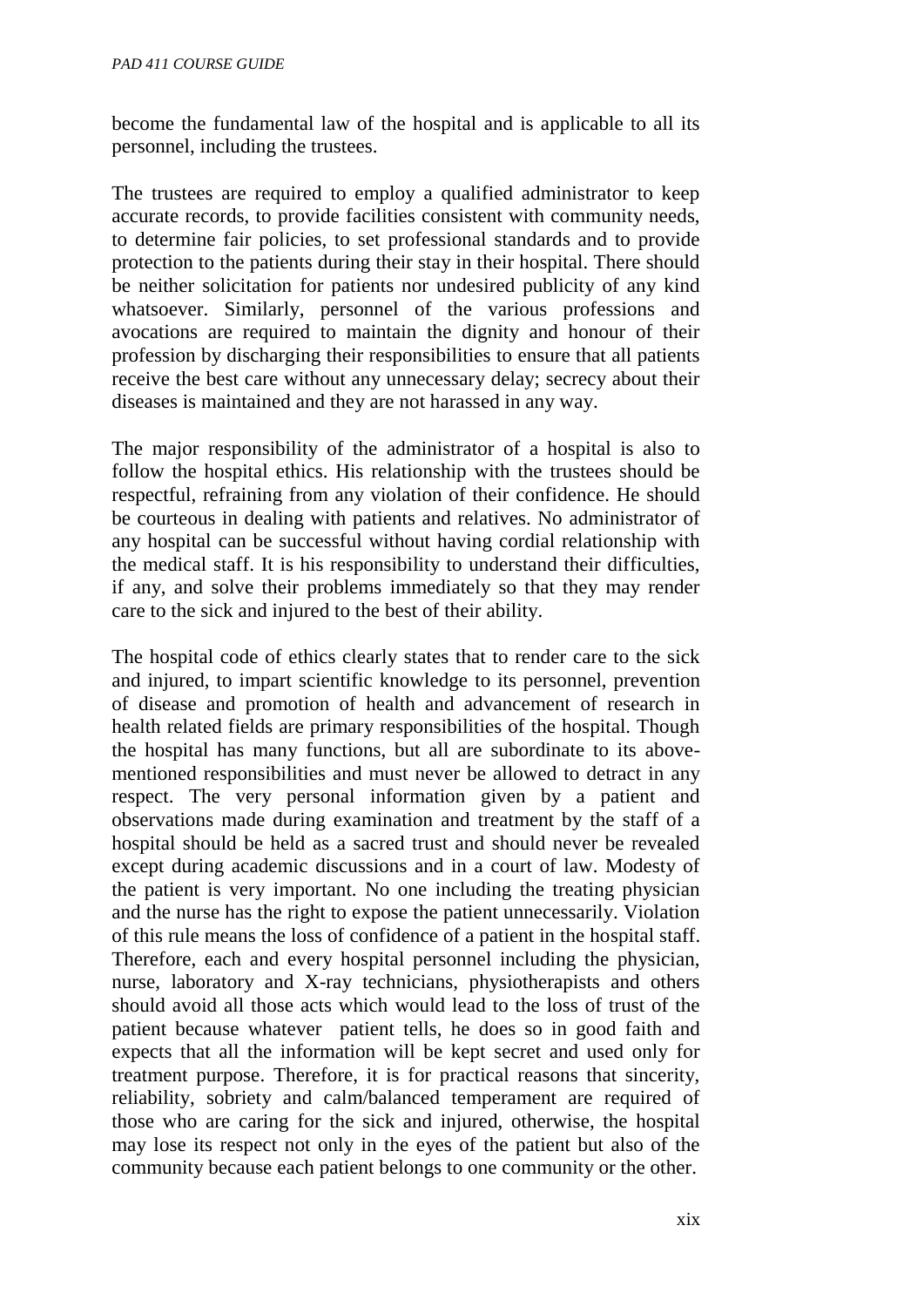become the fundamental law of the hospital and is applicable to all its personnel, including the trustees.

The trustees are required to employ a qualified administrator to keep accurate records, to provide facilities consistent with community needs, to determine fair policies, to set professional standards and to provide protection to the patients during their stay in their hospital. There should be neither solicitation for patients nor undesired publicity of any kind whatsoever. Similarly, personnel of the various professions and avocations are required to maintain the dignity and honour of their profession by discharging their responsibilities to ensure that all patients receive the best care without any unnecessary delay; secrecy about their diseases is maintained and they are not harassed in any way.

The major responsibility of the administrator of a hospital is also to follow the hospital ethics. His relationship with the trustees should be respectful, refraining from any violation of their confidence. He should be courteous in dealing with patients and relatives. No administrator of any hospital can be successful without having cordial relationship with the medical staff. It is his responsibility to understand their difficulties, if any, and solve their problems immediately so that they may render care to the sick and injured to the best of their ability.

The hospital code of ethics clearly states that to render care to the sick and injured, to impart scientific knowledge to its personnel, prevention of disease and promotion of health and advancement of research in health related fields are primary responsibilities of the hospital. Though the hospital has many functions, but all are subordinate to its above-mentioned responsibilities and must never be allowed to detract in any respect. The very personal information given by a patient and observations made during examination and treatment by the staff of a hospital should be held as a sacred trust and should never be revealed except during academic discussions and in a court of law. Modesty of the patient is very important. No one including the treating physician and the nurse has the right to expose the patient unnecessarily. Violation of this rule means the loss of confidence of a patient in the hospital staff. Therefore, each and every hospital personnel including the physician, nurse, laboratory and X-ray technicians, physiotherapists and others should avoid all those acts which would lead to the loss of trust of the patient because whatever patient tells, he does so in good faith and expects that all the information will be kept secret and used only for treatment purpose. Therefore, it is for practical reasons that sincerity, reliability, sobriety and calm/balanced temperament are required of those who are caring for the sick and injured, otherwise, the hospital may lose its respect not only in the eyes of the patient but also of the community because each patient belongs to one community or the other.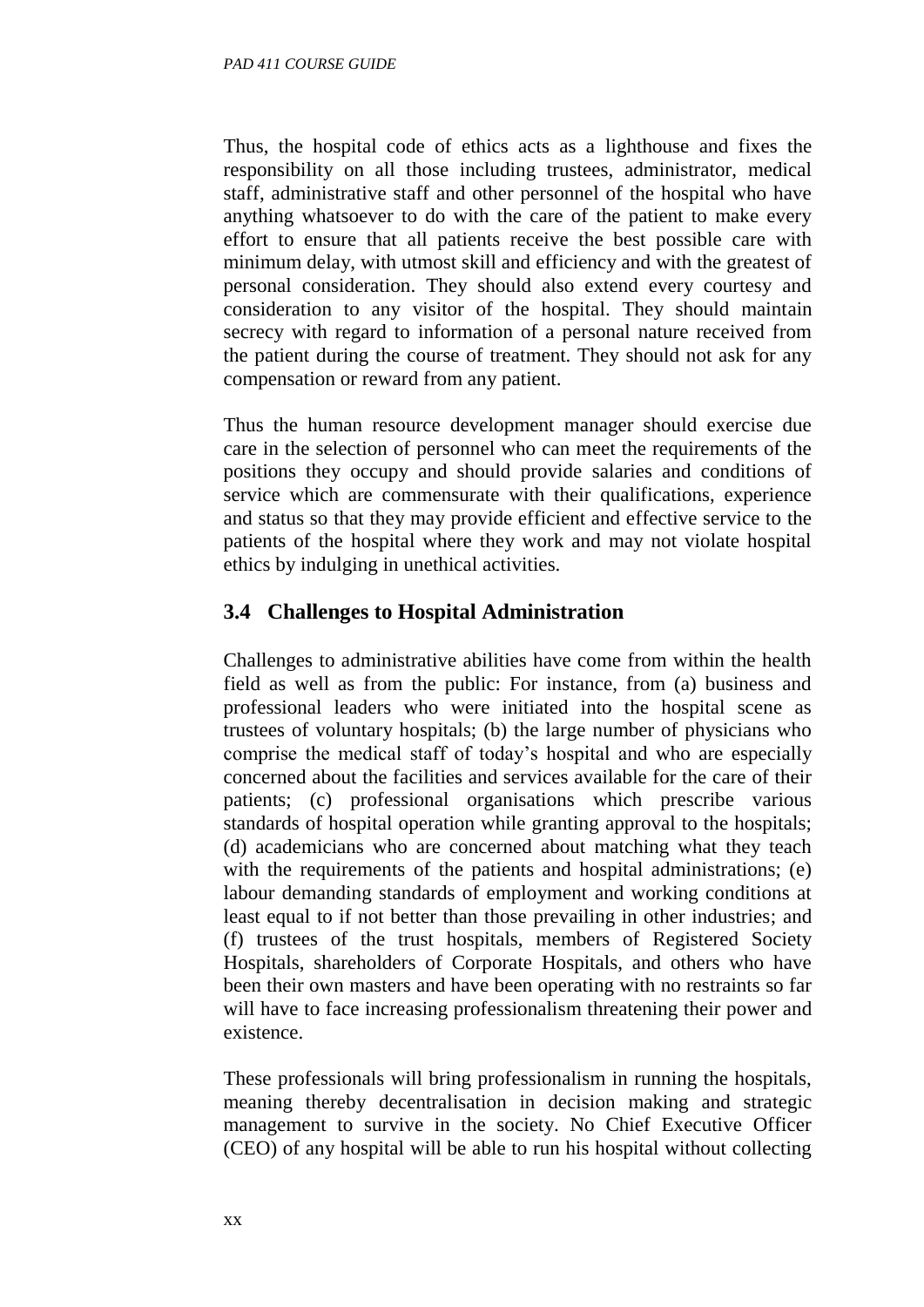Thus, the hospital code of ethics acts as a lighthouse and fixes the responsibility on all those including trustees, administrator, medical staff, administrative staff and other personnel of the hospital who have anything whatsoever to do with the care of the patient to make every effort to ensure that all patients receive the best possible care with minimum delay, with utmost skill and efficiency and with the greatest of personal consideration. They should also extend every courtesy and consideration to any visitor of the hospital. They should maintain secrecy with regard to information of a personal nature received from the patient during the course of treatment. They should not ask for any compensation or reward from any patient.

Thus the human resource development manager should exercise due care in the selection of personnel who can meet the requirements of the positions they occupy and should provide salaries and conditions of service which are commensurate with their qualifications, experience and status so that they may provide efficient and effective service to the patients of the hospital where they work and may not violate hospital ethics by indulging in unethical activities.

## 3.4 Challenges to Hospital Administration

Challenges to administrative abilities have come from within the health field as well as from the public: For instance, from (a) business and professional leaders who were initiated into the hospital scene as trustees of voluntary hospitals; (b) the large number of physicians who comprise the medical staff of today's hospital and who are especially concerned about the facilities and services available for the care of their patients; (c) professional organisations which prescribe various standards of hospital operation while granting approval to the hospitals; (d) academicians who are concerned about matching what they teach with the requirements of the patients and hospital administrations; (e) labour demanding standards of employment and working conditions at least equal to if not better than those prevailing in other industries; and (f) trustees of the trust hospitals, members of Registered Society Hospitals, shareholders of Corporate Hospitals, and others who have been their own masters and have been operating with no restraints so far will have to face increasing professionalism threatening their power and existence.

These professionals will bring professionalism in running the hospitals, meaning thereby decentralisation in decision making and strategic management to survive in the society. No Chief Executive Officer (CEO) of any hospital will be able to run his hospital without collecting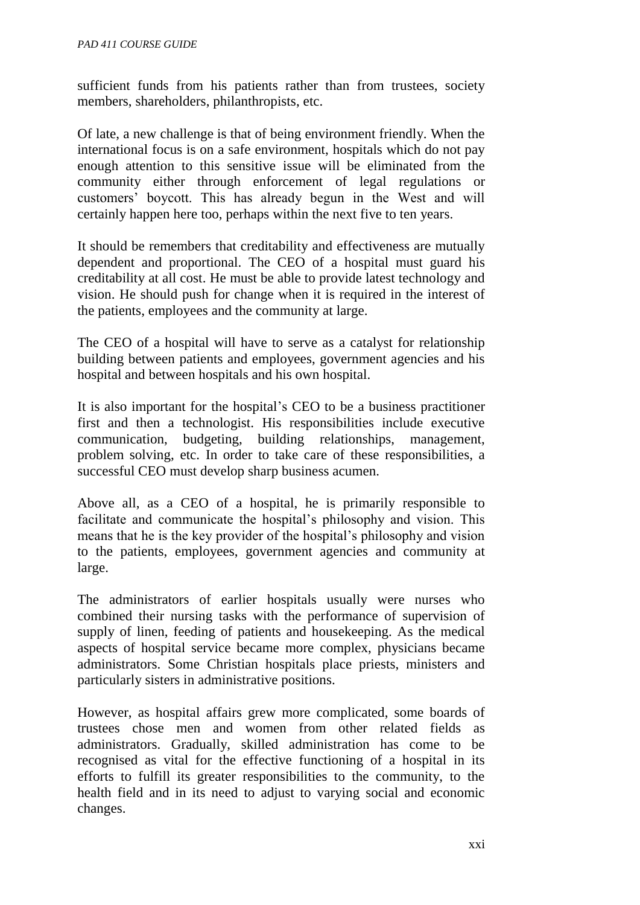sufficient funds from his patients rather than from trustees, society members, shareholders, philanthropists, etc.

Of late, a new challenge is that of being environment friendly. When the international focus is on a safe environment, hospitals which do not pay enough attention to this sensitive issue will be eliminated from the community either through enforcement of legal regulations or customers' boycott. This has already begun in the West and will certainly happen here too, perhaps within the next five to ten years.

It should be remembers that creditability and effectiveness are mutually dependent and proportional. The CEO of a hospital must guard his creditability at all cost. He must be able to provide latest technology and vision. He should push for change when it is required in the interest of the patients, employees and the community at large.

The CEO of a hospital will have to serve as a catalyst for relationship building between patients and employees, government agencies and his hospital and between hospitals and his own hospital.

It is also important for the hospital's CEO to be a business practitioner first and then a technologist. His responsibilities include executive communication, budgeting, building relationships, management, problem solving, etc. In order to take care of these responsibilities, a successful CEO must develop sharp business acumen.

Above all, as a CEO of a hospital, he is primarily responsible to facilitate and communicate the hospital's philosophy and vision. This means that he is the key provider of the hospital's philosophy and vision to the patients, employees, government agencies and community at large.

The administrators of earlier hospitals usually were nurses who combined their nursing tasks with the performance of supervision of supply of linen, feeding of patients and housekeeping. As the medical aspects of hospital service became more complex, physicians became administrators. Some Christian hospitals place priests, ministers and particularly sisters in administrative positions.

However, as hospital affairs grew more complicated, some boards of trustees chose men and women from other related fields as administrators. Gradually, skilled administration has come to be recognised as vital for the effective functioning of a hospital in its efforts to fulfill its greater responsibilities to the community, to the health field and in its need to adjust to varying social and economic changes.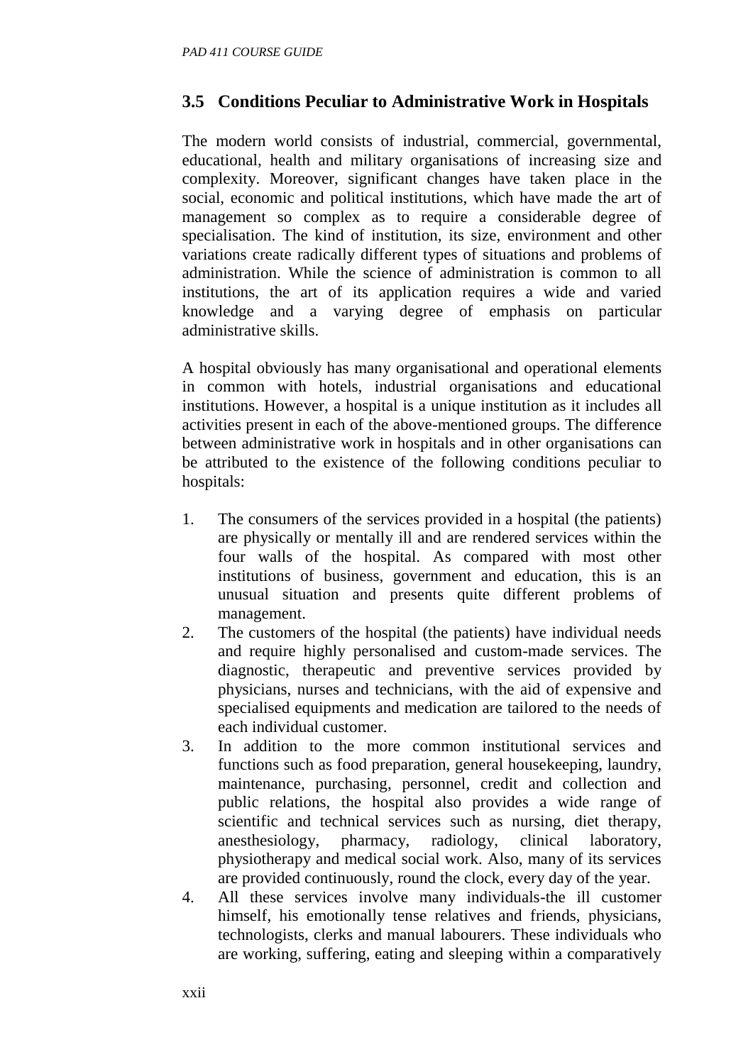## 3.5 Conditions Peculiar to Administrative Work in Hospitals

The modern world consists of industrial, commercial, governmental, educational, health and military organisations of increasing size and complexity. Moreover, significant changes have taken place in the social, economic and political institutions, which have made the art of management so complex as to require a considerable degree of specialisation. The kind of institution, its size, environment and other variations create radically different types of situations and problems of administration. While the science of administration is common to all institutions, the art of its application requires a wide and varied knowledge and a varying degree of emphasis on particular administrative skills.

A hospital obviously has many organisational and operational elements in common with hotels, industrial organisations and educational institutions. However, a hospital is a unique institution as it includes all activities present in each of the above-mentioned groups. The difference between administrative work in hospitals and in other organisations can be attributed to the existence of the following conditions peculiar to hospitals:

1. The consumers of the services provided in a hospital (the patients) are physically or mentally ill and are rendered services within the four walls of the hospital. As compared with most other institutions of business, government and education, this is an unusual situation and presents quite different problems of management.
2. The customers of the hospital (the patients) have individual needs and require highly personalised and custom-made services. The diagnostic, therapeutic and preventive services provided by physicians, nurses and technicians, with the aid of expensive and specialised equipments and medication are tailored to the needs of each individual customer.
3. In addition to the more common institutional services and functions such as food preparation, general housekeeping, laundry, maintenance, purchasing, personnel, credit and collection and public relations, the hospital also provides a wide range of scientific and technical services such as nursing, diet therapy, anesthesiology, pharmacy, radiology, clinical laboratory, physiotherapy and medical social work. Also, many of its services are provided continuously, round the clock, every day of the year.
4. All these services involve many individuals-the ill customer himself, his emotionally tense relatives and friends, physicians, technologists, clerks and manual labourers. These individuals who are working, suffering, eating and sleeping within a comparatively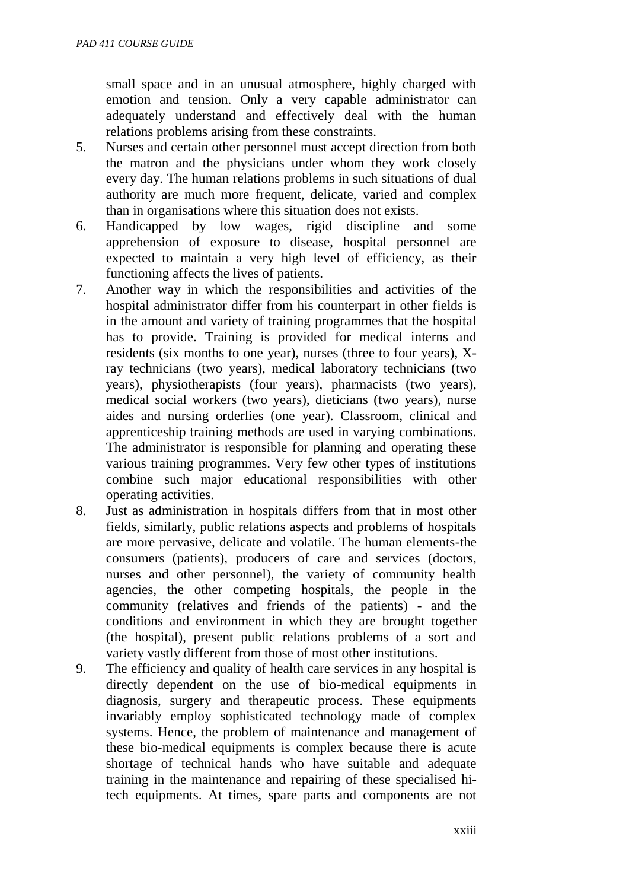small space and in an unusual atmosphere, highly charged with emotion and tension. Only a very capable administrator can adequately understand and effectively deal with the human relations problems arising from these constraints.

5. Nurses and certain other personnel must accept direction from both the matron and the physicians under whom they work closely every day. The human relations problems in such situations of dual authority are much more frequent, delicate, varied and complex than in organisations where this situation does not exists.
6. Handicapped by low wages, rigid discipline and some apprehension of exposure to disease, hospital personnel are expected to maintain a very high level of efficiency, as their functioning affects the lives of patients.
7. Another way in which the responsibilities and activities of the hospital administrator differ from his counterpart in other fields is in the amount and variety of training programmes that the hospital has to provide. Training is provided for medical interns and residents (six months to one year), nurses (three to four years), X-ray technicians (two years), medical laboratory technicians (two years), physiotherapists (four years), pharmacists (two years), medical social workers (two years), dieticians (two years), nurse aides and nursing orderlies (one year). Classroom, clinical and apprenticeship training methods are used in varying combinations. The administrator is responsible for planning and operating these various training programmes. Very few other types of institutions combine such major educational responsibilities with other operating activities.
8. Just as administration in hospitals differs from that in most other fields, similarly, public relations aspects and problems of hospitals are more pervasive, delicate and volatile. The human elements-the consumers (patients), producers of care and services (doctors, nurses and other personnel), the variety of community health agencies, the other competing hospitals, the people in the community (relatives and friends of the patients) - and the conditions and environment in which they are brought together (the hospital), present public relations problems of a sort and variety vastly different from those of most other institutions.
9. The efficiency and quality of health care services in any hospital is directly dependent on the use of bio-medical equipments in diagnosis, surgery and therapeutic process. These equipments invariably employ sophisticated technology made of complex systems. Hence, the problem of maintenance and management of these bio-medical equipments is complex because there is acute shortage of technical hands who have suitable and adequate training in the maintenance and repairing of these specialised hi-tech equipments. At times, spare parts and components are not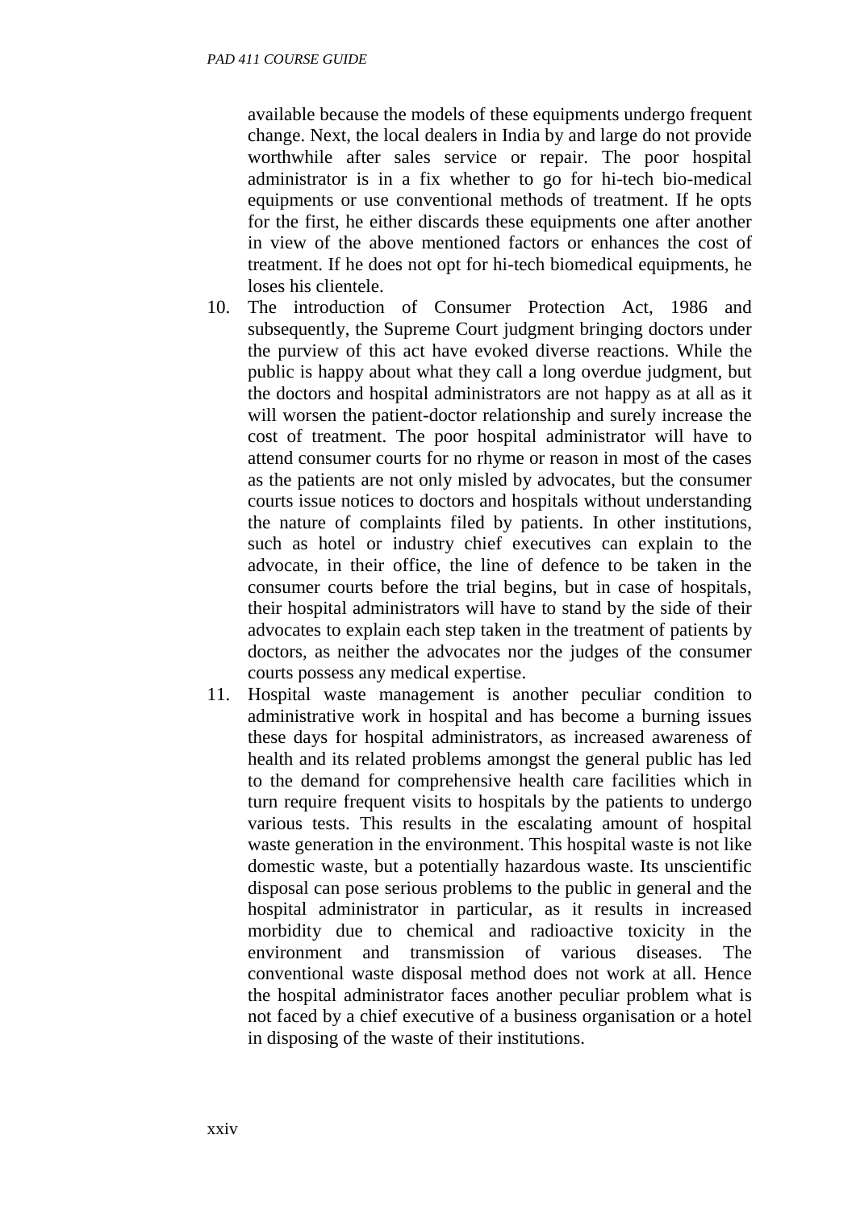available because the models of these equipments undergo frequent change. Next, the local dealers in India by and large do not provide worthwhile after sales service or repair. The poor hospital administrator is in a fix whether to go for hi-tech bio-medical equipments or use conventional methods of treatment. If he opts for the first, he either discards these equipments one after another in view of the above mentioned factors or enhances the cost of treatment. If he does not opt for hi-tech biomedical equipments, he loses his clientele.

10. The introduction of Consumer Protection Act, 1986 and subsequently, the Supreme Court judgment bringing doctors under the purview of this act have evoked diverse reactions. While the public is happy about what they call a long overdue judgment, but the doctors and hospital administrators are not happy as at all as it will worsen the patient-doctor relationship and surely increase the cost of treatment. The poor hospital administrator will have to attend consumer courts for no rhyme or reason in most of the cases as the patients are not only misled by advocates, but the consumer courts issue notices to doctors and hospitals without understanding the nature of complaints filed by patients. In other institutions, such as hotel or industry chief executives can explain to the advocate, in their office, the line of defence to be taken in the consumer courts before the trial begins, but in case of hospitals, their hospital administrators will have to stand by the side of their advocates to explain each step taken in the treatment of patients by doctors, as neither the advocates nor the judges of the consumer courts possess any medical expertise.
11. Hospital waste management is another peculiar condition to administrative work in hospital and has become a burning issues these days for hospital administrators, as increased awareness of health and its related problems amongst the general public has led to the demand for comprehensive health care facilities which in turn require frequent visits to hospitals by the patients to undergo various tests. This results in the escalating amount of hospital waste generation in the environment. This hospital waste is not like domestic waste, but a potentially hazardous waste. Its unscientific disposal can pose serious problems to the public in general and the hospital administrator in particular, as it results in increased morbidity due to chemical and radioactive toxicity in the environment and transmission of various diseases. The conventional waste disposal method does not work at all. Hence the hospital administrator faces another peculiar problem what is not faced by a chief executive of a business organisation or a hotel in disposing of the waste of their institutions.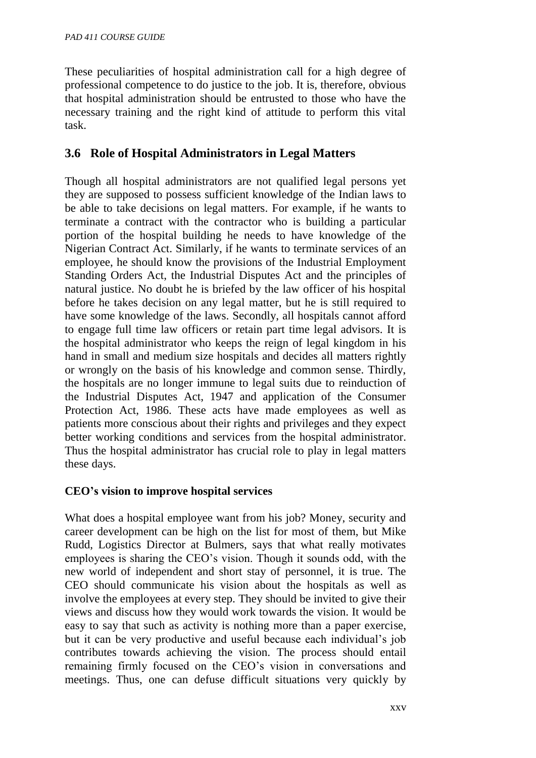These peculiarities of hospital administration call for a high degree of professional competence to do justice to the job. It is, therefore, obvious that hospital administration should be entrusted to those who have the necessary training and the right kind of attitude to perform this vital task.

## 3.6 Role of Hospital Administrators in Legal Matters

Though all hospital administrators are not qualified legal persons yet they are supposed to possess sufficient knowledge of the Indian laws to be able to take decisions on legal matters. For example, if he wants to terminate a contract with the contractor who is building a particular portion of the hospital building he needs to have knowledge of the Nigerian Contract Act. Similarly, if he wants to terminate services of an employee, he should know the provisions of the Industrial Employment Standing Orders Act, the Industrial Disputes Act and the principles of natural justice. No doubt he is briefed by the law officer of his hospital before he takes decision on any legal matter, but he is still required to have some knowledge of the laws. Secondly, all hospitals cannot afford to engage full time law officers or retain part time legal advisors. It is the hospital administrator who keeps the reign of legal kingdom in his hand in small and medium size hospitals and decides all matters rightly or wrongly on the basis of his knowledge and common sense. Thirdly, the hospitals are no longer immune to legal suits due to reinduction of the Industrial Disputes Act, 1947 and application of the Consumer Protection Act, 1986. These acts have made employees as well as patients more conscious about their rights and privileges and they expect better working conditions and services from the hospital administrator. Thus the hospital administrator has crucial role to play in legal matters these days.

**CEO's vision to improve hospital services**

What does a hospital employee want from his job? Money, security and career development can be high on the list for most of them, but Mike Rudd, Logistics Director at Bulmers, says that what really motivates employees is sharing the CEO's vision. Though it sounds odd, with the new world of independent and short stay of personnel, it is true. The CEO should communicate his vision about the hospitals as well as involve the employees at every step. They should be invited to give their views and discuss how they would work towards the vision. It would be easy to say that such as activity is nothing more than a paper exercise, but it can be very productive and useful because each individual's job contributes towards achieving the vision. The process should entail remaining firmly focused on the CEO's vision in conversations and meetings. Thus, one can defuse difficult situations very quickly by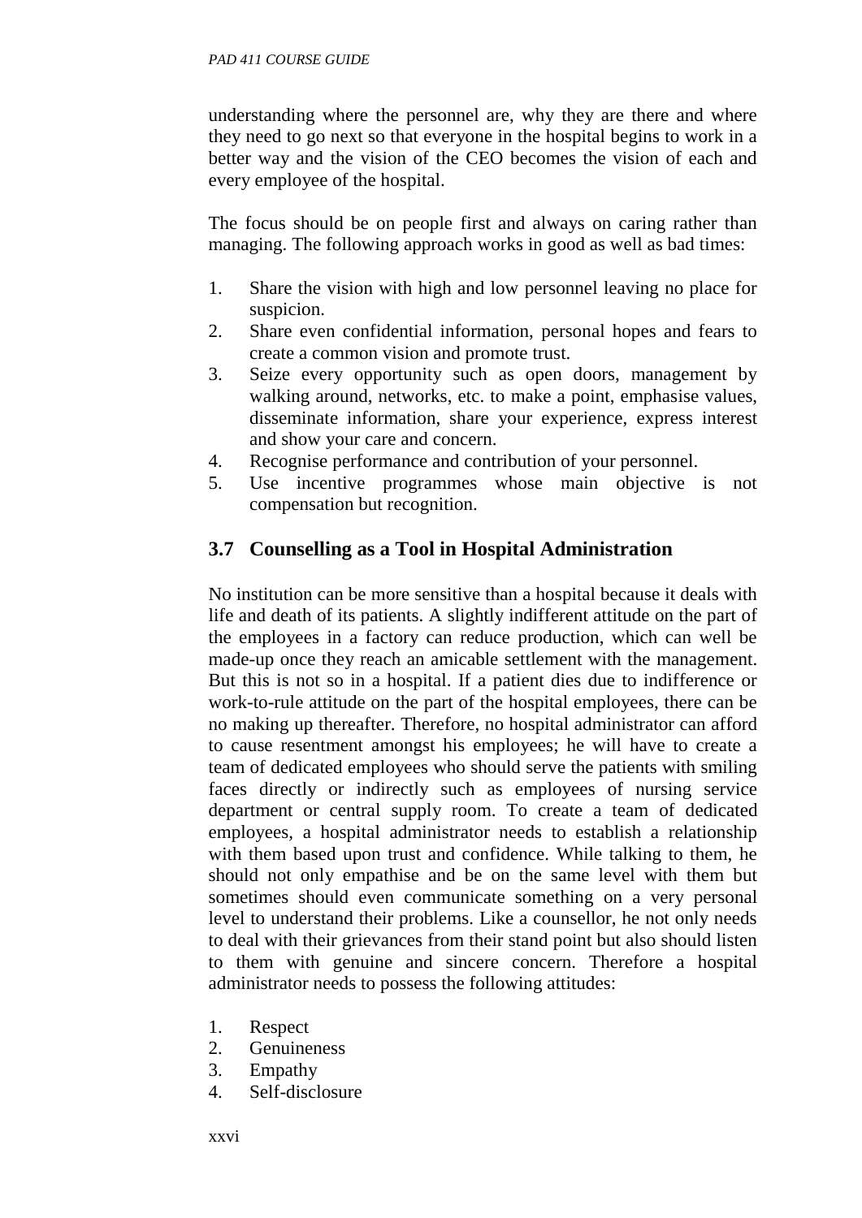understanding where the personnel are, why they are there and where they need to go next so that everyone in the hospital begins to work in a better way and the vision of the CEO becomes the vision of each and every employee of the hospital.

The focus should be on people first and always on caring rather than managing. The following approach works in good as well as bad times:

1. Share the vision with high and low personnel leaving no place for suspicion.
2. Share even confidential information, personal hopes and fears to create a common vision and promote trust.
3. Seize every opportunity such as open doors, management by walking around, networks, etc. to make a point, emphasise values, disseminate information, share your experience, express interest and show your care and concern.
4. Recognise performance and contribution of your personnel.
5. Use incentive programmes whose main objective is not compensation but recognition.

## 3.7 Counselling as a Tool in Hospital Administration

No institution can be more sensitive than a hospital because it deals with life and death of its patients. A slightly indifferent attitude on the part of the employees in a factory can reduce production, which can well be made-up once they reach an amicable settlement with the management. But this is not so in a hospital. If a patient dies due to indifference or work-to-rule attitude on the part of the hospital employees, there can be no making up thereafter. Therefore, no hospital administrator can afford to cause resentment amongst his employees; he will have to create a team of dedicated employees who should serve the patients with smiling faces directly or indirectly such as employees of nursing service department or central supply room. To create a team of dedicated employees, a hospital administrator needs to establish a relationship with them based upon trust and confidence. While talking to them, he should not only empathise and be on the same level with them but sometimes should even communicate something on a very personal level to understand their problems. Like a counsellor, he not only needs to deal with their grievances from their stand point but also should listen to them with genuine and sincere concern. Therefore a hospital administrator needs to possess the following attitudes:

1. Respect
2. Genuineness
3. Empathy
4. Self-disclosure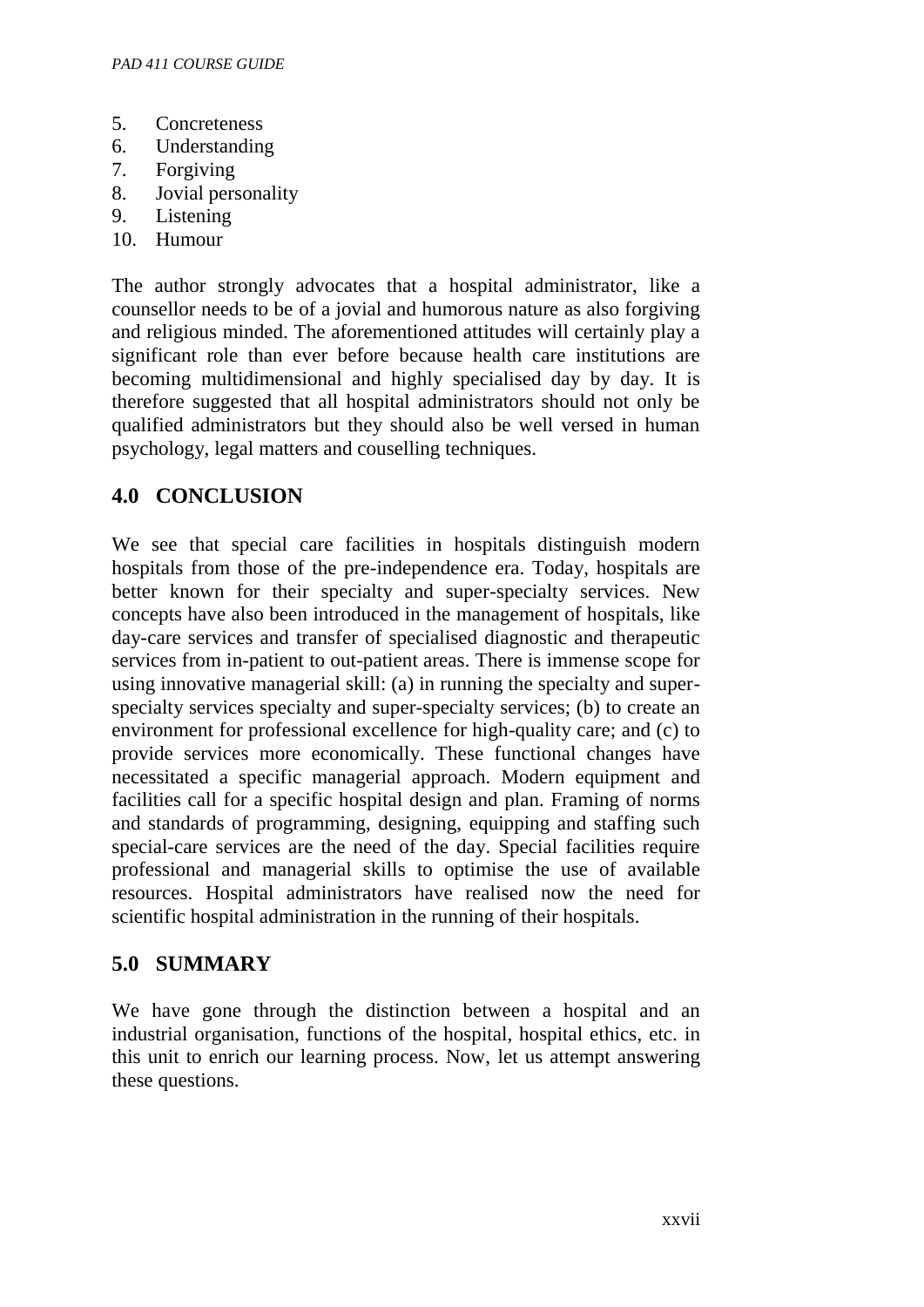5. Concreteness
6. Understanding
7. Forgiving
8. Jovial personality
9. Listening
10. Humour

The author strongly advocates that a hospital administrator, like a counsellor needs to be of a jovial and humorous nature as also forgiving and religious minded. The aforementioned attitudes will certainly play a significant role than ever before because health care institutions are becoming multidimensional and highly specialised day by day. It is therefore suggested that all hospital administrators should not only be qualified administrators but they should also be well versed in human psychology, legal matters and couselling techniques.

## 4.0 CONCLUSION

We see that special care facilities in hospitals distinguish modern hospitals from those of the pre-independence era. Today, hospitals are better known for their specialty and super-specialty services. New concepts have also been introduced in the management of hospitals, like day-care services and transfer of specialised diagnostic and therapeutic services from in-patient to out-patient areas. There is immense scope for using innovative managerial skill: (a) in running the specialty and super-specialty services specialty and super-specialty services; (b) to create an environment for professional excellence for high-quality care; and (c) to provide services more economically. These functional changes have necessitated a specific managerial approach. Modern equipment and facilities call for a specific hospital design and plan. Framing of norms and standards of programming, designing, equipping and staffing such special-care services are the need of the day. Special facilities require professional and managerial skills to optimise the use of available resources. Hospital administrators have realised now the need for scientific hospital administration in the running of their hospitals.

## 5.0 SUMMARY

We have gone through the distinction between a hospital and an industrial organisation, functions of the hospital, hospital ethics, etc. in this unit to enrich our learning process. Now, let us attempt answering these questions.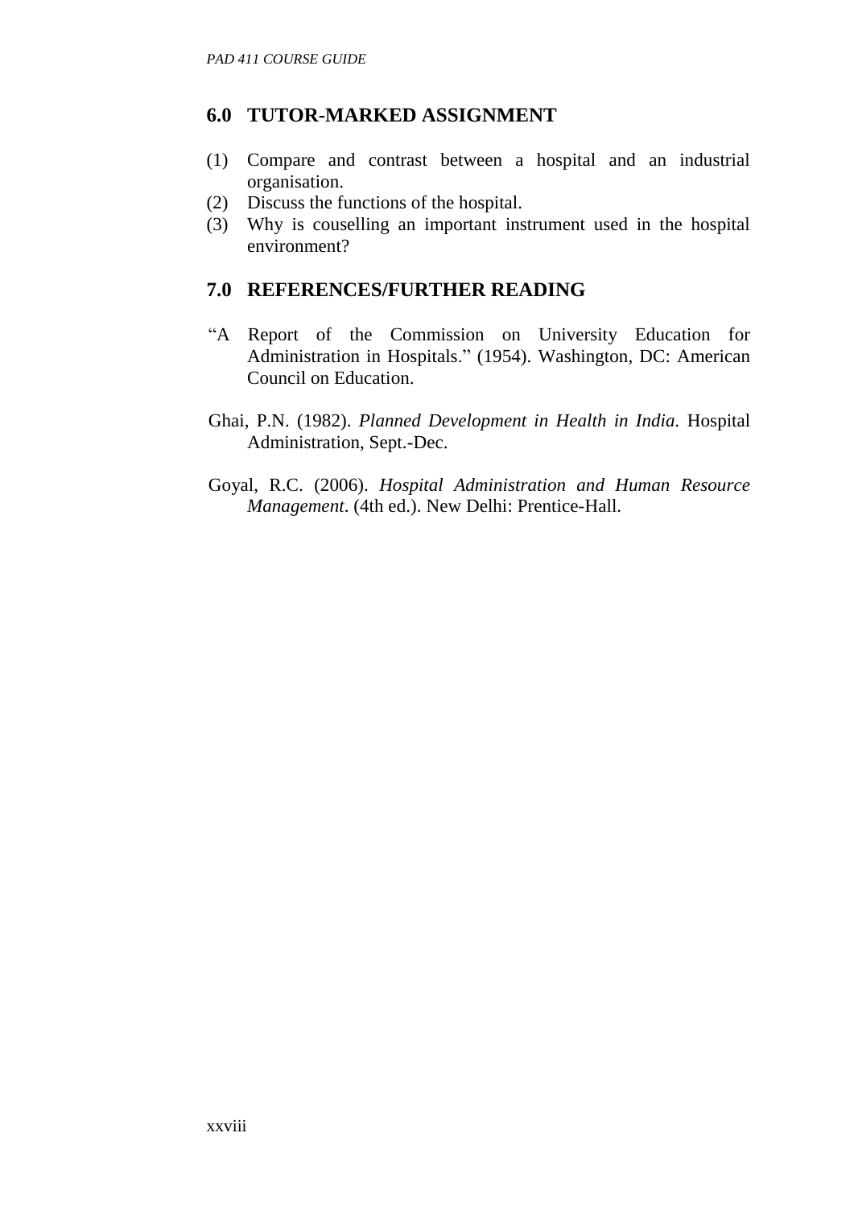## 6.0 TUTOR-MARKED ASSIGNMENT

(1) Compare and contrast between a hospital and an industrial organisation.
(2) Discuss the functions of the hospital.
(3) Why is couselling an important instrument used in the hospital environment?

## 7.0 REFERENCES/FURTHER READING

"A Report of the Commission on University Education for Administration in Hospitals." (1954). Washington, DC: American Council on Education.

Ghai, P.N. (1982). *Planned Development in Health in India.* Hospital Administration, Sept.-Dec.

Goyal, R.C. (2006). *Hospital Administration and Human Resource Management*. (4th ed.). New Delhi: Prentice-Hall.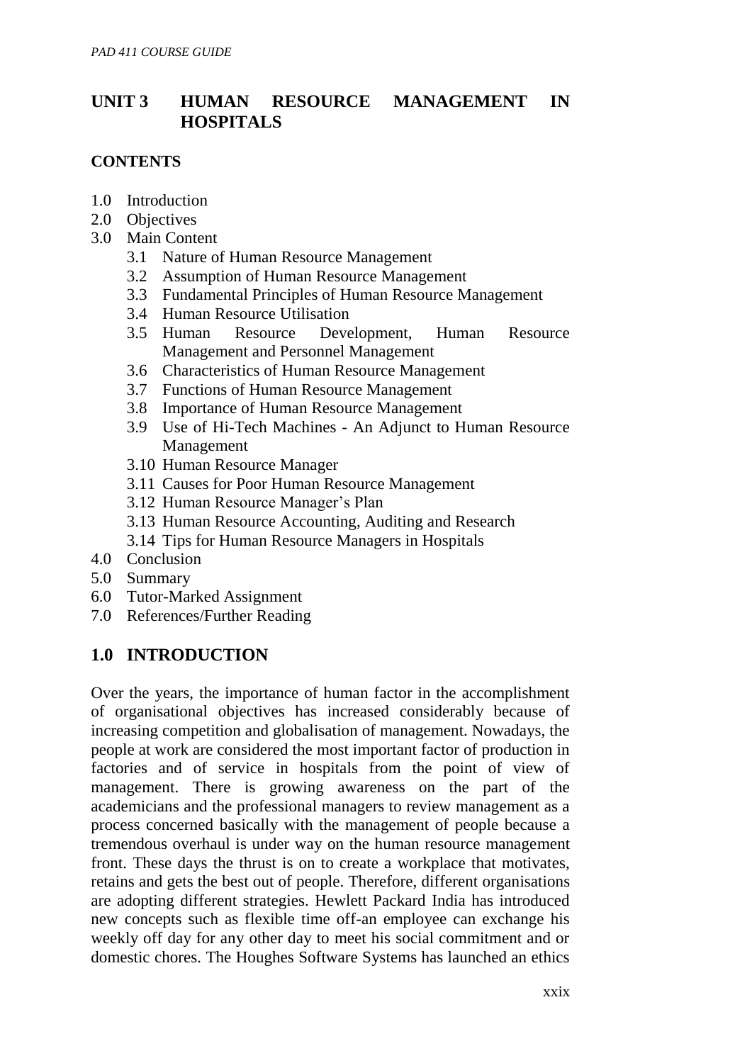## UNIT 3 HUMAN RESOURCE MANAGEMENT IN HOSPITALS

### CONTENTS

- 1.0 Introduction
- 2.0 Objectives
- 3.0 Main Content
    - 3.1 Nature of Human Resource Management
    - 3.2 Assumption of Human Resource Management
    - 3.3 Fundamental Principles of Human Resource Management
    - 3.4 Human Resource Utilisation
    - 3.5 Human Resource Development, Human Resource Management and Personnel Management
    - 3.6 Characteristics of Human Resource Management
    - 3.7 Functions of Human Resource Management
    - 3.8 Importance of Human Resource Management
    - 3.9 Use of Hi-Tech Machines - An Adjunct to Human Resource Management
    - 3.10 Human Resource Manager
    - 3.11 Causes for Poor Human Resource Management
    - 3.12 Human Resource Manager's Plan
    - 3.13 Human Resource Accounting, Auditing and Research
    - 3.14 Tips for Human Resource Managers in Hospitals
- 4.0 Conclusion
- 5.0 Summary
- 6.0 Tutor-Marked Assignment
- 7.0 References/Further Reading

## 1.0 INTRODUCTION

Over the years, the importance of human factor in the accomplishment of organisational objectives has increased considerably because of increasing competition and globalisation of management. Nowadays, the people at work are considered the most important factor of production in factories and of service in hospitals from the point of view of management. There is growing awareness on the part of the academicians and the professional managers to review management as a process concerned basically with the management of people because a tremendous overhaul is under way on the human resource management front. These days the thrust is on to create a workplace that motivates, retains and gets the best out of people. Therefore, different organisations are adopting different strategies. Hewlett Packard India has introduced new concepts such as flexible time off-an employee can exchange his weekly off day for any other day to meet his social commitment and or domestic chores. The Houghes Software Systems has launched an ethics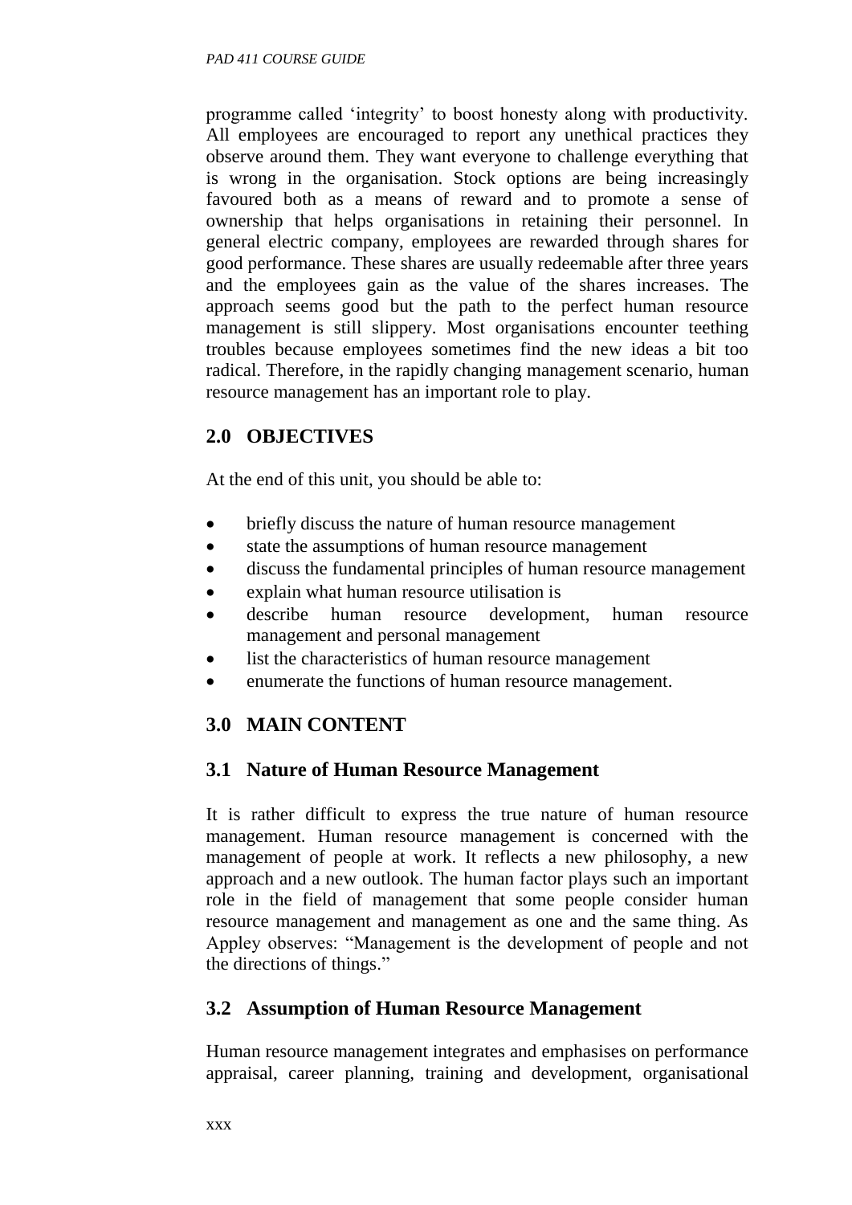programme called 'integrity' to boost honesty along with productivity. All employees are encouraged to report any unethical practices they observe around them. They want everyone to challenge everything that is wrong in the organisation. Stock options are being increasingly favoured both as a means of reward and to promote a sense of ownership that helps organisations in retaining their personnel. In general electric company, employees are rewarded through shares for good performance. These shares are usually redeemable after three years and the employees gain as the value of the shares increases. The approach seems good but the path to the perfect human resource management is still slippery. Most organisations encounter teething troubles because employees sometimes find the new ideas a bit too radical. Therefore, in the rapidly changing management scenario, human resource management has an important role to play.

## 2.0 OBJECTIVES

At the end of this unit, you should be able to:

- briefly discuss the nature of human resource management
- state the assumptions of human resource management
- discuss the fundamental principles of human resource management
- explain what human resource utilisation is
- describe human resource development, human resource management and personal management
- list the characteristics of human resource management
- enumerate the functions of human resource management.

## 3.0 MAIN CONTENT

### 3.1 Nature of Human Resource Management

It is rather difficult to express the true nature of human resource management. Human resource management is concerned with the management of people at work. It reflects a new philosophy, a new approach and a new outlook. The human factor plays such an important role in the field of management that some people consider human resource management and management as one and the same thing. As Appley observes: "Management is the development of people and not the directions of things."

### 3.2 Assumption of Human Resource Management

Human resource management integrates and emphasises on performance appraisal, career planning, training and development, organisational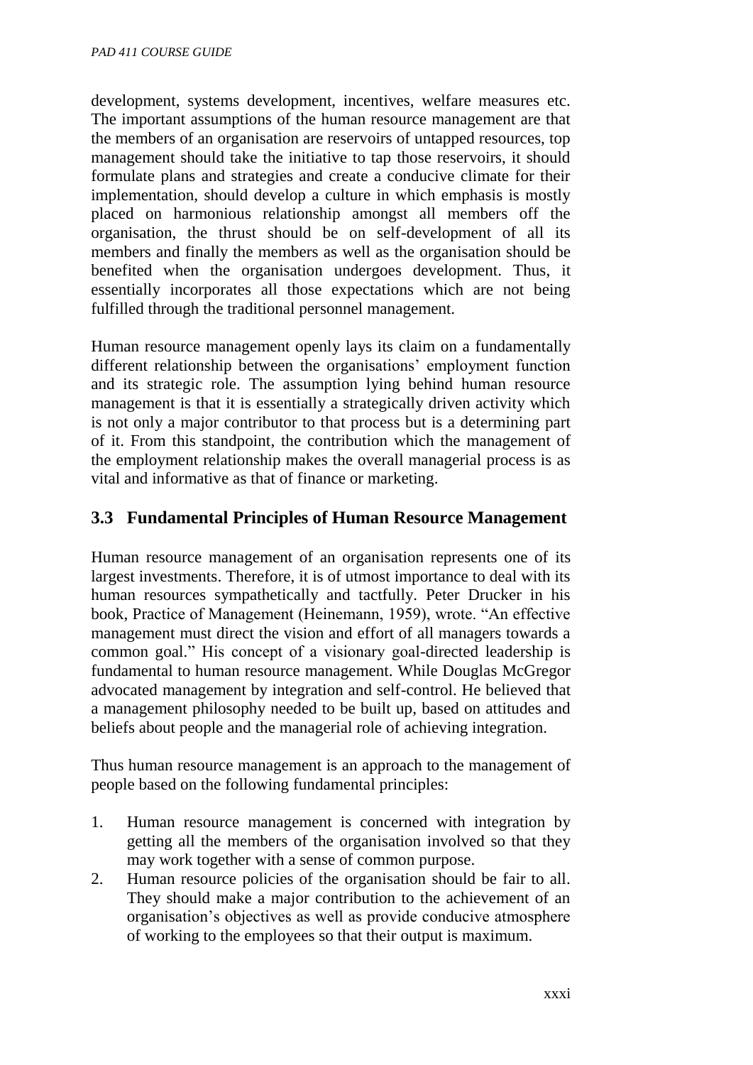development, systems development, incentives, welfare measures etc. The important assumptions of the human resource management are that the members of an organisation are reservoirs of untapped resources, top management should take the initiative to tap those reservoirs, it should formulate plans and strategies and create a conducive climate for their implementation, should develop a culture in which emphasis is mostly placed on harmonious relationship amongst all members off the organisation, the thrust should be on self-development of all its members and finally the members as well as the organisation should be benefited when the organisation undergoes development. Thus, it essentially incorporates all those expectations which are not being fulfilled through the traditional personnel management.

Human resource management openly lays its claim on a fundamentally different relationship between the organisations' employment function and its strategic role. The assumption lying behind human resource management is that it is essentially a strategically driven activity which is not only a major contributor to that process but is a determining part of it. From this standpoint, the contribution which the management of the employment relationship makes the overall managerial process is as vital and informative as that of finance or marketing.

## 3.3 Fundamental Principles of Human Resource Management

Human resource management of an organisation represents one of its largest investments. Therefore, it is of utmost importance to deal with its human resources sympathetically and tactfully. Peter Drucker in his book, Practice of Management (Heinemann, 1959), wrote. "An effective management must direct the vision and effort of all managers towards a common goal." His concept of a visionary goal-directed leadership is fundamental to human resource management. While Douglas McGregor advocated management by integration and self-control. He believed that a management philosophy needed to be built up, based on attitudes and beliefs about people and the managerial role of achieving integration.

Thus human resource management is an approach to the management of people based on the following fundamental principles:

1. Human resource management is concerned with integration by getting all the members of the organisation involved so that they may work together with a sense of common purpose.
2. Human resource policies of the organisation should be fair to all. They should make a major contribution to the achievement of an organisation's objectives as well as provide conducive atmosphere of working to the employees so that their output is maximum.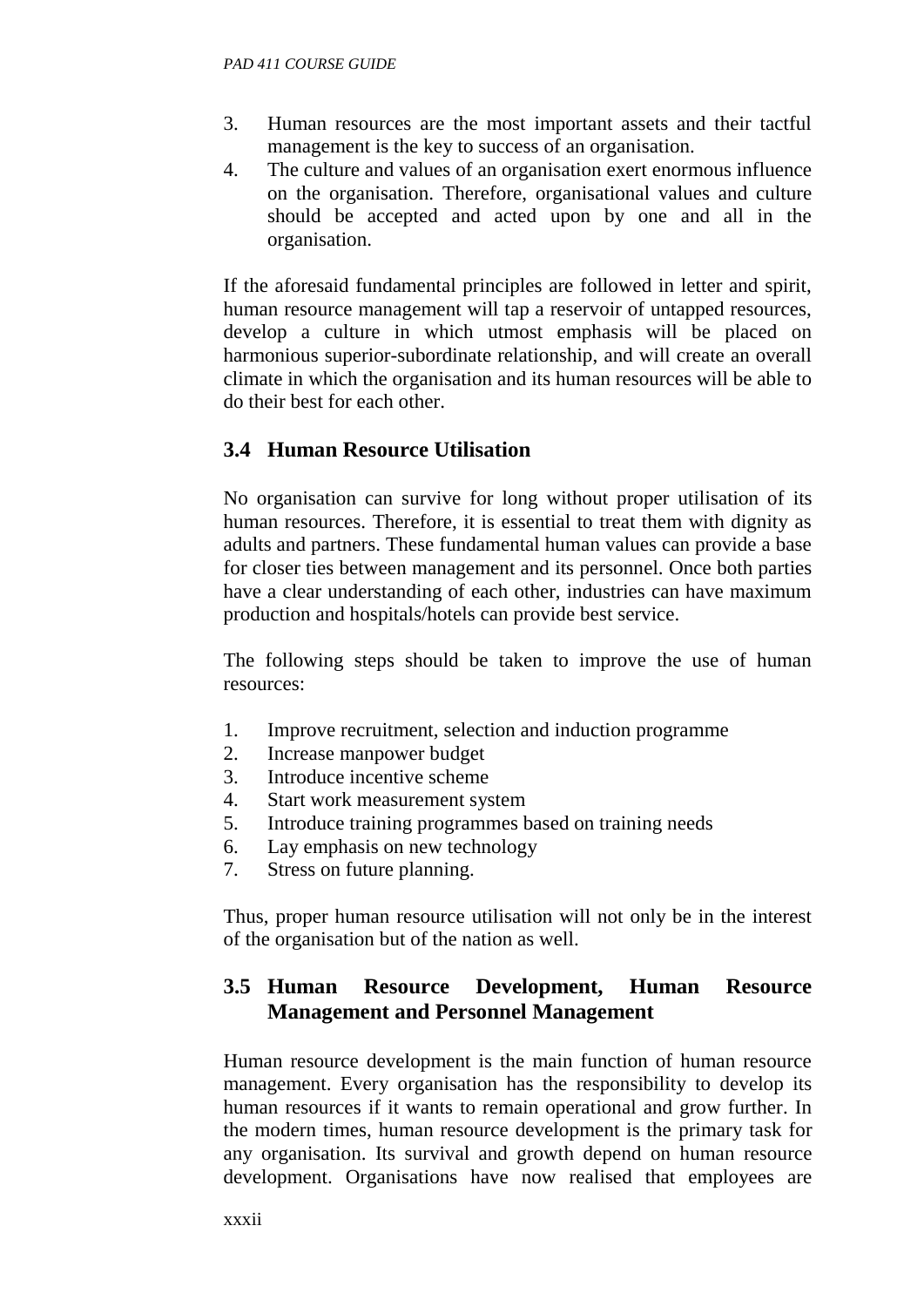3. Human resources are the most important assets and their tactful management is the key to success of an organisation.
4. The culture and values of an organisation exert enormous influence on the organisation. Therefore, organisational values and culture should be accepted and acted upon by one and all in the organisation.

If the aforesaid fundamental principles are followed in letter and spirit, human resource management will tap a reservoir of untapped resources, develop a culture in which utmost emphasis will be placed on harmonious superior-subordinate relationship, and will create an overall climate in which the organisation and its human resources will be able to do their best for each other.

## 3.4 Human Resource Utilisation

No organisation can survive for long without proper utilisation of its human resources. Therefore, it is essential to treat them with dignity as adults and partners. These fundamental human values can provide a base for closer ties between management and its personnel. Once both parties have a clear understanding of each other, industries can have maximum production and hospitals/hotels can provide best service.

The following steps should be taken to improve the use of human resources:

1. Improve recruitment, selection and induction programme
2. Increase manpower budget
3. Introduce incentive scheme
4. Start work measurement system
5. Introduce training programmes based on training needs
6. Lay emphasis on new technology
7. Stress on future planning.

Thus, proper human resource utilisation will not only be in the interest of the organisation but of the nation as well.

## 3.5 Human Resource Development, Human Resource Management and Personnel Management

Human resource development is the main function of human resource management. Every organisation has the responsibility to develop its human resources if it wants to remain operational and grow further. In the modern times, human resource development is the primary task for any organisation. Its survival and growth depend on human resource development. Organisations have now realised that employees are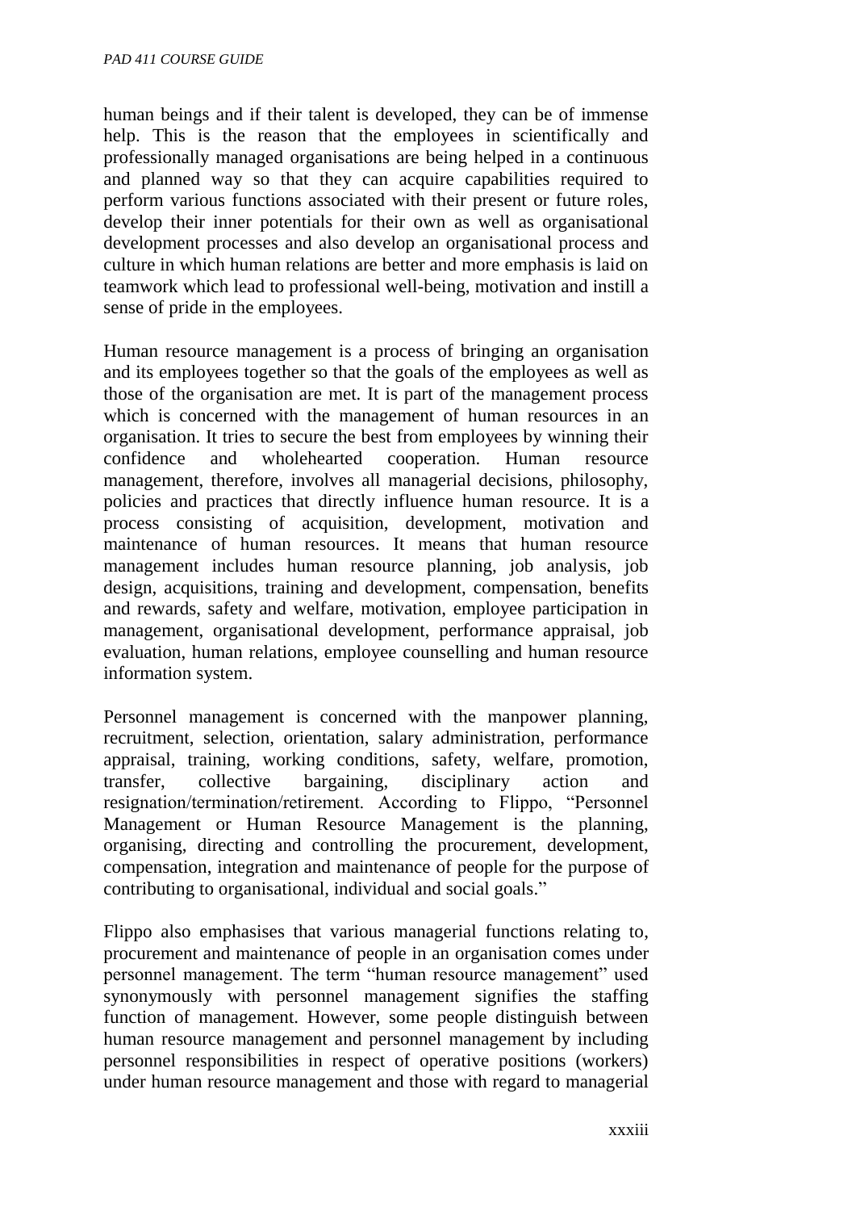human beings and if their talent is developed, they can be of immense help. This is the reason that the employees in scientifically and professionally managed organisations are being helped in a continuous and planned way so that they can acquire capabilities required to perform various functions associated with their present or future roles, develop their inner potentials for their own as well as organisational development processes and also develop an organisational process and culture in which human relations are better and more emphasis is laid on teamwork which lead to professional well-being, motivation and instill a sense of pride in the employees.

Human resource management is a process of bringing an organisation and its employees together so that the goals of the employees as well as those of the organisation are met. It is part of the management process which is concerned with the management of human resources in an organisation. It tries to secure the best from employees by winning their confidence and wholehearted cooperation. Human resource management, therefore, involves all managerial decisions, philosophy, policies and practices that directly influence human resource. It is a process consisting of acquisition, development, motivation and maintenance of human resources. It means that human resource management includes human resource planning, job analysis, job design, acquisitions, training and development, compensation, benefits and rewards, safety and welfare, motivation, employee participation in management, organisational development, performance appraisal, job evaluation, human relations, employee counselling and human resource information system.

Personnel management is concerned with the manpower planning, recruitment, selection, orientation, salary administration, performance appraisal, training, working conditions, safety, welfare, promotion, transfer, collective bargaining, disciplinary action and resignation/termination/retirement. According to Flippo, "Personnel Management or Human Resource Management is the planning, organising, directing and controlling the procurement, development, compensation, integration and maintenance of people for the purpose of contributing to organisational, individual and social goals."

Flippo also emphasises that various managerial functions relating to, procurement and maintenance of people in an organisation comes under personnel management. The term "human resource management" used synonymously with personnel management signifies the staffing function of management. However, some people distinguish between human resource management and personnel management by including personnel responsibilities in respect of operative positions (workers) under human resource management and those with regard to managerial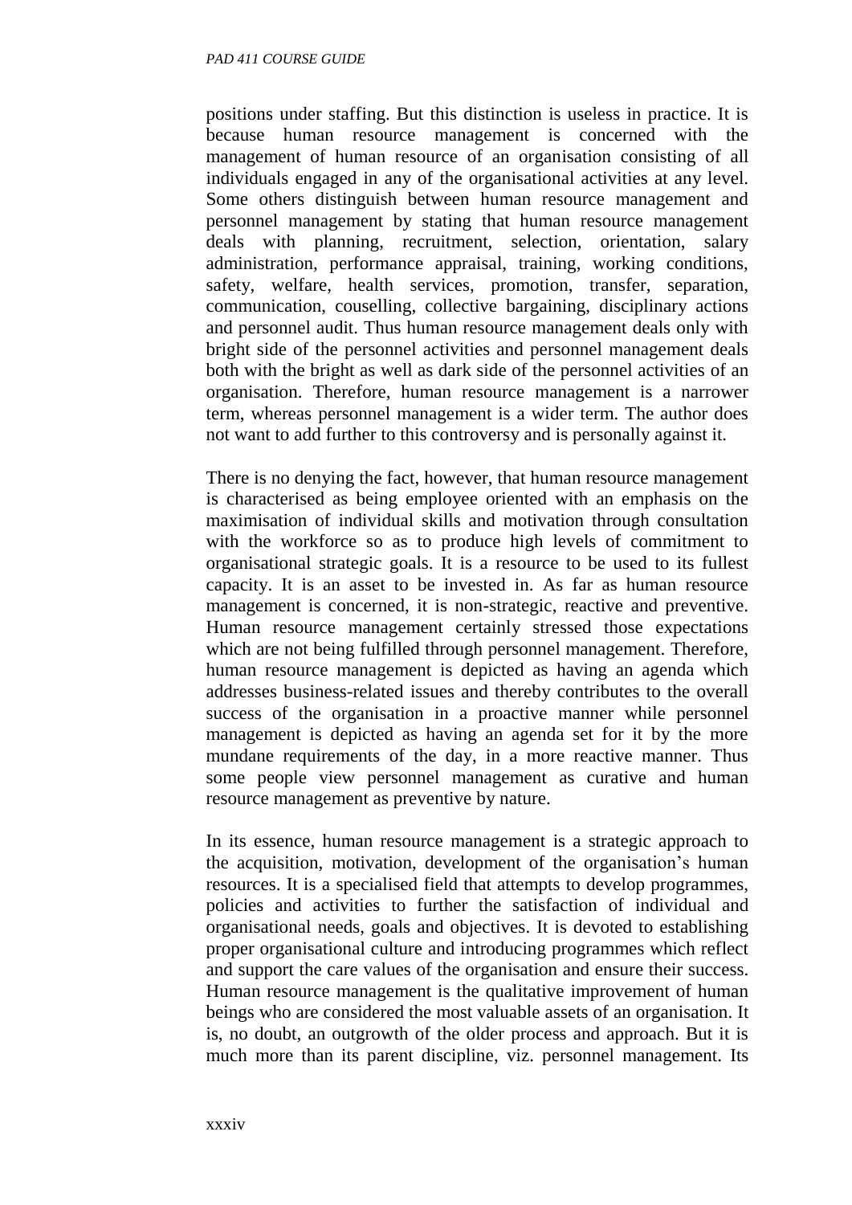positions under staffing. But this distinction is useless in practice. It is because human resource management is concerned with the management of human resource of an organisation consisting of all individuals engaged in any of the organisational activities at any level. Some others distinguish between human resource management and personnel management by stating that human resource management deals with planning, recruitment, selection, orientation, salary administration, performance appraisal, training, working conditions, safety, welfare, health services, promotion, transfer, separation, communication, couselling, collective bargaining, disciplinary actions and personnel audit. Thus human resource management deals only with bright side of the personnel activities and personnel management deals both with the bright as well as dark side of the personnel activities of an organisation. Therefore, human resource management is a narrower term, whereas personnel management is a wider term. The author does not want to add further to this controversy and is personally against it.

There is no denying the fact, however, that human resource management is characterised as being employee oriented with an emphasis on the maximisation of individual skills and motivation through consultation with the workforce so as to produce high levels of commitment to organisational strategic goals. It is a resource to be used to its fullest capacity. It is an asset to be invested in. As far as human resource management is concerned, it is non-strategic, reactive and preventive. Human resource management certainly stressed those expectations which are not being fulfilled through personnel management. Therefore, human resource management is depicted as having an agenda which addresses business-related issues and thereby contributes to the overall success of the organisation in a proactive manner while personnel management is depicted as having an agenda set for it by the more mundane requirements of the day, in a more reactive manner. Thus some people view personnel management as curative and human resource management as preventive by nature.

In its essence, human resource management is a strategic approach to the acquisition, motivation, development of the organisation's human resources. It is a specialised field that attempts to develop programmes, policies and activities to further the satisfaction of individual and organisational needs, goals and objectives. It is devoted to establishing proper organisational culture and introducing programmes which reflect and support the care values of the organisation and ensure their success. Human resource management is the qualitative improvement of human beings who are considered the most valuable assets of an organisation. It is, no doubt, an outgrowth of the older process and approach. But it is much more than its parent discipline, viz. personnel management. Its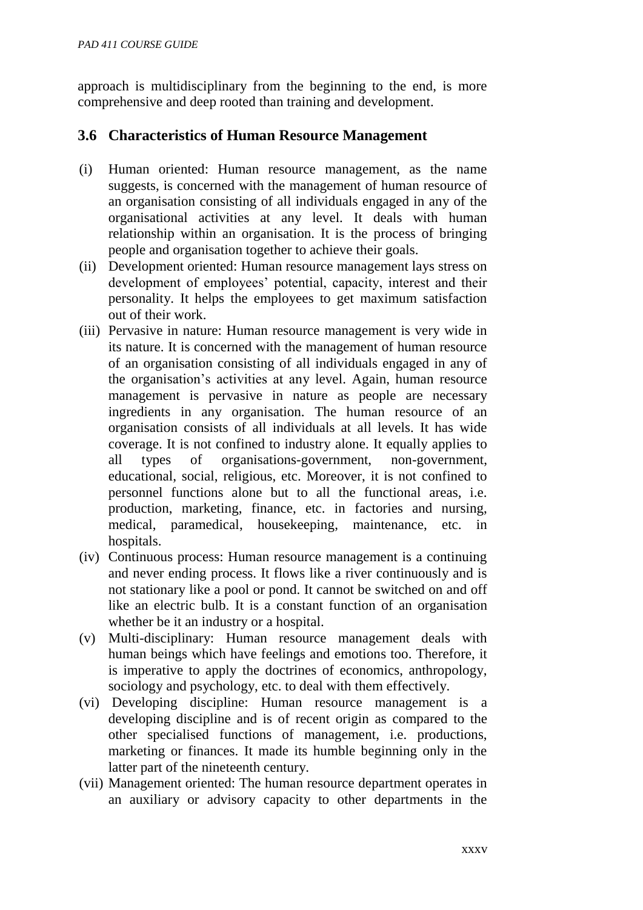approach is multidisciplinary from the beginning to the end, is more comprehensive and deep rooted than training and development.

## 3.6 Characteristics of Human Resource Management

(i) Human oriented: Human resource management, as the name suggests, is concerned with the management of human resource of an organisation consisting of all individuals engaged in any of the organisational activities at any level. It deals with human relationship within an organisation. It is the process of bringing people and organisation together to achieve their goals.

(ii) Development oriented: Human resource management lays stress on development of employees' potential, capacity, interest and their personality. It helps the employees to get maximum satisfaction out of their work.

(iii) Pervasive in nature: Human resource management is very wide in its nature. It is concerned with the management of human resource of an organisation consisting of all individuals engaged in any of the organisation's activities at any level. Again, human resource management is pervasive in nature as people are necessary ingredients in any organisation. The human resource of an organisation consists of all individuals at all levels. It has wide coverage. It is not confined to industry alone. It equally applies to all types of organisations-government, non-government, educational, social, religious, etc. Moreover, it is not confined to personnel functions alone but to all the functional areas, i.e. production, marketing, finance, etc. in factories and nursing, medical, paramedical, housekeeping, maintenance, etc. in hospitals.

(iv) Continuous process: Human resource management is a continuing and never ending process. It flows like a river continuously and is not stationary like a pool or pond. It cannot be switched on and off like an electric bulb. It is a constant function of an organisation whether be it an industry or a hospital.

(v) Multi-disciplinary: Human resource management deals with human beings which have feelings and emotions too. Therefore, it is imperative to apply the doctrines of economics, anthropology, sociology and psychology, etc. to deal with them effectively.

(vi) Developing discipline: Human resource management is a developing discipline and is of recent origin as compared to the other specialised functions of management, i.e. productions, marketing or finances. It made its humble beginning only in the latter part of the nineteenth century.

(vii) Management oriented: The human resource department operates in an auxiliary or advisory capacity to other departments in the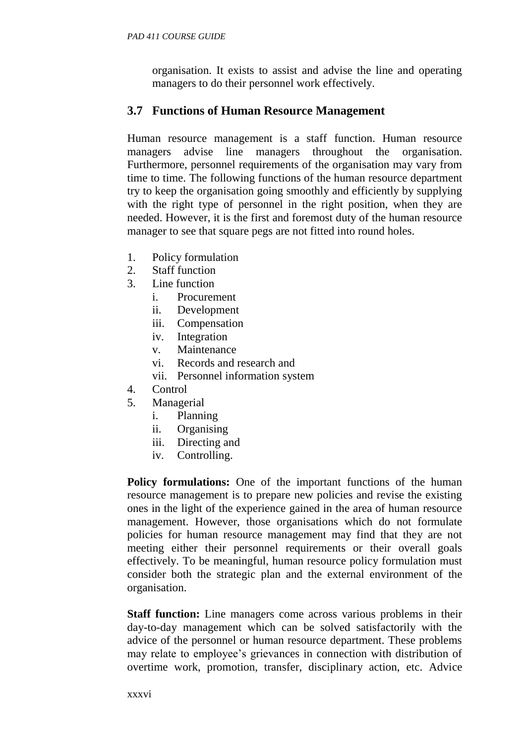organisation. It exists to assist and advise the line and operating managers to do their personnel work effectively.

## 3.7 Functions of Human Resource Management

Human resource management is a staff function. Human resource managers advise line managers throughout the organisation. Furthermore, personnel requirements of the organisation may vary from time to time. The following functions of the human resource department try to keep the organisation going smoothly and efficiently by supplying with the right type of personnel in the right position, when they are needed. However, it is the first and foremost duty of the human resource manager to see that square pegs are not fitted into round holes.

1. Policy formulation
2. Staff function
3. Line function
   i. Procurement
   ii. Development
   iii. Compensation
   iv. Integration
   v. Maintenance
   vi. Records and research and
   vii. Personnel information system
4. Control
5. Managerial
   i. Planning
   ii. Organising
   iii. Directing and
   iv. Controlling.

**Policy formulations:** One of the important functions of the human resource management is to prepare new policies and revise the existing ones in the light of the experience gained in the area of human resource management. However, those organisations which do not formulate policies for human resource management may find that they are not meeting either their personnel requirements or their overall goals effectively. To be meaningful, human resource policy formulation must consider both the strategic plan and the external environment of the organisation.

**Staff function:** Line managers come across various problems in their day-to-day management which can be solved satisfactorily with the advice of the personnel or human resource department. These problems may relate to employee's grievances in connection with distribution of overtime work, promotion, transfer, disciplinary action, etc. Advice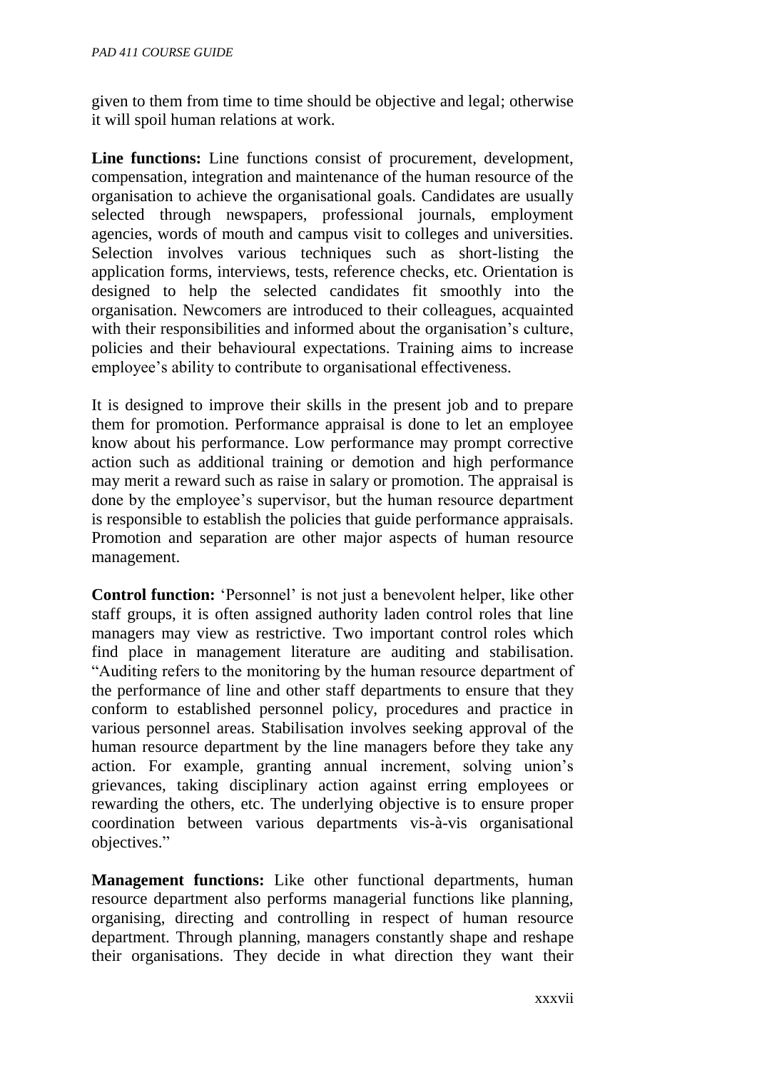given to them from time to time should be objective and legal; otherwise it will spoil human relations at work.

**Line functions:** Line functions consist of procurement, development, compensation, integration and maintenance of the human resource of the organisation to achieve the organisational goals. Candidates are usually selected through newspapers, professional journals, employment agencies, words of mouth and campus visit to colleges and universities. Selection involves various techniques such as short-listing the application forms, interviews, tests, reference checks, etc. Orientation is designed to help the selected candidates fit smoothly into the organisation. Newcomers are introduced to their colleagues, acquainted with their responsibilities and informed about the organisation's culture, policies and their behavioural expectations. Training aims to increase employee's ability to contribute to organisational effectiveness.

It is designed to improve their skills in the present job and to prepare them for promotion. Performance appraisal is done to let an employee know about his performance. Low performance may prompt corrective action such as additional training or demotion and high performance may merit a reward such as raise in salary or promotion. The appraisal is done by the employee's supervisor, but the human resource department is responsible to establish the policies that guide performance appraisals. Promotion and separation are other major aspects of human resource management.

**Control function:** 'Personnel' is not just a benevolent helper, like other staff groups, it is often assigned authority laden control roles that line managers may view as restrictive. Two important control roles which find place in management literature are auditing and stabilisation. "Auditing refers to the monitoring by the human resource department of the performance of line and other staff departments to ensure that they conform to established personnel policy, procedures and practice in various personnel areas. Stabilisation involves seeking approval of the human resource department by the line managers before they take any action. For example, granting annual increment, solving union's grievances, taking disciplinary action against erring employees or rewarding the others, etc. The underlying objective is to ensure proper coordination between various departments vis-à-vis organisational objectives."

**Management functions:** Like other functional departments, human resource department also performs managerial functions like planning, organising, directing and controlling in respect of human resource department. Through planning, managers constantly shape and reshape their organisations. They decide in what direction they want their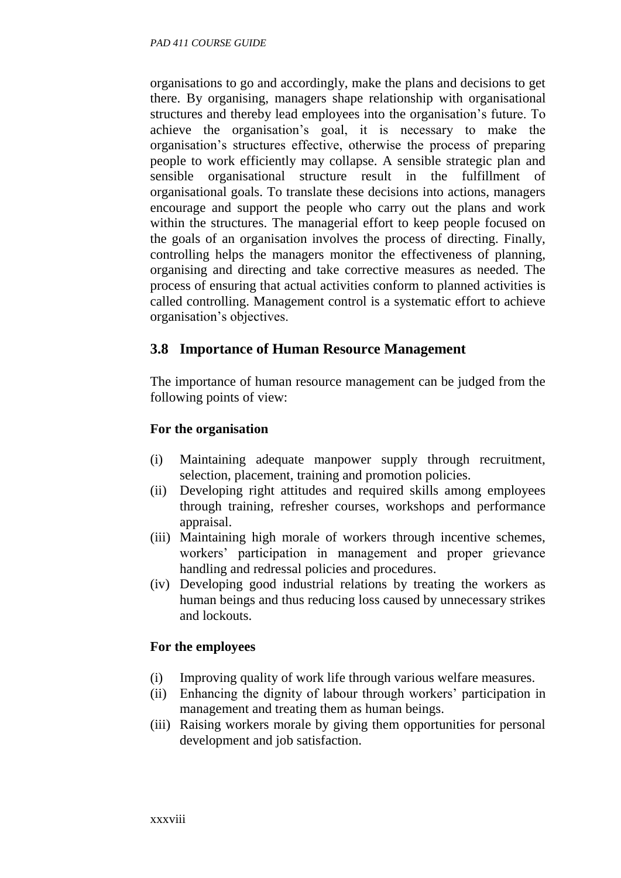organisations to go and accordingly, make the plans and decisions to get there. By organising, managers shape relationship with organisational structures and thereby lead employees into the organisation's future. To achieve the organisation's goal, it is necessary to make the organisation's structures effective, otherwise the process of preparing people to work efficiently may collapse. A sensible strategic plan and sensible organisational structure result in the fulfillment of organisational goals. To translate these decisions into actions, managers encourage and support the people who carry out the plans and work within the structures. The managerial effort to keep people focused on the goals of an organisation involves the process of directing. Finally, controlling helps the managers monitor the effectiveness of planning, organising and directing and take corrective measures as needed. The process of ensuring that actual activities conform to planned activities is called controlling. Management control is a systematic effort to achieve organisation's objectives.

## 3.8 Importance of Human Resource Management

The importance of human resource management can be judged from the following points of view:

**For the organisation**

(i) Maintaining adequate manpower supply through recruitment, selection, placement, training and promotion policies.
(ii) Developing right attitudes and required skills among employees through training, refresher courses, workshops and performance appraisal.
(iii) Maintaining high morale of workers through incentive schemes, workers' participation in management and proper grievance handling and redressal policies and procedures.
(iv) Developing good industrial relations by treating the workers as human beings and thus reducing loss caused by unnecessary strikes and lockouts.

**For the employees**

(i) Improving quality of work life through various welfare measures.
(ii) Enhancing the dignity of labour through workers' participation in management and treating them as human beings.
(iii) Raising workers morale by giving them opportunities for personal development and job satisfaction.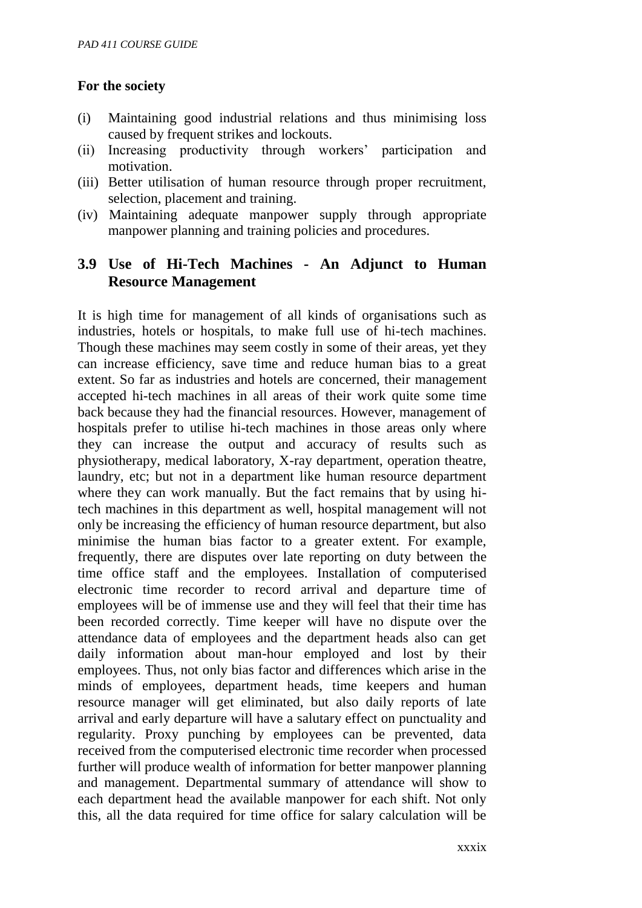**For the society**

(i) Maintaining good industrial relations and thus minimising loss caused by frequent strikes and lockouts.
(ii) Increasing productivity through workers' participation and motivation.
(iii) Better utilisation of human resource through proper recruitment, selection, placement and training.
(iv) Maintaining adequate manpower supply through appropriate manpower planning and training policies and procedures.

## 3.9 Use of Hi-Tech Machines - An Adjunct to Human Resource Management

It is high time for management of all kinds of organisations such as industries, hotels or hospitals, to make full use of hi-tech machines. Though these machines may seem costly in some of their areas, yet they can increase efficiency, save time and reduce human bias to a great extent. So far as industries and hotels are concerned, their management accepted hi-tech machines in all areas of their work quite some time back because they had the financial resources. However, management of hospitals prefer to utilise hi-tech machines in those areas only where they can increase the output and accuracy of results such as physiotherapy, medical laboratory, X-ray department, operation theatre, laundry, etc; but not in a department like human resource department where they can work manually. But the fact remains that by using hi-tech machines in this department as well, hospital management will not only be increasing the efficiency of human resource department, but also minimise the human bias factor to a greater extent. For example, frequently, there are disputes over late reporting on duty between the time office staff and the employees. Installation of computerised electronic time recorder to record arrival and departure time of employees will be of immense use and they will feel that their time has been recorded correctly. Time keeper will have no dispute over the attendance data of employees and the department heads also can get daily information about man-hour employed and lost by their employees. Thus, not only bias factor and differences which arise in the minds of employees, department heads, time keepers and human resource manager will get eliminated, but also daily reports of late arrival and early departure will have a salutary effect on punctuality and regularity. Proxy punching by employees can be prevented, data received from the computerised electronic time recorder when processed further will produce wealth of information for better manpower planning and management. Departmental summary of attendance will show to each department head the available manpower for each shift. Not only this, all the data required for time office for salary calculation will be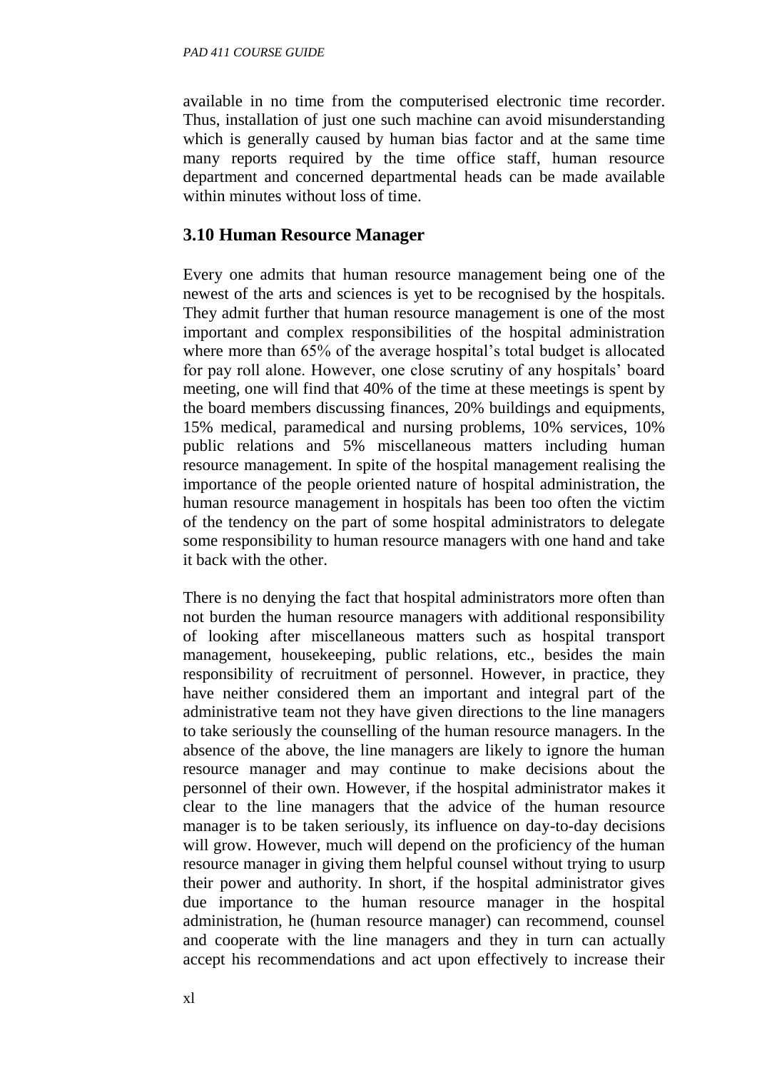available in no time from the computerised electronic time recorder. Thus, installation of just one such machine can avoid misunderstanding which is generally caused by human bias factor and at the same time many reports required by the time office staff, human resource department and concerned departmental heads can be made available within minutes without loss of time.

## 3.10 Human Resource Manager

Every one admits that human resource management being one of the newest of the arts and sciences is yet to be recognised by the hospitals. They admit further that human resource management is one of the most important and complex responsibilities of the hospital administration where more than 65% of the average hospital's total budget is allocated for pay roll alone. However, one close scrutiny of any hospitals' board meeting, one will find that 40% of the time at these meetings is spent by the board members discussing finances, 20% buildings and equipments, 15% medical, paramedical and nursing problems, 10% services, 10% public relations and 5% miscellaneous matters including human resource management. In spite of the hospital management realising the importance of the people oriented nature of hospital administration, the human resource management in hospitals has been too often the victim of the tendency on the part of some hospital administrators to delegate some responsibility to human resource managers with one hand and take it back with the other.

There is no denying the fact that hospital administrators more often than not burden the human resource managers with additional responsibility of looking after miscellaneous matters such as hospital transport management, housekeeping, public relations, etc., besides the main responsibility of recruitment of personnel. However, in practice, they have neither considered them an important and integral part of the administrative team not they have given directions to the line managers to take seriously the counselling of the human resource managers. In the absence of the above, the line managers are likely to ignore the human resource manager and may continue to make decisions about the personnel of their own. However, if the hospital administrator makes it clear to the line managers that the advice of the human resource manager is to be taken seriously, its influence on day-to-day decisions will grow. However, much will depend on the proficiency of the human resource manager in giving them helpful counsel without trying to usurp their power and authority. In short, if the hospital administrator gives due importance to the human resource manager in the hospital administration, he (human resource manager) can recommend, counsel and cooperate with the line managers and they in turn can actually accept his recommendations and act upon effectively to increase their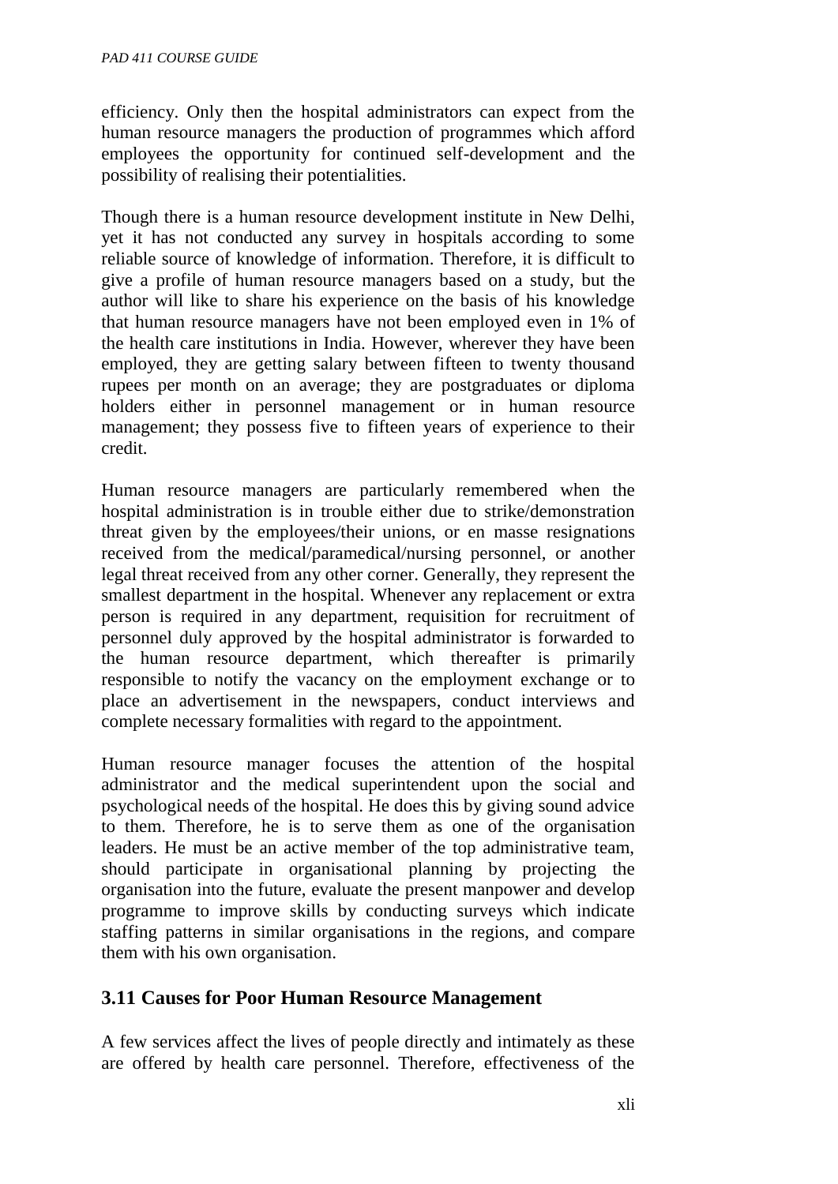efficiency. Only then the hospital administrators can expect from the human resource managers the production of programmes which afford employees the opportunity for continued self-development and the possibility of realising their potentialities.

Though there is a human resource development institute in New Delhi, yet it has not conducted any survey in hospitals according to some reliable source of knowledge of information. Therefore, it is difficult to give a profile of human resource managers based on a study, but the author will like to share his experience on the basis of his knowledge that human resource managers have not been employed even in 1% of the health care institutions in India. However, wherever they have been employed, they are getting salary between fifteen to twenty thousand rupees per month on an average; they are postgraduates or diploma holders either in personnel management or in human resource management; they possess five to fifteen years of experience to their credit.

Human resource managers are particularly remembered when the hospital administration is in trouble either due to strike/demonstration threat given by the employees/their unions, or en masse resignations received from the medical/paramedical/nursing personnel, or another legal threat received from any other corner. Generally, they represent the smallest department in the hospital. Whenever any replacement or extra person is required in any department, requisition for recruitment of personnel duly approved by the hospital administrator is forwarded to the human resource department, which thereafter is primarily responsible to notify the vacancy on the employment exchange or to place an advertisement in the newspapers, conduct interviews and complete necessary formalities with regard to the appointment.

Human resource manager focuses the attention of the hospital administrator and the medical superintendent upon the social and psychological needs of the hospital. He does this by giving sound advice to them. Therefore, he is to serve them as one of the organisation leaders. He must be an active member of the top administrative team, should participate in organisational planning by projecting the organisation into the future, evaluate the present manpower and develop programme to improve skills by conducting surveys which indicate staffing patterns in similar organisations in the regions, and compare them with his own organisation.

## 3.11 Causes for Poor Human Resource Management

A few services affect the lives of people directly and intimately as these are offered by health care personnel. Therefore, effectiveness of the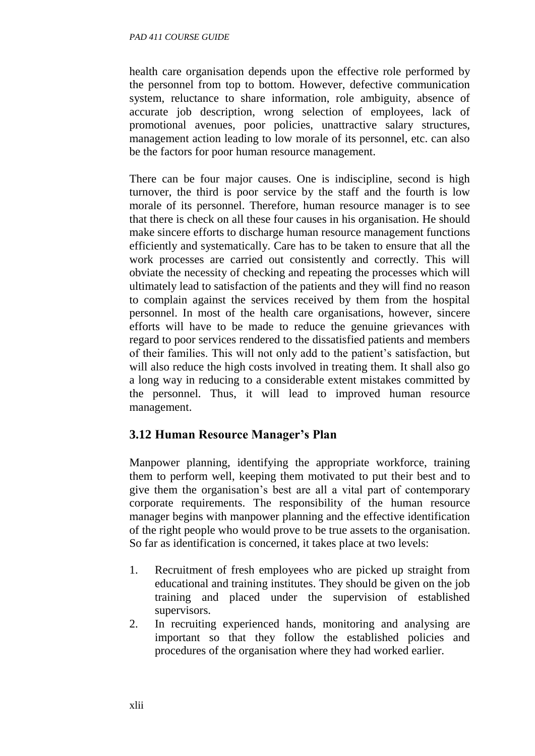health care organisation depends upon the effective role performed by the personnel from top to bottom. However, defective communication system, reluctance to share information, role ambiguity, absence of accurate job description, wrong selection of employees, lack of promotional avenues, poor policies, unattractive salary structures, management action leading to low morale of its personnel, etc. can also be the factors for poor human resource management.

There can be four major causes. One is indiscipline, second is high turnover, the third is poor service by the staff and the fourth is low morale of its personnel. Therefore, human resource manager is to see that there is check on all these four causes in his organisation. He should make sincere efforts to discharge human resource management functions efficiently and systematically. Care has to be taken to ensure that all the work processes are carried out consistently and correctly. This will obviate the necessity of checking and repeating the processes which will ultimately lead to satisfaction of the patients and they will find no reason to complain against the services received by them from the hospital personnel. In most of the health care organisations, however, sincere efforts will have to be made to reduce the genuine grievances with regard to poor services rendered to the dissatisfied patients and members of their families. This will not only add to the patient's satisfaction, but will also reduce the high costs involved in treating them. It shall also go a long way in reducing to a considerable extent mistakes committed by the personnel. Thus, it will lead to improved human resource management.

## 3.12 Human Resource Manager's Plan

Manpower planning, identifying the appropriate workforce, training them to perform well, keeping them motivated to put their best and to give them the organisation's best are all a vital part of contemporary corporate requirements. The responsibility of the human resource manager begins with manpower planning and the effective identification of the right people who would prove to be true assets to the organisation. So far as identification is concerned, it takes place at two levels:

1. Recruitment of fresh employees who are picked up straight from educational and training institutes. They should be given on the job training and placed under the supervision of established supervisors.
2. In recruiting experienced hands, monitoring and analysing are important so that they follow the established policies and procedures of the organisation where they had worked earlier.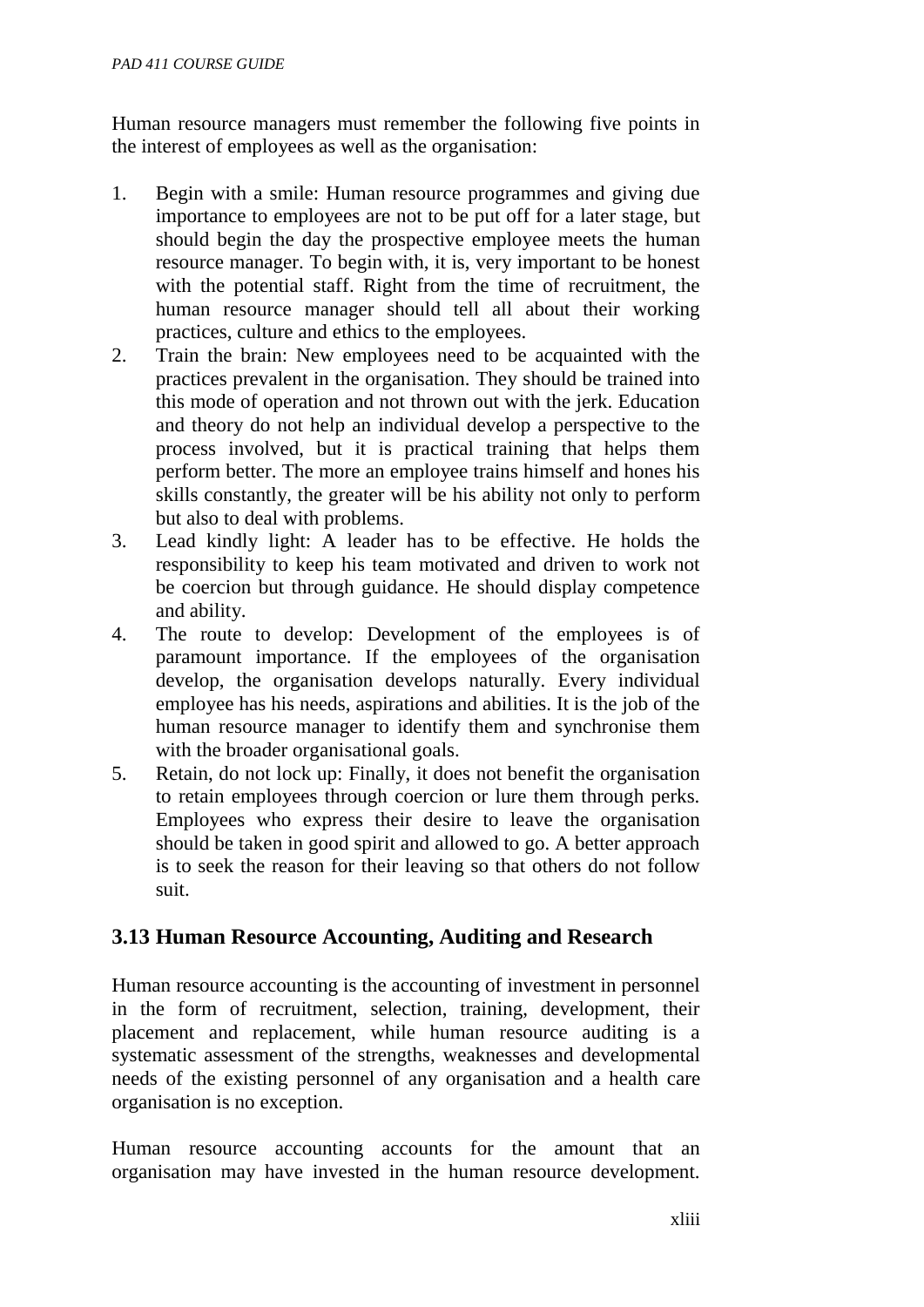Human resource managers must remember the following five points in the interest of employees as well as the organisation:

1. Begin with a smile: Human resource programmes and giving due importance to employees are not to be put off for a later stage, but should begin the day the prospective employee meets the human resource manager. To begin with, it is, very important to be honest with the potential staff. Right from the time of recruitment, the human resource manager should tell all about their working practices, culture and ethics to the employees.
2. Train the brain: New employees need to be acquainted with the practices prevalent in the organisation. They should be trained into this mode of operation and not thrown out with the jerk. Education and theory do not help an individual develop a perspective to the process involved, but it is practical training that helps them perform better. The more an employee trains himself and hones his skills constantly, the greater will be his ability not only to perform but also to deal with problems.
3. Lead kindly light: A leader has to be effective. He holds the responsibility to keep his team motivated and driven to work not be coercion but through guidance. He should display competence and ability.
4. The route to develop: Development of the employees is of paramount importance. If the employees of the organisation develop, the organisation develops naturally. Every individual employee has his needs, aspirations and abilities. It is the job of the human resource manager to identify them and synchronise them with the broader organisational goals.
5. Retain, do not lock up: Finally, it does not benefit the organisation to retain employees through coercion or lure them through perks. Employees who express their desire to leave the organisation should be taken in good spirit and allowed to go. A better approach is to seek the reason for their leaving so that others do not follow suit.

## 3.13 Human Resource Accounting, Auditing and Research

Human resource accounting is the accounting of investment in personnel in the form of recruitment, selection, training, development, their placement and replacement, while human resource auditing is a systematic assessment of the strengths, weaknesses and developmental needs of the existing personnel of any organisation and a health care organisation is no exception.

Human resource accounting accounts for the amount that an organisation may have invested in the human resource development.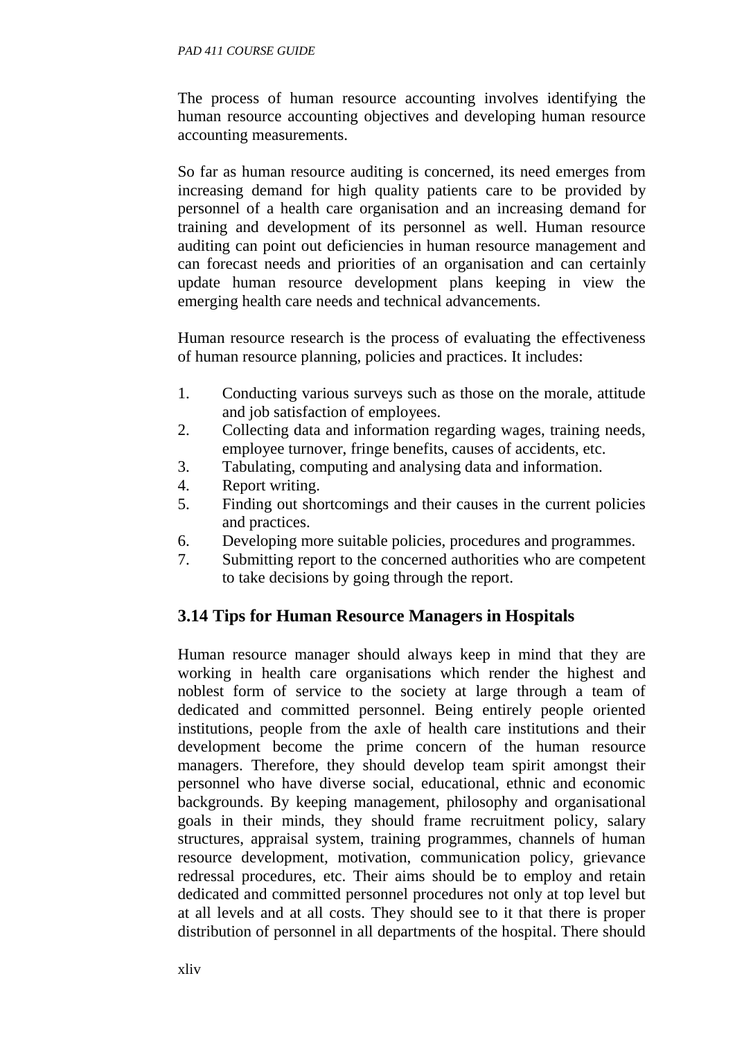The process of human resource accounting involves identifying the human resource accounting objectives and developing human resource accounting measurements.

So far as human resource auditing is concerned, its need emerges from increasing demand for high quality patients care to be provided by personnel of a health care organisation and an increasing demand for training and development of its personnel as well. Human resource auditing can point out deficiencies in human resource management and can forecast needs and priorities of an organisation and can certainly update human resource development plans keeping in view the emerging health care needs and technical advancements.

Human resource research is the process of evaluating the effectiveness of human resource planning, policies and practices. It includes:

1. Conducting various surveys such as those on the morale, attitude and job satisfaction of employees.
2. Collecting data and information regarding wages, training needs, employee turnover, fringe benefits, causes of accidents, etc.
3. Tabulating, computing and analysing data and information.
4. Report writing.
5. Finding out shortcomings and their causes in the current policies and practices.
6. Developing more suitable policies, procedures and programmes.
7. Submitting report to the concerned authorities who are competent to take decisions by going through the report.

## 3.14 Tips for Human Resource Managers in Hospitals

Human resource manager should always keep in mind that they are working in health care organisations which render the highest and noblest form of service to the society at large through a team of dedicated and committed personnel. Being entirely people oriented institutions, people from the axle of health care institutions and their development become the prime concern of the human resource managers. Therefore, they should develop team spirit amongst their personnel who have diverse social, educational, ethnic and economic backgrounds. By keeping management, philosophy and organisational goals in their minds, they should frame recruitment policy, salary structures, appraisal system, training programmes, channels of human resource development, motivation, communication policy, grievance redressal procedures, etc. Their aims should be to employ and retain dedicated and committed personnel procedures not only at top level but at all levels and at all costs. They should see to it that there is proper distribution of personnel in all departments of the hospital. There should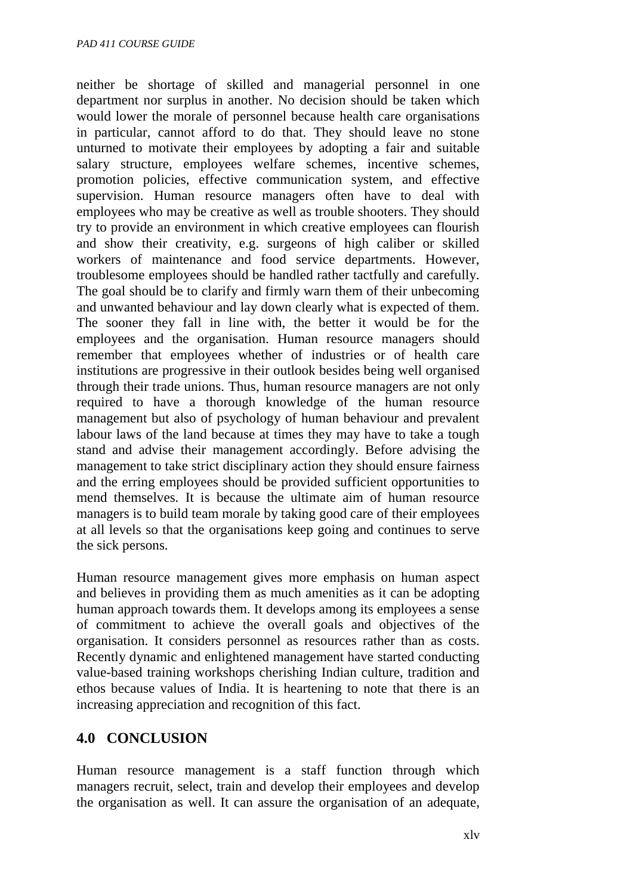neither be shortage of skilled and managerial personnel in one department nor surplus in another. No decision should be taken which would lower the morale of personnel because health care organisations in particular, cannot afford to do that. They should leave no stone unturned to motivate their employees by adopting a fair and suitable salary structure, employees welfare schemes, incentive schemes, promotion policies, effective communication system, and effective supervision. Human resource managers often have to deal with employees who may be creative as well as trouble shooters. They should try to provide an environment in which creative employees can flourish and show their creativity, e.g. surgeons of high caliber or skilled workers of maintenance and food service departments. However, troublesome employees should be handled rather tactfully and carefully. The goal should be to clarify and firmly warn them of their unbecoming and unwanted behaviour and lay down clearly what is expected of them. The sooner they fall in line with, the better it would be for the employees and the organisation. Human resource managers should remember that employees whether of industries or of health care institutions are progressive in their outlook besides being well organised through their trade unions. Thus, human resource managers are not only required to have a thorough knowledge of the human resource management but also of psychology of human behaviour and prevalent labour laws of the land because at times they may have to take a tough stand and advise their management accordingly. Before advising the management to take strict disciplinary action they should ensure fairness and the erring employees should be provided sufficient opportunities to mend themselves. It is because the ultimate aim of human resource managers is to build team morale by taking good care of their employees at all levels so that the organisations keep going and continues to serve the sick persons.

Human resource management gives more emphasis on human aspect and believes in providing them as much amenities as it can be adopting human approach towards them. It develops among its employees a sense of commitment to achieve the overall goals and objectives of the organisation. It considers personnel as resources rather than as costs. Recently dynamic and enlightened management have started conducting value-based training workshops cherishing Indian culture, tradition and ethos because values of India. It is heartening to note that there is an increasing appreciation and recognition of this fact.

## 4.0 CONCLUSION

Human resource management is a staff function through which managers recruit, select, train and develop their employees and develop the organisation as well. It can assure the organisation of an adequate,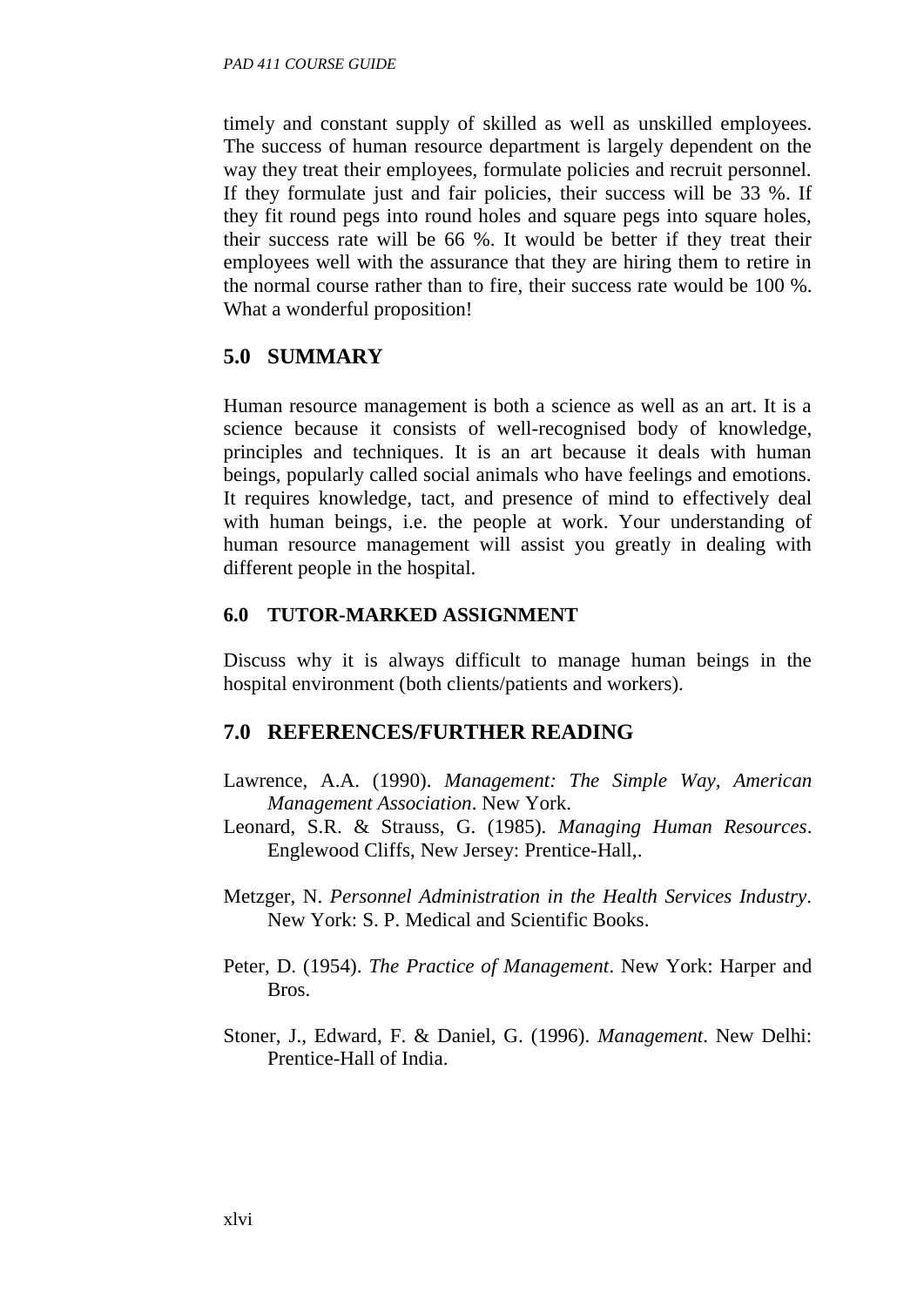timely and constant supply of skilled as well as unskilled employees. The success of human resource department is largely dependent on the way they treat their employees, formulate policies and recruit personnel. If they formulate just and fair policies, their success will be 33 %. If they fit round pegs into round holes and square pegs into square holes, their success rate will be 66 %. It would be better if they treat their employees well with the assurance that they are hiring them to retire in the normal course rather than to fire, their success rate would be 100 %. What a wonderful proposition!

## 5.0 SUMMARY

Human resource management is both a science as well as an art. It is a science because it consists of well-recognised body of knowledge, principles and techniques. It is an art because it deals with human beings, popularly called social animals who have feelings and emotions. It requires knowledge, tact, and presence of mind to effectively deal with human beings, i.e. the people at work. Your understanding of human resource management will assist you greatly in dealing with different people in the hospital.

### 6.0 TUTOR-MARKED ASSIGNMENT

Discuss why it is always difficult to manage human beings in the hospital environment (both clients/patients and workers).

## 7.0 REFERENCES/FURTHER READING

Lawrence, A.A. (1990). *Management: The Simple Way, American Management Association*. New York.

Leonard, S.R. & Strauss, G. (1985). *Managing Human Resources*. Englewood Cliffs, New Jersey: Prentice-Hall,.

Metzger, N. *Personnel Administration in the Health Services Industry*. New York: S. P. Medical and Scientific Books.

Peter, D. (1954). *The Practice of Management*. New York: Harper and Bros.

Stoner, J., Edward, F. & Daniel, G. (1996). *Management*. New Delhi: Prentice-Hall of India.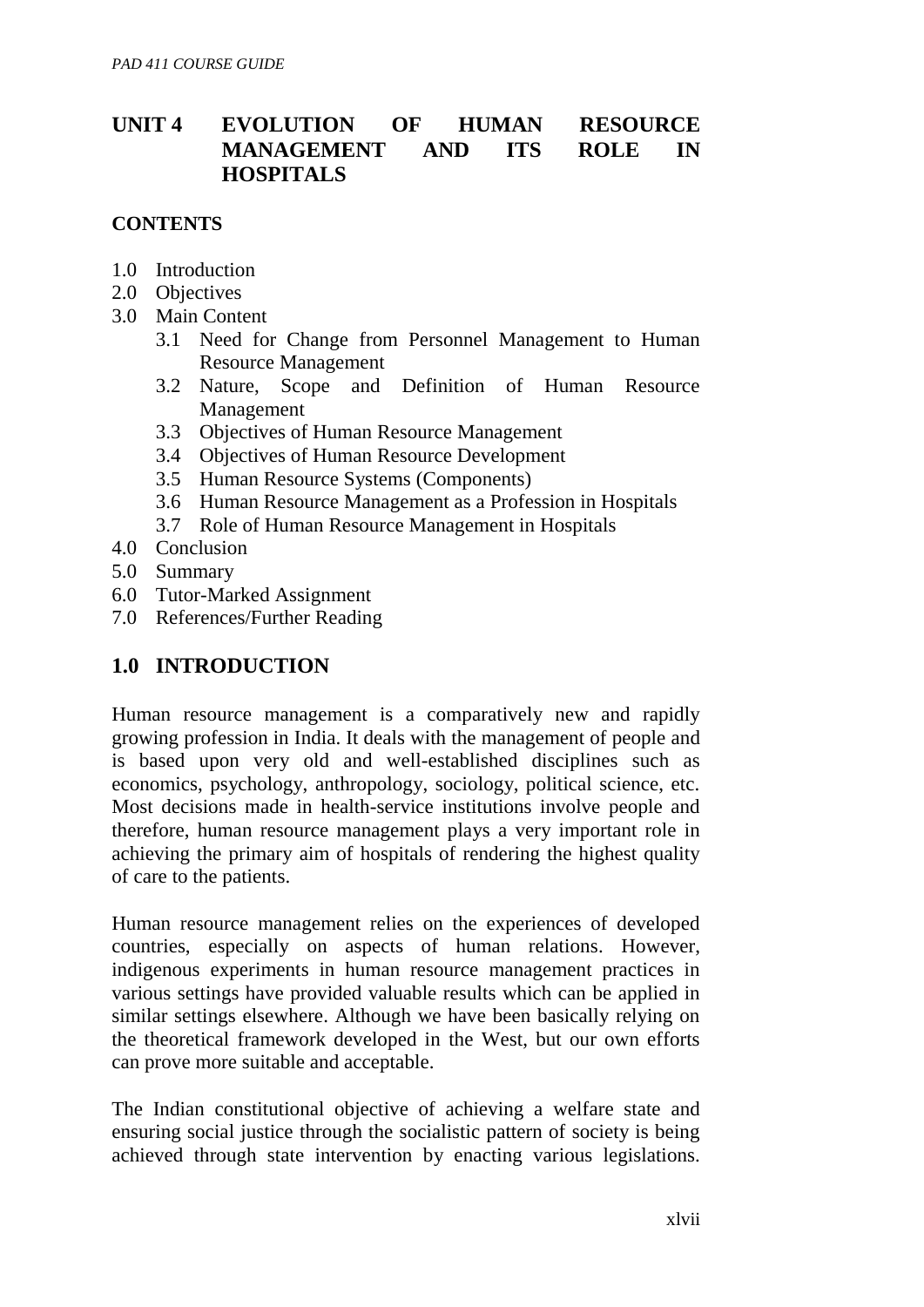# UNIT 4 EVOLUTION OF HUMAN RESOURCE MANAGEMENT AND ITS ROLE IN HOSPITALS

**CONTENTS**

- 1.0 Introduction
- 2.0 Objectives
- 3.0 Main Content
  - 3.1 Need for Change from Personnel Management to Human Resource Management
  - 3.2 Nature, Scope and Definition of Human Resource Management
  - 3.3 Objectives of Human Resource Management
  - 3.4 Objectives of Human Resource Development
  - 3.5 Human Resource Systems (Components)
  - 3.6 Human Resource Management as a Profession in Hospitals
  - 3.7 Role of Human Resource Management in Hospitals
- 4.0 Conclusion
- 5.0 Summary
- 6.0 Tutor-Marked Assignment
- 7.0 References/Further Reading

## 1.0 INTRODUCTION

Human resource management is a comparatively new and rapidly growing profession in India. It deals with the management of people and is based upon very old and well-established disciplines such as economics, psychology, anthropology, sociology, political science, etc. Most decisions made in health-service institutions involve people and therefore, human resource management plays a very important role in achieving the primary aim of hospitals of rendering the highest quality of care to the patients.

Human resource management relies on the experiences of developed countries, especially on aspects of human relations. However, indigenous experiments in human resource management practices in various settings have provided valuable results which can be applied in similar settings elsewhere. Although we have been basically relying on the theoretical framework developed in the West, but our own efforts can prove more suitable and acceptable.

The Indian constitutional objective of achieving a welfare state and ensuring social justice through the socialistic pattern of society is being achieved through state intervention by enacting various legislations.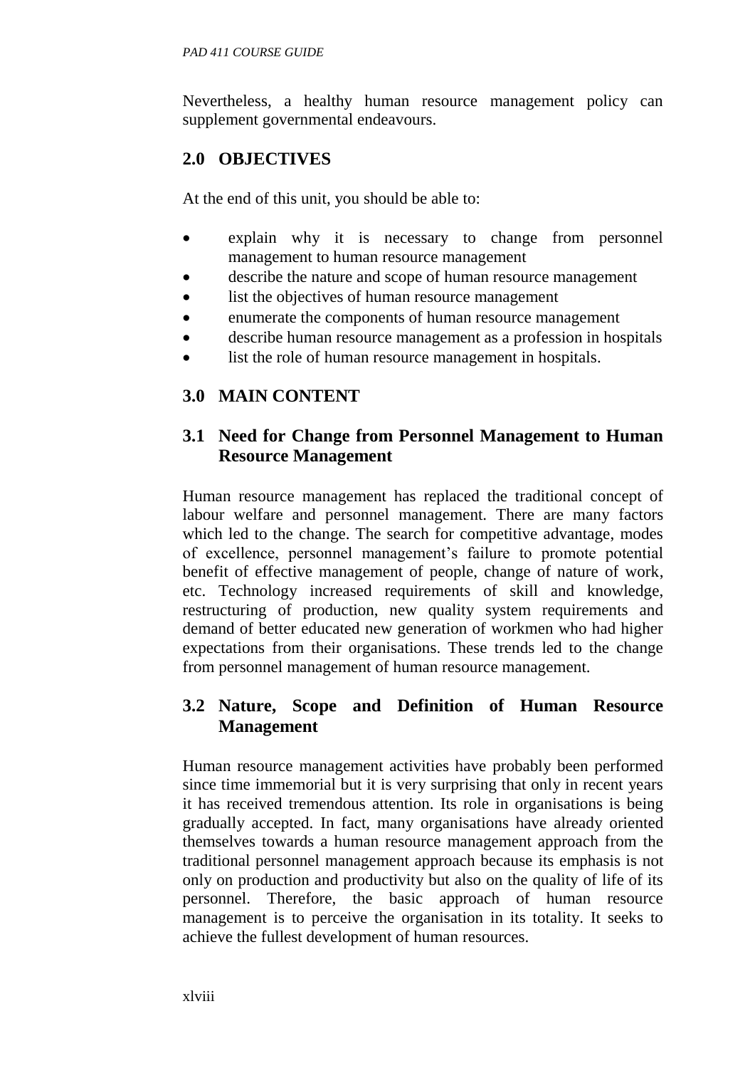Nevertheless, a healthy human resource management policy can supplement governmental endeavours.

## 2.0 OBJECTIVES

At the end of this unit, you should be able to:

- explain why it is necessary to change from personnel management to human resource management
- describe the nature and scope of human resource management
- list the objectives of human resource management
- enumerate the components of human resource management
- describe human resource management as a profession in hospitals
- list the role of human resource management in hospitals.

## 3.0 MAIN CONTENT

### 3.1 Need for Change from Personnel Management to Human Resource Management

Human resource management has replaced the traditional concept of labour welfare and personnel management. There are many factors which led to the change. The search for competitive advantage, modes of excellence, personnel management's failure to promote potential benefit of effective management of people, change of nature of work, etc. Technology increased requirements of skill and knowledge, restructuring of production, new quality system requirements and demand of better educated new generation of workmen who had higher expectations from their organisations. These trends led to the change from personnel management of human resource management.

### 3.2 Nature, Scope and Definition of Human Resource Management

Human resource management activities have probably been performed since time immemorial but it is very surprising that only in recent years it has received tremendous attention. Its role in organisations is being gradually accepted. In fact, many organisations have already oriented themselves towards a human resource management approach from the traditional personnel management approach because its emphasis is not only on production and productivity but also on the quality of life of its personnel. Therefore, the basic approach of human resource management is to perceive the organisation in its totality. It seeks to achieve the fullest development of human resources.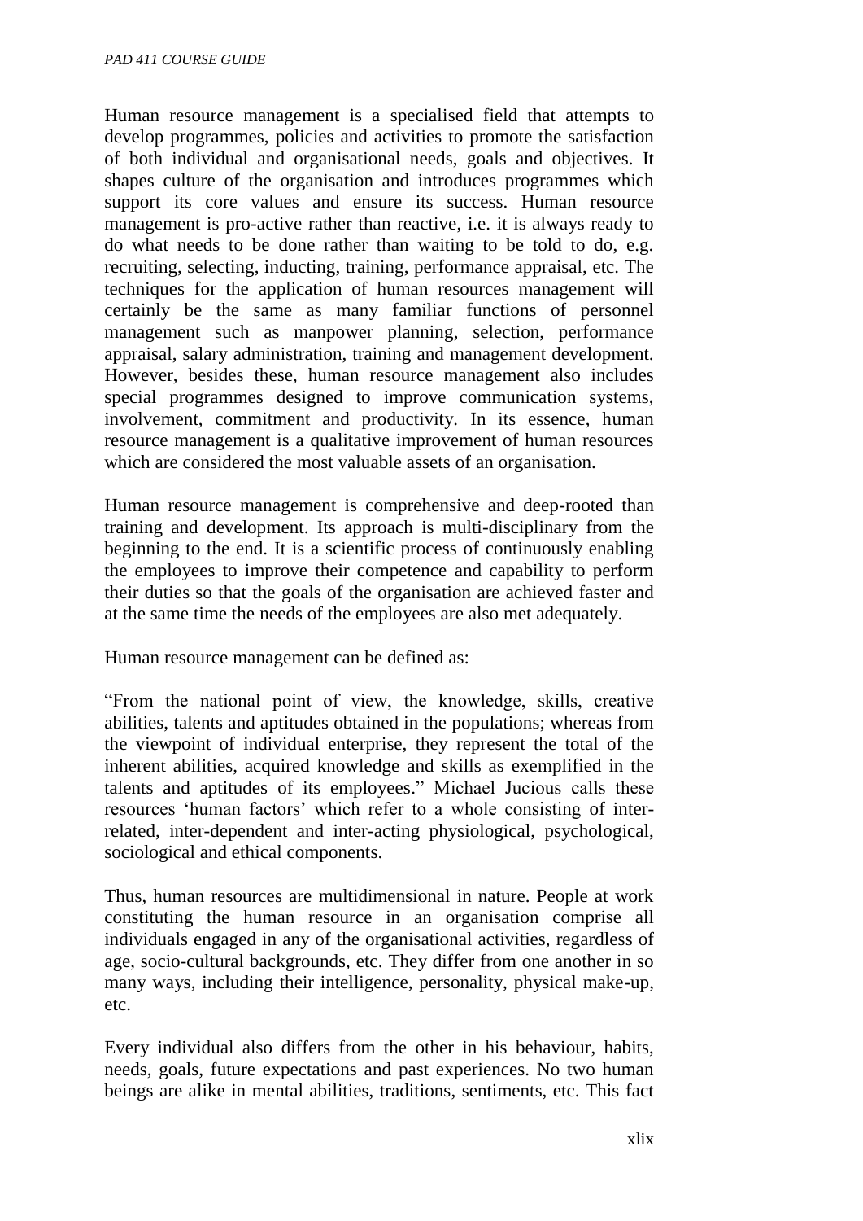Human resource management is a specialised field that attempts to develop programmes, policies and activities to promote the satisfaction of both individual and organisational needs, goals and objectives. It shapes culture of the organisation and introduces programmes which support its core values and ensure its success. Human resource management is pro-active rather than reactive, i.e. it is always ready to do what needs to be done rather than waiting to be told to do, e.g. recruiting, selecting, inducting, training, performance appraisal, etc. The techniques for the application of human resources management will certainly be the same as many familiar functions of personnel management such as manpower planning, selection, performance appraisal, salary administration, training and management development. However, besides these, human resource management also includes special programmes designed to improve communication systems, involvement, commitment and productivity. In its essence, human resource management is a qualitative improvement of human resources which are considered the most valuable assets of an organisation.

Human resource management is comprehensive and deep-rooted than training and development. Its approach is multi-disciplinary from the beginning to the end. It is a scientific process of continuously enabling the employees to improve their competence and capability to perform their duties so that the goals of the organisation are achieved faster and at the same time the needs of the employees are also met adequately.

Human resource management can be defined as:

"From the national point of view, the knowledge, skills, creative abilities, talents and aptitudes obtained in the populations; whereas from the viewpoint of individual enterprise, they represent the total of the inherent abilities, acquired knowledge and skills as exemplified in the talents and aptitudes of its employees." Michael Jucious calls these resources 'human factors' which refer to a whole consisting of inter-related, inter-dependent and inter-acting physiological, psychological, sociological and ethical components.

Thus, human resources are multidimensional in nature. People at work constituting the human resource in an organisation comprise all individuals engaged in any of the organisational activities, regardless of age, socio-cultural backgrounds, etc. They differ from one another in so many ways, including their intelligence, personality, physical make-up, etc.

Every individual also differs from the other in his behaviour, habits, needs, goals, future expectations and past experiences. No two human beings are alike in mental abilities, traditions, sentiments, etc. This fact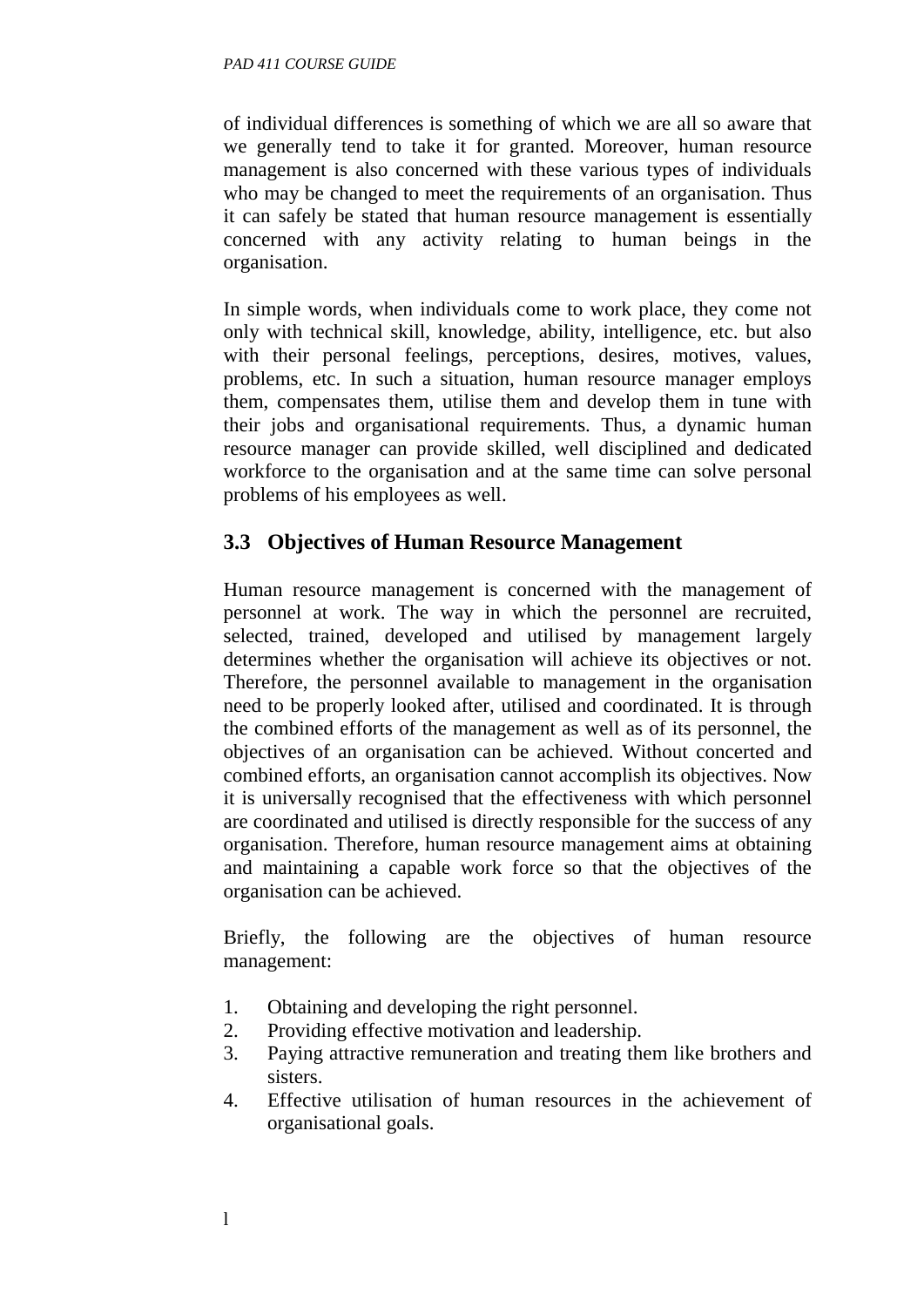of individual differences is something of which we are all so aware that we generally tend to take it for granted. Moreover, human resource management is also concerned with these various types of individuals who may be changed to meet the requirements of an organisation. Thus it can safely be stated that human resource management is essentially concerned with any activity relating to human beings in the organisation.

In simple words, when individuals come to work place, they come not only with technical skill, knowledge, ability, intelligence, etc. but also with their personal feelings, perceptions, desires, motives, values, problems, etc. In such a situation, human resource manager employs them, compensates them, utilise them and develop them in tune with their jobs and organisational requirements. Thus, a dynamic human resource manager can provide skilled, well disciplined and dedicated workforce to the organisation and at the same time can solve personal problems of his employees as well.

## 3.3 Objectives of Human Resource Management

Human resource management is concerned with the management of personnel at work. The way in which the personnel are recruited, selected, trained, developed and utilised by management largely determines whether the organisation will achieve its objectives or not. Therefore, the personnel available to management in the organisation need to be properly looked after, utilised and coordinated. It is through the combined efforts of the management as well as of its personnel, the objectives of an organisation can be achieved. Without concerted and combined efforts, an organisation cannot accomplish its objectives. Now it is universally recognised that the effectiveness with which personnel are coordinated and utilised is directly responsible for the success of any organisation. Therefore, human resource management aims at obtaining and maintaining a capable work force so that the objectives of the organisation can be achieved.

Briefly, the following are the objectives of human resource management:

1. Obtaining and developing the right personnel.
2. Providing effective motivation and leadership.
3. Paying attractive remuneration and treating them like brothers and sisters.
4. Effective utilisation of human resources in the achievement of organisational goals.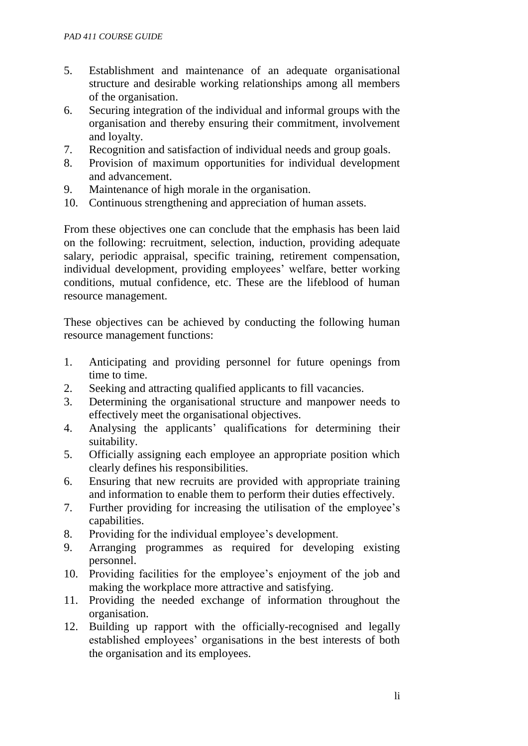5. Establishment and maintenance of an adequate organisational structure and desirable working relationships among all members of the organisation.
6. Securing integration of the individual and informal groups with the organisation and thereby ensuring their commitment, involvement and loyalty.
7. Recognition and satisfaction of individual needs and group goals.
8. Provision of maximum opportunities for individual development and advancement.
9. Maintenance of high morale in the organisation.
10. Continuous strengthening and appreciation of human assets.

From these objectives one can conclude that the emphasis has been laid on the following: recruitment, selection, induction, providing adequate salary, periodic appraisal, specific training, retirement compensation, individual development, providing employees' welfare, better working conditions, mutual confidence, etc. These are the lifeblood of human resource management.

These objectives can be achieved by conducting the following human resource management functions:

1. Anticipating and providing personnel for future openings from time to time.
2. Seeking and attracting qualified applicants to fill vacancies.
3. Determining the organisational structure and manpower needs to effectively meet the organisational objectives.
4. Analysing the applicants' qualifications for determining their suitability.
5. Officially assigning each employee an appropriate position which clearly defines his responsibilities.
6. Ensuring that new recruits are provided with appropriate training and information to enable them to perform their duties effectively.
7. Further providing for increasing the utilisation of the employee's capabilities.
8. Providing for the individual employee's development.
9. Arranging programmes as required for developing existing personnel.
10. Providing facilities for the employee's enjoyment of the job and making the workplace more attractive and satisfying.
11. Providing the needed exchange of information throughout the organisation.
12. Building up rapport with the officially-recognised and legally established employees' organisations in the best interests of both the organisation and its employees.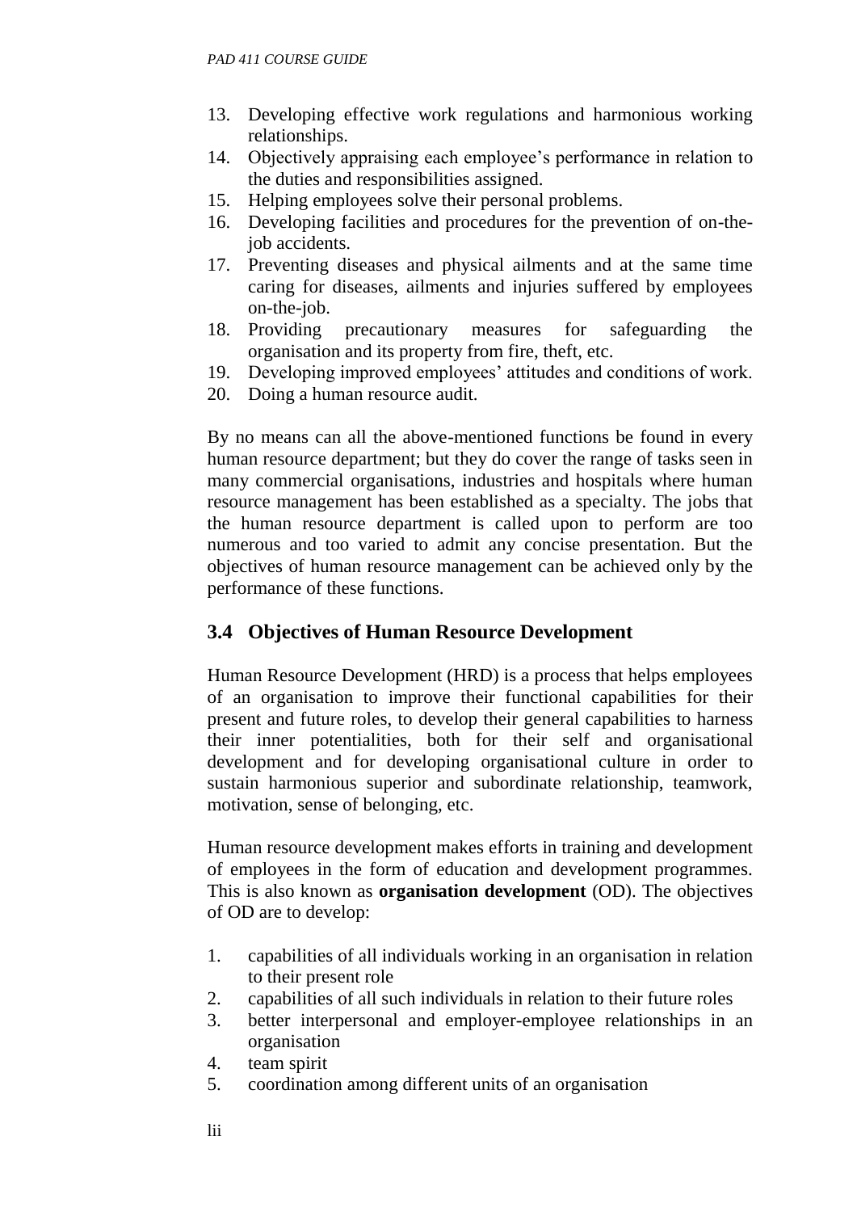13. Developing effective work regulations and harmonious working relationships.
14. Objectively appraising each employee's performance in relation to the duties and responsibilities assigned.
15. Helping employees solve their personal problems.
16. Developing facilities and procedures for the prevention of on-the-job accidents.
17. Preventing diseases and physical ailments and at the same time caring for diseases, ailments and injuries suffered by employees on-the-job.
18. Providing precautionary measures for safeguarding the organisation and its property from fire, theft, etc.
19. Developing improved employees' attitudes and conditions of work.
20. Doing a human resource audit.

By no means can all the above-mentioned functions be found in every human resource department; but they do cover the range of tasks seen in many commercial organisations, industries and hospitals where human resource management has been established as a specialty. The jobs that the human resource department is called upon to perform are too numerous and too varied to admit any concise presentation. But the objectives of human resource management can be achieved only by the performance of these functions.

## 3.4 Objectives of Human Resource Development

Human Resource Development (HRD) is a process that helps employees of an organisation to improve their functional capabilities for their present and future roles, to develop their general capabilities to harness their inner potentialities, both for their self and organisational development and for developing organisational culture in order to sustain harmonious superior and subordinate relationship, teamwork, motivation, sense of belonging, etc.

Human resource development makes efforts in training and development of employees in the form of education and development programmes. This is also known as **organisation development** (OD). The objectives of OD are to develop:

1. capabilities of all individuals working in an organisation in relation to their present role
2. capabilities of all such individuals in relation to their future roles
3. better interpersonal and employer-employee relationships in an organisation
4. team spirit
5. coordination among different units of an organisation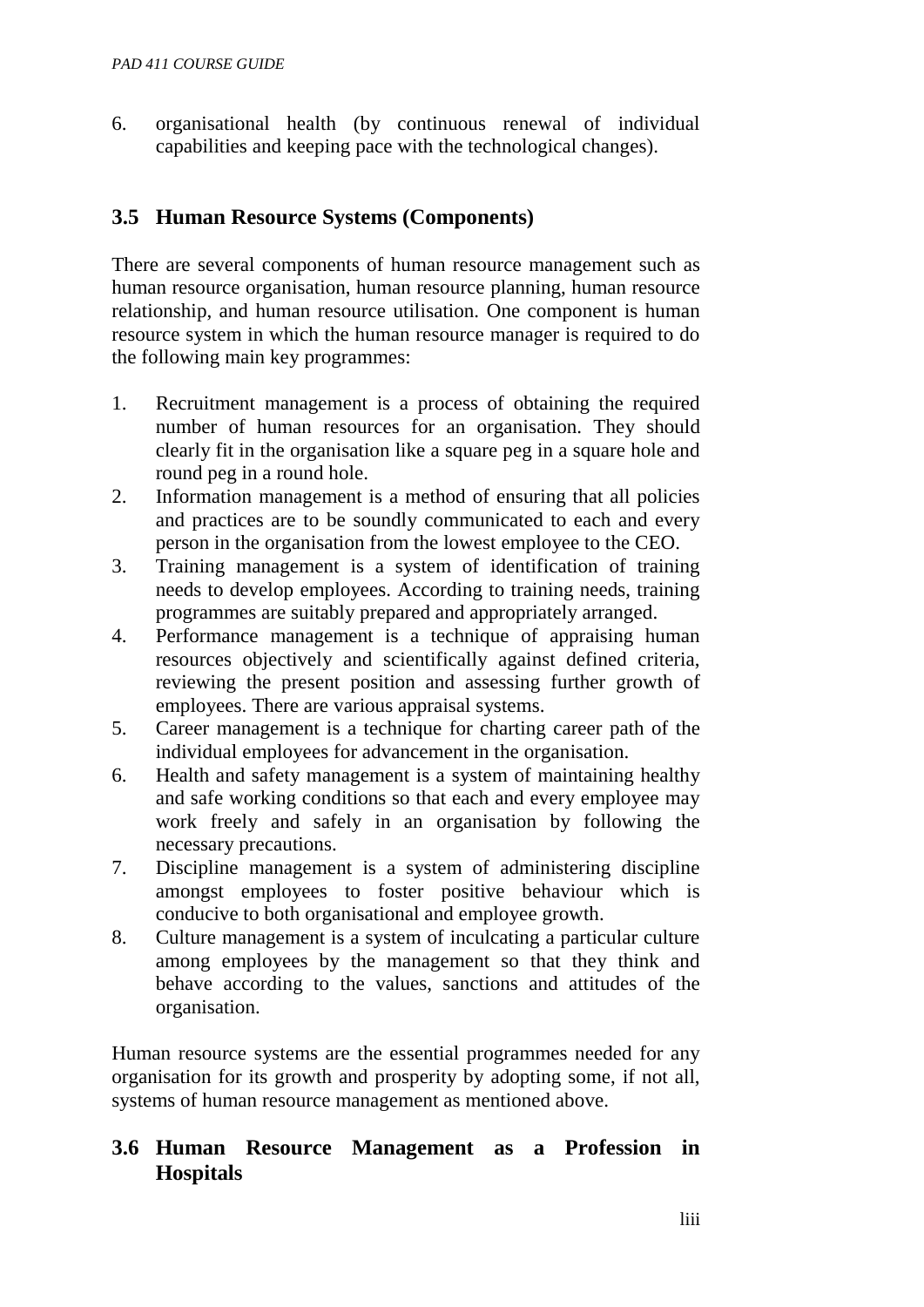6. organisational health (by continuous renewal of individual capabilities and keeping pace with the technological changes).

### 3.5 Human Resource Systems (Components)

There are several components of human resource management such as human resource organisation, human resource planning, human resource relationship, and human resource utilisation. One component is human resource system in which the human resource manager is required to do the following main key programmes:

1. Recruitment management is a process of obtaining the required number of human resources for an organisation. They should clearly fit in the organisation like a square peg in a square hole and round peg in a round hole.
2. Information management is a method of ensuring that all policies and practices are to be soundly communicated to each and every person in the organisation from the lowest employee to the CEO.
3. Training management is a system of identification of training needs to develop employees. According to training needs, training programmes are suitably prepared and appropriately arranged.
4. Performance management is a technique of appraising human resources objectively and scientifically against defined criteria, reviewing the present position and assessing further growth of employees. There are various appraisal systems.
5. Career management is a technique for charting career path of the individual employees for advancement in the organisation.
6. Health and safety management is a system of maintaining healthy and safe working conditions so that each and every employee may work freely and safely in an organisation by following the necessary precautions.
7. Discipline management is a system of administering discipline amongst employees to foster positive behaviour which is conducive to both organisational and employee growth.
8. Culture management is a system of inculcating a particular culture among employees by the management so that they think and behave according to the values, sanctions and attitudes of the organisation.

Human resource systems are the essential programmes needed for any organisation for its growth and prosperity by adopting some, if not all, systems of human resource management as mentioned above.

### 3.6 Human Resource Management as a Profession in Hospitals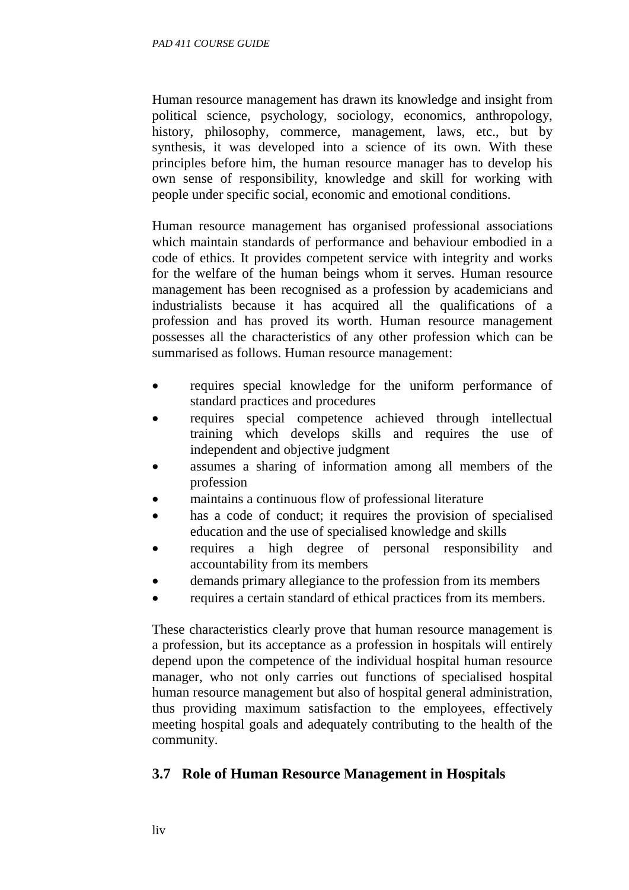Human resource management has drawn its knowledge and insight from political science, psychology, sociology, economics, anthropology, history, philosophy, commerce, management, laws, etc., but by synthesis, it was developed into a science of its own. With these principles before him, the human resource manager has to develop his own sense of responsibility, knowledge and skill for working with people under specific social, economic and emotional conditions.

Human resource management has organised professional associations which maintain standards of performance and behaviour embodied in a code of ethics. It provides competent service with integrity and works for the welfare of the human beings whom it serves. Human resource management has been recognised as a profession by academicians and industrialists because it has acquired all the qualifications of a profession and has proved its worth. Human resource management possesses all the characteristics of any other profession which can be summarised as follows. Human resource management:

- requires special knowledge for the uniform performance of standard practices and procedures
- requires special competence achieved through intellectual training which develops skills and requires the use of independent and objective judgment
- assumes a sharing of information among all members of the profession
- maintains a continuous flow of professional literature
- has a code of conduct; it requires the provision of specialised education and the use of specialised knowledge and skills
- requires a high degree of personal responsibility and accountability from its members
- demands primary allegiance to the profession from its members
- requires a certain standard of ethical practices from its members.

These characteristics clearly prove that human resource management is a profession, but its acceptance as a profession in hospitals will entirely depend upon the competence of the individual hospital human resource manager, who not only carries out functions of specialised hospital human resource management but also of hospital general administration, thus providing maximum satisfaction to the employees, effectively meeting hospital goals and adequately contributing to the health of the community.

## 3.7 Role of Human Resource Management in Hospitals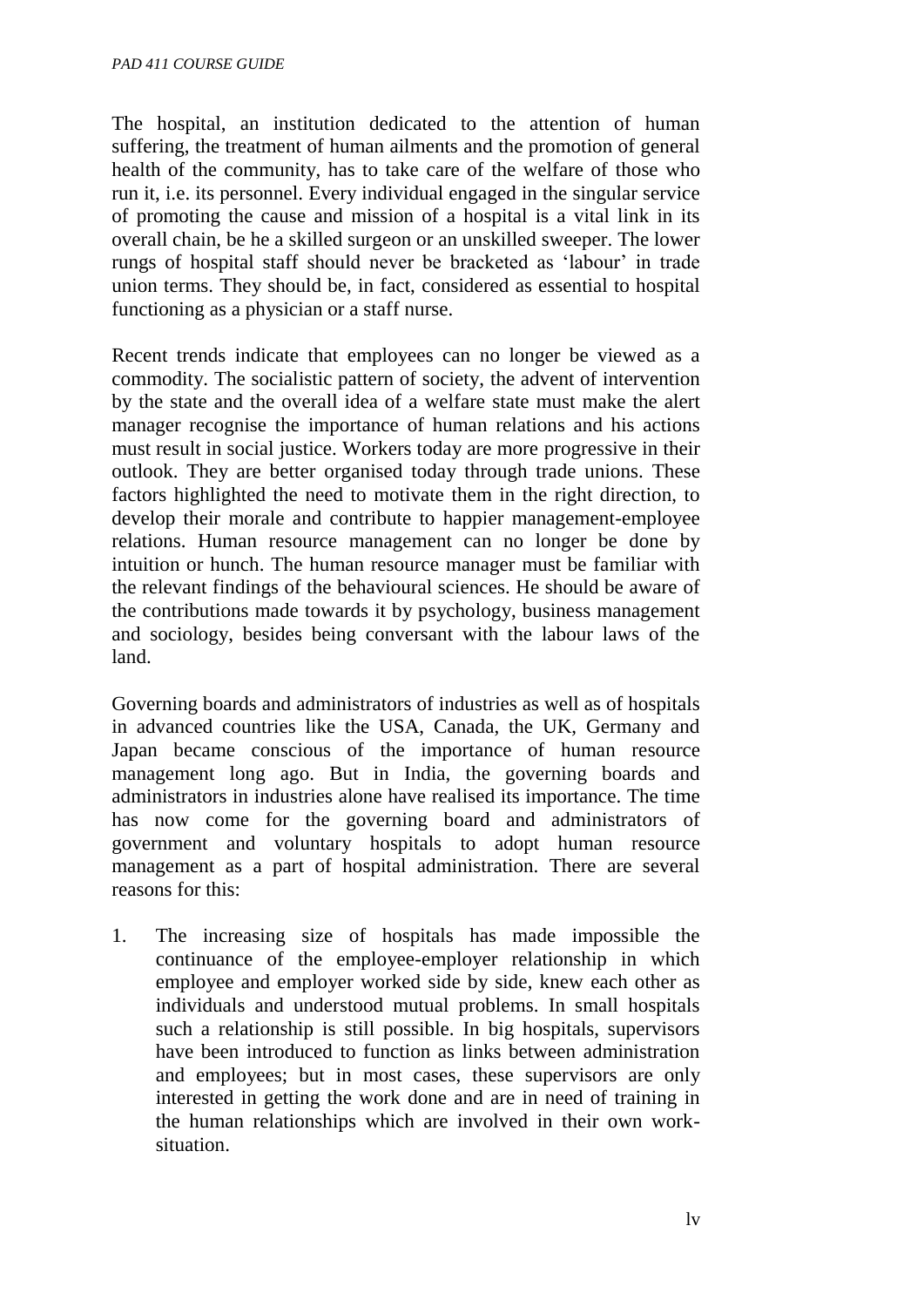The hospital, an institution dedicated to the attention of human suffering, the treatment of human ailments and the promotion of general health of the community, has to take care of the welfare of those who run it, i.e. its personnel. Every individual engaged in the singular service of promoting the cause and mission of a hospital is a vital link in its overall chain, be he a skilled surgeon or an unskilled sweeper. The lower rungs of hospital staff should never be bracketed as 'labour' in trade union terms. They should be, in fact, considered as essential to hospital functioning as a physician or a staff nurse.

Recent trends indicate that employees can no longer be viewed as a commodity. The socialistic pattern of society, the advent of intervention by the state and the overall idea of a welfare state must make the alert manager recognise the importance of human relations and his actions must result in social justice. Workers today are more progressive in their outlook. They are better organised today through trade unions. These factors highlighted the need to motivate them in the right direction, to develop their morale and contribute to happier management-employee relations. Human resource management can no longer be done by intuition or hunch. The human resource manager must be familiar with the relevant findings of the behavioural sciences. He should be aware of the contributions made towards it by psychology, business management and sociology, besides being conversant with the labour laws of the land.

Governing boards and administrators of industries as well as of hospitals in advanced countries like the USA, Canada, the UK, Germany and Japan became conscious of the importance of human resource management long ago. But in India, the governing boards and administrators in industries alone have realised its importance. The time has now come for the governing board and administrators of government and voluntary hospitals to adopt human resource management as a part of hospital administration. There are several reasons for this:

1. The increasing size of hospitals has made impossible the continuance of the employee-employer relationship in which employee and employer worked side by side, knew each other as individuals and understood mutual problems. In small hospitals such a relationship is still possible. In big hospitals, supervisors have been introduced to function as links between administration and employees; but in most cases, these supervisors are only interested in getting the work done and are in need of training in the human relationships which are involved in their own work-situation.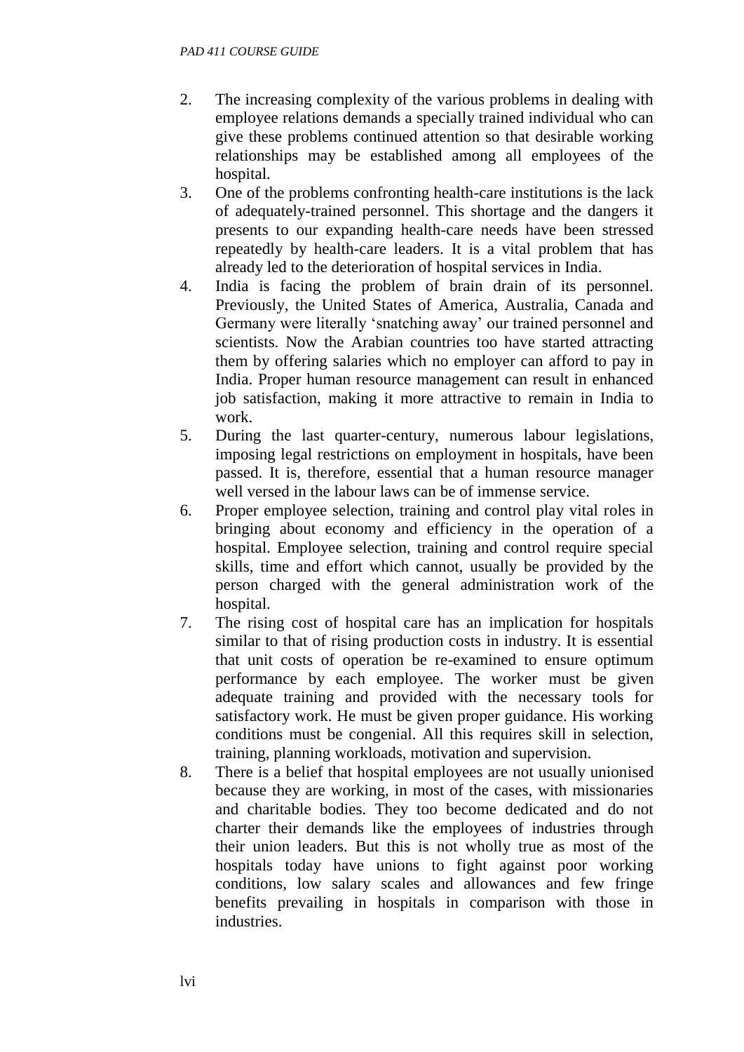2. The increasing complexity of the various problems in dealing with employee relations demands a specially trained individual who can give these problems continued attention so that desirable working relationships may be established among all employees of the hospital.
3. One of the problems confronting health-care institutions is the lack of adequately-trained personnel. This shortage and the dangers it presents to our expanding health-care needs have been stressed repeatedly by health-care leaders. It is a vital problem that has already led to the deterioration of hospital services in India.
4. India is facing the problem of brain drain of its personnel. Previously, the United States of America, Australia, Canada and Germany were literally 'snatching away' our trained personnel and scientists. Now the Arabian countries too have started attracting them by offering salaries which no employer can afford to pay in India. Proper human resource management can result in enhanced job satisfaction, making it more attractive to remain in India to work.
5. During the last quarter-century, numerous labour legislations, imposing legal restrictions on employment in hospitals, have been passed. It is, therefore, essential that a human resource manager well versed in the labour laws can be of immense service.
6. Proper employee selection, training and control play vital roles in bringing about economy and efficiency in the operation of a hospital. Employee selection, training and control require special skills, time and effort which cannot, usually be provided by the person charged with the general administration work of the hospital.
7. The rising cost of hospital care has an implication for hospitals similar to that of rising production costs in industry. It is essential that unit costs of operation be re-examined to ensure optimum performance by each employee. The worker must be given adequate training and provided with the necessary tools for satisfactory work. He must be given proper guidance. His working conditions must be congenial. All this requires skill in selection, training, planning workloads, motivation and supervision.
8. There is a belief that hospital employees are not usually unionised because they are working, in most of the cases, with missionaries and charitable bodies. They too become dedicated and do not charter their demands like the employees of industries through their union leaders. But this is not wholly true as most of the hospitals today have unions to fight against poor working conditions, low salary scales and allowances and few fringe benefits prevailing in hospitals in comparison with those in industries.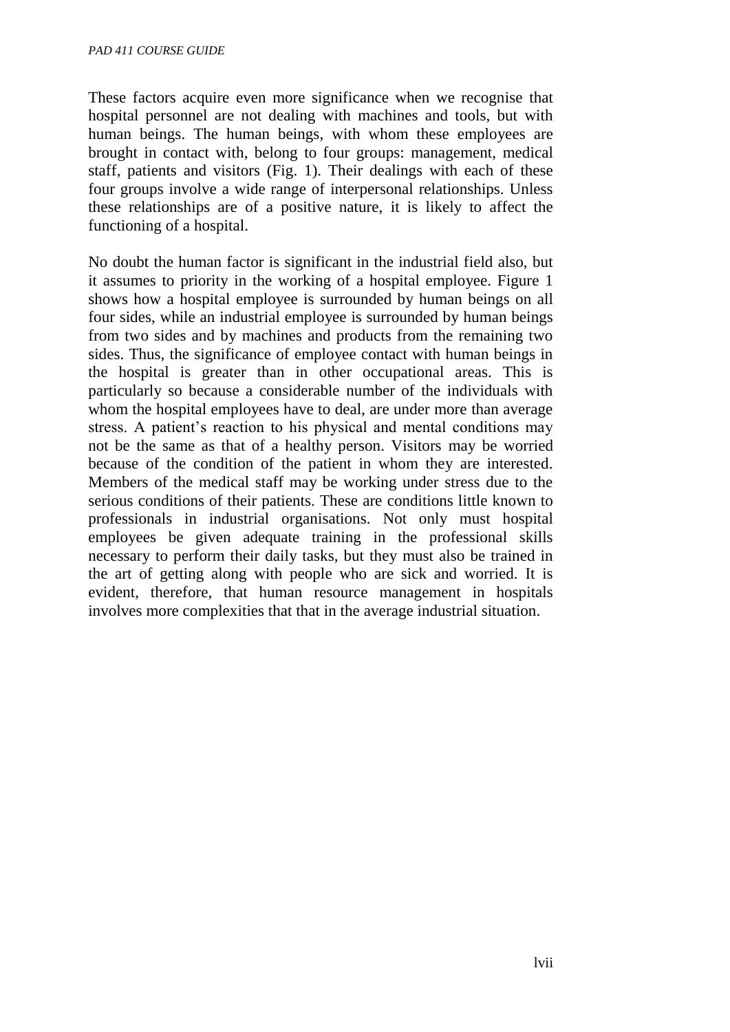These factors acquire even more significance when we recognise that hospital personnel are not dealing with machines and tools, but with human beings. The human beings, with whom these employees are brought in contact with, belong to four groups: management, medical staff, patients and visitors (Fig. 1). Their dealings with each of these four groups involve a wide range of interpersonal relationships. Unless these relationships are of a positive nature, it is likely to affect the functioning of a hospital.

No doubt the human factor is significant in the industrial field also, but it assumes to priority in the working of a hospital employee. Figure 1 shows how a hospital employee is surrounded by human beings on all four sides, while an industrial employee is surrounded by human beings from two sides and by machines and products from the remaining two sides. Thus, the significance of employee contact with human beings in the hospital is greater than in other occupational areas. This is particularly so because a considerable number of the individuals with whom the hospital employees have to deal, are under more than average stress. A patient's reaction to his physical and mental conditions may not be the same as that of a healthy person. Visitors may be worried because of the condition of the patient in whom they are interested. Members of the medical staff may be working under stress due to the serious conditions of their patients. These are conditions little known to professionals in industrial organisations. Not only must hospital employees be given adequate training in the professional skills necessary to perform their daily tasks, but they must also be trained in the art of getting along with people who are sick and worried. It is evident, therefore, that human resource management in hospitals involves more complexities that that in the average industrial situation.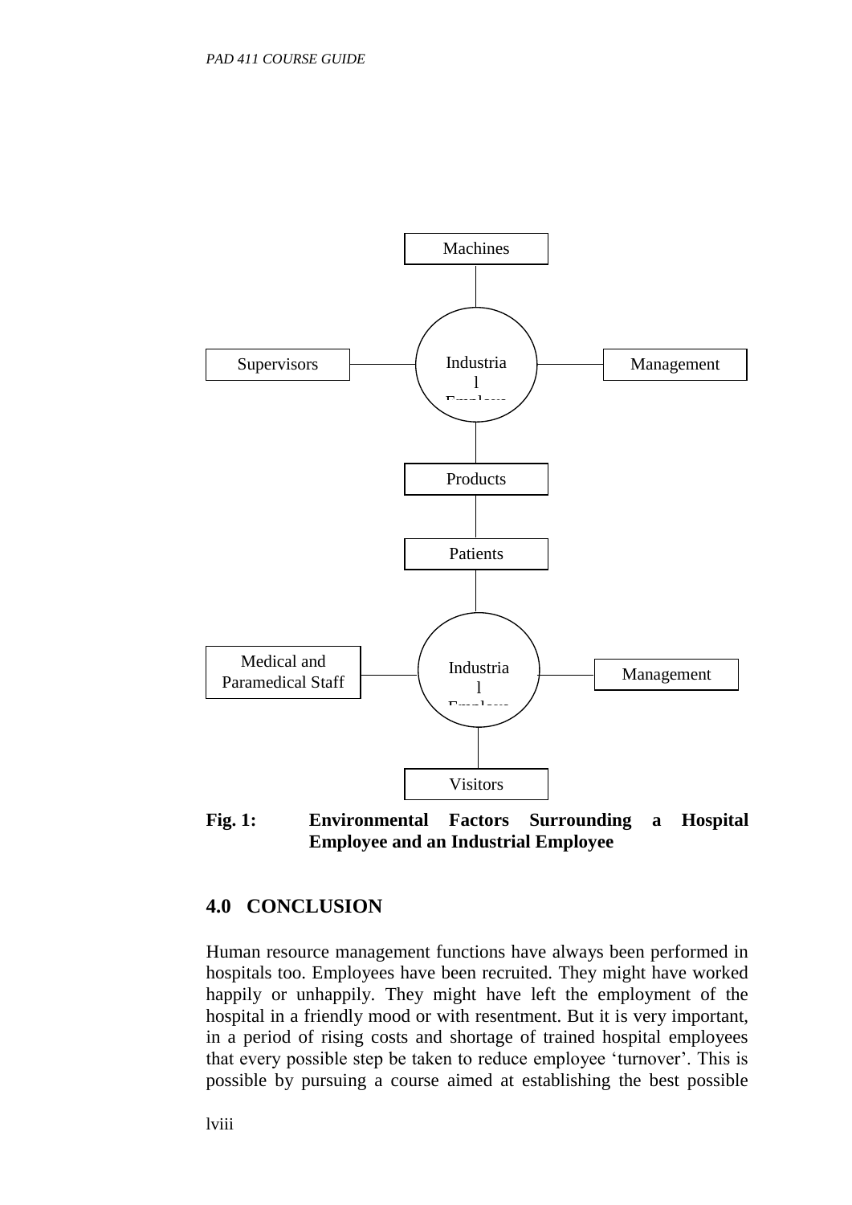Machines

Supervisors

Industrial Employee

Management

Products

Patients

Medical and Paramedical Staff

Industrial Employee

Management

Visitors

**Fig. 1: Environmental Factors Surrounding a Hospital Employee and an Industrial Employee**

## 4.0 CONCLUSION

Human resource management functions have always been performed in hospitals too. Employees have been recruited. They might have worked happily or unhappily. They might have left the employment of the hospital in a friendly mood or with resentment. But it is very important, in a period of rising costs and shortage of trained hospital employees that every possible step be taken to reduce employee 'turnover'. This is possible by pursuing a course aimed at establishing the best possible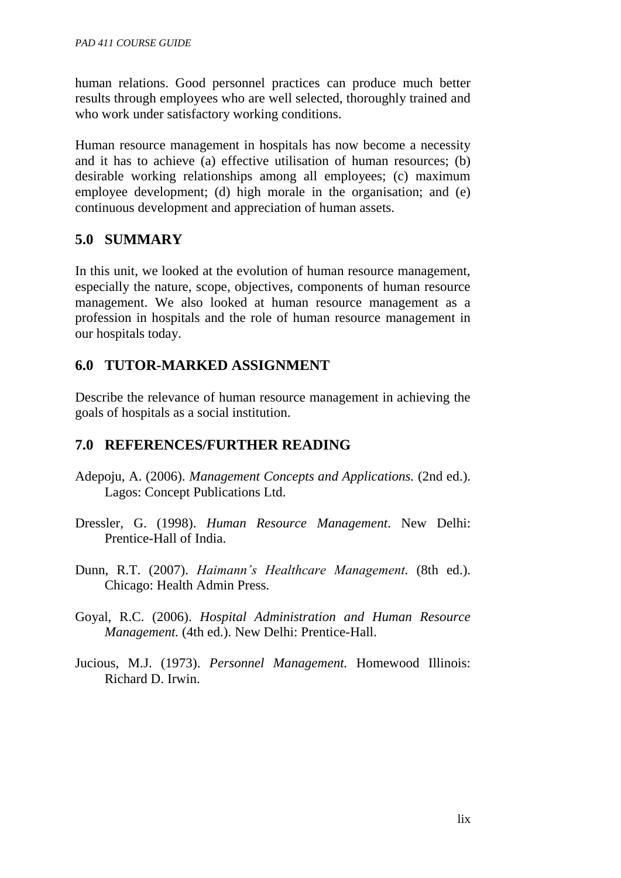human relations. Good personnel practices can produce much better results through employees who are well selected, thoroughly trained and who work under satisfactory working conditions.

Human resource management in hospitals has now become a necessity and it has to achieve (a) effective utilisation of human resources; (b) desirable working relationships among all employees; (c) maximum employee development; (d) high morale in the organisation; and (e) continuous development and appreciation of human assets.

## 5.0 SUMMARY

In this unit, we looked at the evolution of human resource management, especially the nature, scope, objectives, components of human resource management. We also looked at human resource management as a profession in hospitals and the role of human resource management in our hospitals today.

## 6.0 TUTOR-MARKED ASSIGNMENT

Describe the relevance of human resource management in achieving the goals of hospitals as a social institution.

## 7.0 REFERENCES/FURTHER READING

Adepoju, A. (2006). *Management Concepts and Applications.* (2nd ed.). Lagos: Concept Publications Ltd.

Dressler, G. (1998). *Human Resource Management*. New Delhi: Prentice-Hall of India.

Dunn, R.T. (2007). *Haimann's Healthcare Management*. (8th ed.). Chicago: Health Admin Press.

Goyal, R.C. (2006). *Hospital Administration and Human Resource Management.* (4th ed.). New Delhi: Prentice-Hall.

Jucious, M.J. (1973). *Personnel Management.* Homewood Illinois: Richard D. Irwin.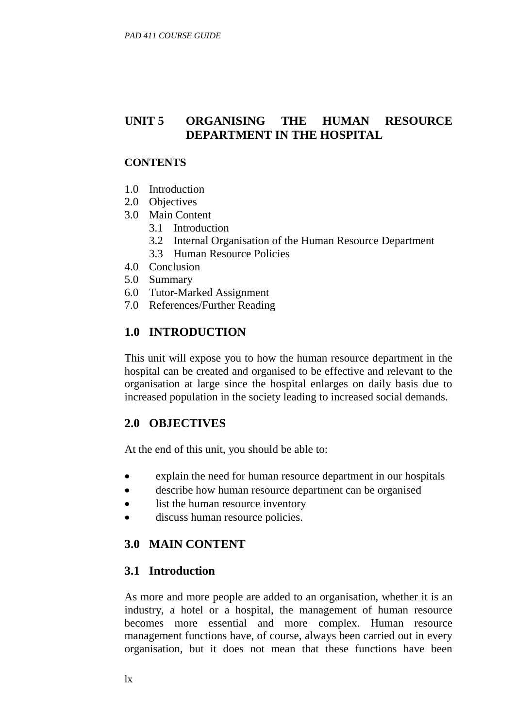## UNIT 5 ORGANISING THE HUMAN RESOURCE DEPARTMENT IN THE HOSPITAL

**CONTENTS**

1.0 Introduction
2.0 Objectives
3.0 Main Content
    3.1 Introduction
    3.2 Internal Organisation of the Human Resource Department
    3.3 Human Resource Policies
4.0 Conclusion
5.0 Summary
6.0 Tutor-Marked Assignment
7.0 References/Further Reading

## 1.0 INTRODUCTION

This unit will expose you to how the human resource department in the hospital can be created and organised to be effective and relevant to the organisation at large since the hospital enlarges on daily basis due to increased population in the society leading to increased social demands.

## 2.0 OBJECTIVES

At the end of this unit, you should be able to:

- explain the need for human resource department in our hospitals
- describe how human resource department can be organised
- list the human resource inventory
- discuss human resource policies.

## 3.0 MAIN CONTENT

### 3.1 Introduction

As more and more people are added to an organisation, whether it is an industry, a hotel or a hospital, the management of human resource becomes more essential and more complex. Human resource management functions have, of course, always been carried out in every organisation, but it does not mean that these functions have been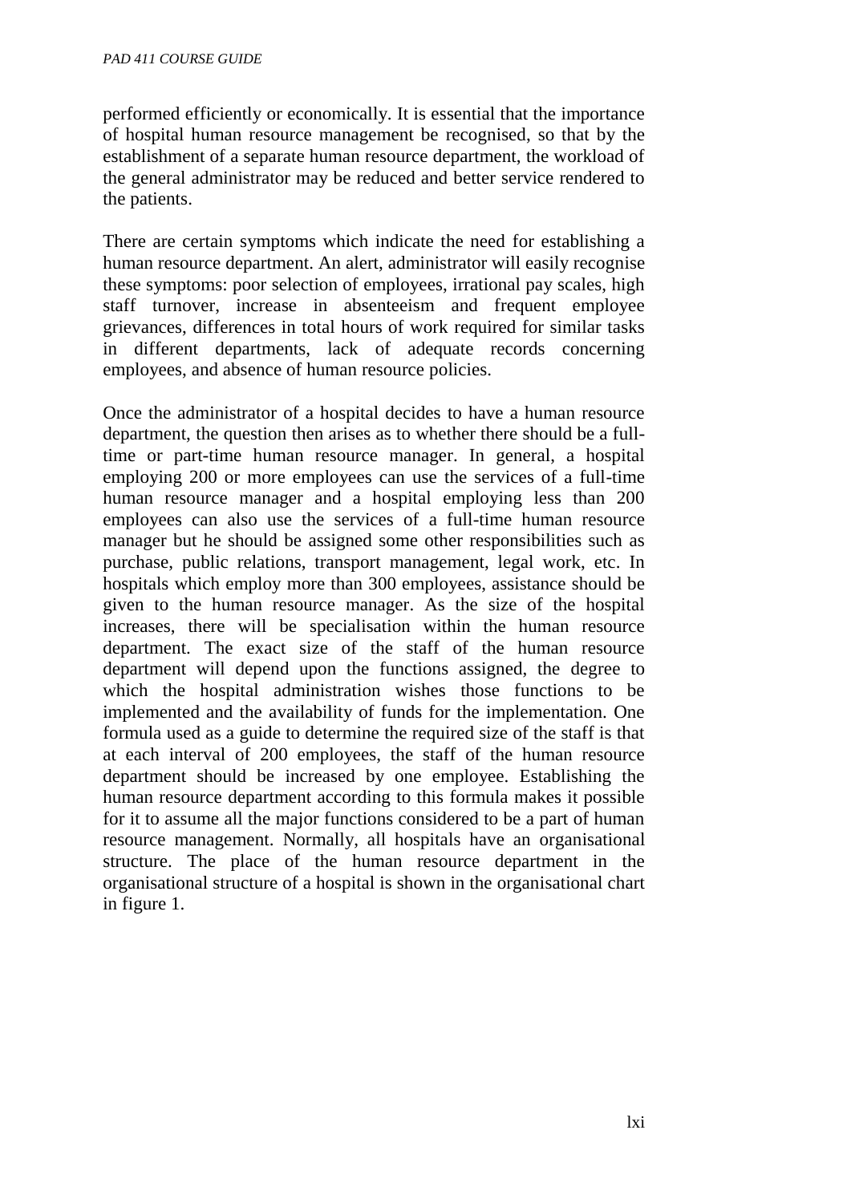performed efficiently or economically. It is essential that the importance of hospital human resource management be recognised, so that by the establishment of a separate human resource department, the workload of the general administrator may be reduced and better service rendered to the patients.

There are certain symptoms which indicate the need for establishing a human resource department. An alert, administrator will easily recognise these symptoms: poor selection of employees, irrational pay scales, high staff turnover, increase in absenteeism and frequent employee grievances, differences in total hours of work required for similar tasks in different departments, lack of adequate records concerning employees, and absence of human resource policies.

Once the administrator of a hospital decides to have a human resource department, the question then arises as to whether there should be a full-time or part-time human resource manager. In general, a hospital employing 200 or more employees can use the services of a full-time human resource manager and a hospital employing less than 200 employees can also use the services of a full-time human resource manager but he should be assigned some other responsibilities such as purchase, public relations, transport management, legal work, etc. In hospitals which employ more than 300 employees, assistance should be given to the human resource manager. As the size of the hospital increases, there will be specialisation within the human resource department. The exact size of the staff of the human resource department will depend upon the functions assigned, the degree to which the hospital administration wishes those functions to be implemented and the availability of funds for the implementation. One formula used as a guide to determine the required size of the staff is that at each interval of 200 employees, the staff of the human resource department should be increased by one employee. Establishing the human resource department according to this formula makes it possible for it to assume all the major functions considered to be a part of human resource management. Normally, all hospitals have an organisational structure. The place of the human resource department in the organisational structure of a hospital is shown in the organisational chart in figure 1.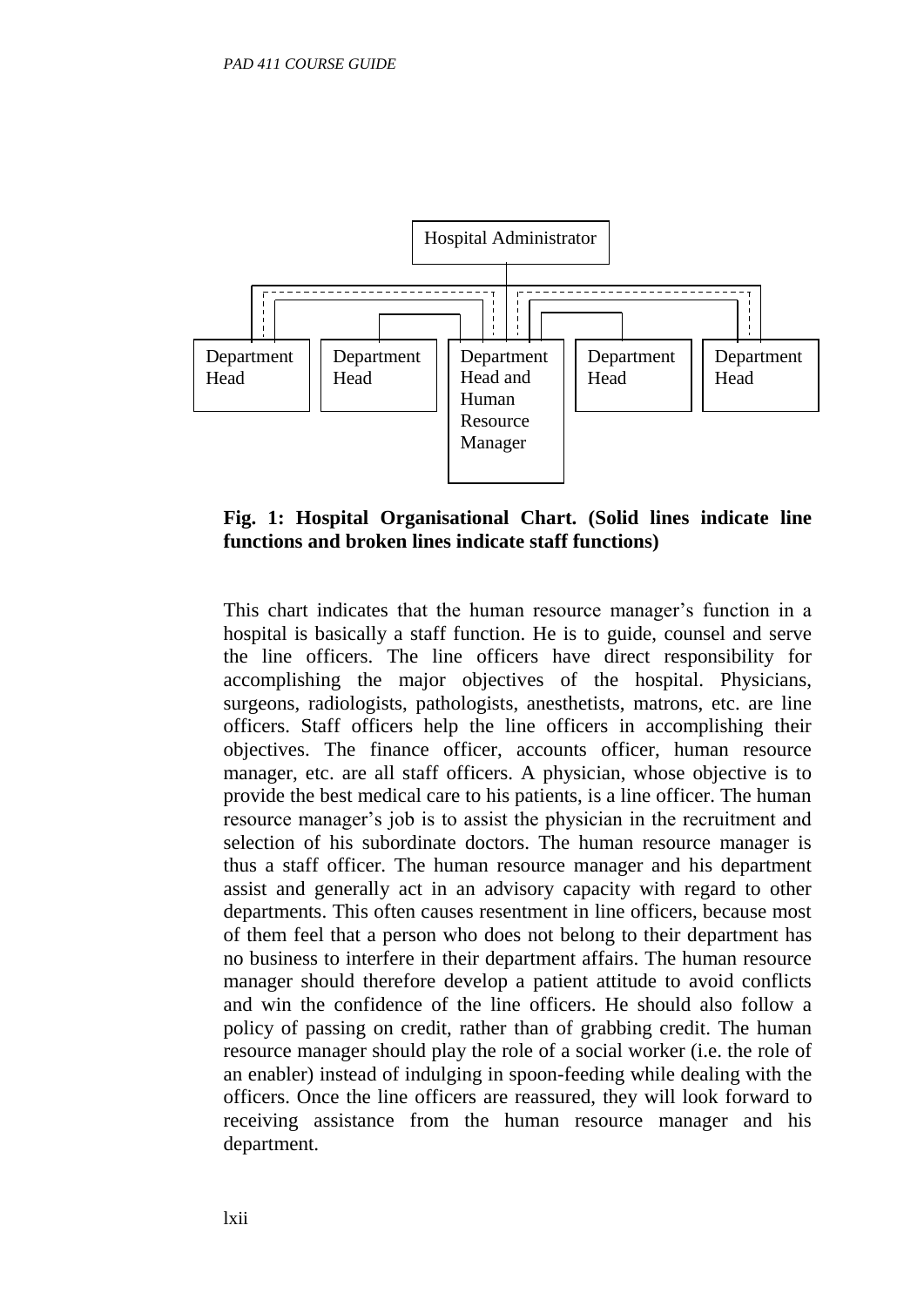Hospital Administrator

Department Head | Department Head | Department Head and Human Resource Manager | Department Head | Department Head

**Fig. 1: Hospital Organisational Chart. (Solid lines indicate line functions and broken lines indicate staff functions)**

This chart indicates that the human resource manager's function in a hospital is basically a staff function. He is to guide, counsel and serve the line officers. The line officers have direct responsibility for accomplishing the major objectives of the hospital. Physicians, surgeons, radiologists, pathologists, anesthetists, matrons, etc. are line officers. Staff officers help the line officers in accomplishing their objectives. The finance officer, accounts officer, human resource manager, etc. are all staff officers. A physician, whose objective is to provide the best medical care to his patients, is a line officer. The human resource manager's job is to assist the physician in the recruitment and selection of his subordinate doctors. The human resource manager is thus a staff officer. The human resource manager and his department assist and generally act in an advisory capacity with regard to other departments. This often causes resentment in line officers, because most of them feel that a person who does not belong to their department has no business to interfere in their department affairs. The human resource manager should therefore develop a patient attitude to avoid conflicts and win the confidence of the line officers. He should also follow a policy of passing on credit, rather than of grabbing credit. The human resource manager should play the role of a social worker (i.e. the role of an enabler) instead of indulging in spoon-feeding while dealing with the officers. Once the line officers are reassured, they will look forward to receiving assistance from the human resource manager and his department.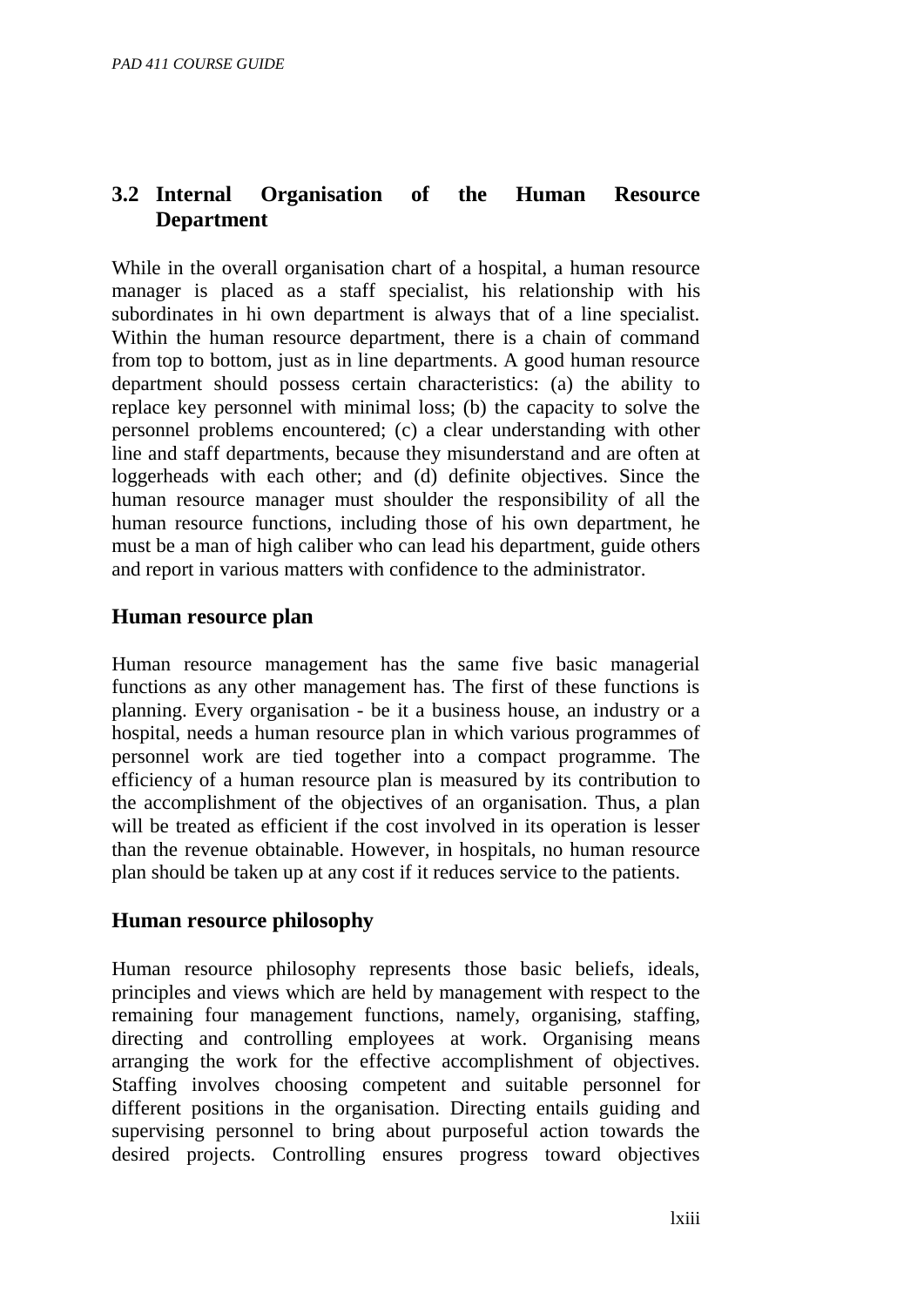## 3.2 Internal Organisation of the Human Resource Department

While in the overall organisation chart of a hospital, a human resource manager is placed as a staff specialist, his relationship with his subordinates in hi own department is always that of a line specialist. Within the human resource department, there is a chain of command from top to bottom, just as in line departments. A good human resource department should possess certain characteristics: (a) the ability to replace key personnel with minimal loss; (b) the capacity to solve the personnel problems encountered; (c) a clear understanding with other line and staff departments, because they misunderstand and are often at loggerheads with each other; and (d) definite objectives. Since the human resource manager must shoulder the responsibility of all the human resource functions, including those of his own department, he must be a man of high caliber who can lead his department, guide others and report in various matters with confidence to the administrator.

### Human resource plan

Human resource management has the same five basic managerial functions as any other management has. The first of these functions is planning. Every organisation - be it a business house, an industry or a hospital, needs a human resource plan in which various programmes of personnel work are tied together into a compact programme. The efficiency of a human resource plan is measured by its contribution to the accomplishment of the objectives of an organisation. Thus, a plan will be treated as efficient if the cost involved in its operation is lesser than the revenue obtainable. However, in hospitals, no human resource plan should be taken up at any cost if it reduces service to the patients.

### Human resource philosophy

Human resource philosophy represents those basic beliefs, ideals, principles and views which are held by management with respect to the remaining four management functions, namely, organising, staffing, directing and controlling employees at work. Organising means arranging the work for the effective accomplishment of objectives. Staffing involves choosing competent and suitable personnel for different positions in the organisation. Directing entails guiding and supervising personnel to bring about purposeful action towards the desired projects. Controlling ensures progress toward objectives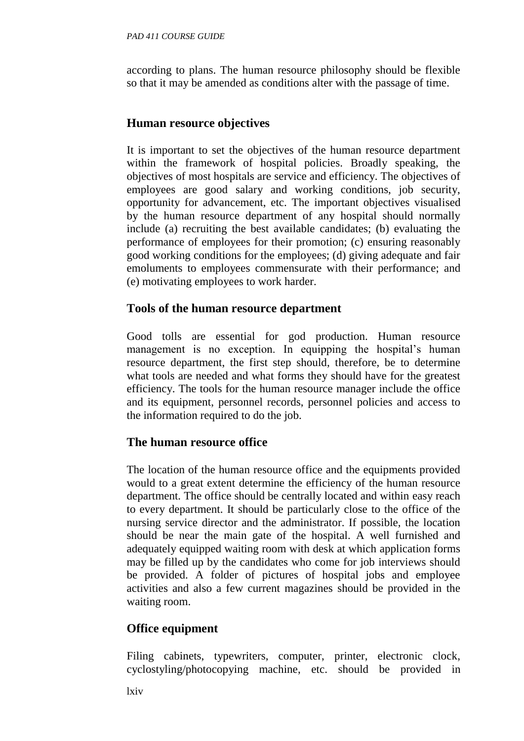according to plans. The human resource philosophy should be flexible so that it may be amended as conditions alter with the passage of time.

## Human resource objectives

It is important to set the objectives of the human resource department within the framework of hospital policies. Broadly speaking, the objectives of most hospitals are service and efficiency. The objectives of employees are good salary and working conditions, job security, opportunity for advancement, etc. The important objectives visualised by the human resource department of any hospital should normally include (a) recruiting the best available candidates; (b) evaluating the performance of employees for their promotion; (c) ensuring reasonably good working conditions for the employees; (d) giving adequate and fair emoluments to employees commensurate with their performance; and (e) motivating employees to work harder.

## Tools of the human resource department

Good tolls are essential for god production. Human resource management is no exception. In equipping the hospital's human resource department, the first step should, therefore, be to determine what tools are needed and what forms they should have for the greatest efficiency. The tools for the human resource manager include the office and its equipment, personnel records, personnel policies and access to the information required to do the job.

## The human resource office

The location of the human resource office and the equipments provided would to a great extent determine the efficiency of the human resource department. The office should be centrally located and within easy reach to every department. It should be particularly close to the office of the nursing service director and the administrator. If possible, the location should be near the main gate of the hospital. A well furnished and adequately equipped waiting room with desk at which application forms may be filled up by the candidates who come for job interviews should be provided. A folder of pictures of hospital jobs and employee activities and also a few current magazines should be provided in the waiting room.

## Office equipment

Filing cabinets, typewriters, computer, printer, electronic clock, cyclostyling/photocopying machine, etc. should be provided in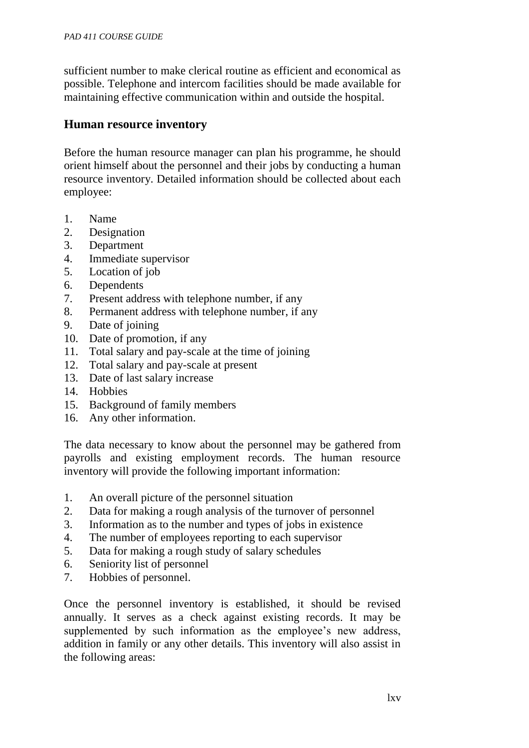sufficient number to make clerical routine as efficient and economical as possible. Telephone and intercom facilities should be made available for maintaining effective communication within and outside the hospital.

## Human resource inventory

Before the human resource manager can plan his programme, he should orient himself about the personnel and their jobs by conducting a human resource inventory. Detailed information should be collected about each employee:

1. Name
2. Designation
3. Department
4. Immediate supervisor
5. Location of job
6. Dependents
7. Present address with telephone number, if any
8. Permanent address with telephone number, if any
9. Date of joining
10. Date of promotion, if any
11. Total salary and pay-scale at the time of joining
12. Total salary and pay-scale at present
13. Date of last salary increase
14. Hobbies
15. Background of family members
16. Any other information.

The data necessary to know about the personnel may be gathered from payrolls and existing employment records. The human resource inventory will provide the following important information:

1. An overall picture of the personnel situation
2. Data for making a rough analysis of the turnover of personnel
3. Information as to the number and types of jobs in existence
4. The number of employees reporting to each supervisor
5. Data for making a rough study of salary schedules
6. Seniority list of personnel
7. Hobbies of personnel.

Once the personnel inventory is established, it should be revised annually. It serves as a check against existing records. It may be supplemented by such information as the employee's new address, addition in family or any other details. This inventory will also assist in the following areas: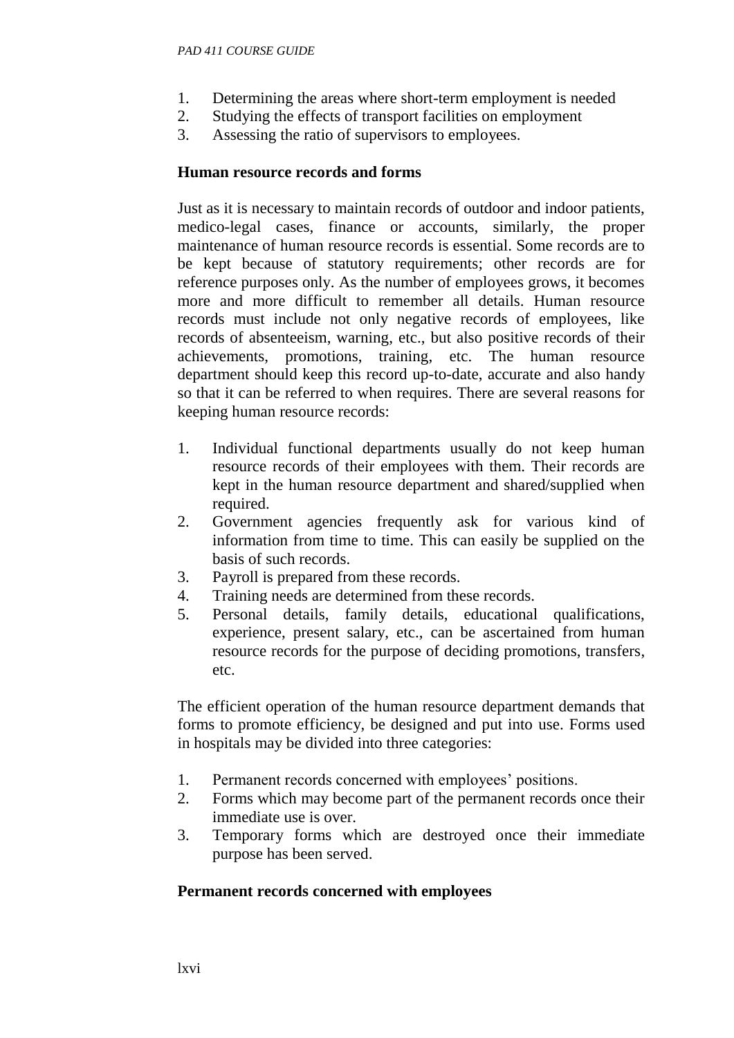1. Determining the areas where short-term employment is needed
2. Studying the effects of transport facilities on employment
3. Assessing the ratio of supervisors to employees.

**Human resource records and forms**

Just as it is necessary to maintain records of outdoor and indoor patients, medico-legal cases, finance or accounts, similarly, the proper maintenance of human resource records is essential. Some records are to be kept because of statutory requirements; other records are for reference purposes only. As the number of employees grows, it becomes more and more difficult to remember all details. Human resource records must include not only negative records of employees, like records of absenteeism, warning, etc., but also positive records of their achievements, promotions, training, etc. The human resource department should keep this record up-to-date, accurate and also handy so that it can be referred to when requires. There are several reasons for keeping human resource records:

1. Individual functional departments usually do not keep human resource records of their employees with them. Their records are kept in the human resource department and shared/supplied when required.
2. Government agencies frequently ask for various kind of information from time to time. This can easily be supplied on the basis of such records.
3. Payroll is prepared from these records.
4. Training needs are determined from these records.
5. Personal details, family details, educational qualifications, experience, present salary, etc., can be ascertained from human resource records for the purpose of deciding promotions, transfers, etc.

The efficient operation of the human resource department demands that forms to promote efficiency, be designed and put into use. Forms used in hospitals may be divided into three categories:

1. Permanent records concerned with employees' positions.
2. Forms which may become part of the permanent records once their immediate use is over.
3. Temporary forms which are destroyed once their immediate purpose has been served.

**Permanent records concerned with employees**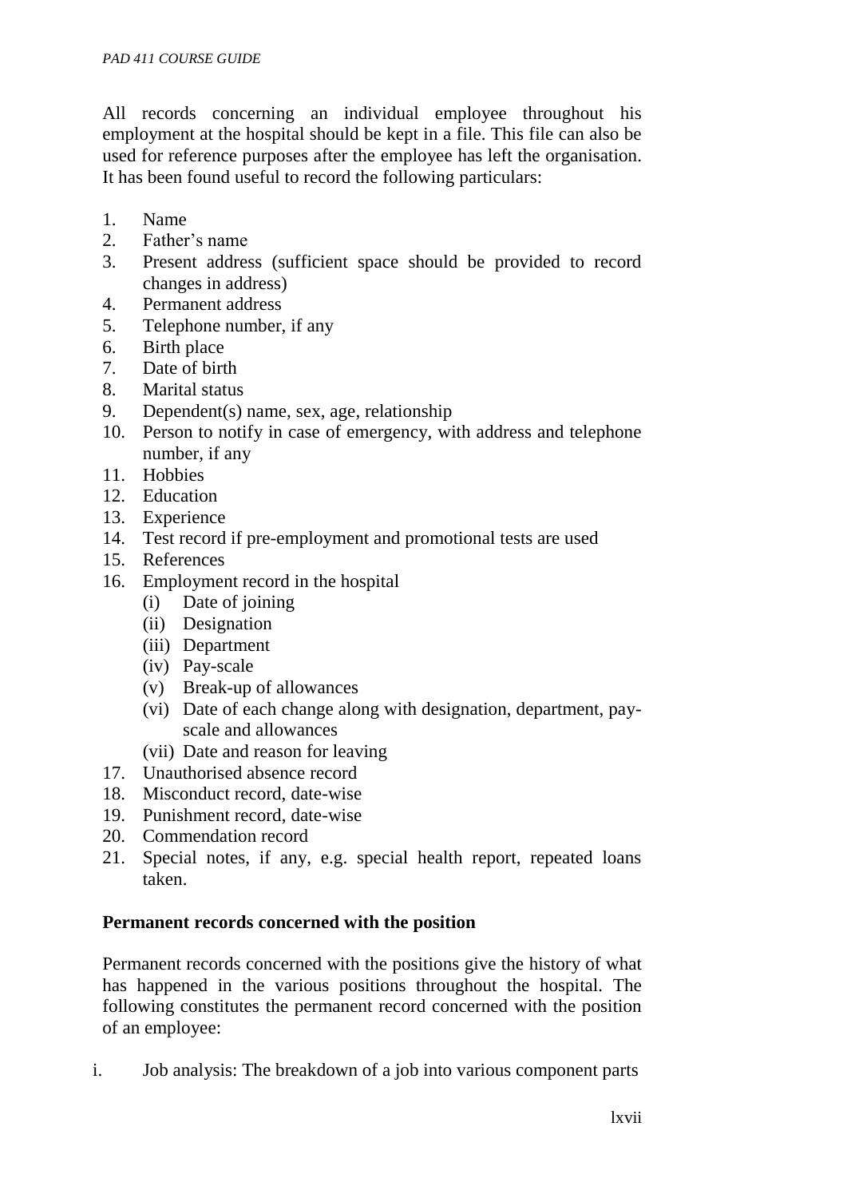All records concerning an individual employee throughout his employment at the hospital should be kept in a file. This file can also be used for reference purposes after the employee has left the organisation. It has been found useful to record the following particulars:

1. Name
2. Father's name
3. Present address (sufficient space should be provided to record changes in address)
4. Permanent address
5. Telephone number, if any
6. Birth place
7. Date of birth
8. Marital status
9. Dependent(s) name, sex, age, relationship
10. Person to notify in case of emergency, with address and telephone number, if any
11. Hobbies
12. Education
13. Experience
14. Test record if pre-employment and promotional tests are used
15. References
16. Employment record in the hospital
    (i) Date of joining
    (ii) Designation
    (iii) Department
    (iv) Pay-scale
    (v) Break-up of allowances
    (vi) Date of each change along with designation, department, pay-scale and allowances
    (vii) Date and reason for leaving
17. Unauthorised absence record
18. Misconduct record, date-wise
19. Punishment record, date-wise
20. Commendation record
21. Special notes, if any, e.g. special health report, repeated loans taken.

**Permanent records concerned with the position**

Permanent records concerned with the positions give the history of what has happened in the various positions throughout the hospital. The following constitutes the permanent record concerned with the position of an employee:

i. Job analysis: The breakdown of a job into various component parts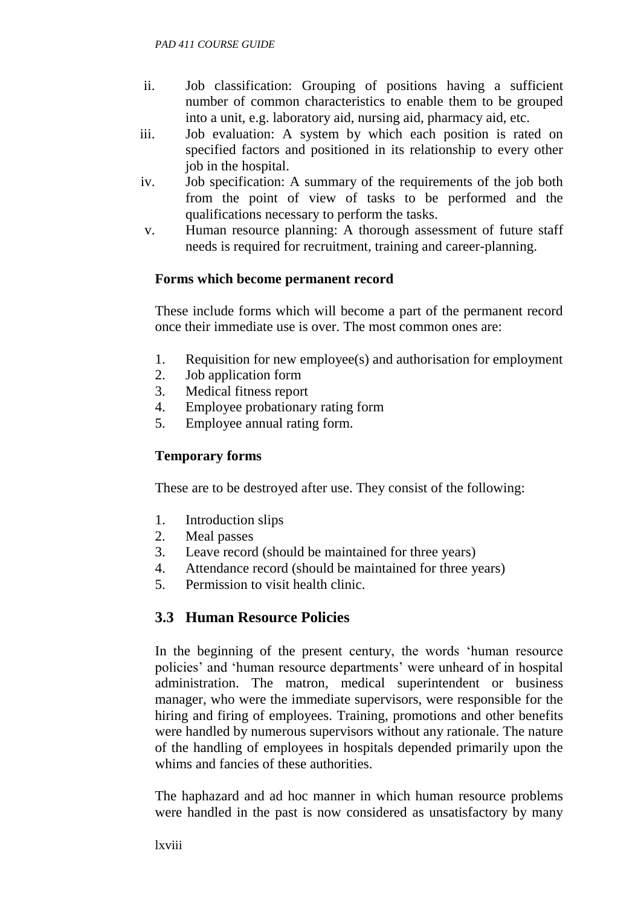ii. Job classification: Grouping of positions having a sufficient number of common characteristics to enable them to be grouped into a unit, e.g. laboratory aid, nursing aid, pharmacy aid, etc.

iii. Job evaluation: A system by which each position is rated on specified factors and positioned in its relationship to every other job in the hospital.

iv. Job specification: A summary of the requirements of the job both from the point of view of tasks to be performed and the qualifications necessary to perform the tasks.

v. Human resource planning: A thorough assessment of future staff needs is required for recruitment, training and career-planning.

**Forms which become permanent record**

These include forms which will become a part of the permanent record once their immediate use is over. The most common ones are:

1. Requisition for new employee(s) and authorisation for employment
2. Job application form
3. Medical fitness report
4. Employee probationary rating form
5. Employee annual rating form.

**Temporary forms**

These are to be destroyed after use. They consist of the following:

1. Introduction slips
2. Meal passes
3. Leave record (should be maintained for three years)
4. Attendance record (should be maintained for three years)
5. Permission to visit health clinic.

## 3.3 Human Resource Policies

In the beginning of the present century, the words 'human resource policies' and 'human resource departments' were unheard of in hospital administration. The matron, medical superintendent or business manager, who were the immediate supervisors, were responsible for the hiring and firing of employees. Training, promotions and other benefits were handled by numerous supervisors without any rationale. The nature of the handling of employees in hospitals depended primarily upon the whims and fancies of these authorities.

The haphazard and ad hoc manner in which human resource problems were handled in the past is now considered as unsatisfactory by many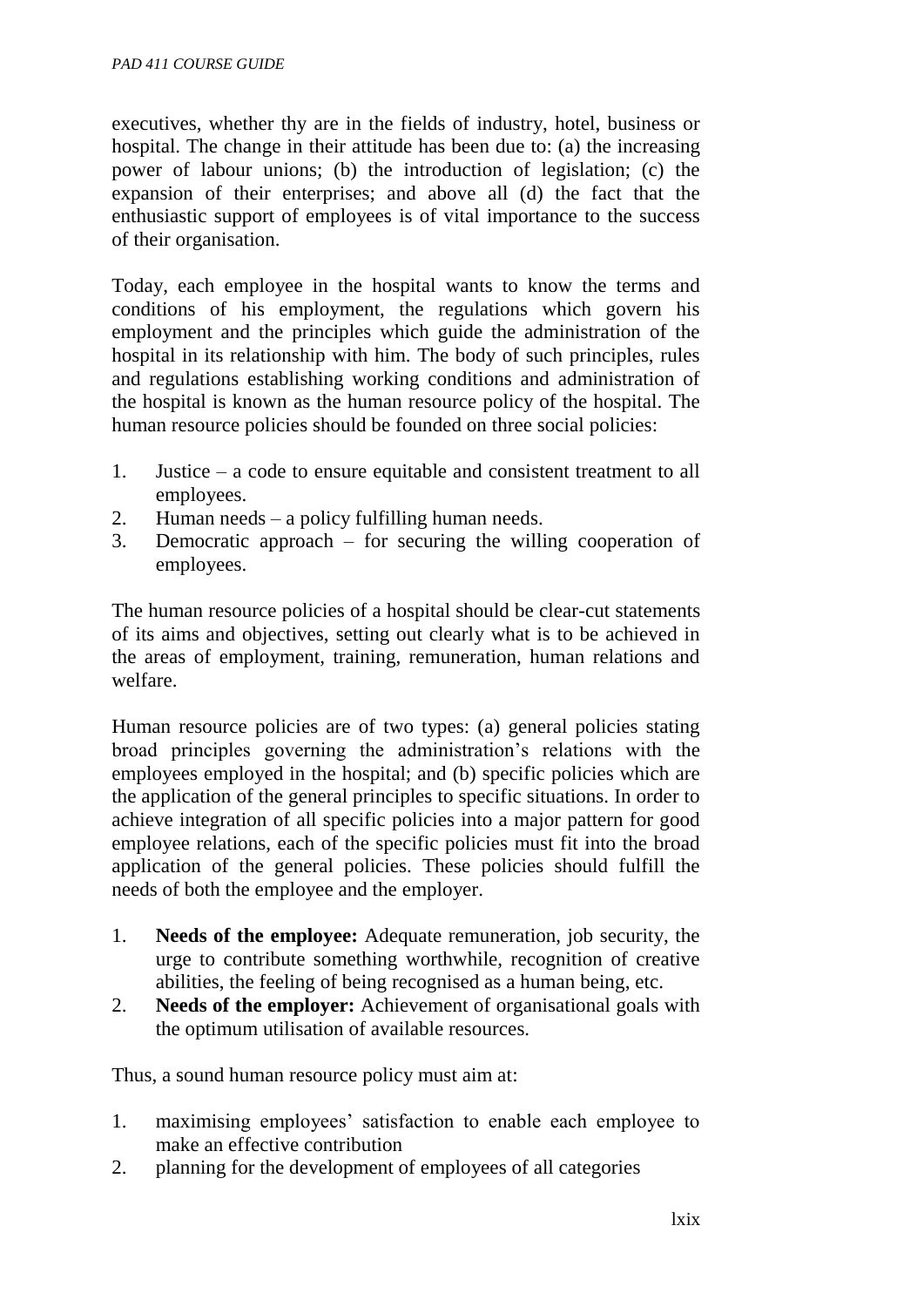executives, whether thy are in the fields of industry, hotel, business or hospital. The change in their attitude has been due to: (a) the increasing power of labour unions; (b) the introduction of legislation; (c) the expansion of their enterprises; and above all (d) the fact that the enthusiastic support of employees is of vital importance to the success of their organisation.

Today, each employee in the hospital wants to know the terms and conditions of his employment, the regulations which govern his employment and the principles which guide the administration of the hospital in its relationship with him. The body of such principles, rules and regulations establishing working conditions and administration of the hospital is known as the human resource policy of the hospital. The human resource policies should be founded on three social policies:

1. Justice – a code to ensure equitable and consistent treatment to all employees.
2. Human needs – a policy fulfilling human needs.
3. Democratic approach – for securing the willing cooperation of employees.

The human resource policies of a hospital should be clear-cut statements of its aims and objectives, setting out clearly what is to be achieved in the areas of employment, training, remuneration, human relations and welfare.

Human resource policies are of two types: (a) general policies stating broad principles governing the administration's relations with the employees employed in the hospital; and (b) specific policies which are the application of the general principles to specific situations. In order to achieve integration of all specific policies into a major pattern for good employee relations, each of the specific policies must fit into the broad application of the general policies. These policies should fulfill the needs of both the employee and the employer.

1. **Needs of the employee:** Adequate remuneration, job security, the urge to contribute something worthwhile, recognition of creative abilities, the feeling of being recognised as a human being, etc.
2. **Needs of the employer:** Achievement of organisational goals with the optimum utilisation of available resources.

Thus, a sound human resource policy must aim at:

1. maximising employees' satisfaction to enable each employee to make an effective contribution
2. planning for the development of employees of all categories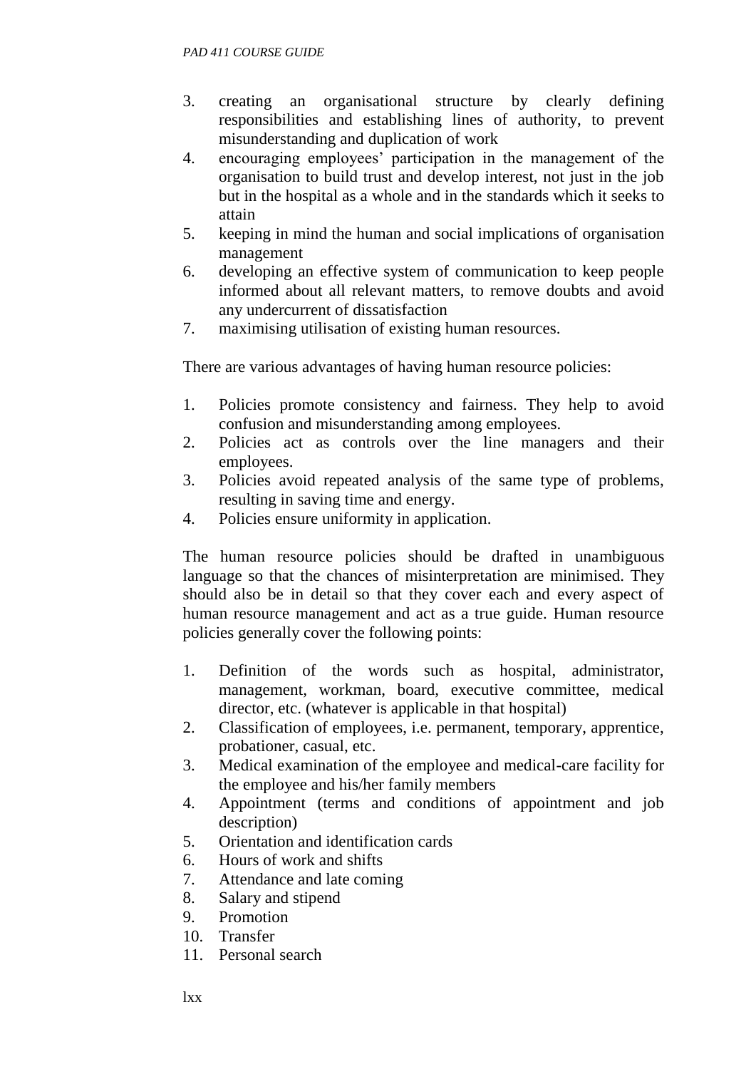3. creating an organisational structure by clearly defining responsibilities and establishing lines of authority, to prevent misunderstanding and duplication of work
4. encouraging employees' participation in the management of the organisation to build trust and develop interest, not just in the job but in the hospital as a whole and in the standards which it seeks to attain
5. keeping in mind the human and social implications of organisation management
6. developing an effective system of communication to keep people informed about all relevant matters, to remove doubts and avoid any undercurrent of dissatisfaction
7. maximising utilisation of existing human resources.

There are various advantages of having human resource policies:

1. Policies promote consistency and fairness. They help to avoid confusion and misunderstanding among employees.
2. Policies act as controls over the line managers and their employees.
3. Policies avoid repeated analysis of the same type of problems, resulting in saving time and energy.
4. Policies ensure uniformity in application.

The human resource policies should be drafted in unambiguous language so that the chances of misinterpretation are minimised. They should also be in detail so that they cover each and every aspect of human resource management and act as a true guide. Human resource policies generally cover the following points:

1. Definition of the words such as hospital, administrator, management, workman, board, executive committee, medical director, etc. (whatever is applicable in that hospital)
2. Classification of employees, i.e. permanent, temporary, apprentice, probationer, casual, etc.
3. Medical examination of the employee and medical-care facility for the employee and his/her family members
4. Appointment (terms and conditions of appointment and job description)
5. Orientation and identification cards
6. Hours of work and shifts
7. Attendance and late coming
8. Salary and stipend
9. Promotion
10. Transfer
11. Personal search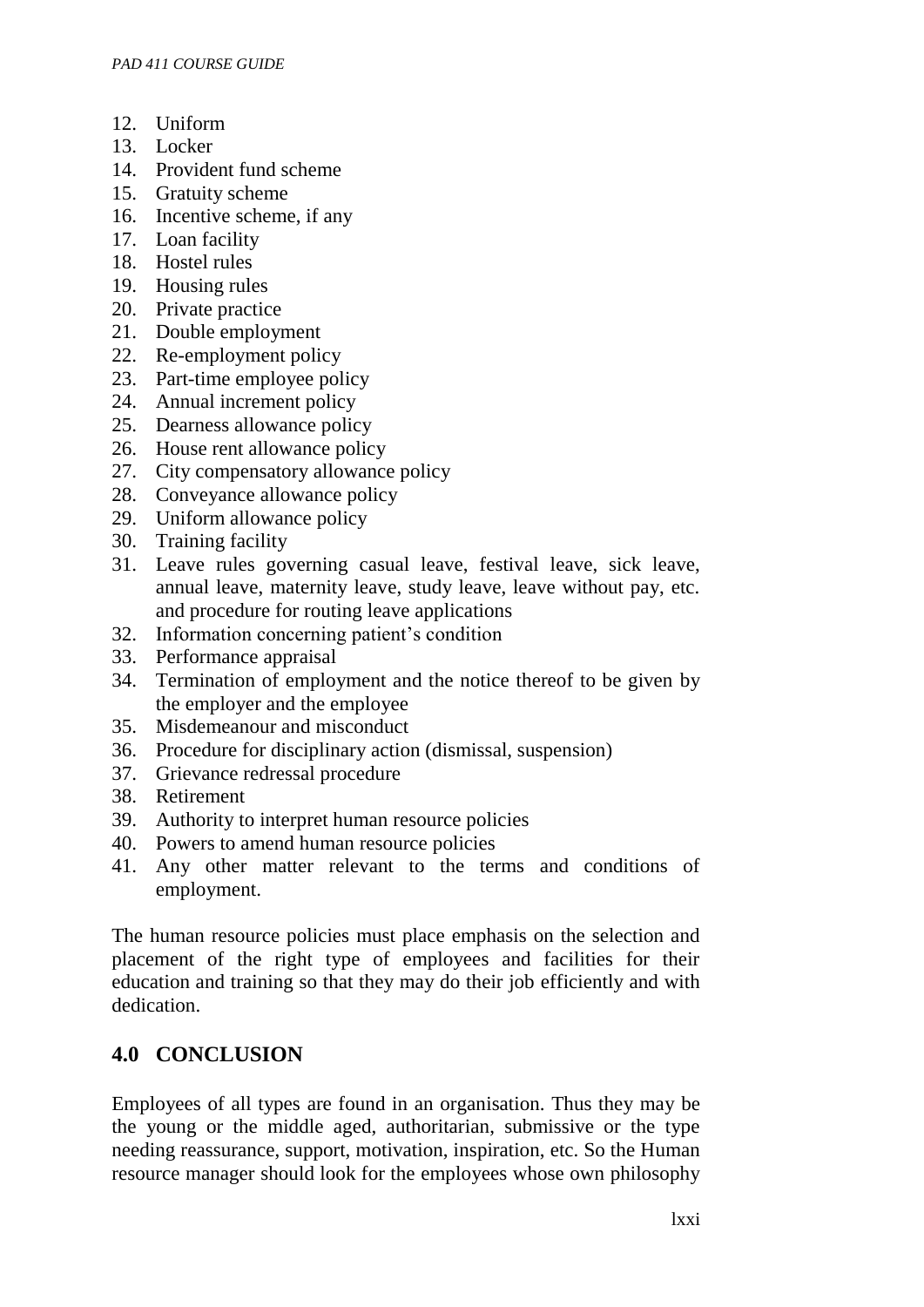12. Uniform
13. Locker
14. Provident fund scheme
15. Gratuity scheme
16. Incentive scheme, if any
17. Loan facility
18. Hostel rules
19. Housing rules
20. Private practice
21. Double employment
22. Re-employment policy
23. Part-time employee policy
24. Annual increment policy
25. Dearness allowance policy
26. House rent allowance policy
27. City compensatory allowance policy
28. Conveyance allowance policy
29. Uniform allowance policy
30. Training facility
31. Leave rules governing casual leave, festival leave, sick leave, annual leave, maternity leave, study leave, leave without pay, etc. and procedure for routing leave applications
32. Information concerning patient's condition
33. Performance appraisal
34. Termination of employment and the notice thereof to be given by the employer and the employee
35. Misdemeanour and misconduct
36. Procedure for disciplinary action (dismissal, suspension)
37. Grievance redressal procedure
38. Retirement
39. Authority to interpret human resource policies
40. Powers to amend human resource policies
41. Any other matter relevant to the terms and conditions of employment.

The human resource policies must place emphasis on the selection and placement of the right type of employees and facilities for their education and training so that they may do their job efficiently and with dedication.

## 4.0 CONCLUSION

Employees of all types are found in an organisation. Thus they may be the young or the middle aged, authoritarian, submissive or the type needing reassurance, support, motivation, inspiration, etc. So the Human resource manager should look for the employees whose own philosophy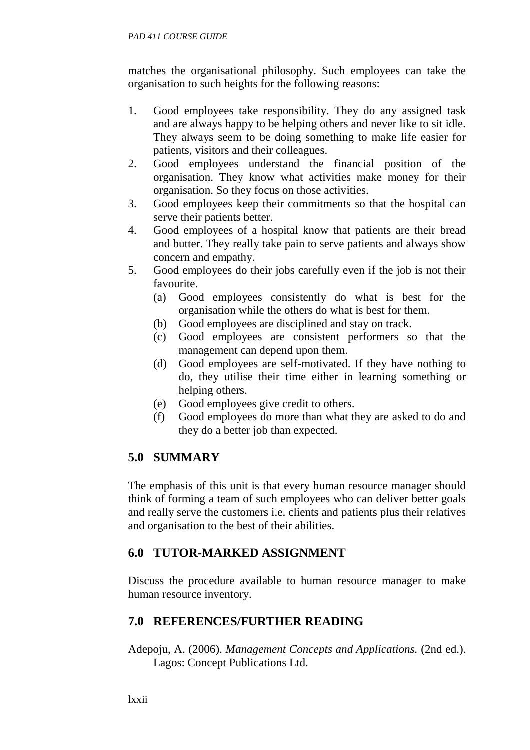matches the organisational philosophy. Such employees can take the organisation to such heights for the following reasons:

1. Good employees take responsibility. They do any assigned task and are always happy to be helping others and never like to sit idle. They always seem to be doing something to make life easier for patients, visitors and their colleagues.
2. Good employees understand the financial position of the organisation. They know what activities make money for their organisation. So they focus on those activities.
3. Good employees keep their commitments so that the hospital can serve their patients better.
4. Good employees of a hospital know that patients are their bread and butter. They really take pain to serve patients and always show concern and empathy.
5. Good employees do their jobs carefully even if the job is not their favourite.
   - (a) Good employees consistently do what is best for the organisation while the others do what is best for them.
   - (b) Good employees are disciplined and stay on track.
   - (c) Good employees are consistent performers so that the management can depend upon them.
   - (d) Good employees are self-motivated. If they have nothing to do, they utilise their time either in learning something or helping others.
   - (e) Good employees give credit to others.
   - (f) Good employees do more than what they are asked to do and they do a better job than expected.

## 5.0 SUMMARY

The emphasis of this unit is that every human resource manager should think of forming a team of such employees who can deliver better goals and really serve the customers i.e. clients and patients plus their relatives and organisation to the best of their abilities.

## 6.0 TUTOR-MARKED ASSIGNMENT

Discuss the procedure available to human resource manager to make human resource inventory.

## 7.0 REFERENCES/FURTHER READING

Adepoju, A. (2006). *Management Concepts and Applications.* (2nd ed.). Lagos: Concept Publications Ltd.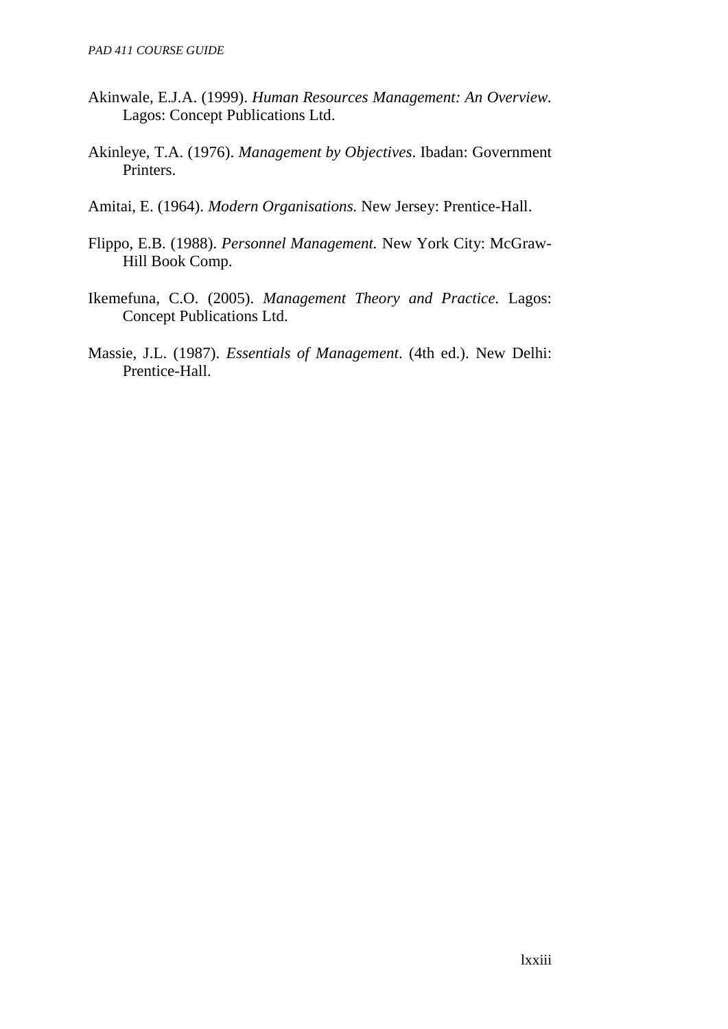Akinwale, E.J.A. (1999). *Human Resources Management: An Overview.* Lagos: Concept Publications Ltd.

Akinleye, T.A. (1976). *Management by Objectives*. Ibadan: Government Printers.

Amitai, E. (1964). *Modern Organisations.* New Jersey: Prentice-Hall.

Flippo, E.B. (1988). *Personnel Management.* New York City: McGraw-Hill Book Comp.

Ikemefuna, C.O. (2005). *Management Theory and Practice.* Lagos: Concept Publications Ltd.

Massie, J.L. (1987). *Essentials of Management*. (4th ed.). New Delhi: Prentice-Hall.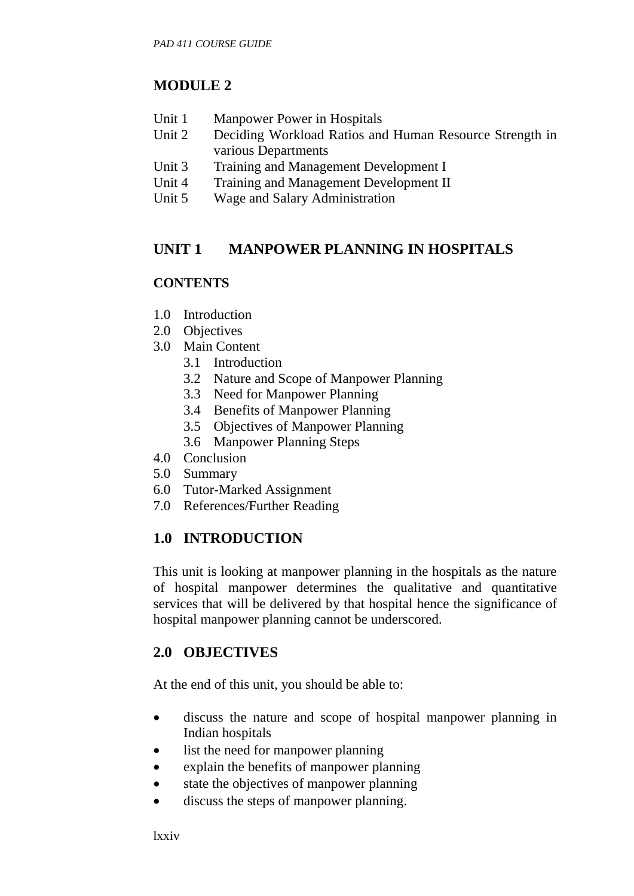## MODULE 2

Unit 1 Manpower Power in Hospitals
Unit 2 Deciding Workload Ratios and Human Resource Strength in various Departments
Unit 3 Training and Management Development I
Unit 4 Training and Management Development II
Unit 5 Wage and Salary Administration

## UNIT 1 MANPOWER PLANNING IN HOSPITALS

### CONTENTS

1.0 Introduction
2.0 Objectives
3.0 Main Content
    3.1 Introduction
    3.2 Nature and Scope of Manpower Planning
    3.3 Need for Manpower Planning
    3.4 Benefits of Manpower Planning
    3.5 Objectives of Manpower Planning
    3.6 Manpower Planning Steps
4.0 Conclusion
5.0 Summary
6.0 Tutor-Marked Assignment
7.0 References/Further Reading

### 1.0 INTRODUCTION

This unit is looking at manpower planning in the hospitals as the nature of hospital manpower determines the qualitative and quantitative services that will be delivered by that hospital hence the significance of hospital manpower planning cannot be underscored.

### 2.0 OBJECTIVES

At the end of this unit, you should be able to:

- discuss the nature and scope of hospital manpower planning in Indian hospitals
- list the need for manpower planning
- explain the benefits of manpower planning
- state the objectives of manpower planning
- discuss the steps of manpower planning.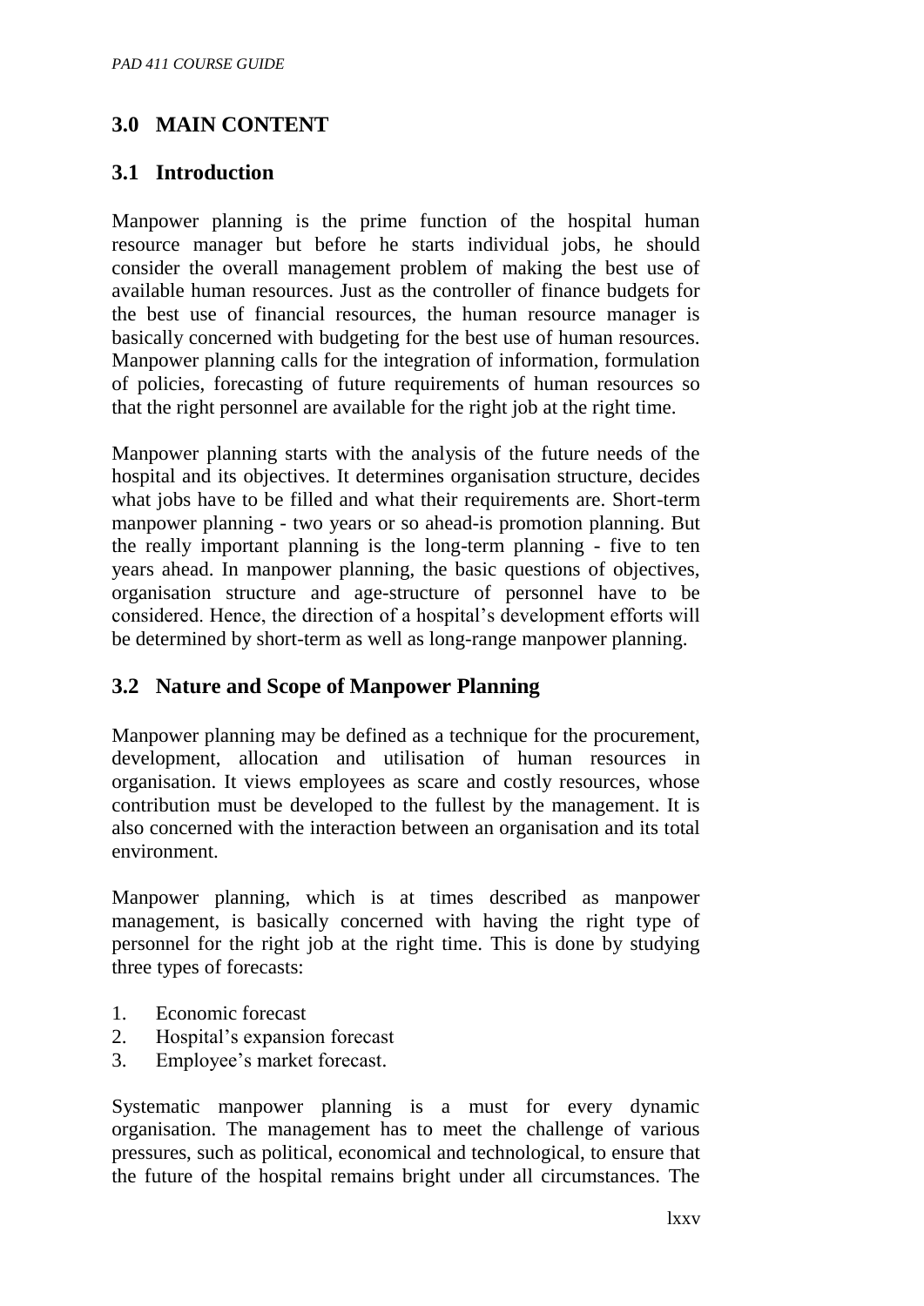## 3.0 MAIN CONTENT

### 3.1 Introduction

Manpower planning is the prime function of the hospital human resource manager but before he starts individual jobs, he should consider the overall management problem of making the best use of available human resources. Just as the controller of finance budgets for the best use of financial resources, the human resource manager is basically concerned with budgeting for the best use of human resources. Manpower planning calls for the integration of information, formulation of policies, forecasting of future requirements of human resources so that the right personnel are available for the right job at the right time.

Manpower planning starts with the analysis of the future needs of the hospital and its objectives. It determines organisation structure, decides what jobs have to be filled and what their requirements are. Short-term manpower planning - two years or so ahead-is promotion planning. But the really important planning is the long-term planning - five to ten years ahead. In manpower planning, the basic questions of objectives, organisation structure and age-structure of personnel have to be considered. Hence, the direction of a hospital's development efforts will be determined by short-term as well as long-range manpower planning.

### 3.2 Nature and Scope of Manpower Planning

Manpower planning may be defined as a technique for the procurement, development, allocation and utilisation of human resources in organisation. It views employees as scare and costly resources, whose contribution must be developed to the fullest by the management. It is also concerned with the interaction between an organisation and its total environment.

Manpower planning, which is at times described as manpower management, is basically concerned with having the right type of personnel for the right job at the right time. This is done by studying three types of forecasts:

1. Economic forecast
2. Hospital's expansion forecast
3. Employee's market forecast.

Systematic manpower planning is a must for every dynamic organisation. The management has to meet the challenge of various pressures, such as political, economical and technological, to ensure that the future of the hospital remains bright under all circumstances. The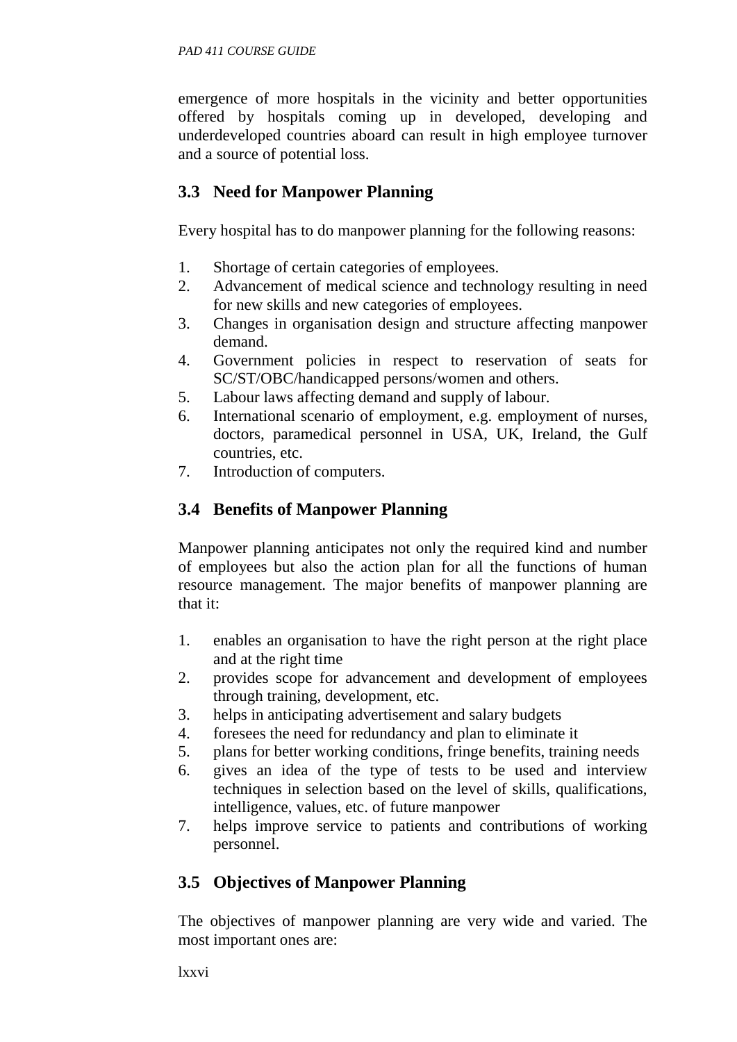emergence of more hospitals in the vicinity and better opportunities offered by hospitals coming up in developed, developing and underdeveloped countries aboard can result in high employee turnover and a source of potential loss.

## 3.3 Need for Manpower Planning

Every hospital has to do manpower planning for the following reasons:

1. Shortage of certain categories of employees.
2. Advancement of medical science and technology resulting in need for new skills and new categories of employees.
3. Changes in organisation design and structure affecting manpower demand.
4. Government policies in respect to reservation of seats for SC/ST/OBC/handicapped persons/women and others.
5. Labour laws affecting demand and supply of labour.
6. International scenario of employment, e.g. employment of nurses, doctors, paramedical personnel in USA, UK, Ireland, the Gulf countries, etc.
7. Introduction of computers.

## 3.4 Benefits of Manpower Planning

Manpower planning anticipates not only the required kind and number of employees but also the action plan for all the functions of human resource management. The major benefits of manpower planning are that it:

1. enables an organisation to have the right person at the right place and at the right time
2. provides scope for advancement and development of employees through training, development, etc.
3. helps in anticipating advertisement and salary budgets
4. foresees the need for redundancy and plan to eliminate it
5. plans for better working conditions, fringe benefits, training needs
6. gives an idea of the type of tests to be used and interview techniques in selection based on the level of skills, qualifications, intelligence, values, etc. of future manpower
7. helps improve service to patients and contributions of working personnel.

## 3.5 Objectives of Manpower Planning

The objectives of manpower planning are very wide and varied. The most important ones are: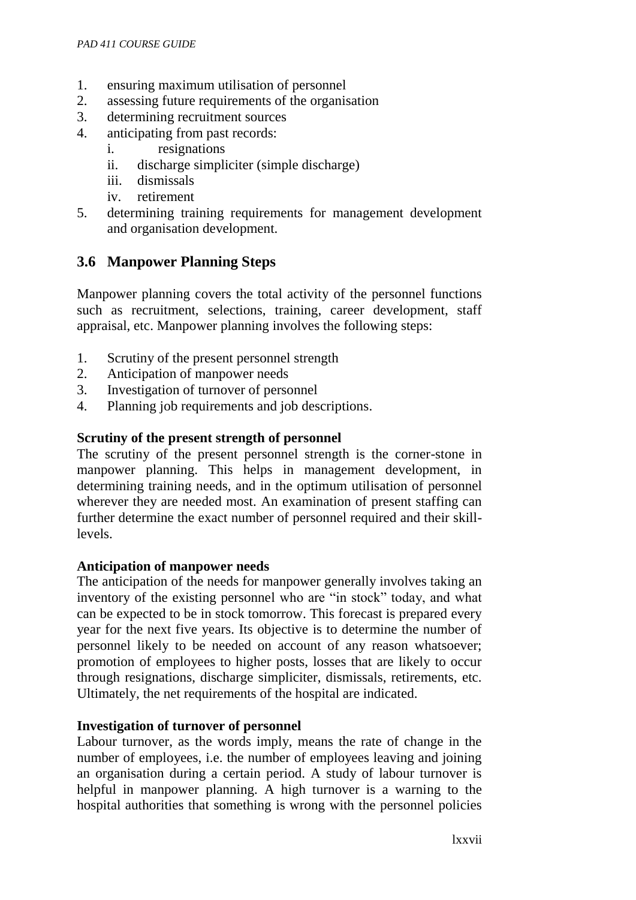1. ensuring maximum utilisation of personnel
2. assessing future requirements of the organisation
3. determining recruitment sources
4. anticipating from past records:
   i. resignations
   ii. discharge simpliciter (simple discharge)
   iii. dismissals
   iv. retirement
5. determining training requirements for management development and organisation development.

## 3.6 Manpower Planning Steps

Manpower planning covers the total activity of the personnel functions such as recruitment, selections, training, career development, staff appraisal, etc. Manpower planning involves the following steps:

1. Scrutiny of the present personnel strength
2. Anticipation of manpower needs
3. Investigation of turnover of personnel
4. Planning job requirements and job descriptions.

**Scrutiny of the present strength of personnel**

The scrutiny of the present personnel strength is the corner-stone in manpower planning. This helps in management development, in determining training needs, and in the optimum utilisation of personnel wherever they are needed most. An examination of present staffing can further determine the exact number of personnel required and their skill-levels.

**Anticipation of manpower needs**

The anticipation of the needs for manpower generally involves taking an inventory of the existing personnel who are "in stock" today, and what can be expected to be in stock tomorrow. This forecast is prepared every year for the next five years. Its objective is to determine the number of personnel likely to be needed on account of any reason whatsoever; promotion of employees to higher posts, losses that are likely to occur through resignations, discharge simpliciter, dismissals, retirements, etc. Ultimately, the net requirements of the hospital are indicated.

**Investigation of turnover of personnel**

Labour turnover, as the words imply, means the rate of change in the number of employees, i.e. the number of employees leaving and joining an organisation during a certain period. A study of labour turnover is helpful in manpower planning. A high turnover is a warning to the hospital authorities that something is wrong with the personnel policies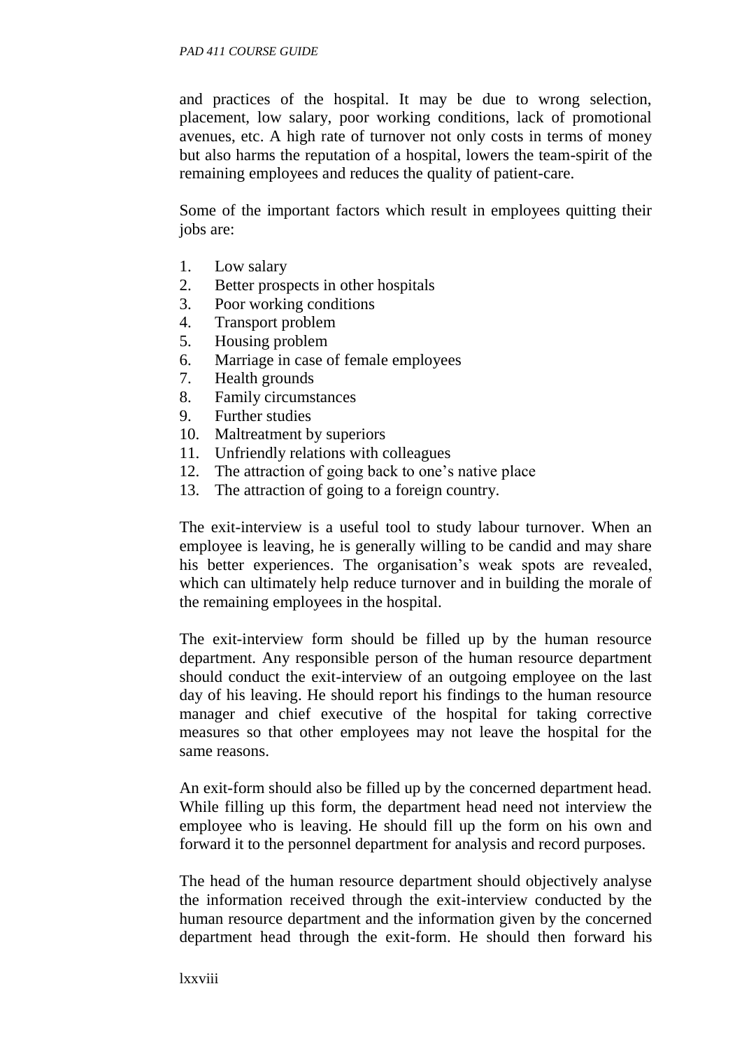and practices of the hospital. It may be due to wrong selection, placement, low salary, poor working conditions, lack of promotional avenues, etc. A high rate of turnover not only costs in terms of money but also harms the reputation of a hospital, lowers the team-spirit of the remaining employees and reduces the quality of patient-care.

Some of the important factors which result in employees quitting their jobs are:

1. Low salary
2. Better prospects in other hospitals
3. Poor working conditions
4. Transport problem
5. Housing problem
6. Marriage in case of female employees
7. Health grounds
8. Family circumstances
9. Further studies
10. Maltreatment by superiors
11. Unfriendly relations with colleagues
12. The attraction of going back to one's native place
13. The attraction of going to a foreign country.

The exit-interview is a useful tool to study labour turnover. When an employee is leaving, he is generally willing to be candid and may share his better experiences. The organisation's weak spots are revealed, which can ultimately help reduce turnover and in building the morale of the remaining employees in the hospital.

The exit-interview form should be filled up by the human resource department. Any responsible person of the human resource department should conduct the exit-interview of an outgoing employee on the last day of his leaving. He should report his findings to the human resource manager and chief executive of the hospital for taking corrective measures so that other employees may not leave the hospital for the same reasons.

An exit-form should also be filled up by the concerned department head. While filling up this form, the department head need not interview the employee who is leaving. He should fill up the form on his own and forward it to the personnel department for analysis and record purposes.

The head of the human resource department should objectively analyse the information received through the exit-interview conducted by the human resource department and the information given by the concerned department head through the exit-form. He should then forward his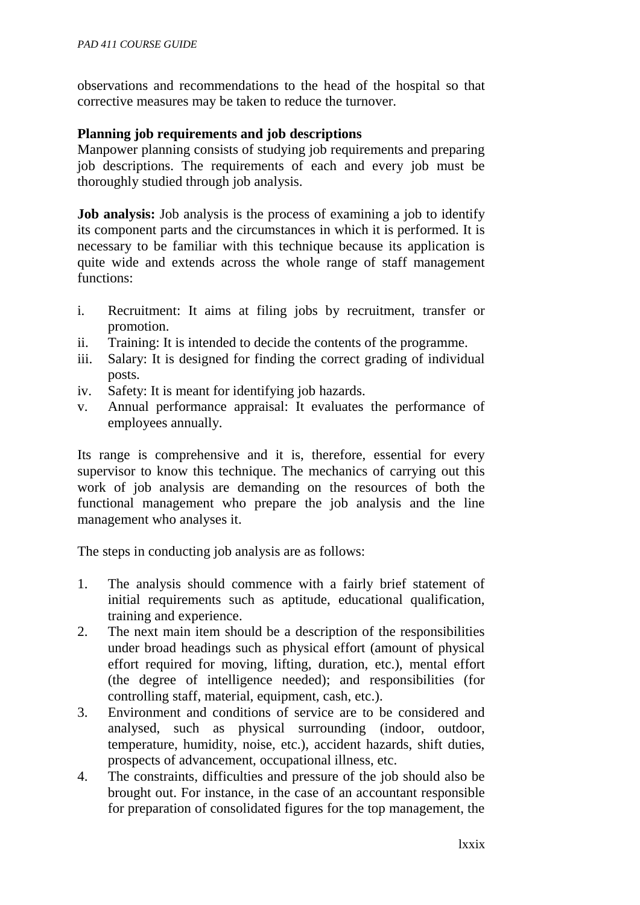observations and recommendations to the head of the hospital so that corrective measures may be taken to reduce the turnover.

**Planning job requirements and job descriptions**
Manpower planning consists of studying job requirements and preparing job descriptions. The requirements of each and every job must be thoroughly studied through job analysis.

**Job analysis:** Job analysis is the process of examining a job to identify its component parts and the circumstances in which it is performed. It is necessary to be familiar with this technique because its application is quite wide and extends across the whole range of staff management functions:

i. Recruitment: It aims at filing jobs by recruitment, transfer or promotion.
ii. Training: It is intended to decide the contents of the programme.
iii. Salary: It is designed for finding the correct grading of individual posts.
iv. Safety: It is meant for identifying job hazards.
v. Annual performance appraisal: It evaluates the performance of employees annually.

Its range is comprehensive and it is, therefore, essential for every supervisor to know this technique. The mechanics of carrying out this work of job analysis are demanding on the resources of both the functional management who prepare the job analysis and the line management who analyses it.

The steps in conducting job analysis are as follows:

1. The analysis should commence with a fairly brief statement of initial requirements such as aptitude, educational qualification, training and experience.
2. The next main item should be a description of the responsibilities under broad headings such as physical effort (amount of physical effort required for moving, lifting, duration, etc.), mental effort (the degree of intelligence needed); and responsibilities (for controlling staff, material, equipment, cash, etc.).
3. Environment and conditions of service are to be considered and analysed, such as physical surrounding (indoor, outdoor, temperature, humidity, noise, etc.), accident hazards, shift duties, prospects of advancement, occupational illness, etc.
4. The constraints, difficulties and pressure of the job should also be brought out. For instance, in the case of an accountant responsible for preparation of consolidated figures for the top management, the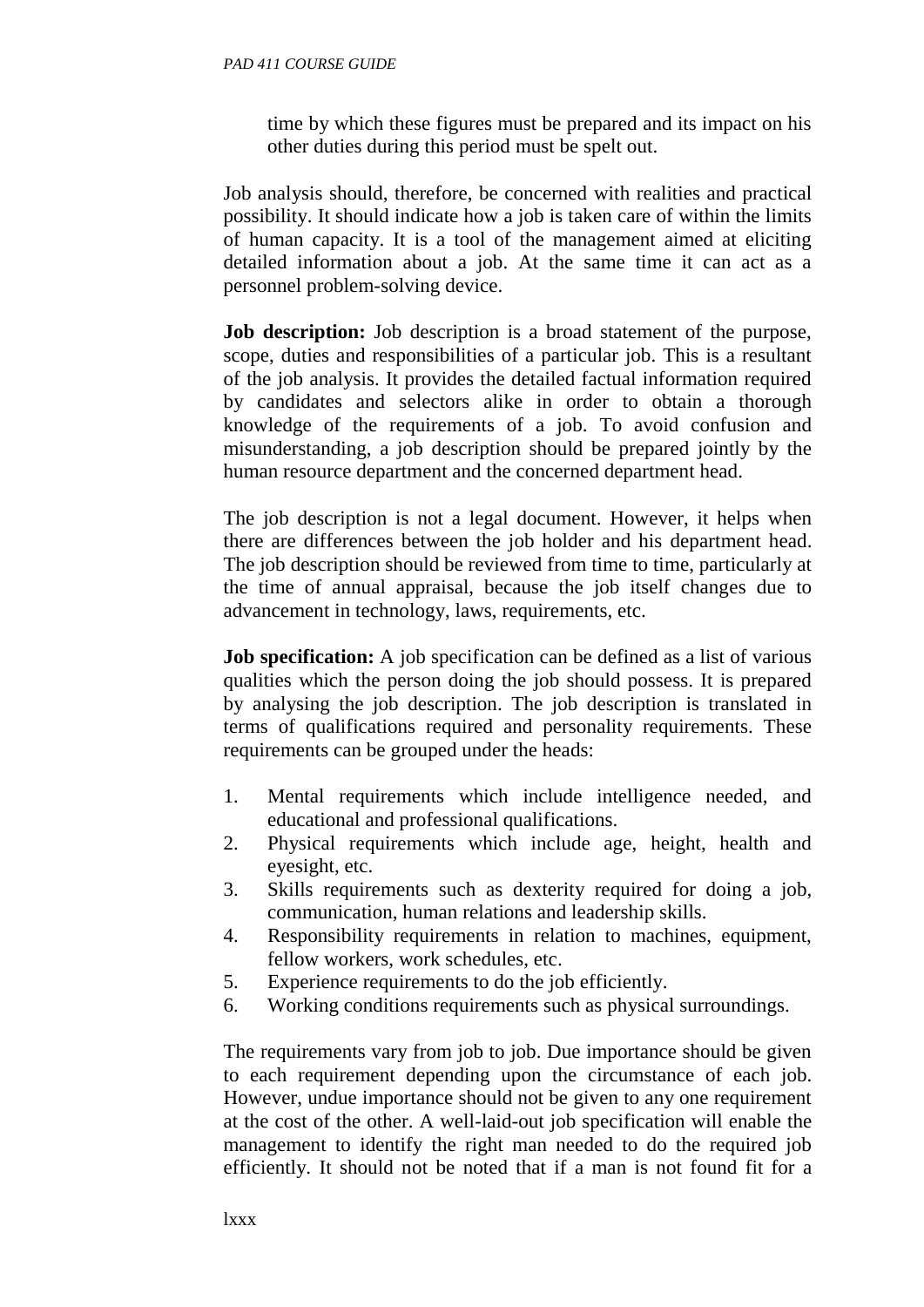time by which these figures must be prepared and its impact on his other duties during this period must be spelt out.

Job analysis should, therefore, be concerned with realities and practical possibility. It should indicate how a job is taken care of within the limits of human capacity. It is a tool of the management aimed at eliciting detailed information about a job. At the same time it can act as a personnel problem-solving device.

**Job description:** Job description is a broad statement of the purpose, scope, duties and responsibilities of a particular job. This is a resultant of the job analysis. It provides the detailed factual information required by candidates and selectors alike in order to obtain a thorough knowledge of the requirements of a job. To avoid confusion and misunderstanding, a job description should be prepared jointly by the human resource department and the concerned department head.

The job description is not a legal document. However, it helps when there are differences between the job holder and his department head. The job description should be reviewed from time to time, particularly at the time of annual appraisal, because the job itself changes due to advancement in technology, laws, requirements, etc.

**Job specification:** A job specification can be defined as a list of various qualities which the person doing the job should possess. It is prepared by analysing the job description. The job description is translated in terms of qualifications required and personality requirements. These requirements can be grouped under the heads:

1. Mental requirements which include intelligence needed, and educational and professional qualifications.
2. Physical requirements which include age, height, health and eyesight, etc.
3. Skills requirements such as dexterity required for doing a job, communication, human relations and leadership skills.
4. Responsibility requirements in relation to machines, equipment, fellow workers, work schedules, etc.
5. Experience requirements to do the job efficiently.
6. Working conditions requirements such as physical surroundings.

The requirements vary from job to job. Due importance should be given to each requirement depending upon the circumstance of each job. However, undue importance should not be given to any one requirement at the cost of the other. A well-laid-out job specification will enable the management to identify the right man needed to do the required job efficiently. It should not be noted that if a man is not found fit for a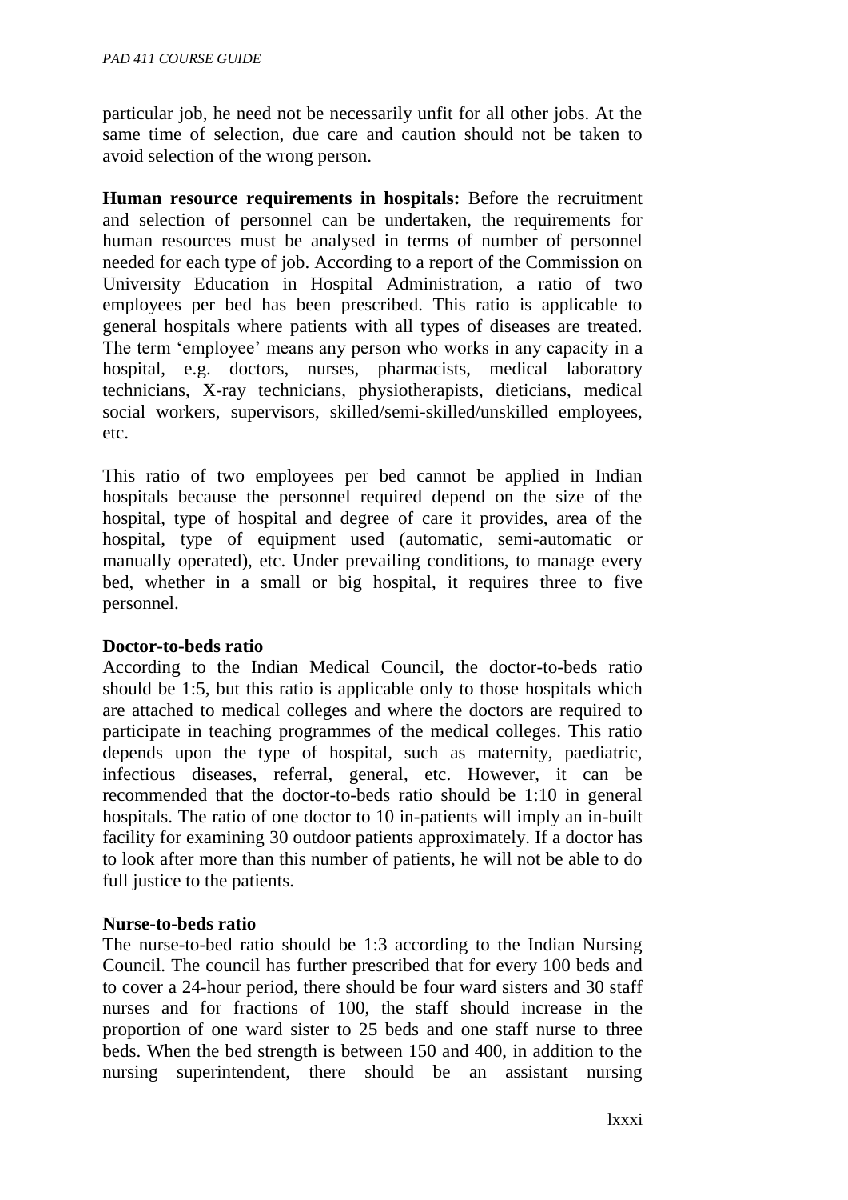particular job, he need not be necessarily unfit for all other jobs. At the same time of selection, due care and caution should not be taken to avoid selection of the wrong person.

**Human resource requirements in hospitals:** Before the recruitment and selection of personnel can be undertaken, the requirements for human resources must be analysed in terms of number of personnel needed for each type of job. According to a report of the Commission on University Education in Hospital Administration, a ratio of two employees per bed has been prescribed. This ratio is applicable to general hospitals where patients with all types of diseases are treated. The term 'employee' means any person who works in any capacity in a hospital, e.g. doctors, nurses, pharmacists, medical laboratory technicians, X-ray technicians, physiotherapists, dieticians, medical social workers, supervisors, skilled/semi-skilled/unskilled employees, etc.

This ratio of two employees per bed cannot be applied in Indian hospitals because the personnel required depend on the size of the hospital, type of hospital and degree of care it provides, area of the hospital, type of equipment used (automatic, semi-automatic or manually operated), etc. Under prevailing conditions, to manage every bed, whether in a small or big hospital, it requires three to five personnel.

**Doctor-to-beds ratio**

According to the Indian Medical Council, the doctor-to-beds ratio should be 1:5, but this ratio is applicable only to those hospitals which are attached to medical colleges and where the doctors are required to participate in teaching programmes of the medical colleges. This ratio depends upon the type of hospital, such as maternity, paediatric, infectious diseases, referral, general, etc. However, it can be recommended that the doctor-to-beds ratio should be 1:10 in general hospitals. The ratio of one doctor to 10 in-patients will imply an in-built facility for examining 30 outdoor patients approximately. If a doctor has to look after more than this number of patients, he will not be able to do full justice to the patients.

**Nurse-to-beds ratio**

The nurse-to-bed ratio should be 1:3 according to the Indian Nursing Council. The council has further prescribed that for every 100 beds and to cover a 24-hour period, there should be four ward sisters and 30 staff nurses and for fractions of 100, the staff should increase in the proportion of one ward sister to 25 beds and one staff nurse to three beds. When the bed strength is between 150 and 400, in addition to the nursing superintendent, there should be an assistant nursing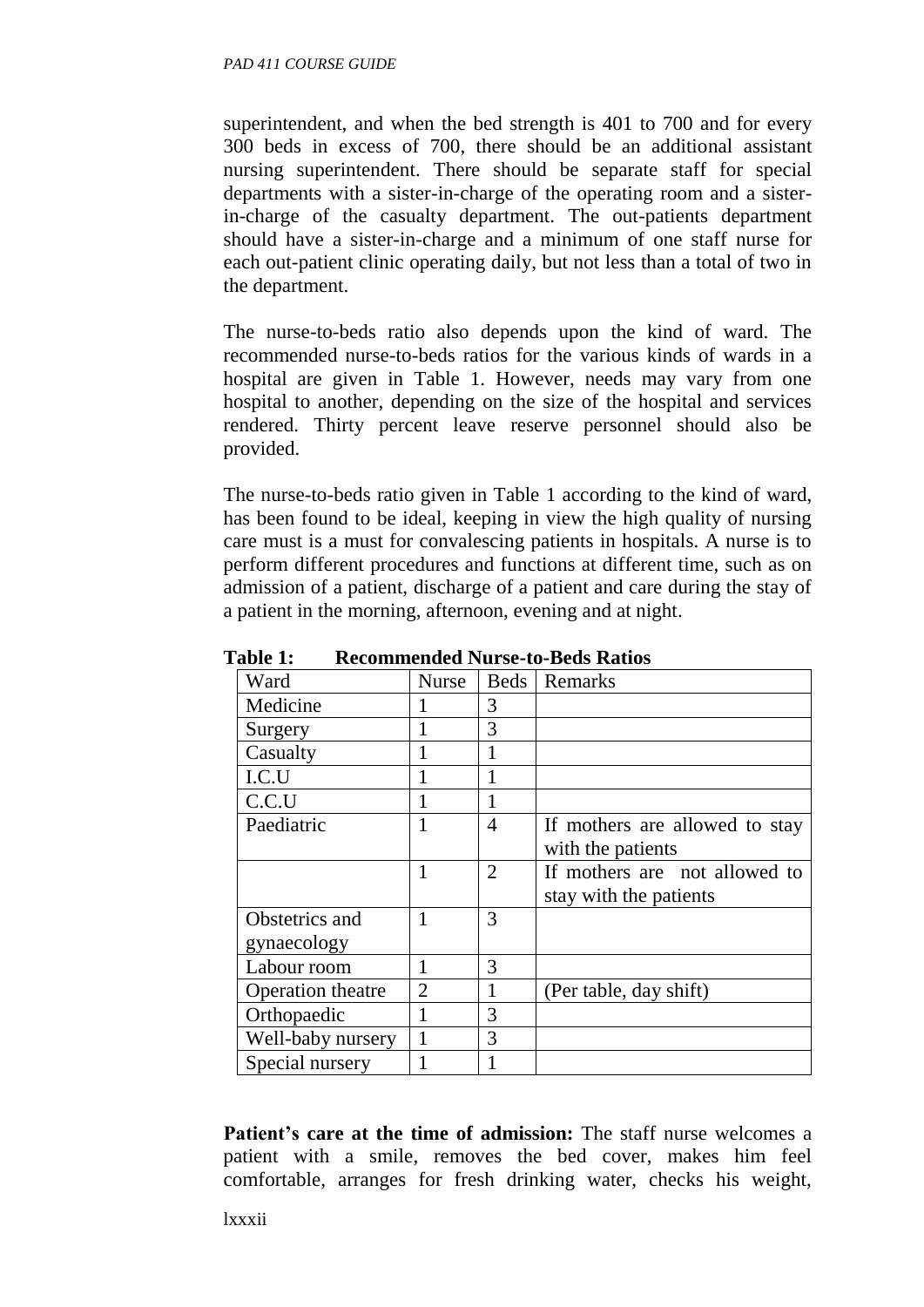superintendent, and when the bed strength is 401 to 700 and for every 300 beds in excess of 700, there should be an additional assistant nursing superintendent. There should be separate staff for special departments with a sister-in-charge of the operating room and a sister-in-charge of the casualty department. The out-patients department should have a sister-in-charge and a minimum of one staff nurse for each out-patient clinic operating daily, but not less than a total of two in the department.

The nurse-to-beds ratio also depends upon the kind of ward. The recommended nurse-to-beds ratios for the various kinds of wards in a hospital are given in Table 1. However, needs may vary from one hospital to another, depending on the size of the hospital and services rendered. Thirty percent leave reserve personnel should also be provided.

The nurse-to-beds ratio given in Table 1 according to the kind of ward, has been found to be ideal, keeping in view the high quality of nursing care must is a must for convalescing patients in hospitals. A nurse is to perform different procedures and functions at different time, such as on admission of a patient, discharge of a patient and care during the stay of a patient in the morning, afternoon, evening and at night.

**Table 1: Recommended Nurse-to-Beds Ratios**

| Ward | Nurse | Beds | Remarks |
|---|---|---|---|
| Medicine | 1 | 3 | |
| Surgery | 1 | 3 | |
| Casualty | 1 | 1 | |
| I.C.U | 1 | 1 | |
| C.C.U | 1 | 1 | |
| Paediatric | 1 | 4 | If mothers are allowed to stay with the patients |
| | 1 | 2 | If mothers are not allowed to stay with the patients |
| Obstetrics and gynaecology | 1 | 3 | |
| Labour room | 1 | 3 | |
| Operation theatre | 2 | 1 | (Per table, day shift) |
| Orthopaedic | 1 | 3 | |
| Well-baby nursery | 1 | 3 | |
| Special nursery | 1 | 1 | |

**Patient's care at the time of admission:** The staff nurse welcomes a patient with a smile, removes the bed cover, makes him feel comfortable, arranges for fresh drinking water, checks his weight,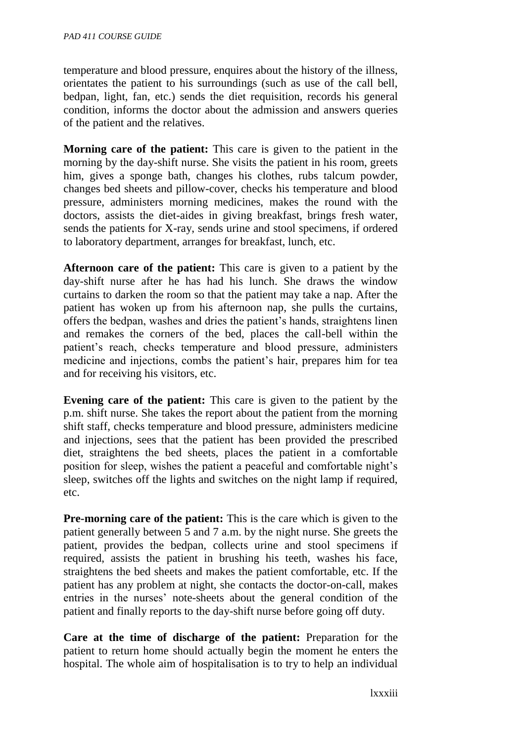temperature and blood pressure, enquires about the history of the illness, orientates the patient to his surroundings (such as use of the call bell, bedpan, light, fan, etc.) sends the diet requisition, records his general condition, informs the doctor about the admission and answers queries of the patient and the relatives.

**Morning care of the patient:** This care is given to the patient in the morning by the day-shift nurse. She visits the patient in his room, greets him, gives a sponge bath, changes his clothes, rubs talcum powder, changes bed sheets and pillow-cover, checks his temperature and blood pressure, administers morning medicines, makes the round with the doctors, assists the diet-aides in giving breakfast, brings fresh water, sends the patients for X-ray, sends urine and stool specimens, if ordered to laboratory department, arranges for breakfast, lunch, etc.

**Afternoon care of the patient:** This care is given to a patient by the day-shift nurse after he has had his lunch. She draws the window curtains to darken the room so that the patient may take a nap. After the patient has woken up from his afternoon nap, she pulls the curtains, offers the bedpan, washes and dries the patient's hands, straightens linen and remakes the corners of the bed, places the call-bell within the patient's reach, checks temperature and blood pressure, administers medicine and injections, combs the patient's hair, prepares him for tea and for receiving his visitors, etc.

**Evening care of the patient:** This care is given to the patient by the p.m. shift nurse. She takes the report about the patient from the morning shift staff, checks temperature and blood pressure, administers medicine and injections, sees that the patient has been provided the prescribed diet, straightens the bed sheets, places the patient in a comfortable position for sleep, wishes the patient a peaceful and comfortable night's sleep, switches off the lights and switches on the night lamp if required, etc.

**Pre-morning care of the patient:** This is the care which is given to the patient generally between 5 and 7 a.m. by the night nurse. She greets the patient, provides the bedpan, collects urine and stool specimens if required, assists the patient in brushing his teeth, washes his face, straightens the bed sheets and makes the patient comfortable, etc. If the patient has any problem at night, she contacts the doctor-on-call, makes entries in the nurses' note-sheets about the general condition of the patient and finally reports to the day-shift nurse before going off duty.

**Care at the time of discharge of the patient:** Preparation for the patient to return home should actually begin the moment he enters the hospital. The whole aim of hospitalisation is to try to help an individual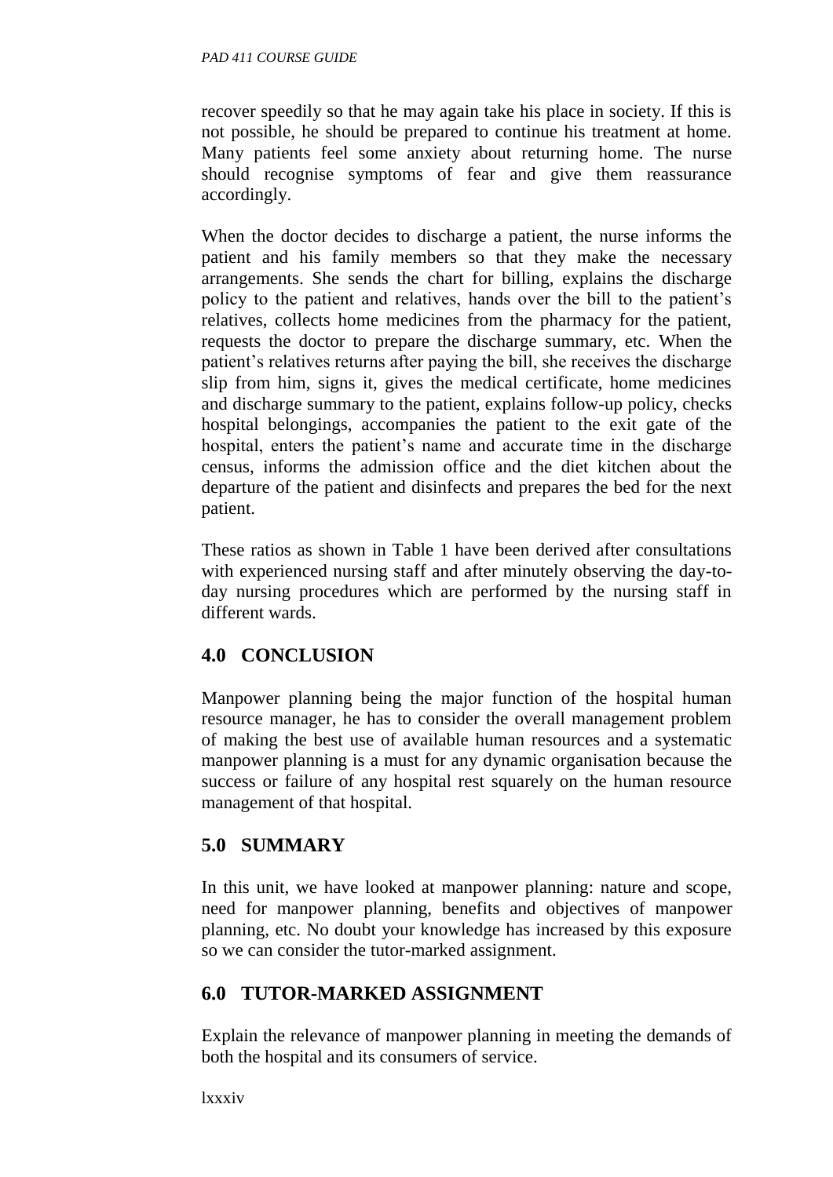recover speedily so that he may again take his place in society. If this is not possible, he should be prepared to continue his treatment at home. Many patients feel some anxiety about returning home. The nurse should recognise symptoms of fear and give them reassurance accordingly.

When the doctor decides to discharge a patient, the nurse informs the patient and his family members so that they make the necessary arrangements. She sends the chart for billing, explains the discharge policy to the patient and relatives, hands over the bill to the patient's relatives, collects home medicines from the pharmacy for the patient, requests the doctor to prepare the discharge summary, etc. When the patient's relatives returns after paying the bill, she receives the discharge slip from him, signs it, gives the medical certificate, home medicines and discharge summary to the patient, explains follow-up policy, checks hospital belongings, accompanies the patient to the exit gate of the hospital, enters the patient's name and accurate time in the discharge census, informs the admission office and the diet kitchen about the departure of the patient and disinfects and prepares the bed for the next patient.

These ratios as shown in Table 1 have been derived after consultations with experienced nursing staff and after minutely observing the day-to-day nursing procedures which are performed by the nursing staff in different wards.

## 4.0 CONCLUSION

Manpower planning being the major function of the hospital human resource manager, he has to consider the overall management problem of making the best use of available human resources and a systematic manpower planning is a must for any dynamic organisation because the success or failure of any hospital rest squarely on the human resource management of that hospital.

## 5.0 SUMMARY

In this unit, we have looked at manpower planning: nature and scope, need for manpower planning, benefits and objectives of manpower planning, etc. No doubt your knowledge has increased by this exposure so we can consider the tutor-marked assignment.

## 6.0 TUTOR-MARKED ASSIGNMENT

Explain the relevance of manpower planning in meeting the demands of both the hospital and its consumers of service.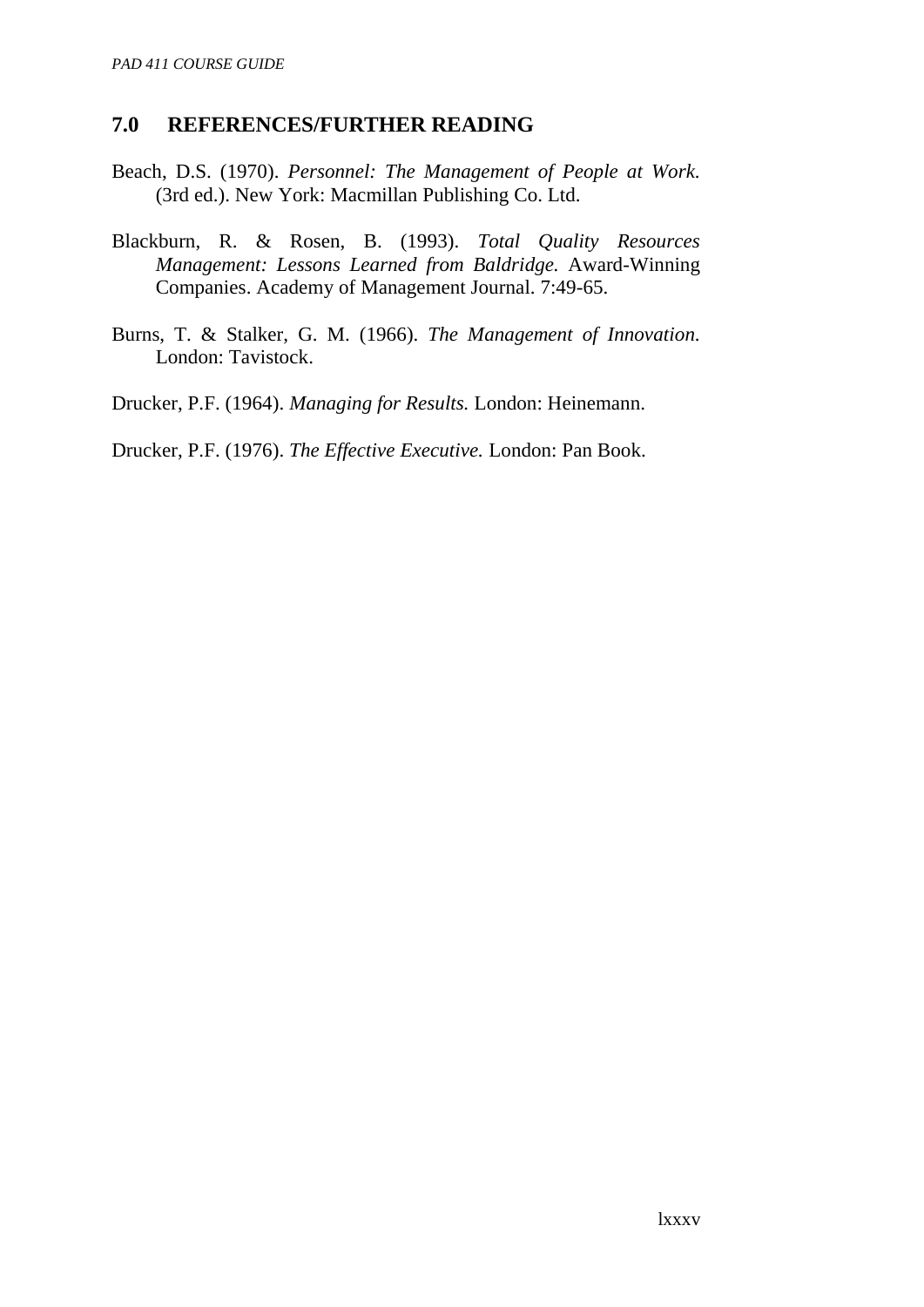## 7.0 REFERENCES/FURTHER READING

Beach, D.S. (1970). *Personnel: The Management of People at Work.* (3rd ed.). New York: Macmillan Publishing Co. Ltd.

Blackburn, R. & Rosen, B. (1993). *Total Quality Resources Management: Lessons Learned from Baldridge.* Award-Winning Companies. Academy of Management Journal. 7:49-65.

Burns, T. & Stalker, G. M. (1966). *The Management of Innovation.* London: Tavistock.

Drucker, P.F. (1964). *Managing for Results.* London: Heinemann.

Drucker, P.F. (1976). *The Effective Executive.* London: Pan Book.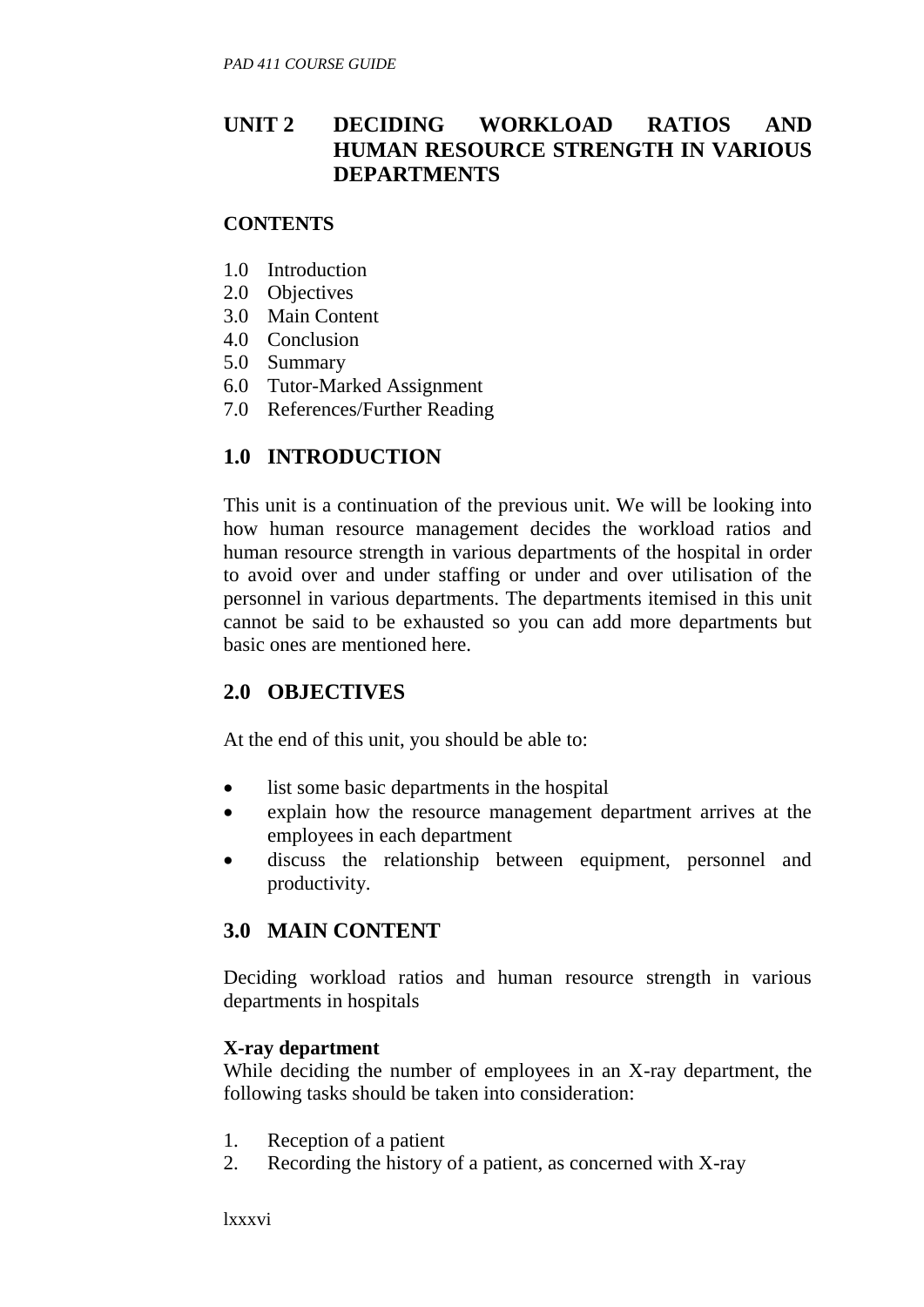## UNIT 2 DECIDING WORKLOAD RATIOS AND HUMAN RESOURCE STRENGTH IN VARIOUS DEPARTMENTS

**CONTENTS**

1.0 Introduction
2.0 Objectives
3.0 Main Content
4.0 Conclusion
5.0 Summary
6.0 Tutor-Marked Assignment
7.0 References/Further Reading

## 1.0 INTRODUCTION

This unit is a continuation of the previous unit. We will be looking into how human resource management decides the workload ratios and human resource strength in various departments of the hospital in order to avoid over and under staffing or under and over utilisation of the personnel in various departments. The departments itemised in this unit cannot be said to be exhausted so you can add more departments but basic ones are mentioned here.

## 2.0 OBJECTIVES

At the end of this unit, you should be able to:

- list some basic departments in the hospital
- explain how the resource management department arrives at the employees in each department
- discuss the relationship between equipment, personnel and productivity.

## 3.0 MAIN CONTENT

Deciding workload ratios and human resource strength in various departments in hospitals

**X-ray department**
While deciding the number of employees in an X-ray department, the following tasks should be taken into consideration:

1. Reception of a patient
2. Recording the history of a patient, as concerned with X-ray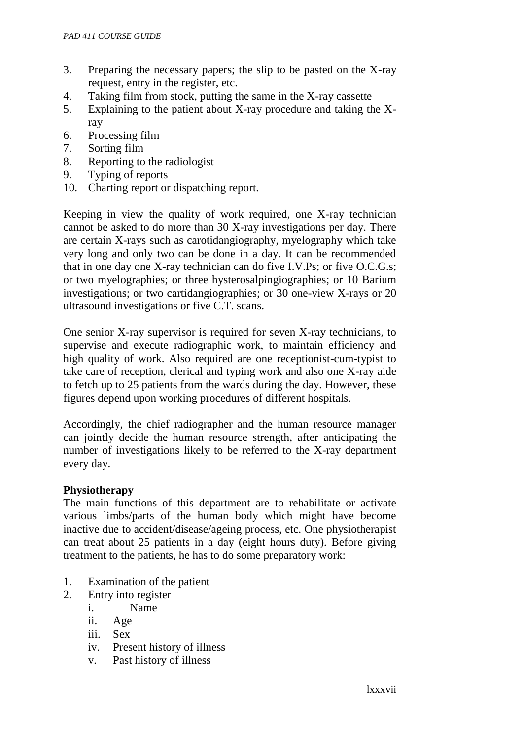3. Preparing the necessary papers; the slip to be pasted on the X-ray request, entry in the register, etc.
4. Taking film from stock, putting the same in the X-ray cassette
5. Explaining to the patient about X-ray procedure and taking the X-ray
6. Processing film
7. Sorting film
8. Reporting to the radiologist
9. Typing of reports
10. Charting report or dispatching report.

Keeping in view the quality of work required, one X-ray technician cannot be asked to do more than 30 X-ray investigations per day. There are certain X-rays such as carotidangiography, myelography which take very long and only two can be done in a day. It can be recommended that in one day one X-ray technician can do five I.V.Ps; or five O.C.G.s; or two myelographies; or three hysterosalpingiographies; or 10 Barium investigations; or two cartidangiographies; or 30 one-view X-rays or 20 ultrasound investigations or five C.T. scans.

One senior X-ray supervisor is required for seven X-ray technicians, to supervise and execute radiographic work, to maintain efficiency and high quality of work. Also required are one receptionist-cum-typist to take care of reception, clerical and typing work and also one X-ray aide to fetch up to 25 patients from the wards during the day. However, these figures depend upon working procedures of different hospitals.

Accordingly, the chief radiographer and the human resource manager can jointly decide the human resource strength, after anticipating the number of investigations likely to be referred to the X-ray department every day.

**Physiotherapy**

The main functions of this department are to rehabilitate or activate various limbs/parts of the human body which might have become inactive due to accident/disease/ageing process, etc. One physiotherapist can treat about 25 patients in a day (eight hours duty). Before giving treatment to the patients, he has to do some preparatory work:

1. Examination of the patient
2. Entry into register
   i. Name
   ii. Age
   iii. Sex
   iv. Present history of illness
   v. Past history of illness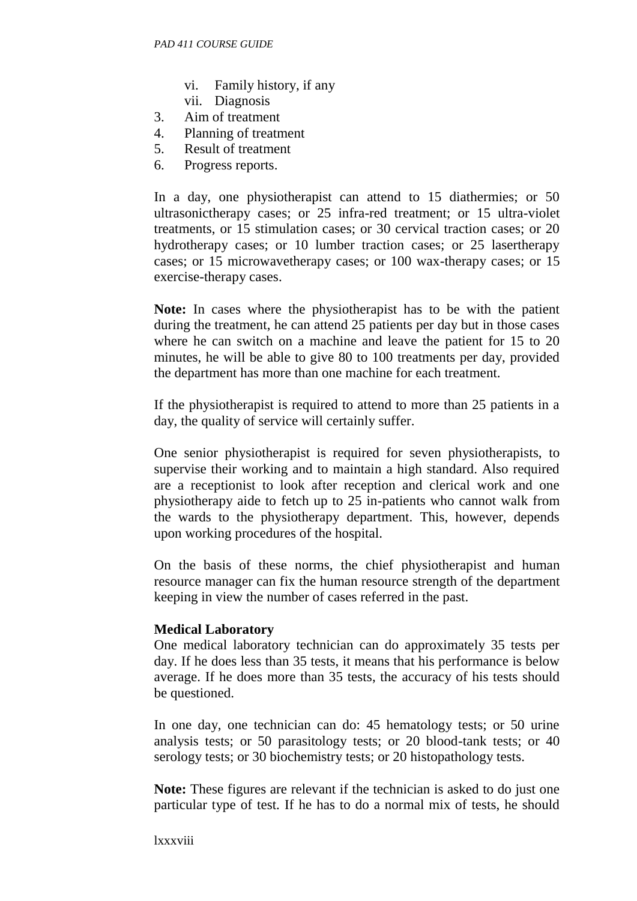vi. Family history, if any
   vii. Diagnosis
3. Aim of treatment
4. Planning of treatment
5. Result of treatment
6. Progress reports.

In a day, one physiotherapist can attend to 15 diathermies; or 50 ultrasonictherapy cases; or 25 infra-red treatment; or 15 ultra-violet treatments, or 15 stimulation cases; or 30 cervical traction cases; or 20 hydrotherapy cases; or 10 lumber traction cases; or 25 lasertherapy cases; or 15 microwavetherapy cases; or 100 wax-therapy cases; or 15 exercise-therapy cases.

**Note:** In cases where the physiotherapist has to be with the patient during the treatment, he can attend 25 patients per day but in those cases where he can switch on a machine and leave the patient for 15 to 20 minutes, he will be able to give 80 to 100 treatments per day, provided the department has more than one machine for each treatment.

If the physiotherapist is required to attend to more than 25 patients in a day, the quality of service will certainly suffer.

One senior physiotherapist is required for seven physiotherapists, to supervise their working and to maintain a high standard. Also required are a receptionist to look after reception and clerical work and one physiotherapy aide to fetch up to 25 in-patients who cannot walk from the wards to the physiotherapy department. This, however, depends upon working procedures of the hospital.

On the basis of these norms, the chief physiotherapist and human resource manager can fix the human resource strength of the department keeping in view the number of cases referred in the past.

**Medical Laboratory**

One medical laboratory technician can do approximately 35 tests per day. If he does less than 35 tests, it means that his performance is below average. If he does more than 35 tests, the accuracy of his tests should be questioned.

In one day, one technician can do: 45 hematology tests; or 50 urine analysis tests; or 50 parasitology tests; or 20 blood-tank tests; or 40 serology tests; or 30 biochemistry tests; or 20 histopathology tests.

**Note:** These figures are relevant if the technician is asked to do just one particular type of test. If he has to do a normal mix of tests, he should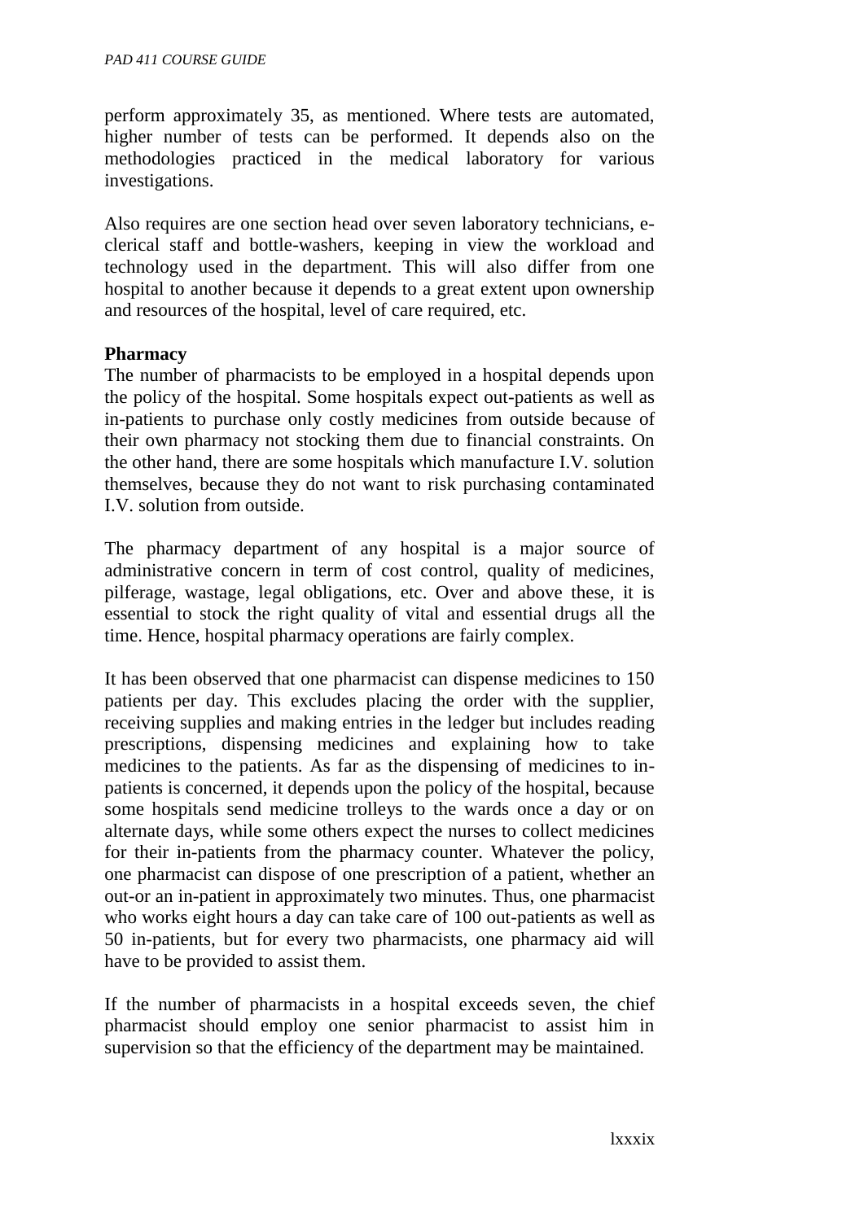perform approximately 35, as mentioned. Where tests are automated, higher number of tests can be performed. It depends also on the methodologies practiced in the medical laboratory for various investigations.

Also requires are one section head over seven laboratory technicians, e-clerical staff and bottle-washers, keeping in view the workload and technology used in the department. This will also differ from one hospital to another because it depends to a great extent upon ownership and resources of the hospital, level of care required, etc.

**Pharmacy**

The number of pharmacists to be employed in a hospital depends upon the policy of the hospital. Some hospitals expect out-patients as well as in-patients to purchase only costly medicines from outside because of their own pharmacy not stocking them due to financial constraints. On the other hand, there are some hospitals which manufacture I.V. solution themselves, because they do not want to risk purchasing contaminated I.V. solution from outside.

The pharmacy department of any hospital is a major source of administrative concern in term of cost control, quality of medicines, pilferage, wastage, legal obligations, etc. Over and above these, it is essential to stock the right quality of vital and essential drugs all the time. Hence, hospital pharmacy operations are fairly complex.

It has been observed that one pharmacist can dispense medicines to 150 patients per day. This excludes placing the order with the supplier, receiving supplies and making entries in the ledger but includes reading prescriptions, dispensing medicines and explaining how to take medicines to the patients. As far as the dispensing of medicines to in-patients is concerned, it depends upon the policy of the hospital, because some hospitals send medicine trolleys to the wards once a day or on alternate days, while some others expect the nurses to collect medicines for their in-patients from the pharmacy counter. Whatever the policy, one pharmacist can dispose of one prescription of a patient, whether an out-or an in-patient in approximately two minutes. Thus, one pharmacist who works eight hours a day can take care of 100 out-patients as well as 50 in-patients, but for every two pharmacists, one pharmacy aid will have to be provided to assist them.

If the number of pharmacists in a hospital exceeds seven, the chief pharmacist should employ one senior pharmacist to assist him in supervision so that the efficiency of the department may be maintained.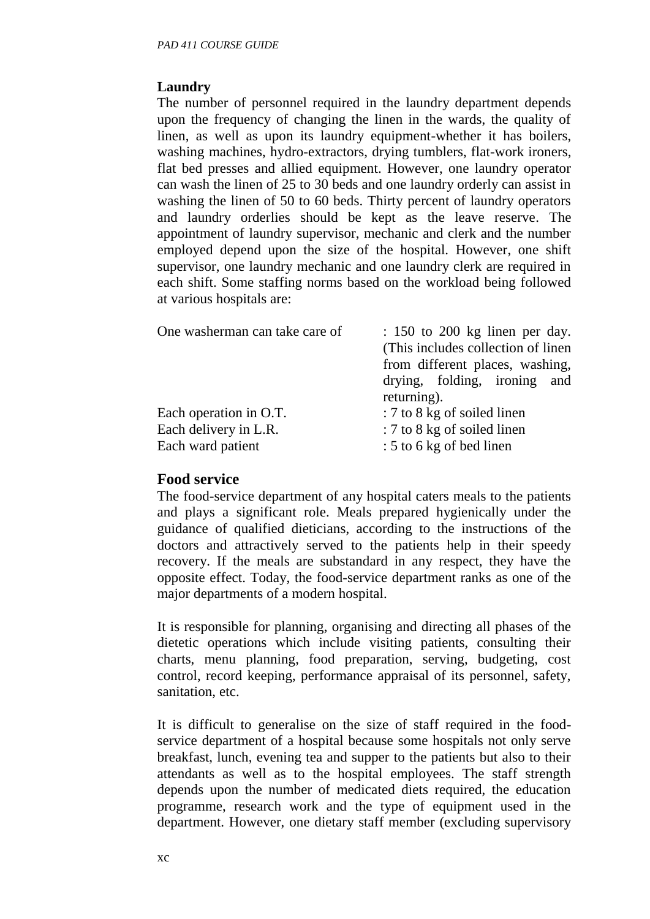## Laundry

The number of personnel required in the laundry department depends upon the frequency of changing the linen in the wards, the quality of linen, as well as upon its laundry equipment-whether it has boilers, washing machines, hydro-extractors, drying tumblers, flat-work ironers, flat bed presses and allied equipment. However, one laundry operator can wash the linen of 25 to 30 beds and one laundry orderly can assist in washing the linen of 50 to 60 beds. Thirty percent of laundry operators and laundry orderlies should be kept as the leave reserve. The appointment of laundry supervisor, mechanic and clerk and the number employed depend upon the size of the hospital. However, one shift supervisor, one laundry mechanic and one laundry clerk are required in each shift. Some staffing norms based on the workload being followed at various hospitals are:

| | |
|---|---|
| One washerman can take care of | : 150 to 200 kg linen per day. (This includes collection of linen from different places, washing, drying, folding, ironing and returning). |
| Each operation in O.T. | : 7 to 8 kg of soiled linen |
| Each delivery in L.R. | : 7 to 8 kg of soiled linen |
| Each ward patient | : 5 to 6 kg of bed linen |

## Food service

The food-service department of any hospital caters meals to the patients and plays a significant role. Meals prepared hygienically under the guidance of qualified dieticians, according to the instructions of the doctors and attractively served to the patients help in their speedy recovery. If the meals are substandard in any respect, they have the opposite effect. Today, the food-service department ranks as one of the major departments of a modern hospital.

It is responsible for planning, organising and directing all phases of the dietetic operations which include visiting patients, consulting their charts, menu planning, food preparation, serving, budgeting, cost control, record keeping, performance appraisal of its personnel, safety, sanitation, etc.

It is difficult to generalise on the size of staff required in the food-service department of a hospital because some hospitals not only serve breakfast, lunch, evening tea and supper to the patients but also to their attendants as well as to the hospital employees. The staff strength depends upon the number of medicated diets required, the education programme, research work and the type of equipment used in the department. However, one dietary staff member (excluding supervisory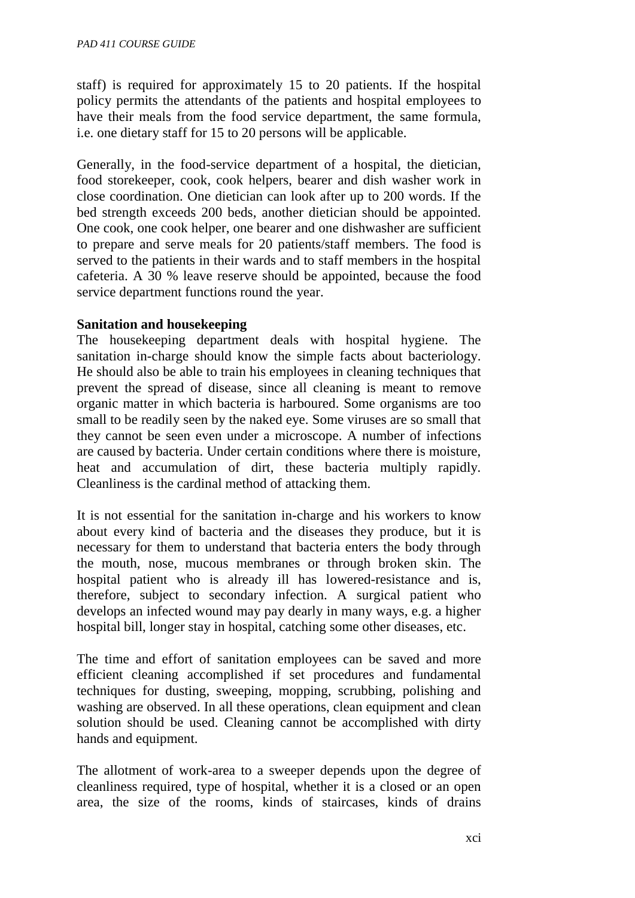staff) is required for approximately 15 to 20 patients. If the hospital policy permits the attendants of the patients and hospital employees to have their meals from the food service department, the same formula, i.e. one dietary staff for 15 to 20 persons will be applicable.

Generally, in the food-service department of a hospital, the dietician, food storekeeper, cook, cook helpers, bearer and dish washer work in close coordination. One dietician can look after up to 200 words. If the bed strength exceeds 200 beds, another dietician should be appointed. One cook, one cook helper, one bearer and one dishwasher are sufficient to prepare and serve meals for 20 patients/staff members. The food is served to the patients in their wards and to staff members in the hospital cafeteria. A 30 % leave reserve should be appointed, because the food service department functions round the year.

**Sanitation and housekeeping**

The housekeeping department deals with hospital hygiene. The sanitation in-charge should know the simple facts about bacteriology. He should also be able to train his employees in cleaning techniques that prevent the spread of disease, since all cleaning is meant to remove organic matter in which bacteria is harboured. Some organisms are too small to be readily seen by the naked eye. Some viruses are so small that they cannot be seen even under a microscope. A number of infections are caused by bacteria. Under certain conditions where there is moisture, heat and accumulation of dirt, these bacteria multiply rapidly. Cleanliness is the cardinal method of attacking them.

It is not essential for the sanitation in-charge and his workers to know about every kind of bacteria and the diseases they produce, but it is necessary for them to understand that bacteria enters the body through the mouth, nose, mucous membranes or through broken skin. The hospital patient who is already ill has lowered-resistance and is, therefore, subject to secondary infection. A surgical patient who develops an infected wound may pay dearly in many ways, e.g. a higher hospital bill, longer stay in hospital, catching some other diseases, etc.

The time and effort of sanitation employees can be saved and more efficient cleaning accomplished if set procedures and fundamental techniques for dusting, sweeping, mopping, scrubbing, polishing and washing are observed. In all these operations, clean equipment and clean solution should be used. Cleaning cannot be accomplished with dirty hands and equipment.

The allotment of work-area to a sweeper depends upon the degree of cleanliness required, type of hospital, whether it is a closed or an open area, the size of the rooms, kinds of staircases, kinds of drains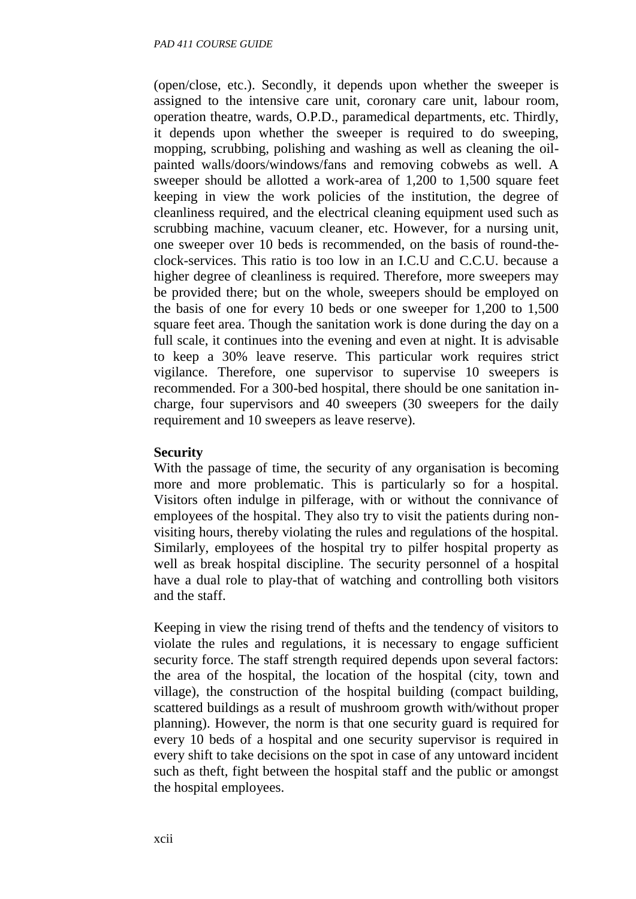(open/close, etc.). Secondly, it depends upon whether the sweeper is assigned to the intensive care unit, coronary care unit, labour room, operation theatre, wards, O.P.D., paramedical departments, etc. Thirdly, it depends upon whether the sweeper is required to do sweeping, mopping, scrubbing, polishing and washing as well as cleaning the oil-painted walls/doors/windows/fans and removing cobwebs as well. A sweeper should be allotted a work-area of 1,200 to 1,500 square feet keeping in view the work policies of the institution, the degree of cleanliness required, and the electrical cleaning equipment used such as scrubbing machine, vacuum cleaner, etc. However, for a nursing unit, one sweeper over 10 beds is recommended, on the basis of round-the-clock-services. This ratio is too low in an I.C.U and C.C.U. because a higher degree of cleanliness is required. Therefore, more sweepers may be provided there; but on the whole, sweepers should be employed on the basis of one for every 10 beds or one sweeper for 1,200 to 1,500 square feet area. Though the sanitation work is done during the day on a full scale, it continues into the evening and even at night. It is advisable to keep a 30% leave reserve. This particular work requires strict vigilance. Therefore, one supervisor to supervise 10 sweepers is recommended. For a 300-bed hospital, there should be one sanitation in-charge, four supervisors and 40 sweepers (30 sweepers for the daily requirement and 10 sweepers as leave reserve).

**Security**

With the passage of time, the security of any organisation is becoming more and more problematic. This is particularly so for a hospital. Visitors often indulge in pilferage, with or without the connivance of employees of the hospital. They also try to visit the patients during non-visiting hours, thereby violating the rules and regulations of the hospital. Similarly, employees of the hospital try to pilfer hospital property as well as break hospital discipline. The security personnel of a hospital have a dual role to play-that of watching and controlling both visitors and the staff.

Keeping in view the rising trend of thefts and the tendency of visitors to violate the rules and regulations, it is necessary to engage sufficient security force. The staff strength required depends upon several factors: the area of the hospital, the location of the hospital (city, town and village), the construction of the hospital building (compact building, scattered buildings as a result of mushroom growth with/without proper planning). However, the norm is that one security guard is required for every 10 beds of a hospital and one security supervisor is required in every shift to take decisions on the spot in case of any untoward incident such as theft, fight between the hospital staff and the public or amongst the hospital employees.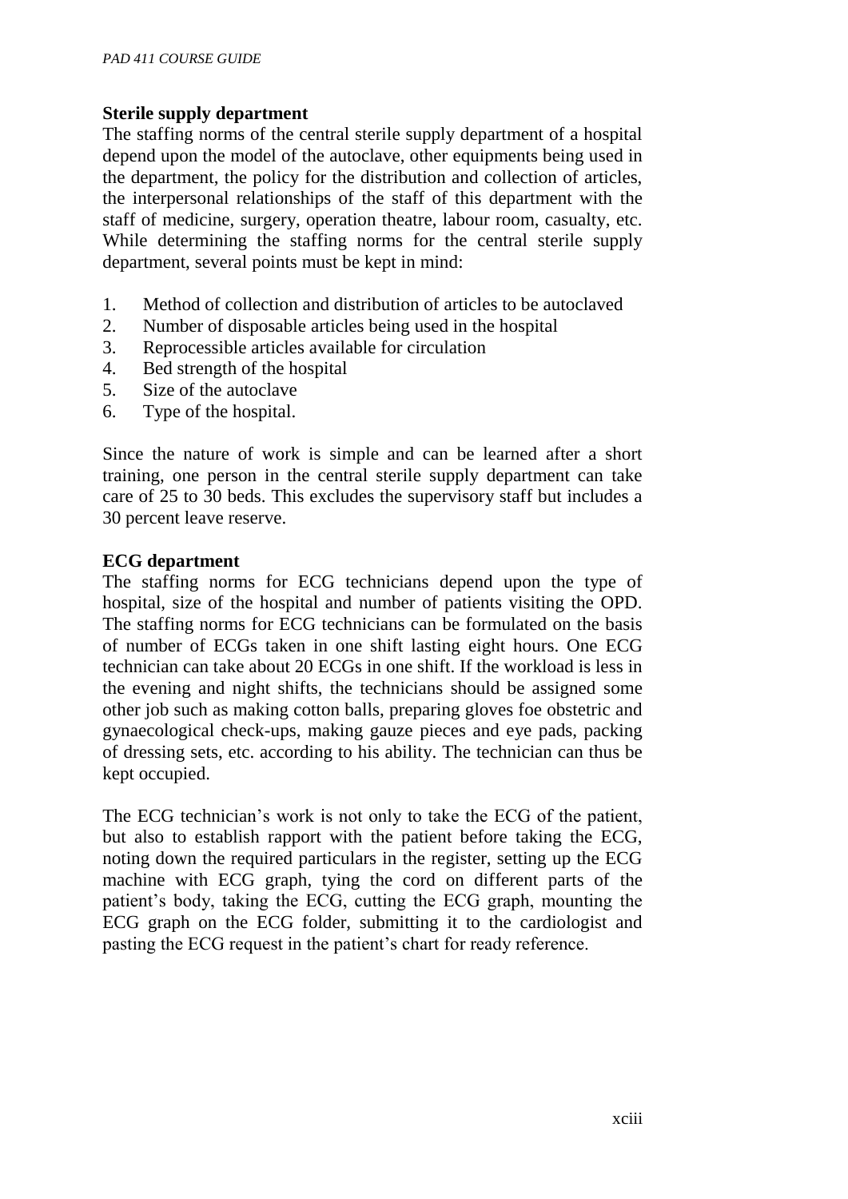**Sterile supply department**

The staffing norms of the central sterile supply department of a hospital depend upon the model of the autoclave, other equipments being used in the department, the policy for the distribution and collection of articles, the interpersonal relationships of the staff of this department with the staff of medicine, surgery, operation theatre, labour room, casualty, etc. While determining the staffing norms for the central sterile supply department, several points must be kept in mind:

1. Method of collection and distribution of articles to be autoclaved
2. Number of disposable articles being used in the hospital
3. Reprocessible articles available for circulation
4. Bed strength of the hospital
5. Size of the autoclave
6. Type of the hospital.

Since the nature of work is simple and can be learned after a short training, one person in the central sterile supply department can take care of 25 to 30 beds. This excludes the supervisory staff but includes a 30 percent leave reserve.

**ECG department**

The staffing norms for ECG technicians depend upon the type of hospital, size of the hospital and number of patients visiting the OPD. The staffing norms for ECG technicians can be formulated on the basis of number of ECGs taken in one shift lasting eight hours. One ECG technician can take about 20 ECGs in one shift. If the workload is less in the evening and night shifts, the technicians should be assigned some other job such as making cotton balls, preparing gloves foe obstetric and gynaecological check-ups, making gauze pieces and eye pads, packing of dressing sets, etc. according to his ability. The technician can thus be kept occupied.

The ECG technician's work is not only to take the ECG of the patient, but also to establish rapport with the patient before taking the ECG, noting down the required particulars in the register, setting up the ECG machine with ECG graph, tying the cord on different parts of the patient's body, taking the ECG, cutting the ECG graph, mounting the ECG graph on the ECG folder, submitting it to the cardiologist and pasting the ECG request in the patient's chart for ready reference.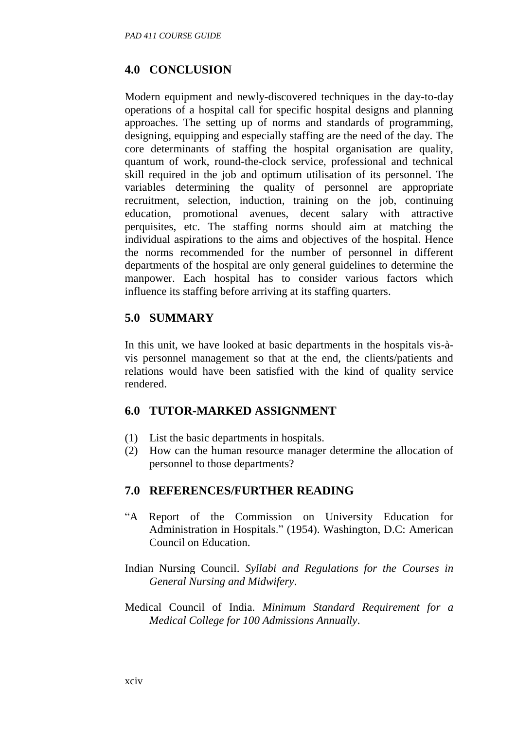## 4.0 CONCLUSION

Modern equipment and newly-discovered techniques in the day-to-day operations of a hospital call for specific hospital designs and planning approaches. The setting up of norms and standards of programming, designing, equipping and especially staffing are the need of the day. The core determinants of staffing the hospital organisation are quality, quantum of work, round-the-clock service, professional and technical skill required in the job and optimum utilisation of its personnel. The variables determining the quality of personnel are appropriate recruitment, selection, induction, training on the job, continuing education, promotional avenues, decent salary with attractive perquisites, etc. The staffing norms should aim at matching the individual aspirations to the aims and objectives of the hospital. Hence the norms recommended for the number of personnel in different departments of the hospital are only general guidelines to determine the manpower. Each hospital has to consider various factors which influence its staffing before arriving at its staffing quarters.

## 5.0 SUMMARY

In this unit, we have looked at basic departments in the hospitals vis-à-vis personnel management so that at the end, the clients/patients and relations would have been satisfied with the kind of quality service rendered.

## 6.0 TUTOR-MARKED ASSIGNMENT

(1) List the basic departments in hospitals.

(2) How can the human resource manager determine the allocation of personnel to those departments?

## 7.0 REFERENCES/FURTHER READING

"A Report of the Commission on University Education for Administration in Hospitals." (1954). Washington, D.C: American Council on Education.

Indian Nursing Council. *Syllabi and Regulations for the Courses in General Nursing and Midwifery*.

Medical Council of India. *Minimum Standard Requirement for a Medical College for 100 Admissions Annually*.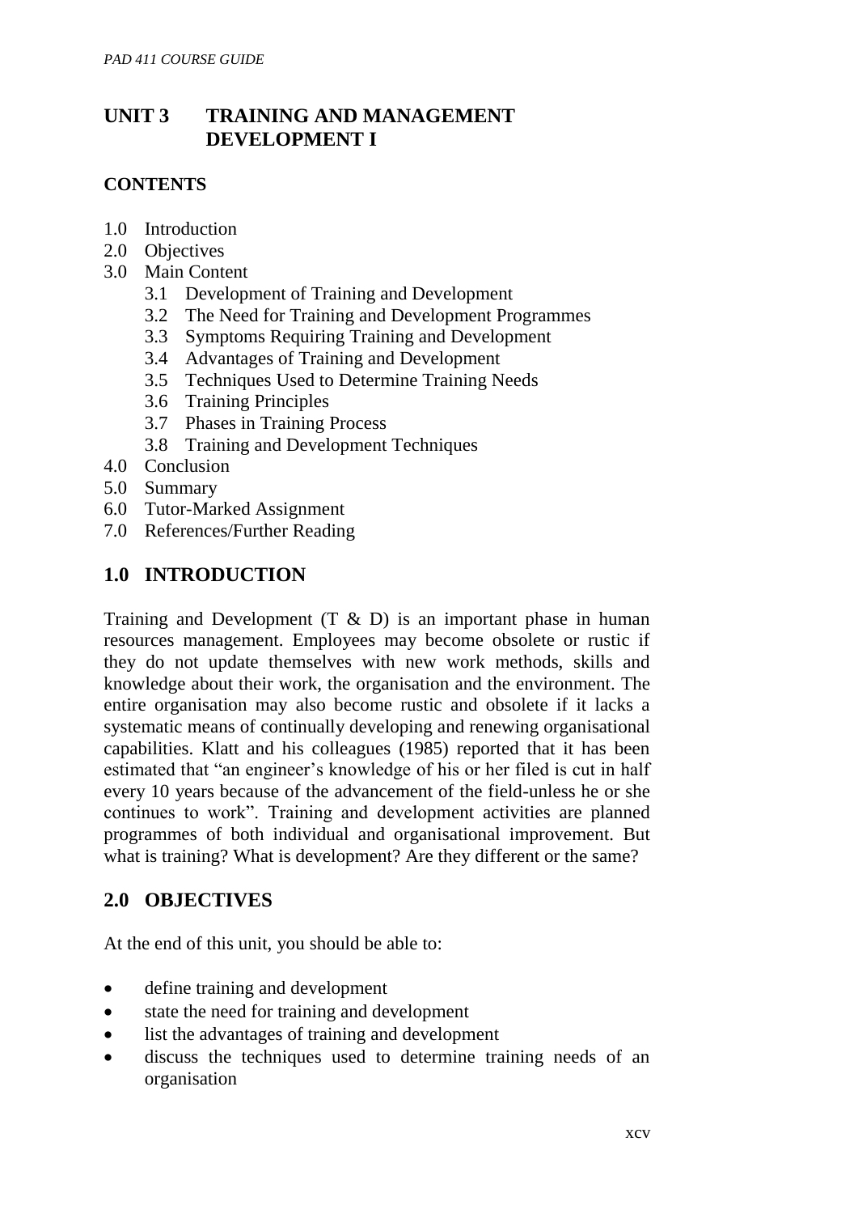## UNIT 3 TRAINING AND MANAGEMENT DEVELOPMENT I

### CONTENTS

1.0 Introduction
2.0 Objectives
3.0 Main Content
  3.1 Development of Training and Development
  3.2 The Need for Training and Development Programmes
  3.3 Symptoms Requiring Training and Development
  3.4 Advantages of Training and Development
  3.5 Techniques Used to Determine Training Needs
  3.6 Training Principles
  3.7 Phases in Training Process
  3.8 Training and Development Techniques
4.0 Conclusion
5.0 Summary
6.0 Tutor-Marked Assignment
7.0 References/Further Reading

## 1.0 INTRODUCTION

Training and Development (T & D) is an important phase in human resources management. Employees may become obsolete or rustic if they do not update themselves with new work methods, skills and knowledge about their work, the organisation and the environment. The entire organisation may also become rustic and obsolete if it lacks a systematic means of continually developing and renewing organisational capabilities. Klatt and his colleagues (1985) reported that it has been estimated that "an engineer's knowledge of his or her filed is cut in half every 10 years because of the advancement of the field-unless he or she continues to work". Training and development activities are planned programmes of both individual and organisational improvement. But what is training? What is development? Are they different or the same?

## 2.0 OBJECTIVES

At the end of this unit, you should be able to:

- define training and development
- state the need for training and development
- list the advantages of training and development
- discuss the techniques used to determine training needs of an organisation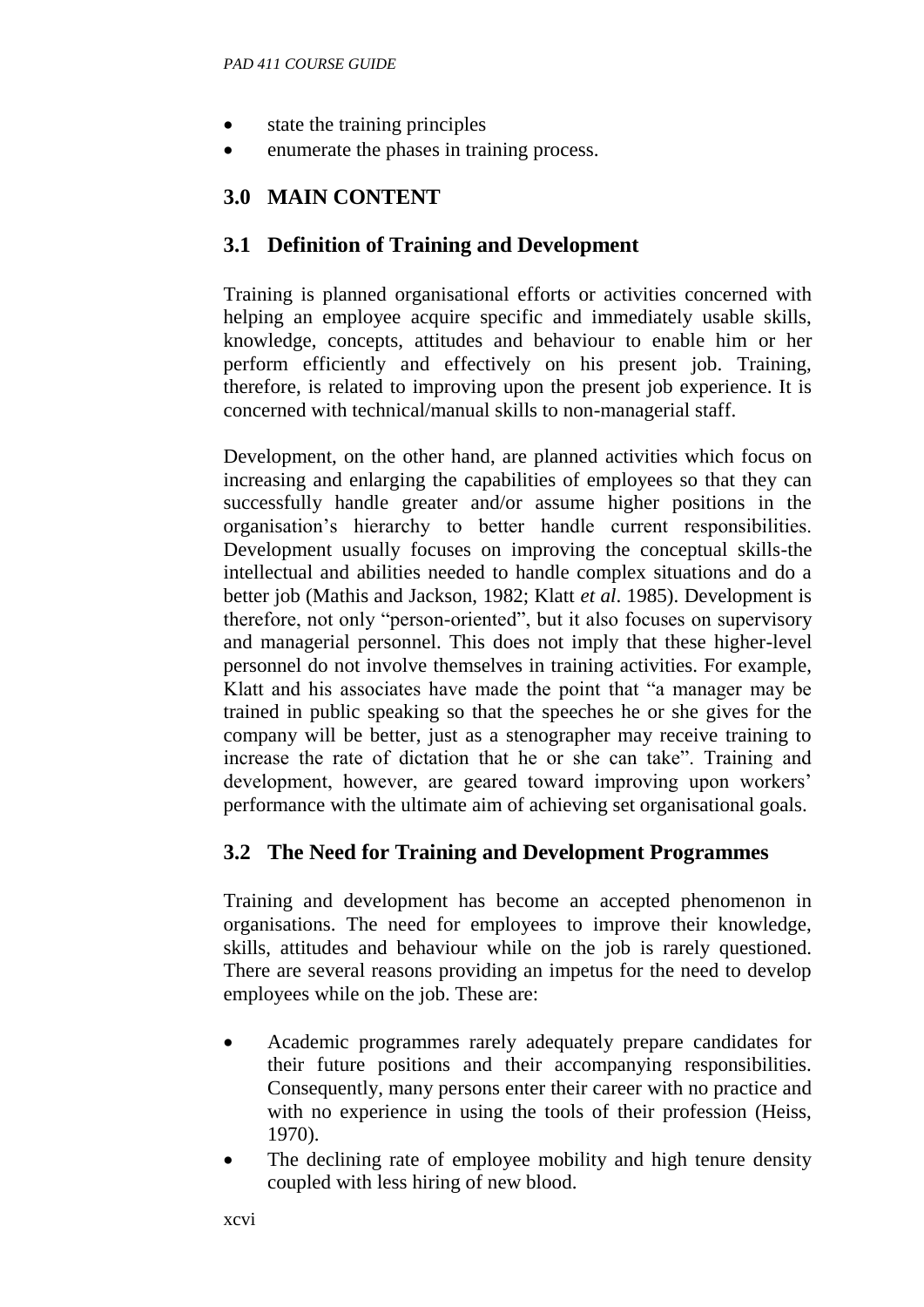- state the training principles
- enumerate the phases in training process.

## 3.0 MAIN CONTENT

### 3.1 Definition of Training and Development

Training is planned organisational efforts or activities concerned with helping an employee acquire specific and immediately usable skills, knowledge, concepts, attitudes and behaviour to enable him or her perform efficiently and effectively on his present job. Training, therefore, is related to improving upon the present job experience. It is concerned with technical/manual skills to non-managerial staff.

Development, on the other hand, are planned activities which focus on increasing and enlarging the capabilities of employees so that they can successfully handle greater and/or assume higher positions in the organisation's hierarchy to better handle current responsibilities. Development usually focuses on improving the conceptual skills-the intellectual and abilities needed to handle complex situations and do a better job (Mathis and Jackson, 1982; Klatt *et al*. 1985). Development is therefore, not only "person-oriented", but it also focuses on supervisory and managerial personnel. This does not imply that these higher-level personnel do not involve themselves in training activities. For example, Klatt and his associates have made the point that "a manager may be trained in public speaking so that the speeches he or she gives for the company will be better, just as a stenographer may receive training to increase the rate of dictation that he or she can take". Training and development, however, are geared toward improving upon workers' performance with the ultimate aim of achieving set organisational goals.

### 3.2 The Need for Training and Development Programmes

Training and development has become an accepted phenomenon in organisations. The need for employees to improve their knowledge, skills, attitudes and behaviour while on the job is rarely questioned. There are several reasons providing an impetus for the need to develop employees while on the job. These are:

- Academic programmes rarely adequately prepare candidates for their future positions and their accompanying responsibilities. Consequently, many persons enter their career with no practice and with no experience in using the tools of their profession (Heiss, 1970).
- The declining rate of employee mobility and high tenure density coupled with less hiring of new blood.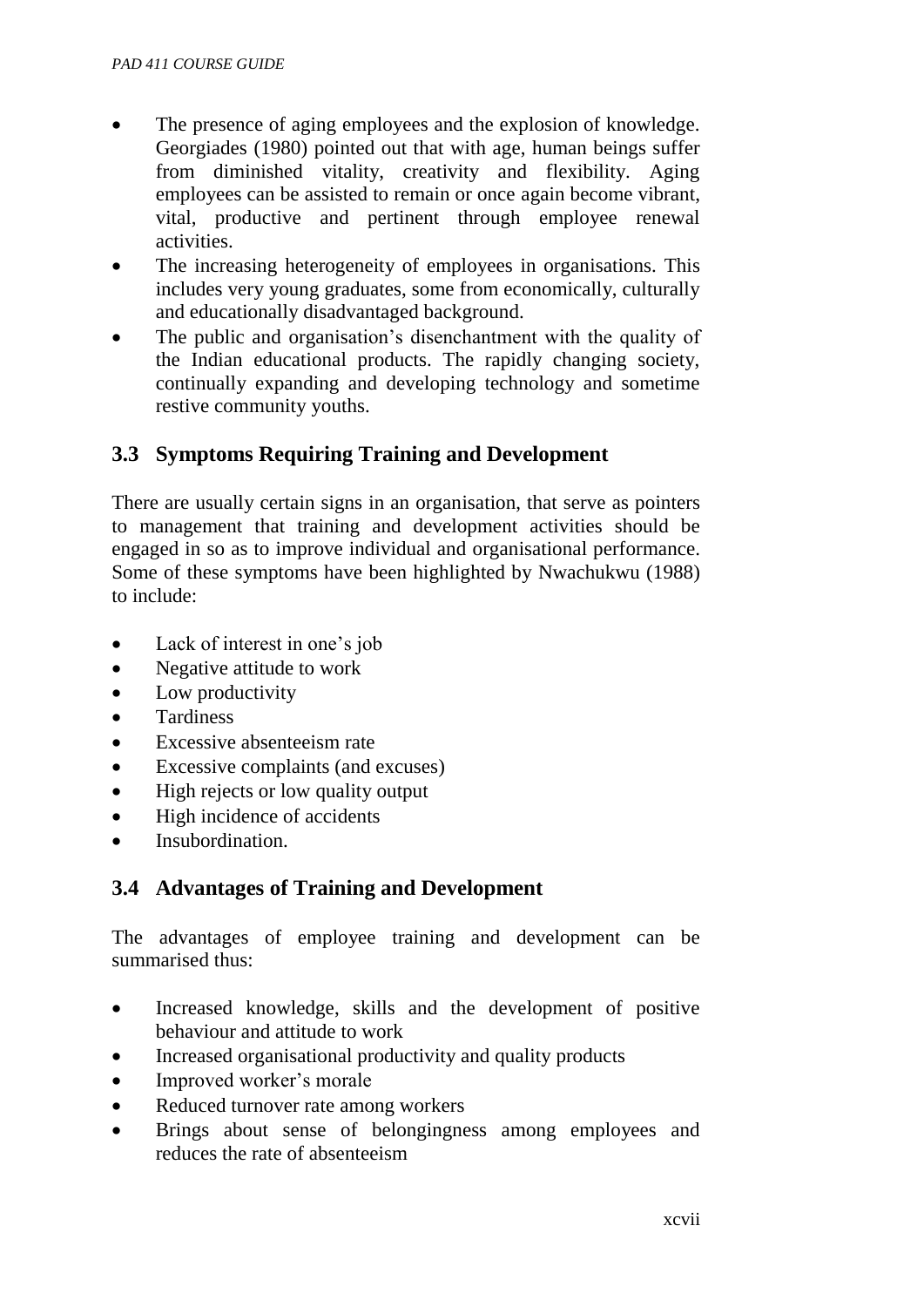- The presence of aging employees and the explosion of knowledge. Georgiades (1980) pointed out that with age, human beings suffer from diminished vitality, creativity and flexibility. Aging employees can be assisted to remain or once again become vibrant, vital, productive and pertinent through employee renewal activities.
- The increasing heterogeneity of employees in organisations. This includes very young graduates, some from economically, culturally and educationally disadvantaged background.
- The public and organisation's disenchantment with the quality of the Indian educational products. The rapidly changing society, continually expanding and developing technology and sometime restive community youths.

## 3.3 Symptoms Requiring Training and Development

There are usually certain signs in an organisation, that serve as pointers to management that training and development activities should be engaged in so as to improve individual and organisational performance. Some of these symptoms have been highlighted by Nwachukwu (1988) to include:

- Lack of interest in one's job
- Negative attitude to work
- Low productivity
- Tardiness
- Excessive absenteeism rate
- Excessive complaints (and excuses)
- High rejects or low quality output
- High incidence of accidents
- Insubordination.

## 3.4 Advantages of Training and Development

The advantages of employee training and development can be summarised thus:

- Increased knowledge, skills and the development of positive behaviour and attitude to work
- Increased organisational productivity and quality products
- Improved worker's morale
- Reduced turnover rate among workers
- Brings about sense of belongingness among employees and reduces the rate of absenteeism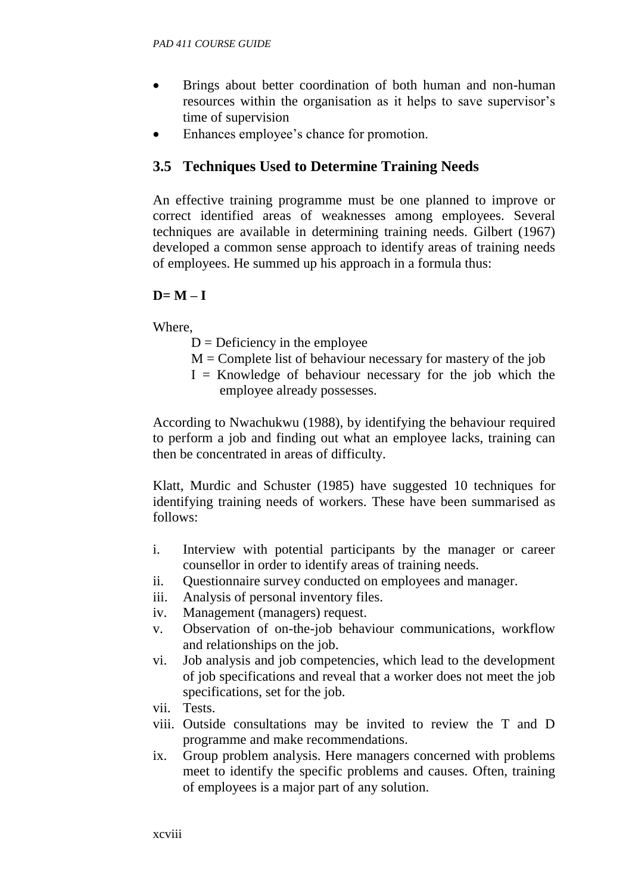- Brings about better coordination of both human and non-human resources within the organisation as it helps to save supervisor's time of supervision
- Enhances employee's chance for promotion.

## 3.5 Techniques Used to Determine Training Needs

An effective training programme must be one planned to improve or correct identified areas of weaknesses among employees. Several techniques are available in determining training needs. Gilbert (1967) developed a common sense approach to identify areas of training needs of employees. He summed up his approach in a formula thus:

$$D = M - I$$

Where,

$D$ = Deficiency in the employee
$M$ = Complete list of behaviour necessary for mastery of the job
$I$ = Knowledge of behaviour necessary for the job which the employee already possesses.

According to Nwachukwu (1988), by identifying the behaviour required to perform a job and finding out what an employee lacks, training can then be concentrated in areas of difficulty.

Klatt, Murdic and Schuster (1985) have suggested 10 techniques for identifying training needs of workers. These have been summarised as follows:

i. Interview with potential participants by the manager or career counsellor in order to identify areas of training needs.
ii. Questionnaire survey conducted on employees and manager.
iii. Analysis of personal inventory files.
iv. Management (managers) request.
v. Observation of on-the-job behaviour communications, workflow and relationships on the job.
vi. Job analysis and job competencies, which lead to the development of job specifications and reveal that a worker does not meet the job specifications, set for the job.
vii. Tests.
viii. Outside consultations may be invited to review the T and D programme and make recommendations.
ix. Group problem analysis. Here managers concerned with problems meet to identify the specific problems and causes. Often, training of employees is a major part of any solution.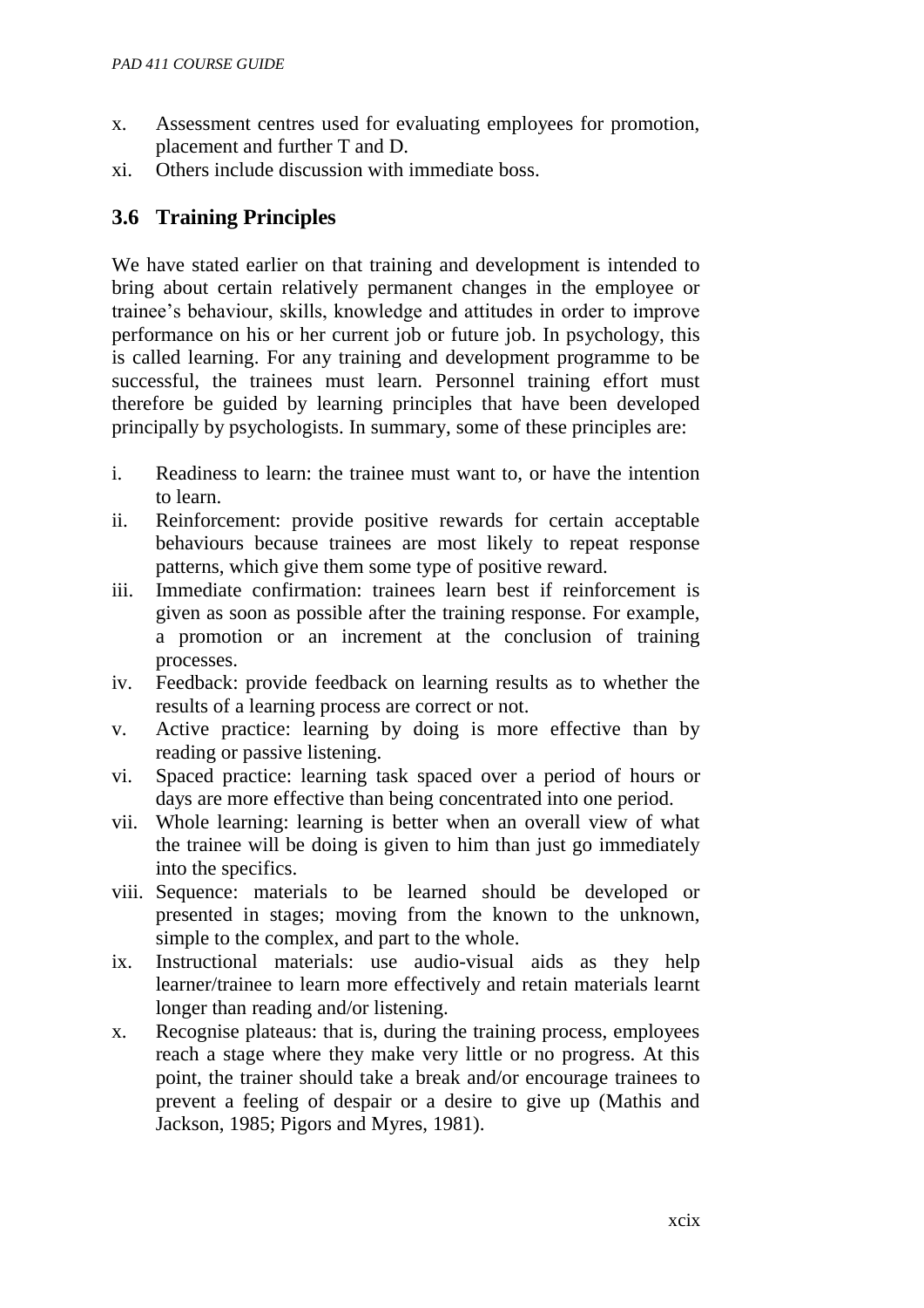x. Assessment centres used for evaluating employees for promotion, placement and further T and D.
xi. Others include discussion with immediate boss.

## 3.6 Training Principles

We have stated earlier on that training and development is intended to bring about certain relatively permanent changes in the employee or trainee's behaviour, skills, knowledge and attitudes in order to improve performance on his or her current job or future job. In psychology, this is called learning. For any training and development programme to be successful, the trainees must learn. Personnel training effort must therefore be guided by learning principles that have been developed principally by psychologists. In summary, some of these principles are:

i. Readiness to learn: the trainee must want to, or have the intention to learn.
ii. Reinforcement: provide positive rewards for certain acceptable behaviours because trainees are most likely to repeat response patterns, which give them some type of positive reward.
iii. Immediate confirmation: trainees learn best if reinforcement is given as soon as possible after the training response. For example, a promotion or an increment at the conclusion of training processes.
iv. Feedback: provide feedback on learning results as to whether the results of a learning process are correct or not.
v. Active practice: learning by doing is more effective than by reading or passive listening.
vi. Spaced practice: learning task spaced over a period of hours or days are more effective than being concentrated into one period.
vii. Whole learning: learning is better when an overall view of what the trainee will be doing is given to him than just go immediately into the specifics.
viii. Sequence: materials to be learned should be developed or presented in stages; moving from the known to the unknown, simple to the complex, and part to the whole.
ix. Instructional materials: use audio-visual aids as they help learner/trainee to learn more effectively and retain materials learnt longer than reading and/or listening.
x. Recognise plateaus: that is, during the training process, employees reach a stage where they make very little or no progress. At this point, the trainer should take a break and/or encourage trainees to prevent a feeling of despair or a desire to give up (Mathis and Jackson, 1985; Pigors and Myres, 1981).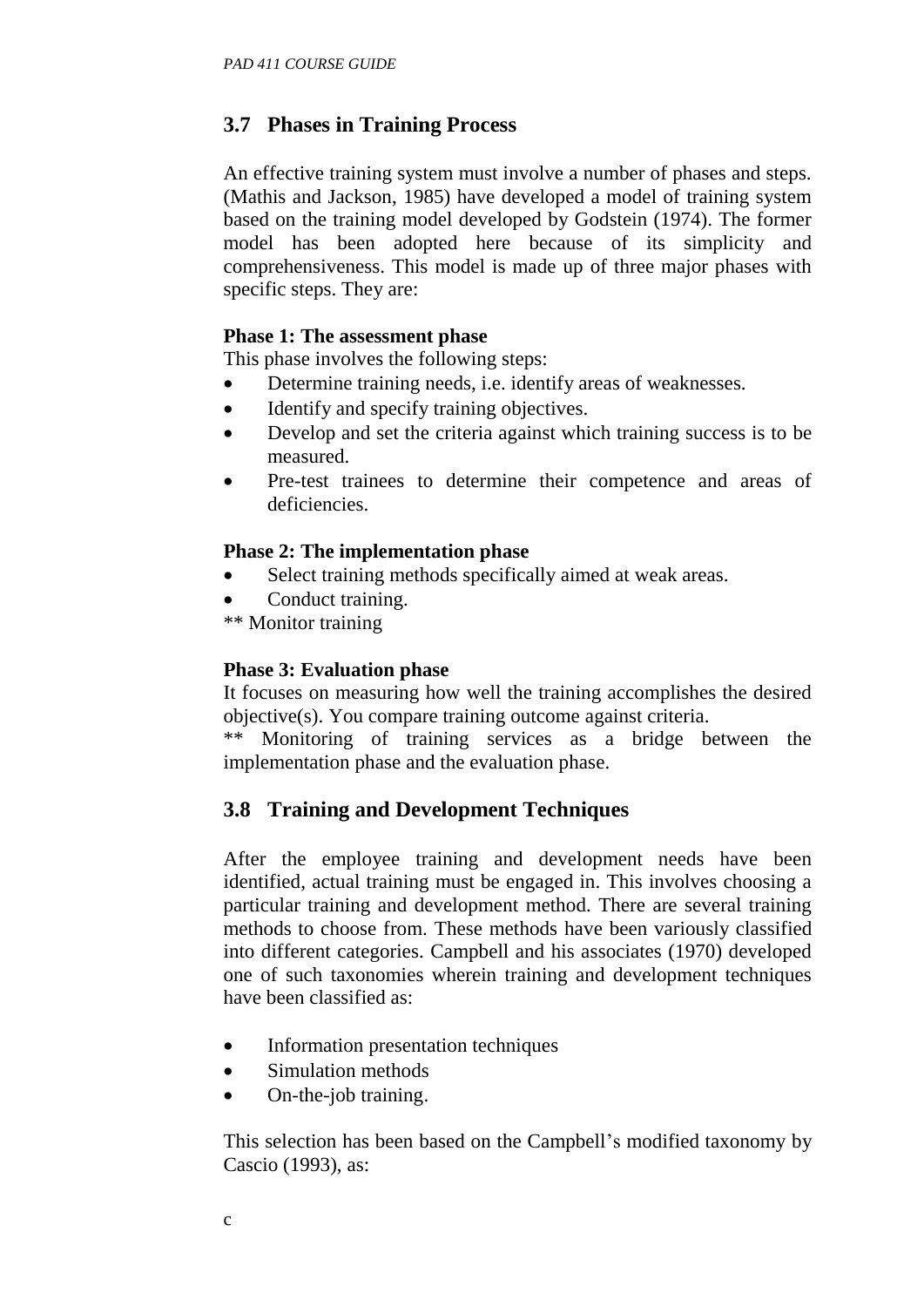## 3.7 Phases in Training Process

An effective training system must involve a number of phases and steps. (Mathis and Jackson, 1985) have developed a model of training system based on the training model developed by Godstein (1974). The former model has been adopted here because of its simplicity and comprehensiveness. This model is made up of three major phases with specific steps. They are:

**Phase 1: The assessment phase**

This phase involves the following steps:

- Determine training needs, i.e. identify areas of weaknesses.
- Identify and specify training objectives.
- Develop and set the criteria against which training success is to be measured.
- Pre-test trainees to determine their competence and areas of deficiencies.

**Phase 2: The implementation phase**

- Select training methods specifically aimed at weak areas.
- Conduct training.

** Monitor training

**Phase 3: Evaluation phase**

It focuses on measuring how well the training accomplishes the desired objective(s). You compare training outcome against criteria.

** Monitoring of training services as a bridge between the implementation phase and the evaluation phase.

## 3.8 Training and Development Techniques

After the employee training and development needs have been identified, actual training must be engaged in. This involves choosing a particular training and development method. There are several training methods to choose from. These methods have been variously classified into different categories. Campbell and his associates (1970) developed one of such taxonomies wherein training and development techniques have been classified as:

- Information presentation techniques
- Simulation methods
- On-the-job training.

This selection has been based on the Campbell's modified taxonomy by Cascio (1993), as:

c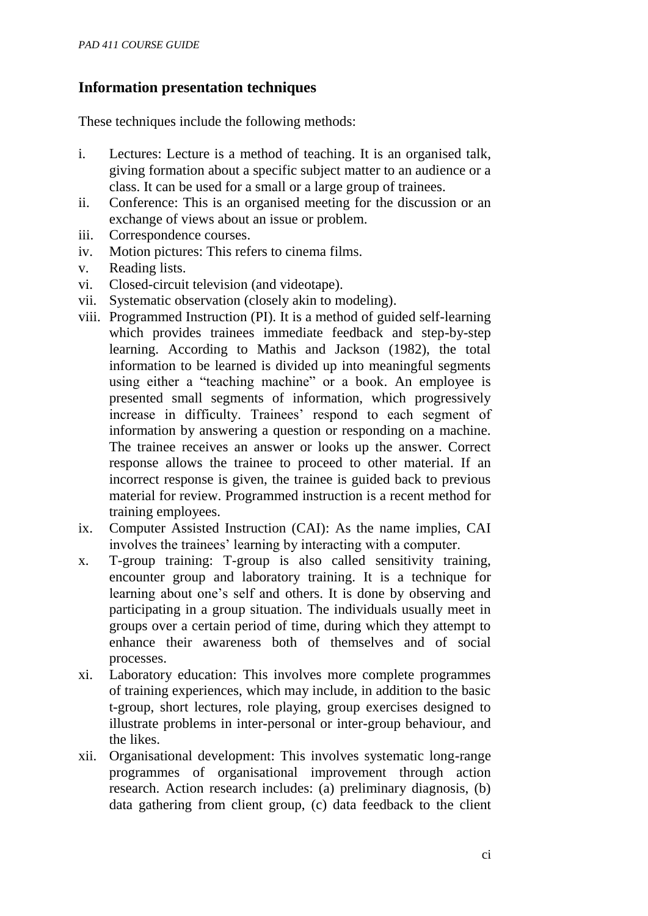## Information presentation techniques

These techniques include the following methods:

i. Lectures: Lecture is a method of teaching. It is an organised talk, giving formation about a specific subject matter to an audience or a class. It can be used for a small or a large group of trainees.
ii. Conference: This is an organised meeting for the discussion or an exchange of views about an issue or problem.
iii. Correspondence courses.
iv. Motion pictures: This refers to cinema films.
v. Reading lists.
vi. Closed-circuit television (and videotape).
vii. Systematic observation (closely akin to modeling).
viii. Programmed Instruction (PI). It is a method of guided self-learning which provides trainees immediate feedback and step-by-step learning. According to Mathis and Jackson (1982), the total information to be learned is divided up into meaningful segments using either a "teaching machine" or a book. An employee is presented small segments of information, which progressively increase in difficulty. Trainees' respond to each segment of information by answering a question or responding on a machine. The trainee receives an answer or looks up the answer. Correct response allows the trainee to proceed to other material. If an incorrect response is given, the trainee is guided back to previous material for review. Programmed instruction is a recent method for training employees.
ix. Computer Assisted Instruction (CAI): As the name implies, CAI involves the trainees' learning by interacting with a computer.
x. T-group training: T-group is also called sensitivity training, encounter group and laboratory training. It is a technique for learning about one's self and others. It is done by observing and participating in a group situation. The individuals usually meet in groups over a certain period of time, during which they attempt to enhance their awareness both of themselves and of social processes.
xi. Laboratory education: This involves more complete programmes of training experiences, which may include, in addition to the basic t-group, short lectures, role playing, group exercises designed to illustrate problems in inter-personal or inter-group behaviour, and the likes.
xii. Organisational development: This involves systematic long-range programmes of organisational improvement through action research. Action research includes: (a) preliminary diagnosis, (b) data gathering from client group, (c) data feedback to the client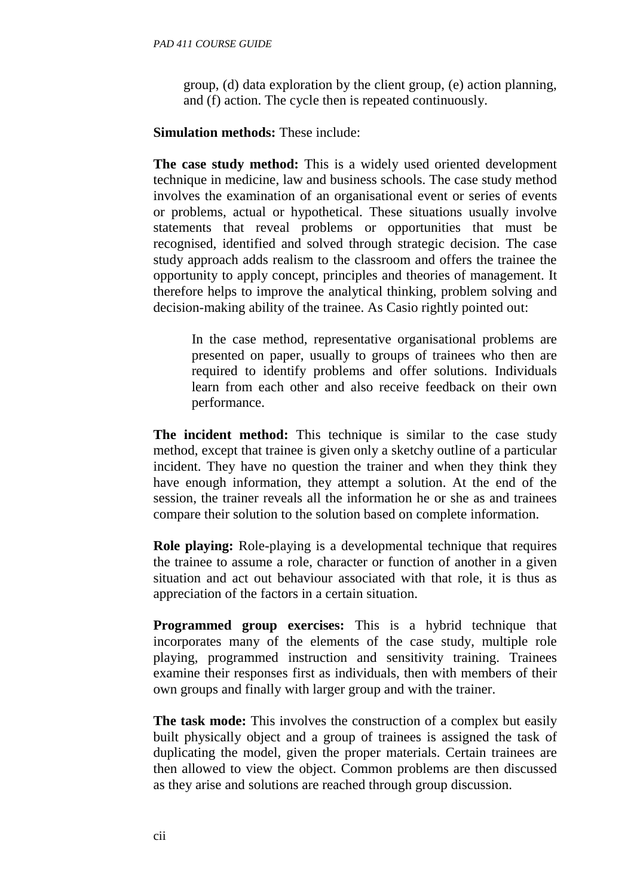group, (d) data exploration by the client group, (e) action planning, and (f) action. The cycle then is repeated continuously.

**Simulation methods:** These include:

**The case study method:** This is a widely used oriented development technique in medicine, law and business schools. The case study method involves the examination of an organisational event or series of events or problems, actual or hypothetical. These situations usually involve statements that reveal problems or opportunities that must be recognised, identified and solved through strategic decision. The case study approach adds realism to the classroom and offers the trainee the opportunity to apply concept, principles and theories of management. It therefore helps to improve the analytical thinking, problem solving and decision-making ability of the trainee. As Casio rightly pointed out:

> In the case method, representative organisational problems are presented on paper, usually to groups of trainees who then are required to identify problems and offer solutions. Individuals learn from each other and also receive feedback on their own performance.

**The incident method:** This technique is similar to the case study method, except that trainee is given only a sketchy outline of a particular incident. They have no question the trainer and when they think they have enough information, they attempt a solution. At the end of the session, the trainer reveals all the information he or she as and trainees compare their solution to the solution based on complete information.

**Role playing:** Role-playing is a developmental technique that requires the trainee to assume a role, character or function of another in a given situation and act out behaviour associated with that role, it is thus as appreciation of the factors in a certain situation.

**Programmed group exercises:** This is a hybrid technique that incorporates many of the elements of the case study, multiple role playing, programmed instruction and sensitivity training. Trainees examine their responses first as individuals, then with members of their own groups and finally with larger group and with the trainer.

**The task mode:** This involves the construction of a complex but easily built physically object and a group of trainees is assigned the task of duplicating the model, given the proper materials. Certain trainees are then allowed to view the object. Common problems are then discussed as they arise and solutions are reached through group discussion.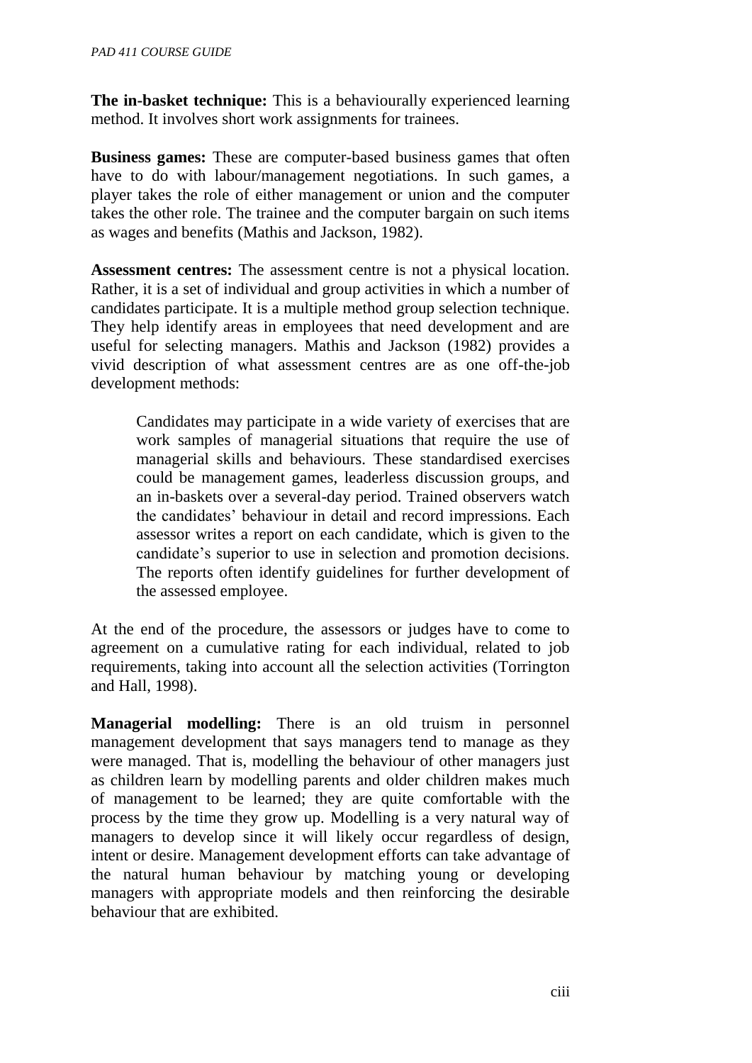**The in-basket technique:** This is a behaviourally experienced learning method. It involves short work assignments for trainees.

**Business games:** These are computer-based business games that often have to do with labour/management negotiations. In such games, a player takes the role of either management or union and the computer takes the other role. The trainee and the computer bargain on such items as wages and benefits (Mathis and Jackson, 1982).

**Assessment centres:** The assessment centre is not a physical location. Rather, it is a set of individual and group activities in which a number of candidates participate. It is a multiple method group selection technique. They help identify areas in employees that need development and are useful for selecting managers. Mathis and Jackson (1982) provides a vivid description of what assessment centres are as one off-the-job development methods:

> Candidates may participate in a wide variety of exercises that are work samples of managerial situations that require the use of managerial skills and behaviours. These standardised exercises could be management games, leaderless discussion groups, and an in-baskets over a several-day period. Trained observers watch the candidates' behaviour in detail and record impressions. Each assessor writes a report on each candidate, which is given to the candidate's superior to use in selection and promotion decisions. The reports often identify guidelines for further development of the assessed employee.

At the end of the procedure, the assessors or judges have to come to agreement on a cumulative rating for each individual, related to job requirements, taking into account all the selection activities (Torrington and Hall, 1998).

**Managerial modelling:** There is an old truism in personnel management development that says managers tend to manage as they were managed. That is, modelling the behaviour of other managers just as children learn by modelling parents and older children makes much of management to be learned; they are quite comfortable with the process by the time they grow up. Modelling is a very natural way of managers to develop since it will likely occur regardless of design, intent or desire. Management development efforts can take advantage of the natural human behaviour by matching young or developing managers with appropriate models and then reinforcing the desirable behaviour that are exhibited.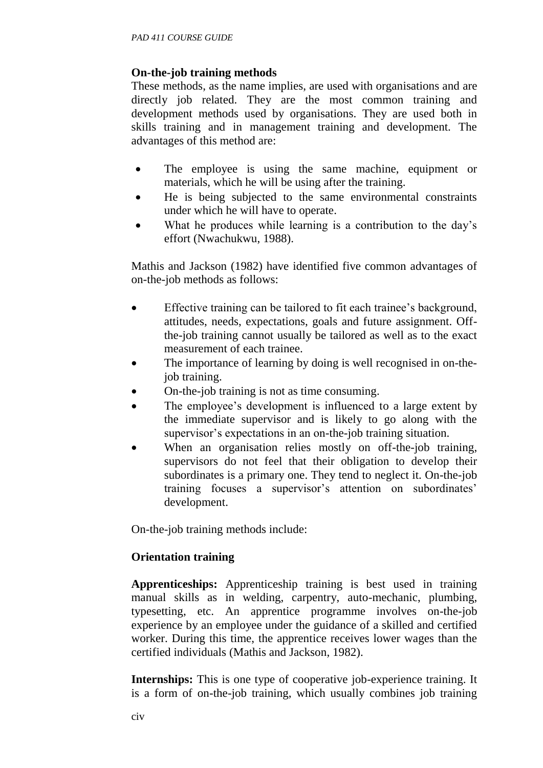**On-the-job training methods**

These methods, as the name implies, are used with organisations and are directly job related. They are the most common training and development methods used by organisations. They are used both in skills training and in management training and development. The advantages of this method are:

- The employee is using the same machine, equipment or materials, which he will be using after the training.
- He is being subjected to the same environmental constraints under which he will have to operate.
- What he produces while learning is a contribution to the day's effort (Nwachukwu, 1988).

Mathis and Jackson (1982) have identified five common advantages of on-the-job methods as follows:

- Effective training can be tailored to fit each trainee's background, attitudes, needs, expectations, goals and future assignment. Off-the-job training cannot usually be tailored as well as to the exact measurement of each trainee.
- The importance of learning by doing is well recognised in on-the-job training.
- On-the-job training is not as time consuming.
- The employee's development is influenced to a large extent by the immediate supervisor and is likely to go along with the supervisor's expectations in an on-the-job training situation.
- When an organisation relies mostly on off-the-job training, supervisors do not feel that their obligation to develop their subordinates is a primary one. They tend to neglect it. On-the-job training focuses a supervisor's attention on subordinates' development.

On-the-job training methods include:

**Orientation training**

**Apprenticeships:** Apprenticeship training is best used in training manual skills as in welding, carpentry, auto-mechanic, plumbing, typesetting, etc. An apprentice programme involves on-the-job experience by an employee under the guidance of a skilled and certified worker. During this time, the apprentice receives lower wages than the certified individuals (Mathis and Jackson, 1982).

**Internships:** This is one type of cooperative job-experience training. It is a form of on-the-job training, which usually combines job training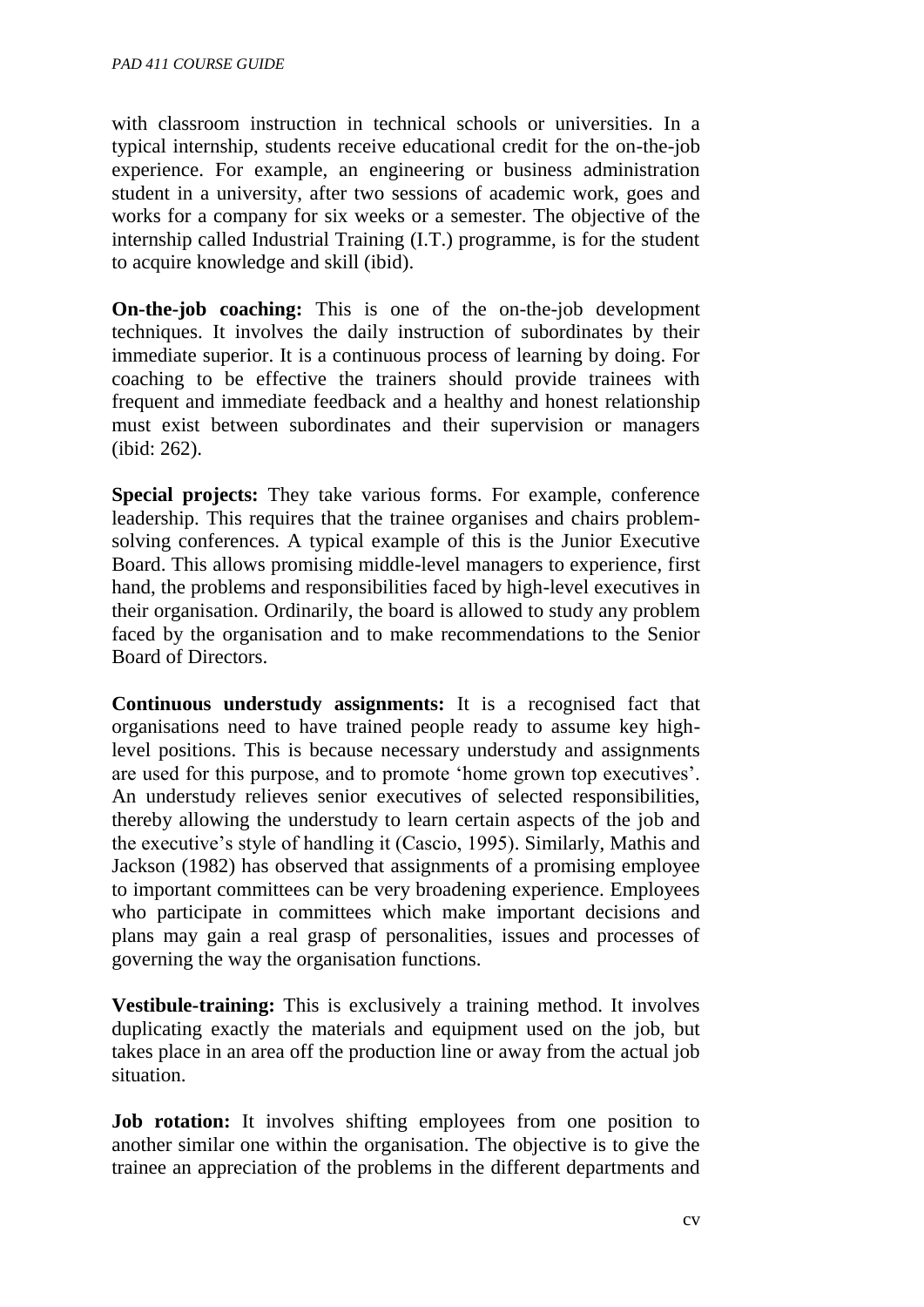with classroom instruction in technical schools or universities. In a typical internship, students receive educational credit for the on-the-job experience. For example, an engineering or business administration student in a university, after two sessions of academic work, goes and works for a company for six weeks or a semester. The objective of the internship called Industrial Training (I.T.) programme, is for the student to acquire knowledge and skill (ibid).

**On-the-job coaching:** This is one of the on-the-job development techniques. It involves the daily instruction of subordinates by their immediate superior. It is a continuous process of learning by doing. For coaching to be effective the trainers should provide trainees with frequent and immediate feedback and a healthy and honest relationship must exist between subordinates and their supervision or managers (ibid: 262).

**Special projects:** They take various forms. For example, conference leadership. This requires that the trainee organises and chairs problem-solving conferences. A typical example of this is the Junior Executive Board. This allows promising middle-level managers to experience, first hand, the problems and responsibilities faced by high-level executives in their organisation. Ordinarily, the board is allowed to study any problem faced by the organisation and to make recommendations to the Senior Board of Directors.

**Continuous understudy assignments:** It is a recognised fact that organisations need to have trained people ready to assume key high-level positions. This is because necessary understudy and assignments are used for this purpose, and to promote 'home grown top executives'. An understudy relieves senior executives of selected responsibilities, thereby allowing the understudy to learn certain aspects of the job and the executive's style of handling it (Cascio, 1995). Similarly, Mathis and Jackson (1982) has observed that assignments of a promising employee to important committees can be very broadening experience. Employees who participate in committees which make important decisions and plans may gain a real grasp of personalities, issues and processes of governing the way the organisation functions.

**Vestibule-training:** This is exclusively a training method. It involves duplicating exactly the materials and equipment used on the job, but takes place in an area off the production line or away from the actual job situation.

**Job rotation:** It involves shifting employees from one position to another similar one within the organisation. The objective is to give the trainee an appreciation of the problems in the different departments and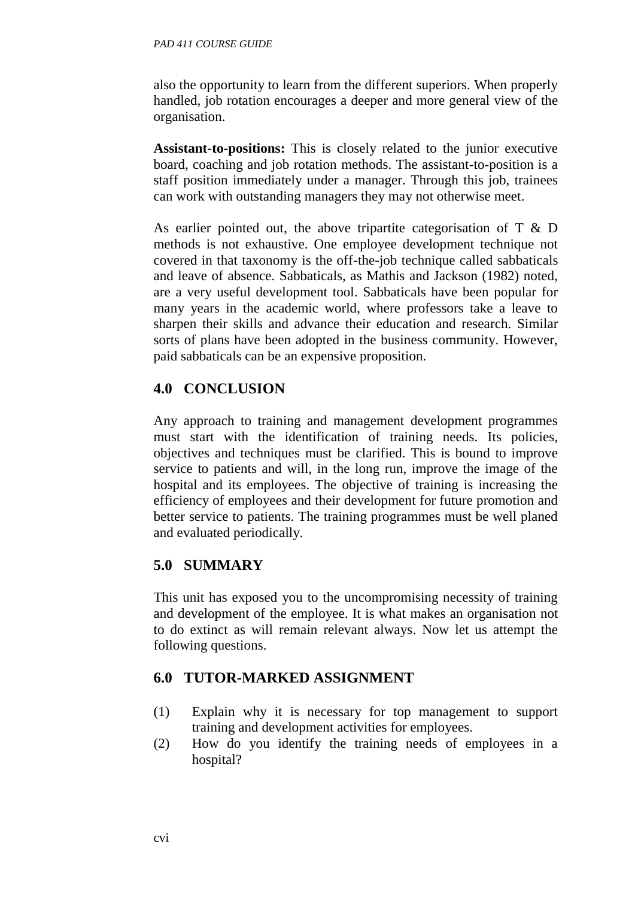also the opportunity to learn from the different superiors. When properly handled, job rotation encourages a deeper and more general view of the organisation.

**Assistant-to-positions:** This is closely related to the junior executive board, coaching and job rotation methods. The assistant-to-position is a staff position immediately under a manager. Through this job, trainees can work with outstanding managers they may not otherwise meet.

As earlier pointed out, the above tripartite categorisation of T & D methods is not exhaustive. One employee development technique not covered in that taxonomy is the off-the-job technique called sabbaticals and leave of absence. Sabbaticals, as Mathis and Jackson (1982) noted, are a very useful development tool. Sabbaticals have been popular for many years in the academic world, where professors take a leave to sharpen their skills and advance their education and research. Similar sorts of plans have been adopted in the business community. However, paid sabbaticals can be an expensive proposition.

## 4.0 CONCLUSION

Any approach to training and management development programmes must start with the identification of training needs. Its policies, objectives and techniques must be clarified. This is bound to improve service to patients and will, in the long run, improve the image of the hospital and its employees. The objective of training is increasing the efficiency of employees and their development for future promotion and better service to patients. The training programmes must be well planed and evaluated periodically.

## 5.0 SUMMARY

This unit has exposed you to the uncompromising necessity of training and development of the employee. It is what makes an organisation not to do extinct as will remain relevant always. Now let us attempt the following questions.

## 6.0 TUTOR-MARKED ASSIGNMENT

(1) Explain why it is necessary for top management to support training and development activities for employees.

(2) How do you identify the training needs of employees in a hospital?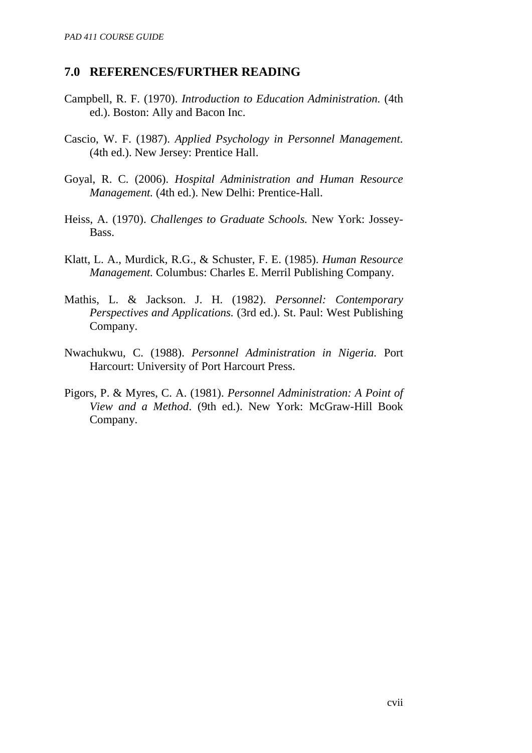## 7.0 REFERENCES/FURTHER READING

Campbell, R. F. (1970). *Introduction to Education Administration.* (4th ed.). Boston: Ally and Bacon Inc.

Cascio, W. F. (1987). *Applied Psychology in Personnel Management*. (4th ed.). New Jersey: Prentice Hall.

Goyal, R. C. (2006). *Hospital Administration and Human Resource Management.* (4th ed.). New Delhi: Prentice-Hall.

Heiss, A. (1970). *Challenges to Graduate Schools.* New York: Jossey-Bass.

Klatt, L. A., Murdick, R.G., & Schuster, F. E. (1985). *Human Resource Management.* Columbus: Charles E. Merril Publishing Company.

Mathis, L. & Jackson. J. H. (1982). *Personnel: Contemporary Perspectives and Applications.* (3rd ed.). St. Paul: West Publishing Company.

Nwachukwu, C. (1988). *Personnel Administration in Nigeria.* Port Harcourt: University of Port Harcourt Press.

Pigors, P. & Myres, C. A. (1981). *Personnel Administration: A Point of View and a Method*. (9th ed.). New York: McGraw-Hill Book Company.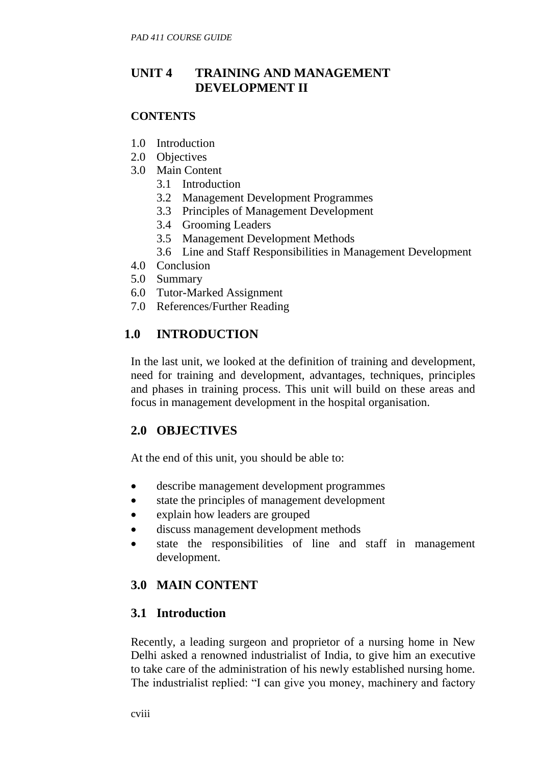# UNIT 4 TRAINING AND MANAGEMENT DEVELOPMENT II

**CONTENTS**

- 1.0 Introduction
- 2.0 Objectives
- 3.0 Main Content
  - 3.1 Introduction
  - 3.2 Management Development Programmes
  - 3.3 Principles of Management Development
  - 3.4 Grooming Leaders
  - 3.5 Management Development Methods
  - 3.6 Line and Staff Responsibilities in Management Development
- 4.0 Conclusion
- 5.0 Summary
- 6.0 Tutor-Marked Assignment
- 7.0 References/Further Reading

## 1.0 INTRODUCTION

In the last unit, we looked at the definition of training and development, need for training and development, advantages, techniques, principles and phases in training process. This unit will build on these areas and focus in management development in the hospital organisation.

## 2.0 OBJECTIVES

At the end of this unit, you should be able to:

- describe management development programmes
- state the principles of management development
- explain how leaders are grouped
- discuss management development methods
- state the responsibilities of line and staff in management development.

## 3.0 MAIN CONTENT

### 3.1 Introduction

Recently, a leading surgeon and proprietor of a nursing home in New Delhi asked a renowned industrialist of India, to give him an executive to take care of the administration of his newly established nursing home. The industrialist replied: "I can give you money, machinery and factory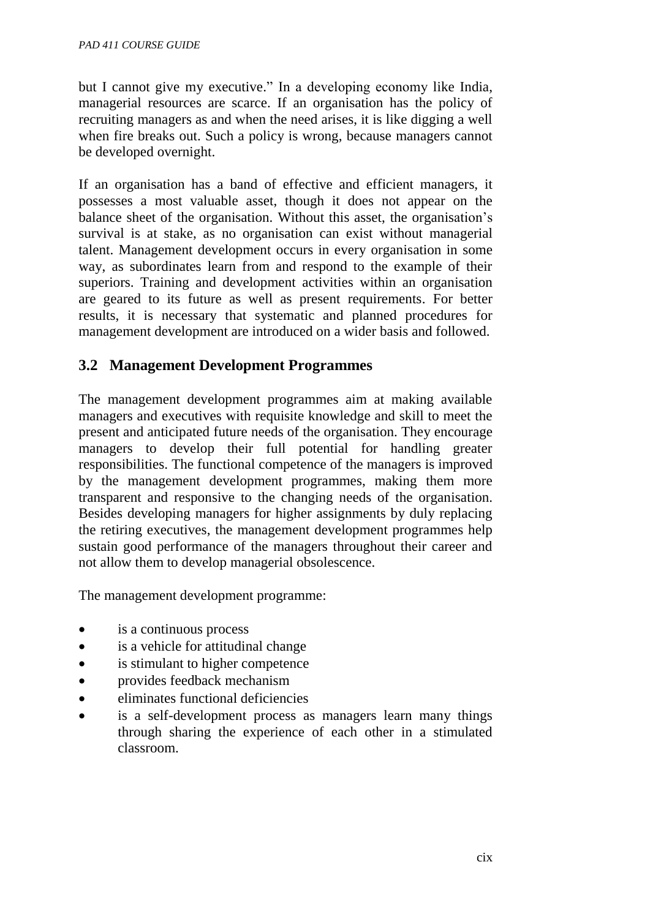but I cannot give my executive." In a developing economy like India, managerial resources are scarce. If an organisation has the policy of recruiting managers as and when the need arises, it is like digging a well when fire breaks out. Such a policy is wrong, because managers cannot be developed overnight.

If an organisation has a band of effective and efficient managers, it possesses a most valuable asset, though it does not appear on the balance sheet of the organisation. Without this asset, the organisation's survival is at stake, as no organisation can exist without managerial talent. Management development occurs in every organisation in some way, as subordinates learn from and respond to the example of their superiors. Training and development activities within an organisation are geared to its future as well as present requirements. For better results, it is necessary that systematic and planned procedures for management development are introduced on a wider basis and followed.

## 3.2 Management Development Programmes

The management development programmes aim at making available managers and executives with requisite knowledge and skill to meet the present and anticipated future needs of the organisation. They encourage managers to develop their full potential for handling greater responsibilities. The functional competence of the managers is improved by the management development programmes, making them more transparent and responsive to the changing needs of the organisation. Besides developing managers for higher assignments by duly replacing the retiring executives, the management development programmes help sustain good performance of the managers throughout their career and not allow them to develop managerial obsolescence.

The management development programme:

- is a continuous process
- is a vehicle for attitudinal change
- is stimulant to higher competence
- provides feedback mechanism
- eliminates functional deficiencies
- is a self-development process as managers learn many things through sharing the experience of each other in a stimulated classroom.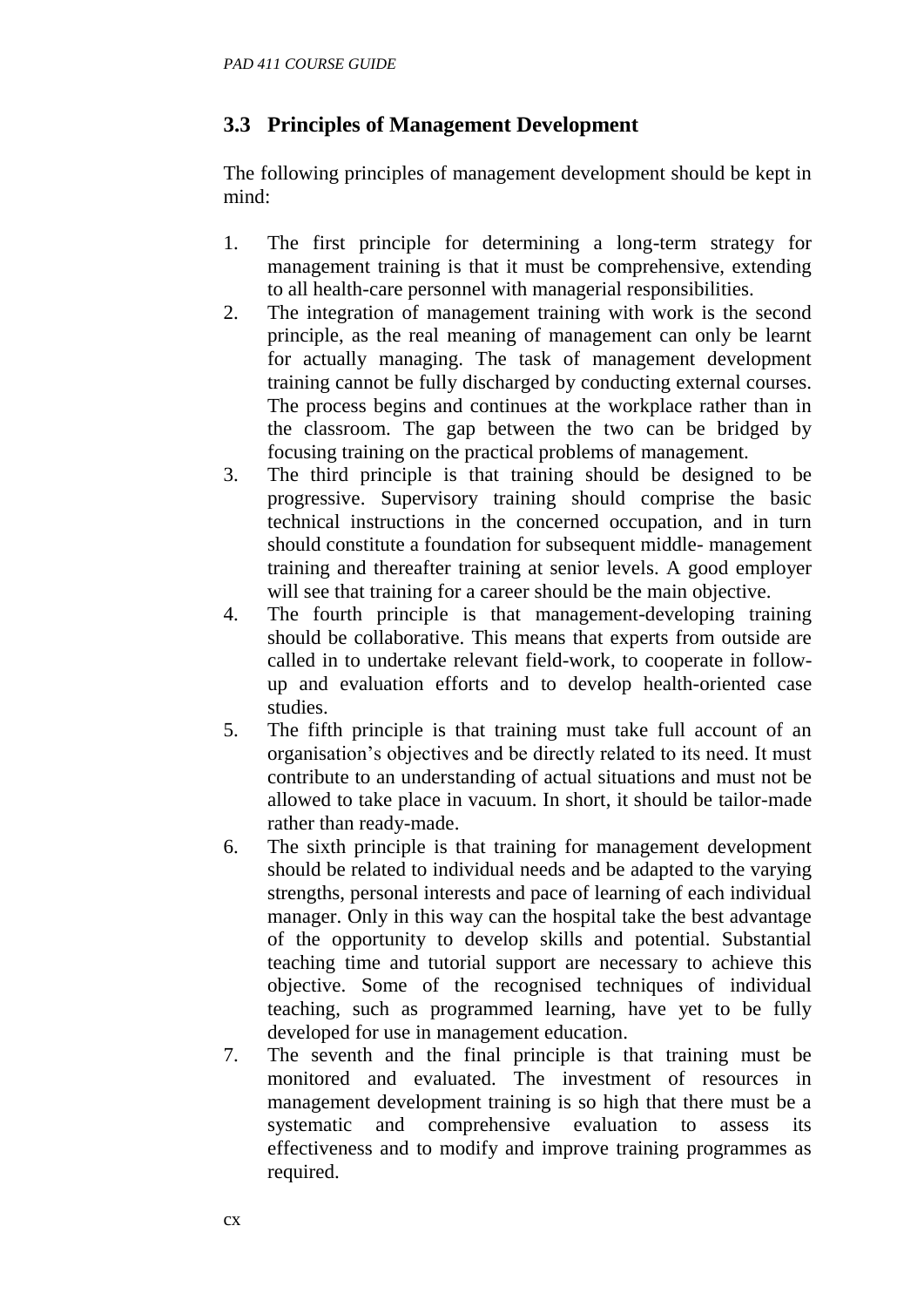## 3.3 Principles of Management Development

The following principles of management development should be kept in mind:

1. The first principle for determining a long-term strategy for management training is that it must be comprehensive, extending to all health-care personnel with managerial responsibilities.
2. The integration of management training with work is the second principle, as the real meaning of management can only be learnt for actually managing. The task of management development training cannot be fully discharged by conducting external courses. The process begins and continues at the workplace rather than in the classroom. The gap between the two can be bridged by focusing training on the practical problems of management.
3. The third principle is that training should be designed to be progressive. Supervisory training should comprise the basic technical instructions in the concerned occupation, and in turn should constitute a foundation for subsequent middle- management training and thereafter training at senior levels. A good employer will see that training for a career should be the main objective.
4. The fourth principle is that management-developing training should be collaborative. This means that experts from outside are called in to undertake relevant field-work, to cooperate in follow-up and evaluation efforts and to develop health-oriented case studies.
5. The fifth principle is that training must take full account of an organisation's objectives and be directly related to its need. It must contribute to an understanding of actual situations and must not be allowed to take place in vacuum. In short, it should be tailor-made rather than ready-made.
6. The sixth principle is that training for management development should be related to individual needs and be adapted to the varying strengths, personal interests and pace of learning of each individual manager. Only in this way can the hospital take the best advantage of the opportunity to develop skills and potential. Substantial teaching time and tutorial support are necessary to achieve this objective. Some of the recognised techniques of individual teaching, such as programmed learning, have yet to be fully developed for use in management education.
7. The seventh and the final principle is that training must be monitored and evaluated. The investment of resources in management development training is so high that there must be a systematic and comprehensive evaluation to assess its effectiveness and to modify and improve training programmes as required.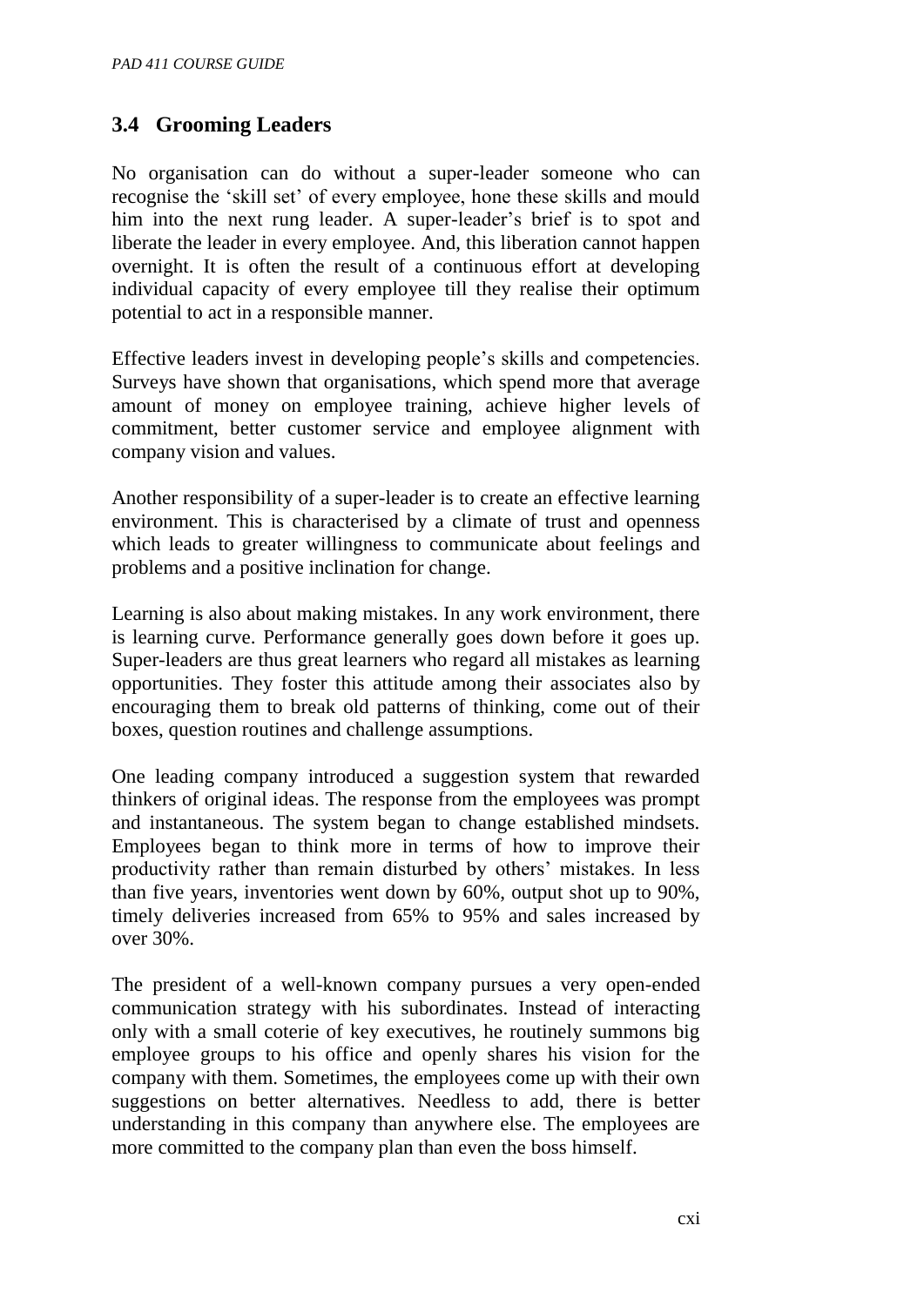## 3.4 Grooming Leaders

No organisation can do without a super-leader someone who can recognise the 'skill set' of every employee, hone these skills and mould him into the next rung leader. A super-leader's brief is to spot and liberate the leader in every employee. And, this liberation cannot happen overnight. It is often the result of a continuous effort at developing individual capacity of every employee till they realise their optimum potential to act in a responsible manner.

Effective leaders invest in developing people's skills and competencies. Surveys have shown that organisations, which spend more that average amount of money on employee training, achieve higher levels of commitment, better customer service and employee alignment with company vision and values.

Another responsibility of a super-leader is to create an effective learning environment. This is characterised by a climate of trust and openness which leads to greater willingness to communicate about feelings and problems and a positive inclination for change.

Learning is also about making mistakes. In any work environment, there is learning curve. Performance generally goes down before it goes up. Super-leaders are thus great learners who regard all mistakes as learning opportunities. They foster this attitude among their associates also by encouraging them to break old patterns of thinking, come out of their boxes, question routines and challenge assumptions.

One leading company introduced a suggestion system that rewarded thinkers of original ideas. The response from the employees was prompt and instantaneous. The system began to change established mindsets. Employees began to think more in terms of how to improve their productivity rather than remain disturbed by others' mistakes. In less than five years, inventories went down by 60%, output shot up to 90%, timely deliveries increased from 65% to 95% and sales increased by over 30%.

The president of a well-known company pursues a very open-ended communication strategy with his subordinates. Instead of interacting only with a small coterie of key executives, he routinely summons big employee groups to his office and openly shares his vision for the company with them. Sometimes, the employees come up with their own suggestions on better alternatives. Needless to add, there is better understanding in this company than anywhere else. The employees are more committed to the company plan than even the boss himself.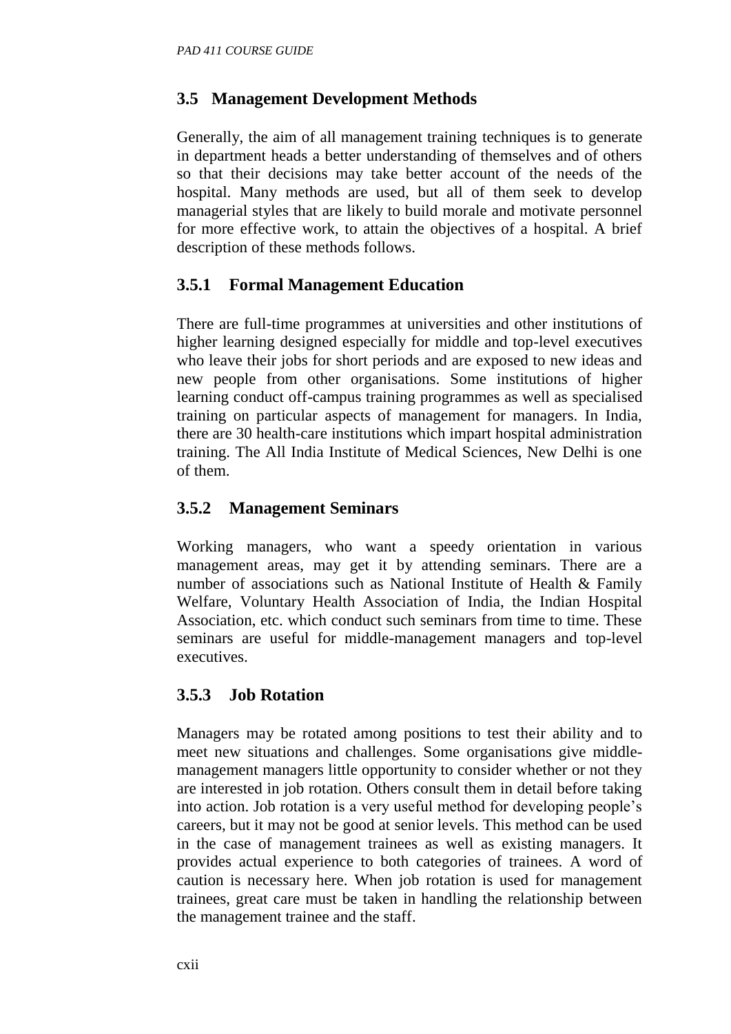## 3.5 Management Development Methods

Generally, the aim of all management training techniques is to generate in department heads a better understanding of themselves and of others so that their decisions may take better account of the needs of the hospital. Many methods are used, but all of them seek to develop managerial styles that are likely to build morale and motivate personnel for more effective work, to attain the objectives of a hospital. A brief description of these methods follows.

### 3.5.1 Formal Management Education

There are full-time programmes at universities and other institutions of higher learning designed especially for middle and top-level executives who leave their jobs for short periods and are exposed to new ideas and new people from other organisations. Some institutions of higher learning conduct off-campus training programmes as well as specialised training on particular aspects of management for managers. In India, there are 30 health-care institutions which impart hospital administration training. The All India Institute of Medical Sciences, New Delhi is one of them.

### 3.5.2 Management Seminars

Working managers, who want a speedy orientation in various management areas, may get it by attending seminars. There are a number of associations such as National Institute of Health & Family Welfare, Voluntary Health Association of India, the Indian Hospital Association, etc. which conduct such seminars from time to time. These seminars are useful for middle-management managers and top-level executives.

### 3.5.3 Job Rotation

Managers may be rotated among positions to test their ability and to meet new situations and challenges. Some organisations give middle-management managers little opportunity to consider whether or not they are interested in job rotation. Others consult them in detail before taking into action. Job rotation is a very useful method for developing people's careers, but it may not be good at senior levels. This method can be used in the case of management trainees as well as existing managers. It provides actual experience to both categories of trainees. A word of caution is necessary here. When job rotation is used for management trainees, great care must be taken in handling the relationship between the management trainee and the staff.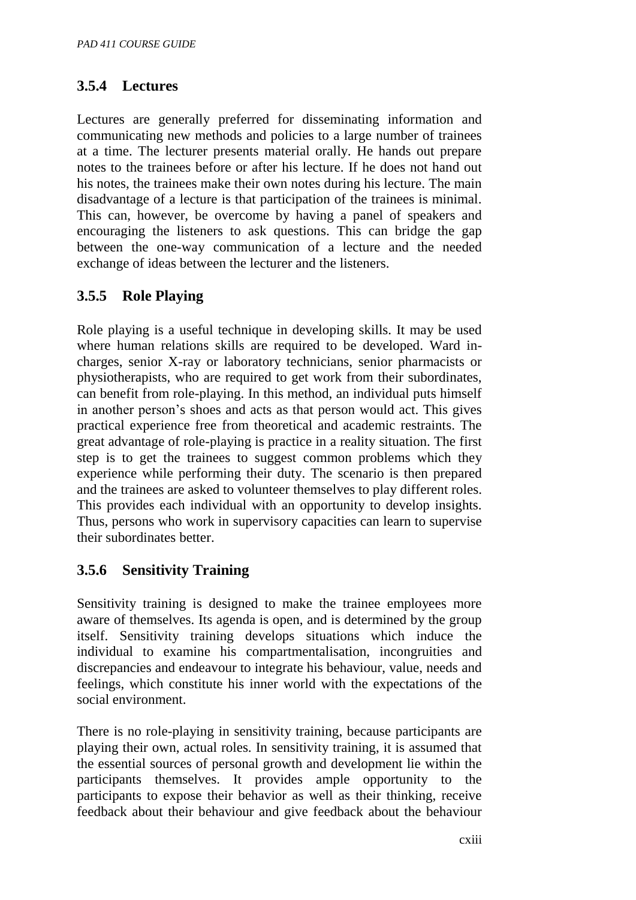### 3.5.4 Lectures

Lectures are generally preferred for disseminating information and communicating new methods and policies to a large number of trainees at a time. The lecturer presents material orally. He hands out prepare notes to the trainees before or after his lecture. If he does not hand out his notes, the trainees make their own notes during his lecture. The main disadvantage of a lecture is that participation of the trainees is minimal. This can, however, be overcome by having a panel of speakers and encouraging the listeners to ask questions. This can bridge the gap between the one-way communication of a lecture and the needed exchange of ideas between the lecturer and the listeners.

### 3.5.5 Role Playing

Role playing is a useful technique in developing skills. It may be used where human relations skills are required to be developed. Ward in-charges, senior X-ray or laboratory technicians, senior pharmacists or physiotherapists, who are required to get work from their subordinates, can benefit from role-playing. In this method, an individual puts himself in another person's shoes and acts as that person would act. This gives practical experience free from theoretical and academic restraints. The great advantage of role-playing is practice in a reality situation. The first step is to get the trainees to suggest common problems which they experience while performing their duty. The scenario is then prepared and the trainees are asked to volunteer themselves to play different roles. This provides each individual with an opportunity to develop insights. Thus, persons who work in supervisory capacities can learn to supervise their subordinates better.

### 3.5.6 Sensitivity Training

Sensitivity training is designed to make the trainee employees more aware of themselves. Its agenda is open, and is determined by the group itself. Sensitivity training develops situations which induce the individual to examine his compartmentalisation, incongruities and discrepancies and endeavour to integrate his behaviour, value, needs and feelings, which constitute his inner world with the expectations of the social environment.

There is no role-playing in sensitivity training, because participants are playing their own, actual roles. In sensitivity training, it is assumed that the essential sources of personal growth and development lie within the participants themselves. It provides ample opportunity to the participants to expose their behavior as well as their thinking, receive feedback about their behaviour and give feedback about the behaviour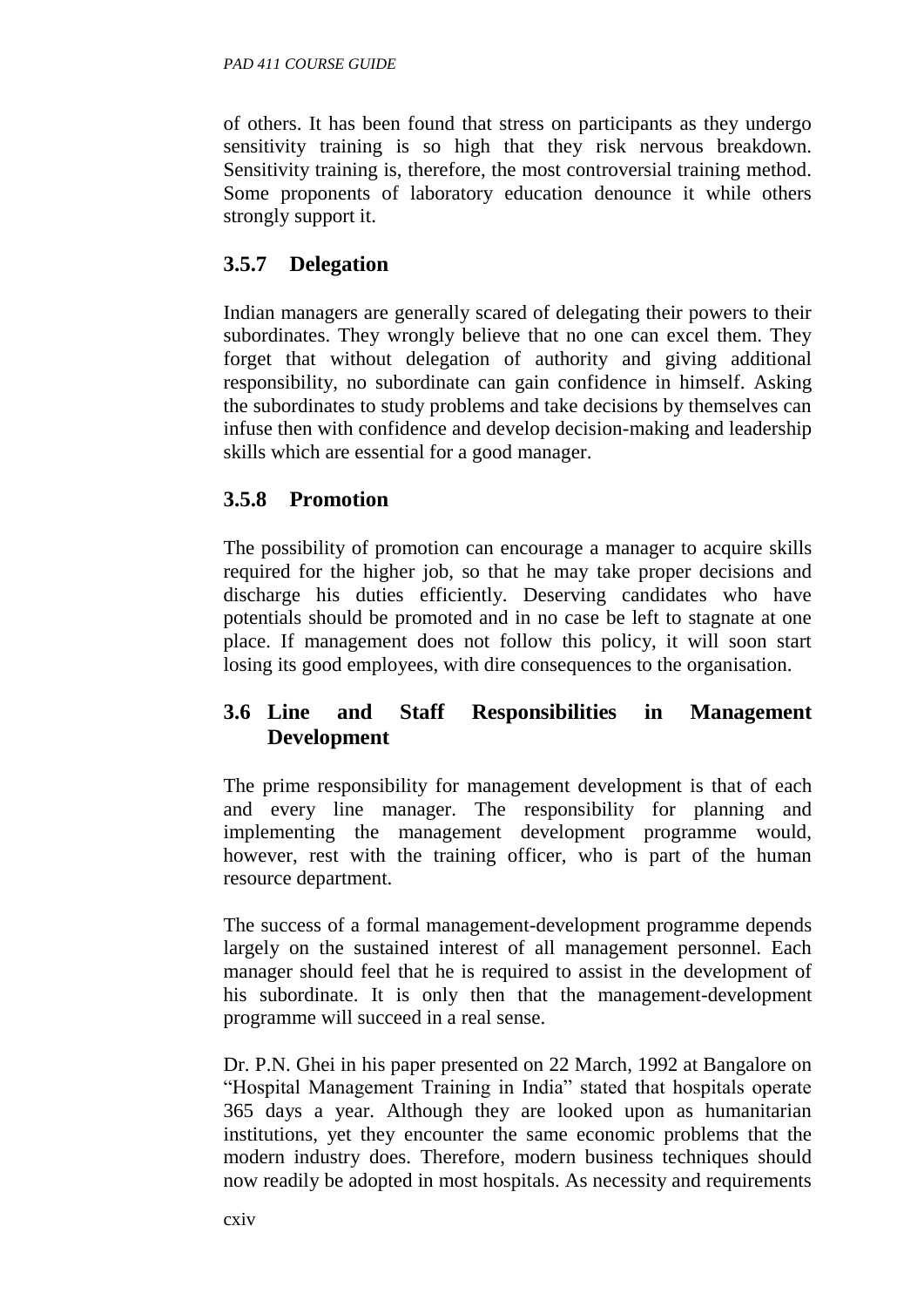of others. It has been found that stress on participants as they undergo sensitivity training is so high that they risk nervous breakdown. Sensitivity training is, therefore, the most controversial training method. Some proponents of laboratory education denounce it while others strongly support it.

### 3.5.7 Delegation

Indian managers are generally scared of delegating their powers to their subordinates. They wrongly believe that no one can excel them. They forget that without delegation of authority and giving additional responsibility, no subordinate can gain confidence in himself. Asking the subordinates to study problems and take decisions by themselves can infuse then with confidence and develop decision-making and leadership skills which are essential for a good manager.

### 3.5.8 Promotion

The possibility of promotion can encourage a manager to acquire skills required for the higher job, so that he may take proper decisions and discharge his duties efficiently. Deserving candidates who have potentials should be promoted and in no case be left to stagnate at one place. If management does not follow this policy, it will soon start losing its good employees, with dire consequences to the organisation.

## 3.6 Line and Staff Responsibilities in Management Development

The prime responsibility for management development is that of each and every line manager. The responsibility for planning and implementing the management development programme would, however, rest with the training officer, who is part of the human resource department.

The success of a formal management-development programme depends largely on the sustained interest of all management personnel. Each manager should feel that he is required to assist in the development of his subordinate. It is only then that the management-development programme will succeed in a real sense.

Dr. P.N. Ghei in his paper presented on 22 March, 1992 at Bangalore on "Hospital Management Training in India" stated that hospitals operate 365 days a year. Although they are looked upon as humanitarian institutions, yet they encounter the same economic problems that the modern industry does. Therefore, modern business techniques should now readily be adopted in most hospitals. As necessity and requirements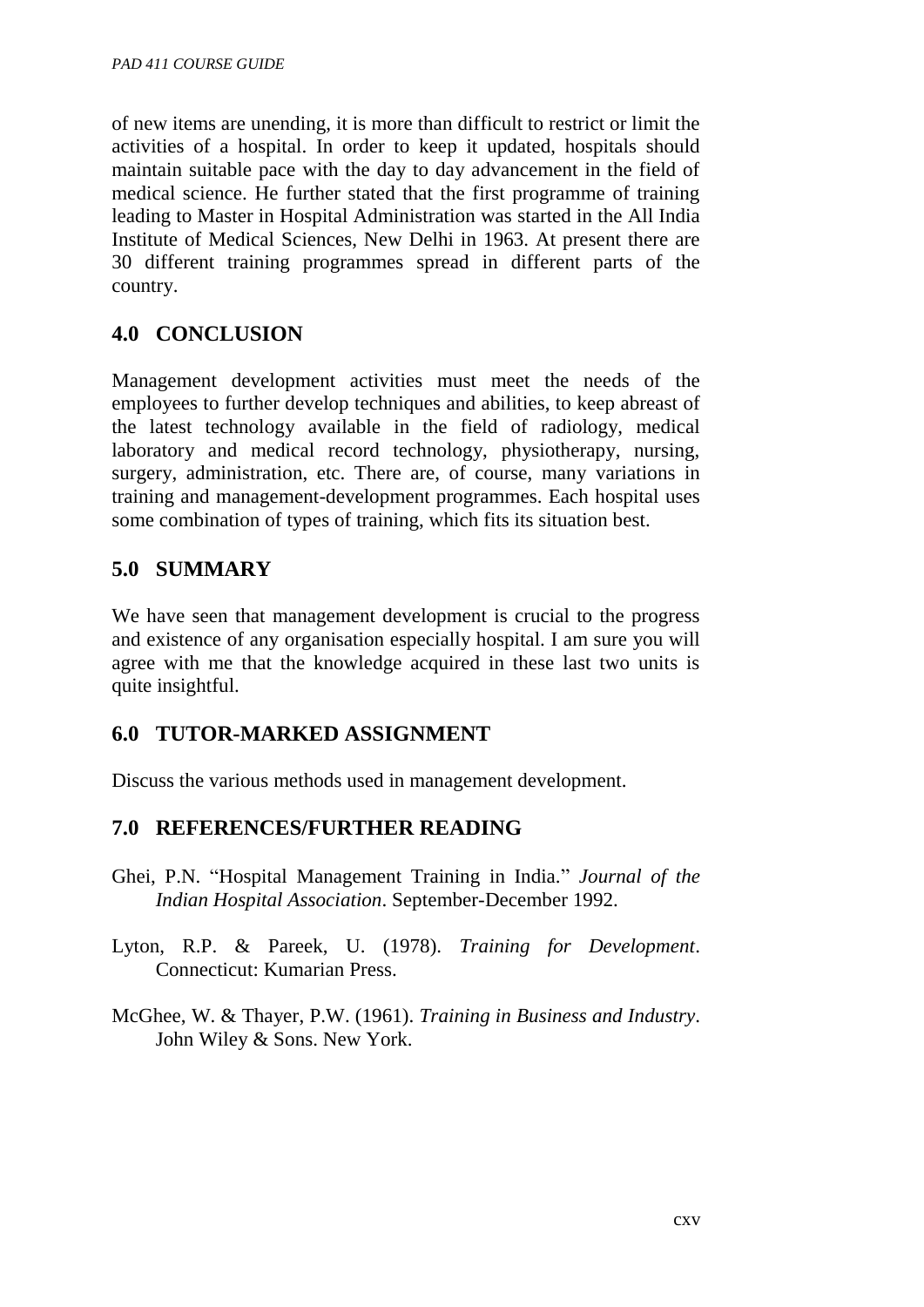of new items are unending, it is more than difficult to restrict or limit the activities of a hospital. In order to keep it updated, hospitals should maintain suitable pace with the day to day advancement in the field of medical science. He further stated that the first programme of training leading to Master in Hospital Administration was started in the All India Institute of Medical Sciences, New Delhi in 1963. At present there are 30 different training programmes spread in different parts of the country.

## 4.0 CONCLUSION

Management development activities must meet the needs of the employees to further develop techniques and abilities, to keep abreast of the latest technology available in the field of radiology, medical laboratory and medical record technology, physiotherapy, nursing, surgery, administration, etc. There are, of course, many variations in training and management-development programmes. Each hospital uses some combination of types of training, which fits its situation best.

## 5.0 SUMMARY

We have seen that management development is crucial to the progress and existence of any organisation especially hospital. I am sure you will agree with me that the knowledge acquired in these last two units is quite insightful.

## 6.0 TUTOR-MARKED ASSIGNMENT

Discuss the various methods used in management development.

## 7.0 REFERENCES/FURTHER READING

Ghei, P.N. "Hospital Management Training in India." *Journal of the Indian Hospital Association*. September-December 1992.

Lyton, R.P. & Pareek, U. (1978). *Training for Development*. Connecticut: Kumarian Press.

McGhee, W. & Thayer, P.W. (1961). *Training in Business and Industry*. John Wiley & Sons. New York.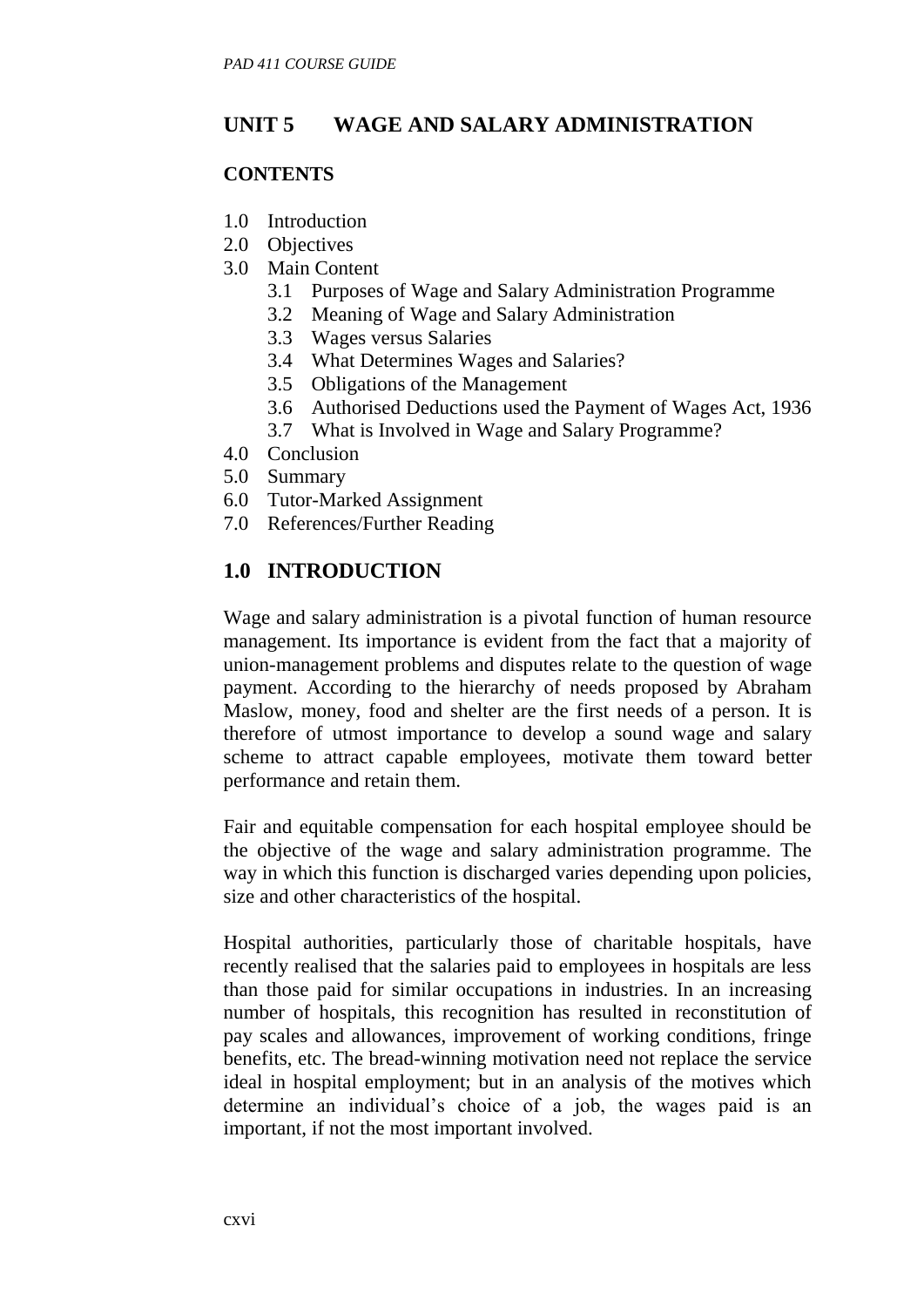## UNIT 5 WAGE AND SALARY ADMINISTRATION

### CONTENTS

1.0 Introduction
2.0 Objectives
3.0 Main Content
    3.1 Purposes of Wage and Salary Administration Programme
    3.2 Meaning of Wage and Salary Administration
    3.3 Wages versus Salaries
    3.4 What Determines Wages and Salaries?
    3.5 Obligations of the Management
    3.6 Authorised Deductions used the Payment of Wages Act, 1936
    3.7 What is Involved in Wage and Salary Programme?
4.0 Conclusion
5.0 Summary
6.0 Tutor-Marked Assignment
7.0 References/Further Reading

## 1.0 INTRODUCTION

Wage and salary administration is a pivotal function of human resource management. Its importance is evident from the fact that a majority of union-management problems and disputes relate to the question of wage payment. According to the hierarchy of needs proposed by Abraham Maslow, money, food and shelter are the first needs of a person. It is therefore of utmost importance to develop a sound wage and salary scheme to attract capable employees, motivate them toward better performance and retain them.

Fair and equitable compensation for each hospital employee should be the objective of the wage and salary administration programme. The way in which this function is discharged varies depending upon policies, size and other characteristics of the hospital.

Hospital authorities, particularly those of charitable hospitals, have recently realised that the salaries paid to employees in hospitals are less than those paid for similar occupations in industries. In an increasing number of hospitals, this recognition has resulted in reconstitution of pay scales and allowances, improvement of working conditions, fringe benefits, etc. The bread-winning motivation need not replace the service ideal in hospital employment; but in an analysis of the motives which determine an individual's choice of a job, the wages paid is an important, if not the most important involved.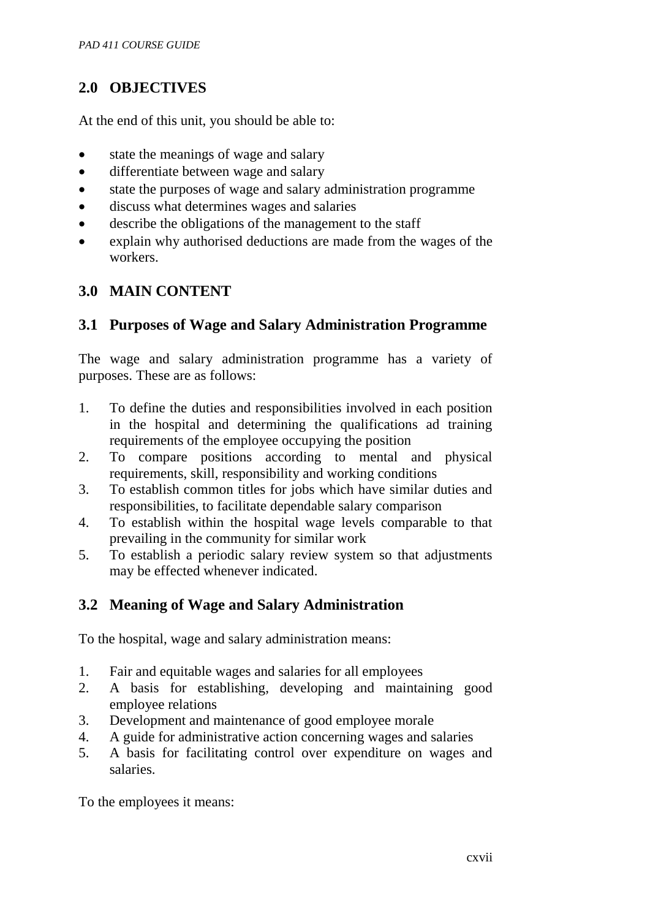## 2.0 OBJECTIVES

At the end of this unit, you should be able to:

- state the meanings of wage and salary
- differentiate between wage and salary
- state the purposes of wage and salary administration programme
- discuss what determines wages and salaries
- describe the obligations of the management to the staff
- explain why authorised deductions are made from the wages of the workers.

## 3.0 MAIN CONTENT

### 3.1 Purposes of Wage and Salary Administration Programme

The wage and salary administration programme has a variety of purposes. These are as follows:

1. To define the duties and responsibilities involved in each position in the hospital and determining the qualifications ad training requirements of the employee occupying the position
2. To compare positions according to mental and physical requirements, skill, responsibility and working conditions
3. To establish common titles for jobs which have similar duties and responsibilities, to facilitate dependable salary comparison
4. To establish within the hospital wage levels comparable to that prevailing in the community for similar work
5. To establish a periodic salary review system so that adjustments may be effected whenever indicated.

### 3.2 Meaning of Wage and Salary Administration

To the hospital, wage and salary administration means:

1. Fair and equitable wages and salaries for all employees
2. A basis for establishing, developing and maintaining good employee relations
3. Development and maintenance of good employee morale
4. A guide for administrative action concerning wages and salaries
5. A basis for facilitating control over expenditure on wages and salaries.

To the employees it means: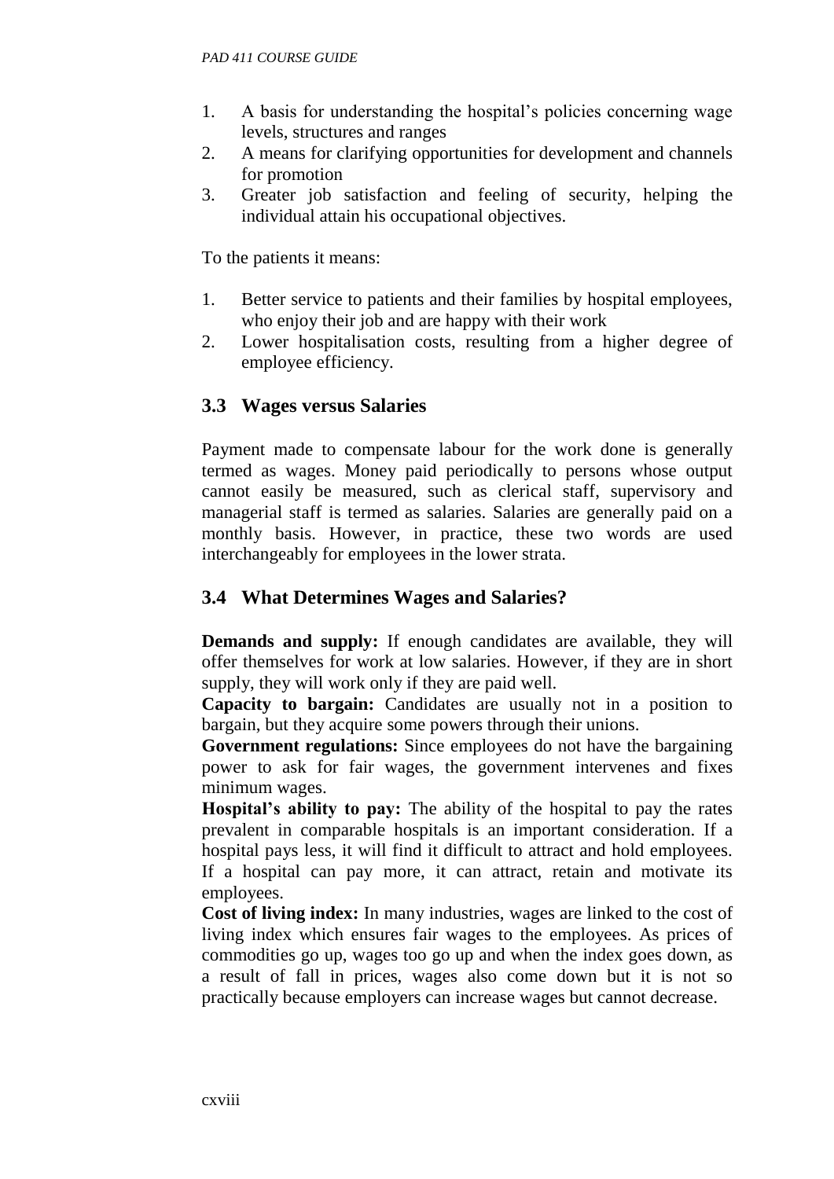1. A basis for understanding the hospital's policies concerning wage levels, structures and ranges
2. A means for clarifying opportunities for development and channels for promotion
3. Greater job satisfaction and feeling of security, helping the individual attain his occupational objectives.

To the patients it means:

1. Better service to patients and their families by hospital employees, who enjoy their job and are happy with their work
2. Lower hospitalisation costs, resulting from a higher degree of employee efficiency.

## 3.3 Wages versus Salaries

Payment made to compensate labour for the work done is generally termed as wages. Money paid periodically to persons whose output cannot easily be measured, such as clerical staff, supervisory and managerial staff is termed as salaries. Salaries are generally paid on a monthly basis. However, in practice, these two words are used interchangeably for employees in the lower strata.

## 3.4 What Determines Wages and Salaries?

**Demands and supply:** If enough candidates are available, they will offer themselves for work at low salaries. However, if they are in short supply, they will work only if they are paid well.

**Capacity to bargain:** Candidates are usually not in a position to bargain, but they acquire some powers through their unions.

**Government regulations:** Since employees do not have the bargaining power to ask for fair wages, the government intervenes and fixes minimum wages.

**Hospital's ability to pay:** The ability of the hospital to pay the rates prevalent in comparable hospitals is an important consideration. If a hospital pays less, it will find it difficult to attract and hold employees. If a hospital can pay more, it can attract, retain and motivate its employees.

**Cost of living index:** In many industries, wages are linked to the cost of living index which ensures fair wages to the employees. As prices of commodities go up, wages too go up and when the index goes down, as a result of fall in prices, wages also come down but it is not so practically because employers can increase wages but cannot decrease.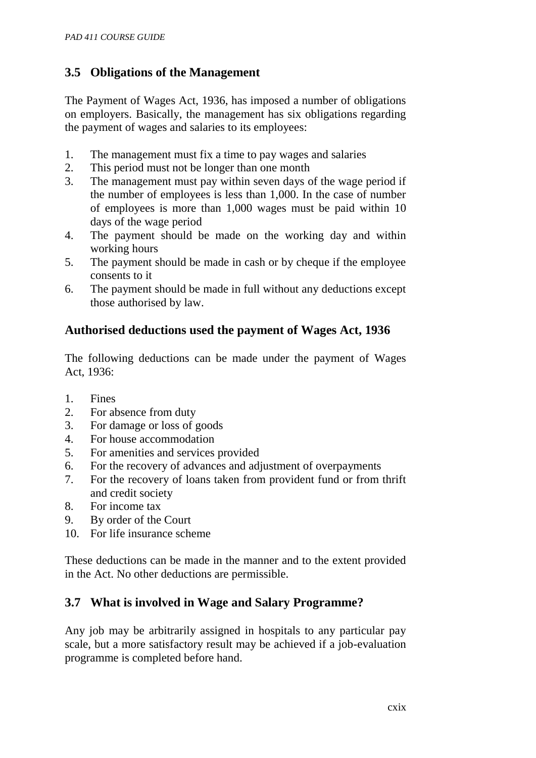## 3.5 Obligations of the Management

The Payment of Wages Act, 1936, has imposed a number of obligations on employers. Basically, the management has six obligations regarding the payment of wages and salaries to its employees:

1. The management must fix a time to pay wages and salaries
2. This period must not be longer than one month
3. The management must pay within seven days of the wage period if the number of employees is less than 1,000. In the case of number of employees is more than 1,000 wages must be paid within 10 days of the wage period
4. The payment should be made on the working day and within working hours
5. The payment should be made in cash or by cheque if the employee consents to it
6. The payment should be made in full without any deductions except those authorised by law.

### Authorised deductions used the payment of Wages Act, 1936

The following deductions can be made under the payment of Wages Act, 1936:

1. Fines
2. For absence from duty
3. For damage or loss of goods
4. For house accommodation
5. For amenities and services provided
6. For the recovery of advances and adjustment of overpayments
7. For the recovery of loans taken from provident fund or from thrift and credit society
8. For income tax
9. By order of the Court
10. For life insurance scheme

These deductions can be made in the manner and to the extent provided in the Act. No other deductions are permissible.

## 3.7 What is involved in Wage and Salary Programme?

Any job may be arbitrarily assigned in hospitals to any particular pay scale, but a more satisfactory result may be achieved if a job-evaluation programme is completed before hand.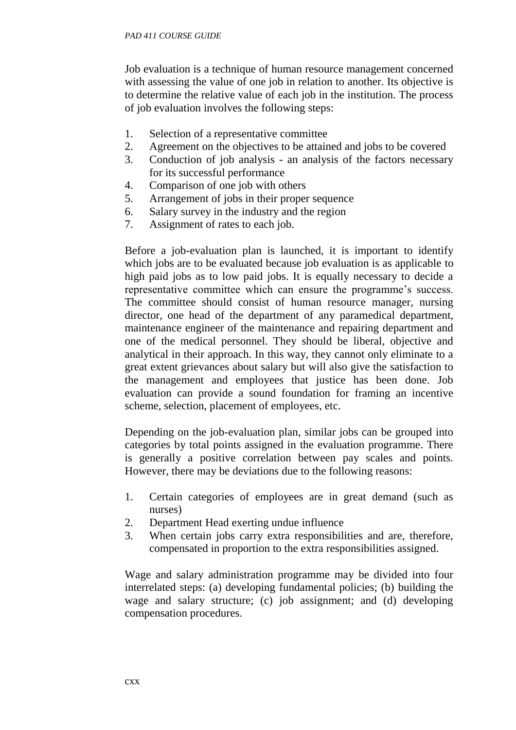Job evaluation is a technique of human resource management concerned with assessing the value of one job in relation to another. Its objective is to determine the relative value of each job in the institution. The process of job evaluation involves the following steps:

1. Selection of a representative committee
2. Agreement on the objectives to be attained and jobs to be covered
3. Conduction of job analysis - an analysis of the factors necessary for its successful performance
4. Comparison of one job with others
5. Arrangement of jobs in their proper sequence
6. Salary survey in the industry and the region
7. Assignment of rates to each job.

Before a job-evaluation plan is launched, it is important to identify which jobs are to be evaluated because job evaluation is as applicable to high paid jobs as to low paid jobs. It is equally necessary to decide a representative committee which can ensure the programme's success. The committee should consist of human resource manager, nursing director, one head of the department of any paramedical department, maintenance engineer of the maintenance and repairing department and one of the medical personnel. They should be liberal, objective and analytical in their approach. In this way, they cannot only eliminate to a great extent grievances about salary but will also give the satisfaction to the management and employees that justice has been done. Job evaluation can provide a sound foundation for framing an incentive scheme, selection, placement of employees, etc.

Depending on the job-evaluation plan, similar jobs can be grouped into categories by total points assigned in the evaluation programme. There is generally a positive correlation between pay scales and points. However, there may be deviations due to the following reasons:

1. Certain categories of employees are in great demand (such as nurses)
2. Department Head exerting undue influence
3. When certain jobs carry extra responsibilities and are, therefore, compensated in proportion to the extra responsibilities assigned.

Wage and salary administration programme may be divided into four interrelated steps: (a) developing fundamental policies; (b) building the wage and salary structure; (c) job assignment; and (d) developing compensation procedures.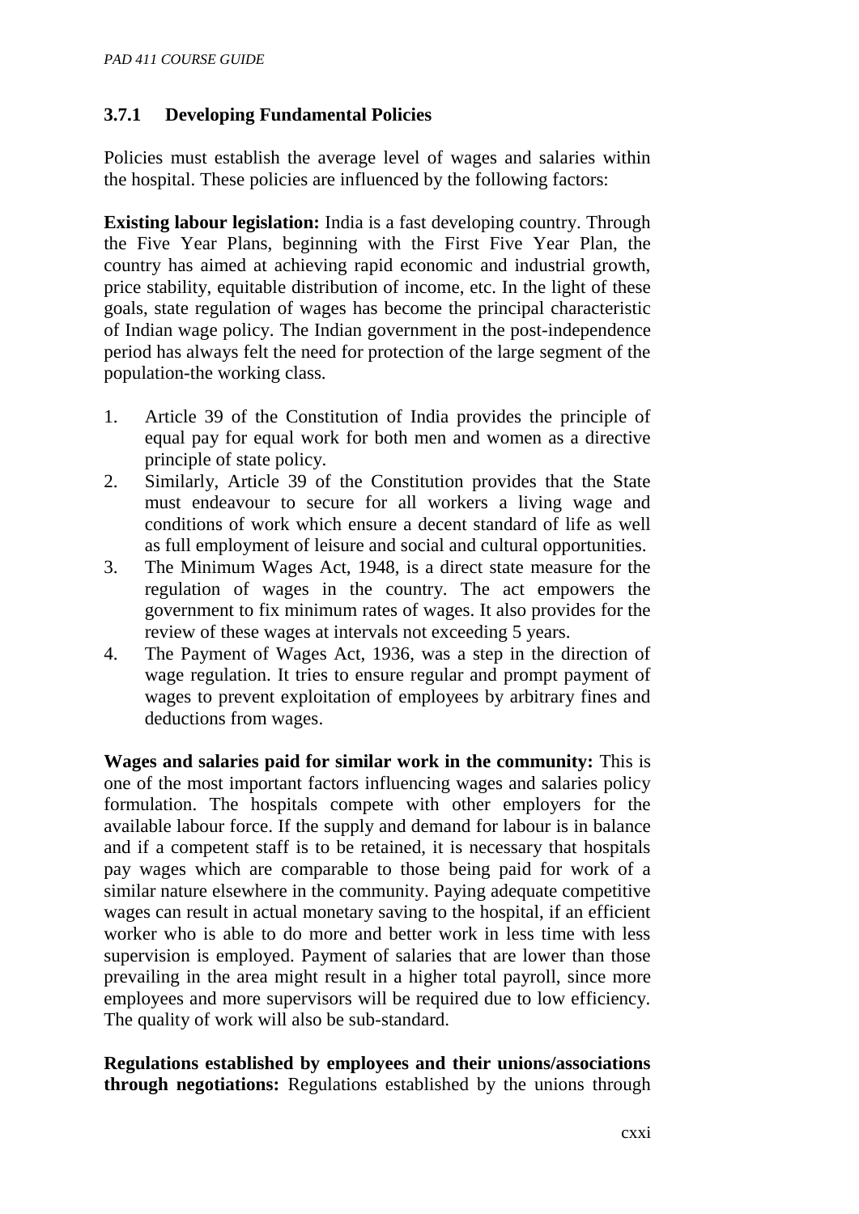### 3.7.1 Developing Fundamental Policies

Policies must establish the average level of wages and salaries within the hospital. These policies are influenced by the following factors:

**Existing labour legislation:** India is a fast developing country. Through the Five Year Plans, beginning with the First Five Year Plan, the country has aimed at achieving rapid economic and industrial growth, price stability, equitable distribution of income, etc. In the light of these goals, state regulation of wages has become the principal characteristic of Indian wage policy. The Indian government in the post-independence period has always felt the need for protection of the large segment of the population-the working class.

1. Article 39 of the Constitution of India provides the principle of equal pay for equal work for both men and women as a directive principle of state policy.
2. Similarly, Article 39 of the Constitution provides that the State must endeavour to secure for all workers a living wage and conditions of work which ensure a decent standard of life as well as full employment of leisure and social and cultural opportunities.
3. The Minimum Wages Act, 1948, is a direct state measure for the regulation of wages in the country. The act empowers the government to fix minimum rates of wages. It also provides for the review of these wages at intervals not exceeding 5 years.
4. The Payment of Wages Act, 1936, was a step in the direction of wage regulation. It tries to ensure regular and prompt payment of wages to prevent exploitation of employees by arbitrary fines and deductions from wages.

**Wages and salaries paid for similar work in the community:** This is one of the most important factors influencing wages and salaries policy formulation. The hospitals compete with other employers for the available labour force. If the supply and demand for labour is in balance and if a competent staff is to be retained, it is necessary that hospitals pay wages which are comparable to those being paid for work of a similar nature elsewhere in the community. Paying adequate competitive wages can result in actual monetary saving to the hospital, if an efficient worker who is able to do more and better work in less time with less supervision is employed. Payment of salaries that are lower than those prevailing in the area might result in a higher total payroll, since more employees and more supervisors will be required due to low efficiency. The quality of work will also be sub-standard.

**Regulations established by employees and their unions/associations through negotiations:** Regulations established by the unions through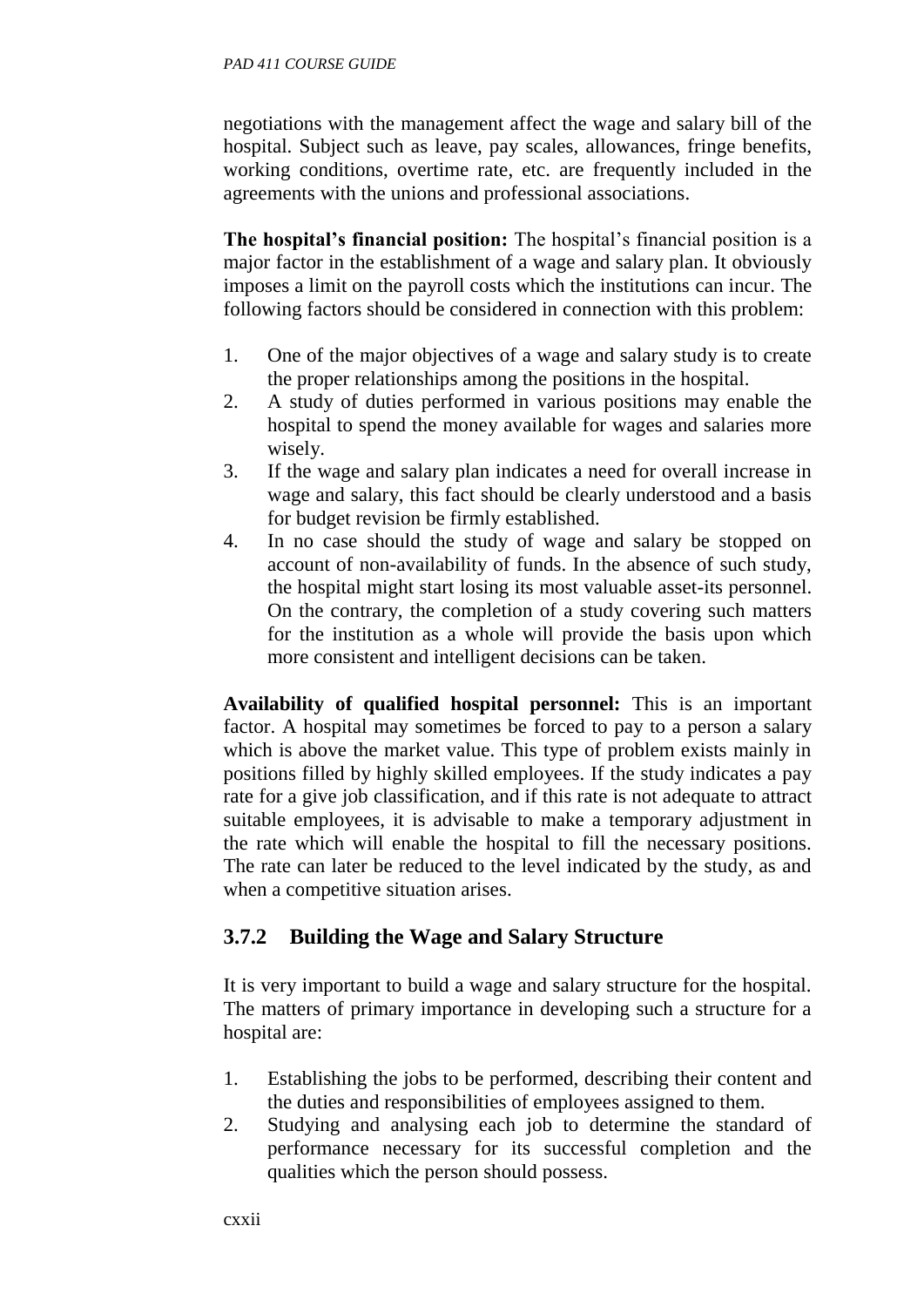negotiations with the management affect the wage and salary bill of the hospital. Subject such as leave, pay scales, allowances, fringe benefits, working conditions, overtime rate, etc. are frequently included in the agreements with the unions and professional associations.

**The hospital's financial position:** The hospital's financial position is a major factor in the establishment of a wage and salary plan. It obviously imposes a limit on the payroll costs which the institutions can incur. The following factors should be considered in connection with this problem:

1. One of the major objectives of a wage and salary study is to create the proper relationships among the positions in the hospital.
2. A study of duties performed in various positions may enable the hospital to spend the money available for wages and salaries more wisely.
3. If the wage and salary plan indicates a need for overall increase in wage and salary, this fact should be clearly understood and a basis for budget revision be firmly established.
4. In no case should the study of wage and salary be stopped on account of non-availability of funds. In the absence of such study, the hospital might start losing its most valuable asset-its personnel. On the contrary, the completion of a study covering such matters for the institution as a whole will provide the basis upon which more consistent and intelligent decisions can be taken.

**Availability of qualified hospital personnel:** This is an important factor. A hospital may sometimes be forced to pay to a person a salary which is above the market value. This type of problem exists mainly in positions filled by highly skilled employees. If the study indicates a pay rate for a give job classification, and if this rate is not adequate to attract suitable employees, it is advisable to make a temporary adjustment in the rate which will enable the hospital to fill the necessary positions. The rate can later be reduced to the level indicated by the study, as and when a competitive situation arises.

### 3.7.2 Building the Wage and Salary Structure

It is very important to build a wage and salary structure for the hospital. The matters of primary importance in developing such a structure for a hospital are:

1. Establishing the jobs to be performed, describing their content and the duties and responsibilities of employees assigned to them.
2. Studying and analysing each job to determine the standard of performance necessary for its successful completion and the qualities which the person should possess.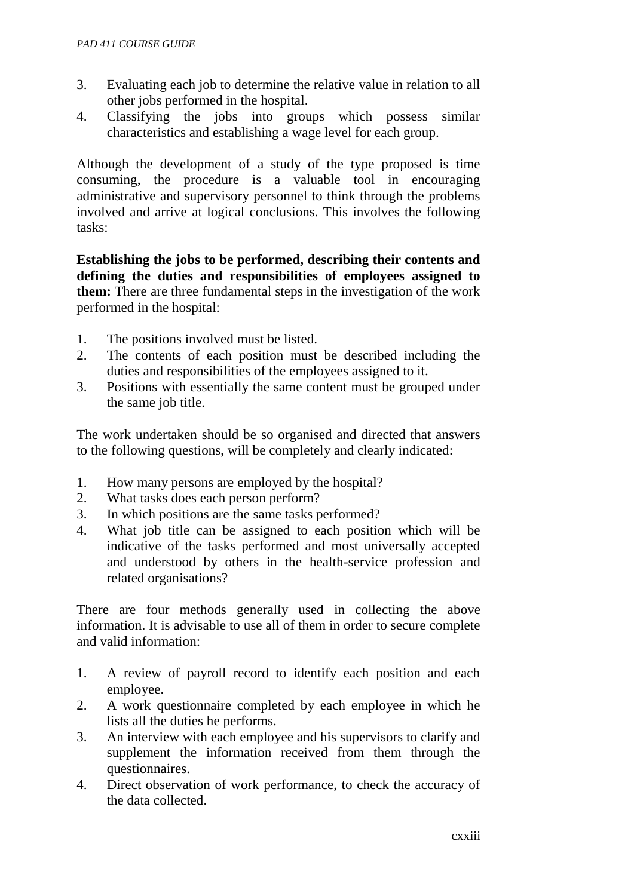3. Evaluating each job to determine the relative value in relation to all other jobs performed in the hospital.
4. Classifying the jobs into groups which possess similar characteristics and establishing a wage level for each group.

Although the development of a study of the type proposed is time consuming, the procedure is a valuable tool in encouraging administrative and supervisory personnel to think through the problems involved and arrive at logical conclusions. This involves the following tasks:

**Establishing the jobs to be performed, describing their contents and defining the duties and responsibilities of employees assigned to them:** There are three fundamental steps in the investigation of the work performed in the hospital:

1. The positions involved must be listed.
2. The contents of each position must be described including the duties and responsibilities of the employees assigned to it.
3. Positions with essentially the same content must be grouped under the same job title.

The work undertaken should be so organised and directed that answers to the following questions, will be completely and clearly indicated:

1. How many persons are employed by the hospital?
2. What tasks does each person perform?
3. In which positions are the same tasks performed?
4. What job title can be assigned to each position which will be indicative of the tasks performed and most universally accepted and understood by others in the health-service profession and related organisations?

There are four methods generally used in collecting the above information. It is advisable to use all of them in order to secure complete and valid information:

1. A review of payroll record to identify each position and each employee.
2. A work questionnaire completed by each employee in which he lists all the duties he performs.
3. An interview with each employee and his supervisors to clarify and supplement the information received from them through the questionnaires.
4. Direct observation of work performance, to check the accuracy of the data collected.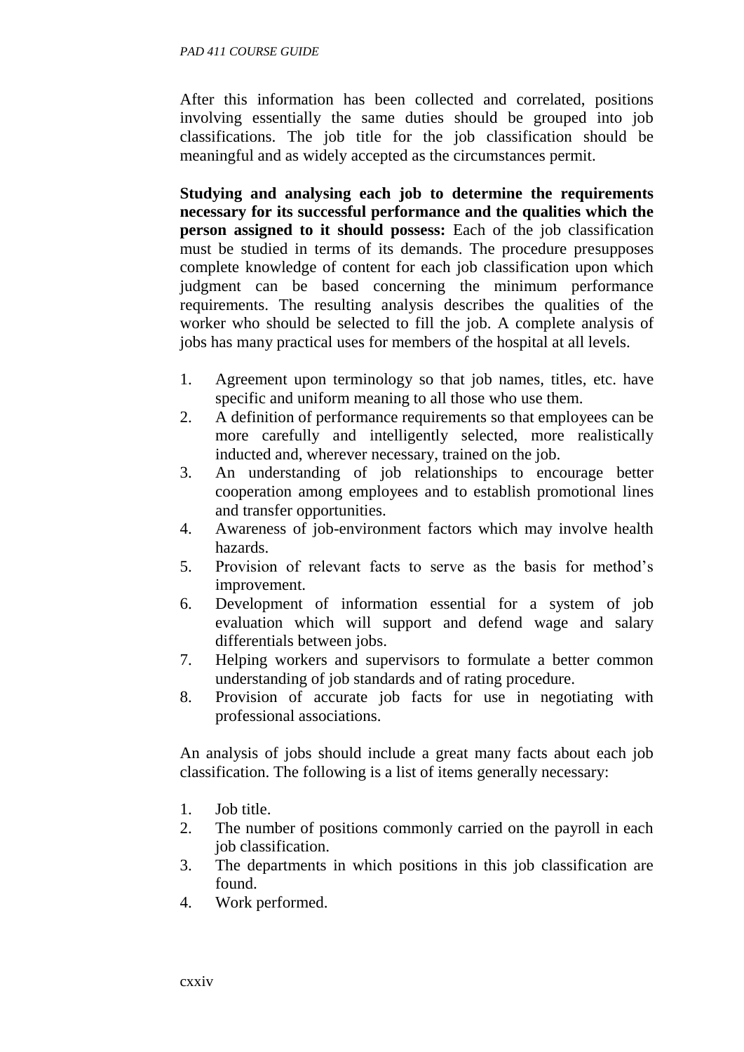After this information has been collected and correlated, positions involving essentially the same duties should be grouped into job classifications. The job title for the job classification should be meaningful and as widely accepted as the circumstances permit.

**Studying and analysing each job to determine the requirements necessary for its successful performance and the qualities which the person assigned to it should possess:** Each of the job classification must be studied in terms of its demands. The procedure presupposes complete knowledge of content for each job classification upon which judgment can be based concerning the minimum performance requirements. The resulting analysis describes the qualities of the worker who should be selected to fill the job. A complete analysis of jobs has many practical uses for members of the hospital at all levels.

1. Agreement upon terminology so that job names, titles, etc. have specific and uniform meaning to all those who use them.
2. A definition of performance requirements so that employees can be more carefully and intelligently selected, more realistically inducted and, wherever necessary, trained on the job.
3. An understanding of job relationships to encourage better cooperation among employees and to establish promotional lines and transfer opportunities.
4. Awareness of job-environment factors which may involve health hazards.
5. Provision of relevant facts to serve as the basis for method's improvement.
6. Development of information essential for a system of job evaluation which will support and defend wage and salary differentials between jobs.
7. Helping workers and supervisors to formulate a better common understanding of job standards and of rating procedure.
8. Provision of accurate job facts for use in negotiating with professional associations.

An analysis of jobs should include a great many facts about each job classification. The following is a list of items generally necessary:

1. Job title.
2. The number of positions commonly carried on the payroll in each job classification.
3. The departments in which positions in this job classification are found.
4. Work performed.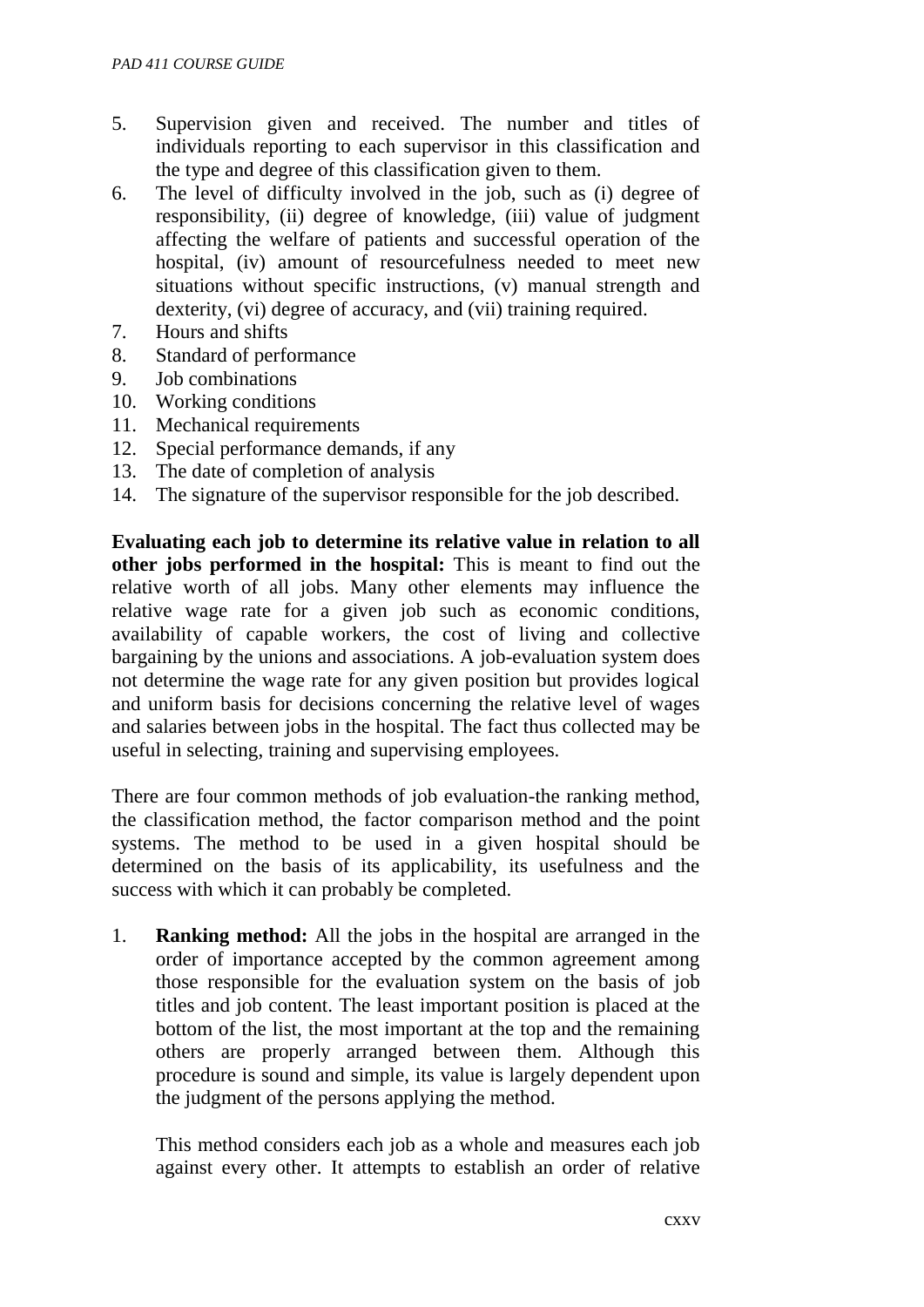5. Supervision given and received. The number and titles of individuals reporting to each supervisor in this classification and the type and degree of this classification given to them.
6. The level of difficulty involved in the job, such as (i) degree of responsibility, (ii) degree of knowledge, (iii) value of judgment affecting the welfare of patients and successful operation of the hospital, (iv) amount of resourcefulness needed to meet new situations without specific instructions, (v) manual strength and dexterity, (vi) degree of accuracy, and (vii) training required.
7. Hours and shifts
8. Standard of performance
9. Job combinations
10. Working conditions
11. Mechanical requirements
12. Special performance demands, if any
13. The date of completion of analysis
14. The signature of the supervisor responsible for the job described.

**Evaluating each job to determine its relative value in relation to all other jobs performed in the hospital:** This is meant to find out the relative worth of all jobs. Many other elements may influence the relative wage rate for a given job such as economic conditions, availability of capable workers, the cost of living and collective bargaining by the unions and associations. A job-evaluation system does not determine the wage rate for any given position but provides logical and uniform basis for decisions concerning the relative level of wages and salaries between jobs in the hospital. The fact thus collected may be useful in selecting, training and supervising employees.

There are four common methods of job evaluation-the ranking method, the classification method, the factor comparison method and the point systems. The method to be used in a given hospital should be determined on the basis of its applicability, its usefulness and the success with which it can probably be completed.

1. **Ranking method:** All the jobs in the hospital are arranged in the order of importance accepted by the common agreement among those responsible for the evaluation system on the basis of job titles and job content. The least important position is placed at the bottom of the list, the most important at the top and the remaining others are properly arranged between them. Although this procedure is sound and simple, its value is largely dependent upon the judgment of the persons applying the method.

   This method considers each job as a whole and measures each job against every other. It attempts to establish an order of relative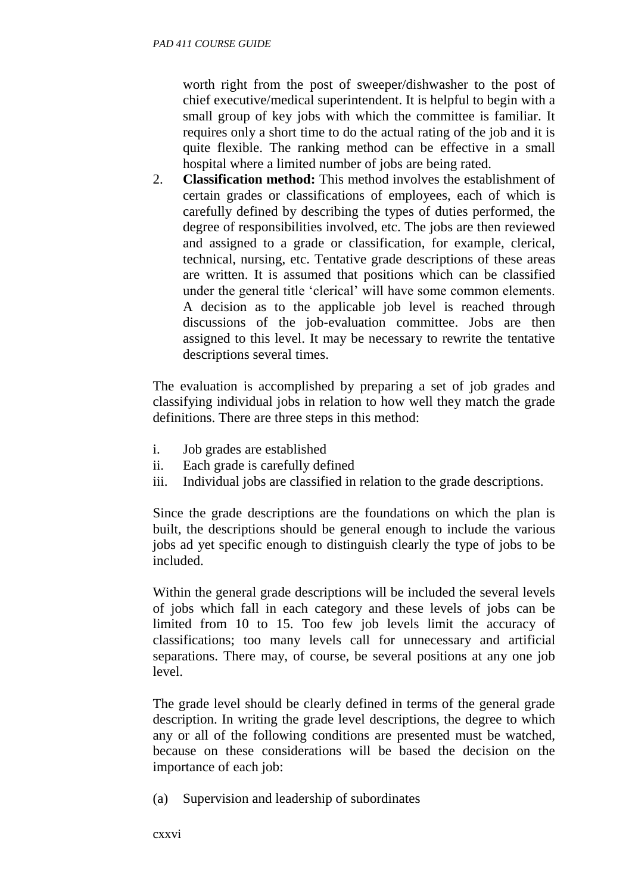worth right from the post of sweeper/dishwasher to the post of chief executive/medical superintendent. It is helpful to begin with a small group of key jobs with which the committee is familiar. It requires only a short time to do the actual rating of the job and it is quite flexible. The ranking method can be effective in a small hospital where a limited number of jobs are being rated.

2. **Classification method:** This method involves the establishment of certain grades or classifications of employees, each of which is carefully defined by describing the types of duties performed, the degree of responsibilities involved, etc. The jobs are then reviewed and assigned to a grade or classification, for example, clerical, technical, nursing, etc. Tentative grade descriptions of these areas are written. It is assumed that positions which can be classified under the general title 'clerical' will have some common elements. A decision as to the applicable job level is reached through discussions of the job-evaluation committee. Jobs are then assigned to this level. It may be necessary to rewrite the tentative descriptions several times.

The evaluation is accomplished by preparing a set of job grades and classifying individual jobs in relation to how well they match the grade definitions. There are three steps in this method:

i. Job grades are established
ii. Each grade is carefully defined
iii. Individual jobs are classified in relation to the grade descriptions.

Since the grade descriptions are the foundations on which the plan is built, the descriptions should be general enough to include the various jobs ad yet specific enough to distinguish clearly the type of jobs to be included.

Within the general grade descriptions will be included the several levels of jobs which fall in each category and these levels of jobs can be limited from 10 to 15. Too few job levels limit the accuracy of classifications; too many levels call for unnecessary and artificial separations. There may, of course, be several positions at any one job level.

The grade level should be clearly defined in terms of the general grade description. In writing the grade level descriptions, the degree to which any or all of the following conditions are presented must be watched, because on these considerations will be based the decision on the importance of each job:

(a) Supervision and leadership of subordinates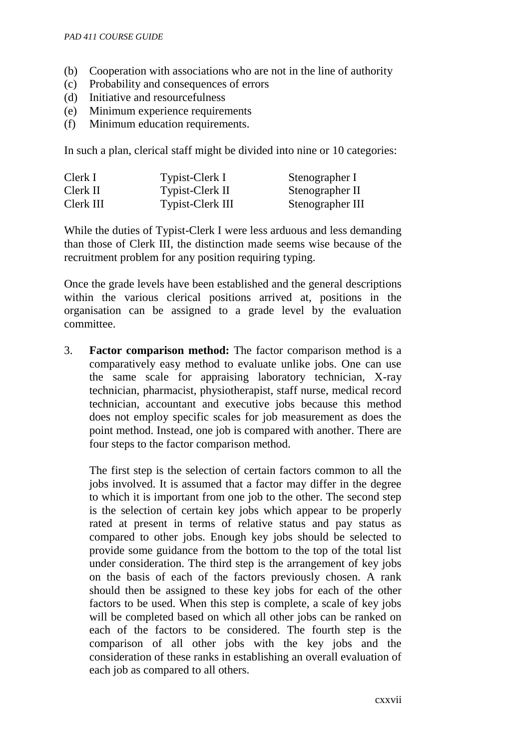(b) Cooperation with associations who are not in the line of authority
(c) Probability and consequences of errors
(d) Initiative and resourcefulness
(e) Minimum experience requirements
(f) Minimum education requirements.

In such a plan, clerical staff might be divided into nine or 10 categories:

| | | |
|---|---|---|
| Clerk I | Typist-Clerk I | Stenographer I |
| Clerk II | Typist-Clerk II | Stenographer II |
| Clerk III | Typist-Clerk III | Stenographer III |

While the duties of Typist-Clerk I were less arduous and less demanding than those of Clerk III, the distinction made seems wise because of the recruitment problem for any position requiring typing.

Once the grade levels have been established and the general descriptions within the various clerical positions arrived at, positions in the organisation can be assigned to a grade level by the evaluation committee.

3. **Factor comparison method:** The factor comparison method is a comparatively easy method to evaluate unlike jobs. One can use the same scale for appraising laboratory technician, X-ray technician, pharmacist, physiotherapist, staff nurse, medical record technician, accountant and executive jobs because this method does not employ specific scales for job measurement as does the point method. Instead, one job is compared with another. There are four steps to the factor comparison method.

   The first step is the selection of certain factors common to all the jobs involved. It is assumed that a factor may differ in the degree to which it is important from one job to the other. The second step is the selection of certain key jobs which appear to be properly rated at present in terms of relative status and pay status as compared to other jobs. Enough key jobs should be selected to provide some guidance from the bottom to the top of the total list under consideration. The third step is the arrangement of key jobs on the basis of each of the factors previously chosen. A rank should then be assigned to these key jobs for each of the other factors to be used. When this step is complete, a scale of key jobs will be completed based on which all other jobs can be ranked on each of the factors to be considered. The fourth step is the comparison of all other jobs with the key jobs and the consideration of these ranks in establishing an overall evaluation of each job as compared to all others.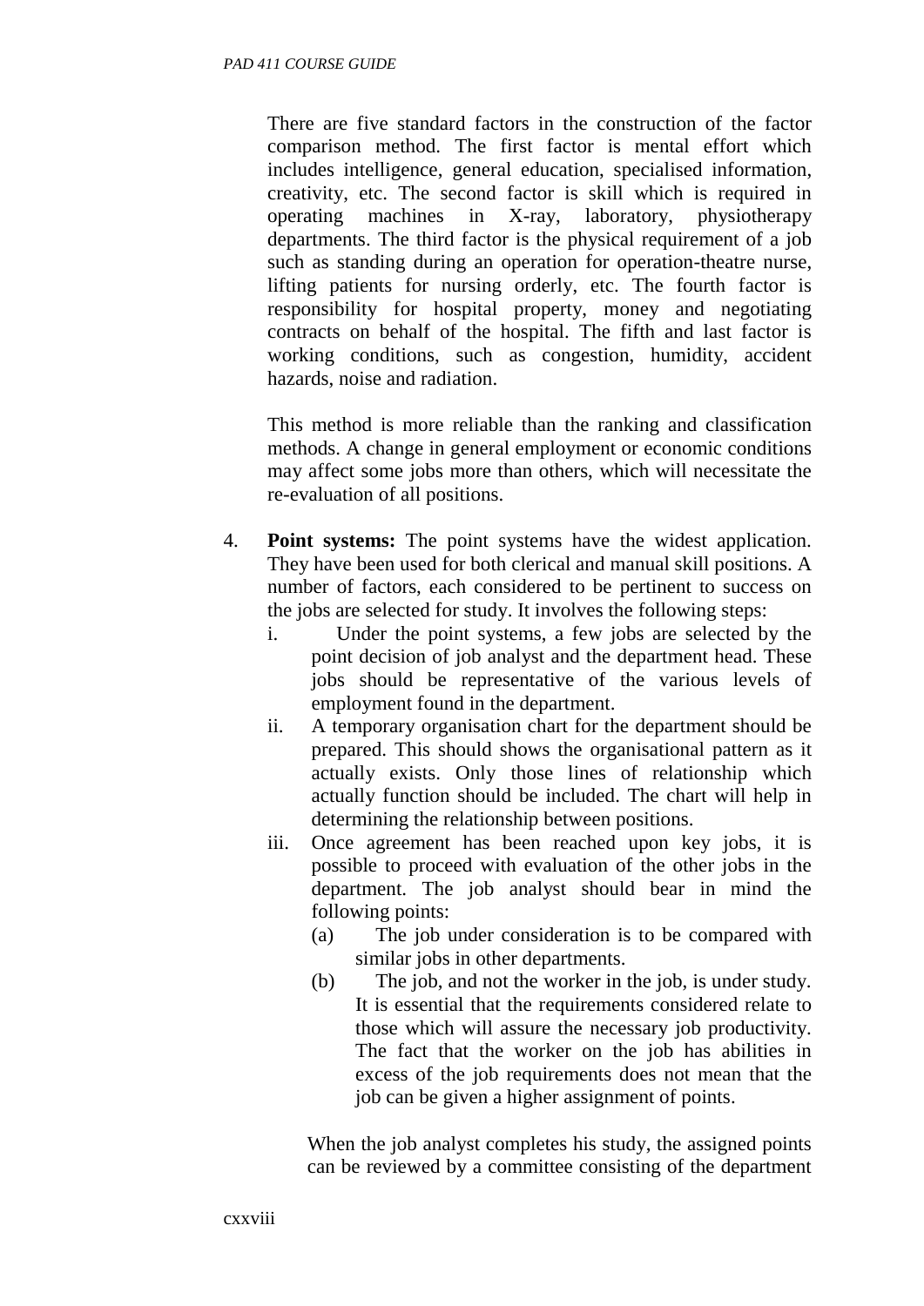There are five standard factors in the construction of the factor comparison method. The first factor is mental effort which includes intelligence, general education, specialised information, creativity, etc. The second factor is skill which is required in operating machines in X-ray, laboratory, physiotherapy departments. The third factor is the physical requirement of a job such as standing during an operation for operation-theatre nurse, lifting patients for nursing orderly, etc. The fourth factor is responsibility for hospital property, money and negotiating contracts on behalf of the hospital. The fifth and last factor is working conditions, such as congestion, humidity, accident hazards, noise and radiation.

This method is more reliable than the ranking and classification methods. A change in general employment or economic conditions may affect some jobs more than others, which will necessitate the re-evaluation of all positions.

4. **Point systems:** The point systems have the widest application. They have been used for both clerical and manual skill positions. A number of factors, each considered to be pertinent to success on the jobs are selected for study. It involves the following steps:
   i. Under the point systems, a few jobs are selected by the point decision of job analyst and the department head. These jobs should be representative of the various levels of employment found in the department.
   ii. A temporary organisation chart for the department should be prepared. This should shows the organisational pattern as it actually exists. Only those lines of relationship which actually function should be included. The chart will help in determining the relationship between positions.
   iii. Once agreement has been reached upon key jobs, it is possible to proceed with evaluation of the other jobs in the department. The job analyst should bear in mind the following points:
      (a) The job under consideration is to be compared with similar jobs in other departments.
      (b) The job, and not the worker in the job, is under study. It is essential that the requirements considered relate to those which will assure the necessary job productivity. The fact that the worker on the job has abilities in excess of the job requirements does not mean that the job can be given a higher assignment of points.

   When the job analyst completes his study, the assigned points can be reviewed by a committee consisting of the department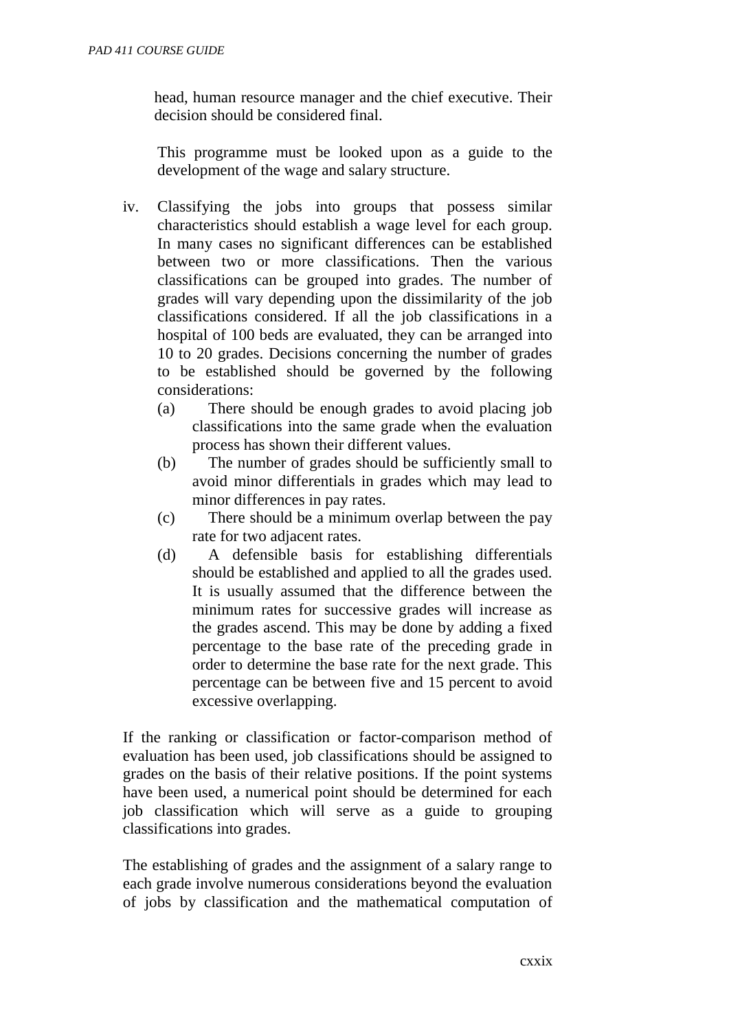head, human resource manager and the chief executive. Their decision should be considered final.

This programme must be looked upon as a guide to the development of the wage and salary structure.

iv. Classifying the jobs into groups that possess similar characteristics should establish a wage level for each group. In many cases no significant differences can be established between two or more classifications. Then the various classifications can be grouped into grades. The number of grades will vary depending upon the dissimilarity of the job classifications considered. If all the job classifications in a hospital of 100 beds are evaluated, they can be arranged into 10 to 20 grades. Decisions concerning the number of grades to be established should be governed by the following considerations:

   (a) There should be enough grades to avoid placing job classifications into the same grade when the evaluation process has shown their different values.
   
   (b) The number of grades should be sufficiently small to avoid minor differentials in grades which may lead to minor differences in pay rates.
   
   (c) There should be a minimum overlap between the pay rate for two adjacent rates.
   
   (d) A defensible basis for establishing differentials should be established and applied to all the grades used. It is usually assumed that the difference between the minimum rates for successive grades will increase as the grades ascend. This may be done by adding a fixed percentage to the base rate of the preceding grade in order to determine the base rate for the next grade. This percentage can be between five and 15 percent to avoid excessive overlapping.

If the ranking or classification or factor-comparison method of evaluation has been used, job classifications should be assigned to grades on the basis of their relative positions. If the point systems have been used, a numerical point should be determined for each job classification which will serve as a guide to grouping classifications into grades.

The establishing of grades and the assignment of a salary range to each grade involve numerous considerations beyond the evaluation of jobs by classification and the mathematical computation of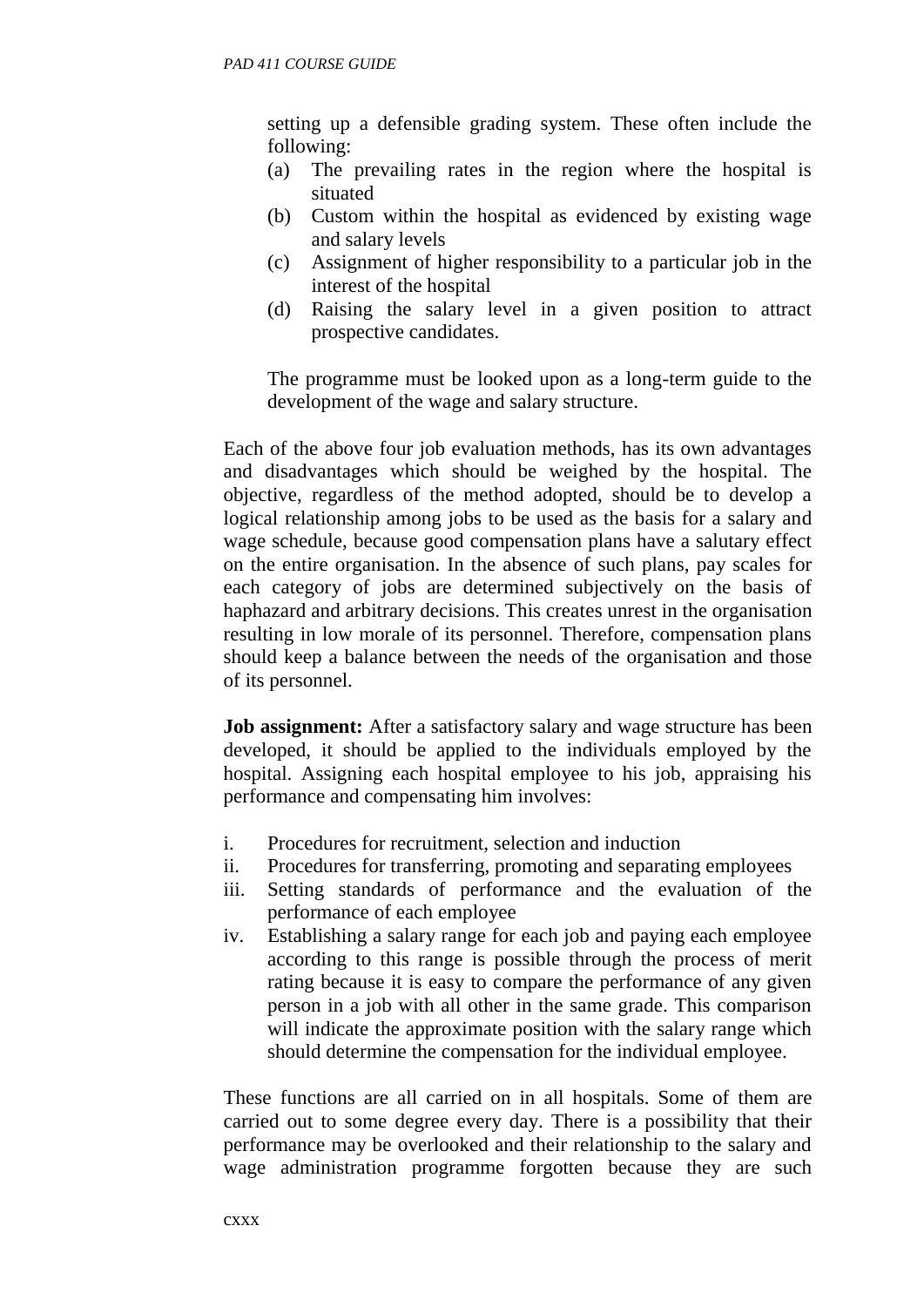setting up a defensible grading system. These often include the following:

(a) The prevailing rates in the region where the hospital is situated
(b) Custom within the hospital as evidenced by existing wage and salary levels
(c) Assignment of higher responsibility to a particular job in the interest of the hospital
(d) Raising the salary level in a given position to attract prospective candidates.

The programme must be looked upon as a long-term guide to the development of the wage and salary structure.

Each of the above four job evaluation methods, has its own advantages and disadvantages which should be weighed by the hospital. The objective, regardless of the method adopted, should be to develop a logical relationship among jobs to be used as the basis for a salary and wage schedule, because good compensation plans have a salutary effect on the entire organisation. In the absence of such plans, pay scales for each category of jobs are determined subjectively on the basis of haphazard and arbitrary decisions. This creates unrest in the organisation resulting in low morale of its personnel. Therefore, compensation plans should keep a balance between the needs of the organisation and those of its personnel.

**Job assignment:** After a satisfactory salary and wage structure has been developed, it should be applied to the individuals employed by the hospital. Assigning each hospital employee to his job, appraising his performance and compensating him involves:

i. Procedures for recruitment, selection and induction
ii. Procedures for transferring, promoting and separating employees
iii. Setting standards of performance and the evaluation of the performance of each employee
iv. Establishing a salary range for each job and paying each employee according to this range is possible through the process of merit rating because it is easy to compare the performance of any given person in a job with all other in the same grade. This comparison will indicate the approximate position with the salary range which should determine the compensation for the individual employee.

These functions are all carried on in all hospitals. Some of them are carried out to some degree every day. There is a possibility that their performance may be overlooked and their relationship to the salary and wage administration programme forgotten because they are such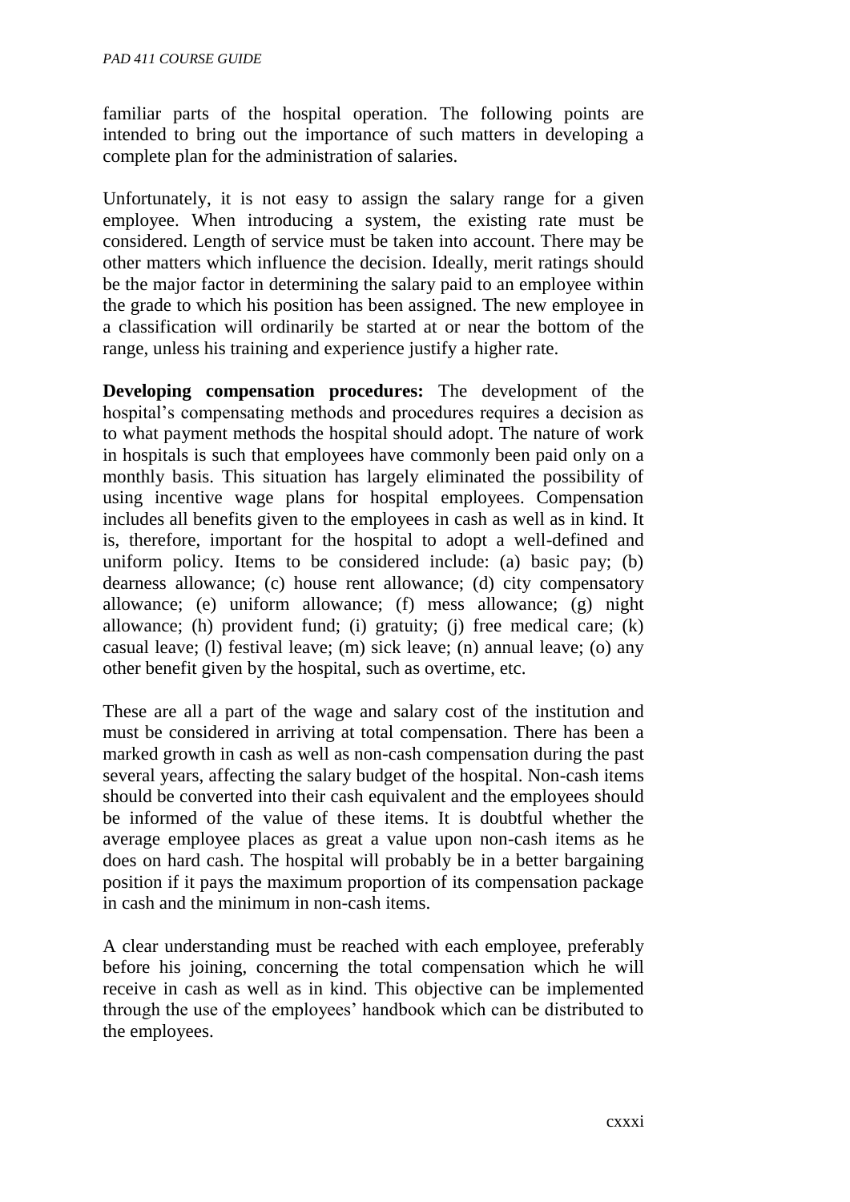familiar parts of the hospital operation. The following points are intended to bring out the importance of such matters in developing a complete plan for the administration of salaries.

Unfortunately, it is not easy to assign the salary range for a given employee. When introducing a system, the existing rate must be considered. Length of service must be taken into account. There may be other matters which influence the decision. Ideally, merit ratings should be the major factor in determining the salary paid to an employee within the grade to which his position has been assigned. The new employee in a classification will ordinarily be started at or near the bottom of the range, unless his training and experience justify a higher rate.

**Developing compensation procedures:** The development of the hospital's compensating methods and procedures requires a decision as to what payment methods the hospital should adopt. The nature of work in hospitals is such that employees have commonly been paid only on a monthly basis. This situation has largely eliminated the possibility of using incentive wage plans for hospital employees. Compensation includes all benefits given to the employees in cash as well as in kind. It is, therefore, important for the hospital to adopt a well-defined and uniform policy. Items to be considered include: (a) basic pay; (b) dearness allowance; (c) house rent allowance; (d) city compensatory allowance; (e) uniform allowance; (f) mess allowance; (g) night allowance; (h) provident fund; (i) gratuity; (j) free medical care; (k) casual leave; (l) festival leave; (m) sick leave; (n) annual leave; (o) any other benefit given by the hospital, such as overtime, etc.

These are all a part of the wage and salary cost of the institution and must be considered in arriving at total compensation. There has been a marked growth in cash as well as non-cash compensation during the past several years, affecting the salary budget of the hospital. Non-cash items should be converted into their cash equivalent and the employees should be informed of the value of these items. It is doubtful whether the average employee places as great a value upon non-cash items as he does on hard cash. The hospital will probably be in a better bargaining position if it pays the maximum proportion of its compensation package in cash and the minimum in non-cash items.

A clear understanding must be reached with each employee, preferably before his joining, concerning the total compensation which he will receive in cash as well as in kind. This objective can be implemented through the use of the employees' handbook which can be distributed to the employees.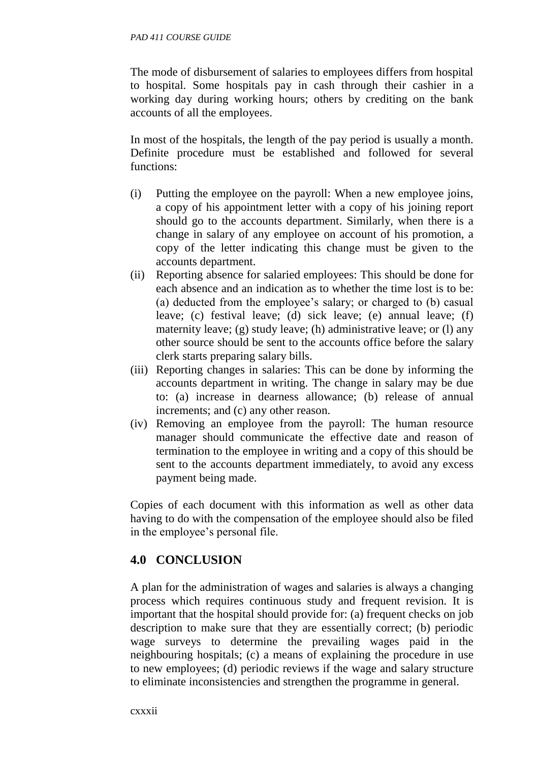The mode of disbursement of salaries to employees differs from hospital to hospital. Some hospitals pay in cash through their cashier in a working day during working hours; others by crediting on the bank accounts of all the employees.

In most of the hospitals, the length of the pay period is usually a month. Definite procedure must be established and followed for several functions:

(i) Putting the employee on the payroll: When a new employee joins, a copy of his appointment letter with a copy of his joining report should go to the accounts department. Similarly, when there is a change in salary of any employee on account of his promotion, a copy of the letter indicating this change must be given to the accounts department.

(ii) Reporting absence for salaried employees: This should be done for each absence and an indication as to whether the time lost is to be: (a) deducted from the employee's salary; or charged to (b) casual leave; (c) festival leave; (d) sick leave; (e) annual leave; (f) maternity leave; (g) study leave; (h) administrative leave; or (l) any other source should be sent to the accounts office before the salary clerk starts preparing salary bills.

(iii) Reporting changes in salaries: This can be done by informing the accounts department in writing. The change in salary may be due to: (a) increase in dearness allowance; (b) release of annual increments; and (c) any other reason.

(iv) Removing an employee from the payroll: The human resource manager should communicate the effective date and reason of termination to the employee in writing and a copy of this should be sent to the accounts department immediately, to avoid any excess payment being made.

Copies of each document with this information as well as other data having to do with the compensation of the employee should also be filed in the employee's personal file.

## 4.0 CONCLUSION

A plan for the administration of wages and salaries is always a changing process which requires continuous study and frequent revision. It is important that the hospital should provide for: (a) frequent checks on job description to make sure that they are essentially correct; (b) periodic wage surveys to determine the prevailing wages paid in the neighbouring hospitals; (c) a means of explaining the procedure in use to new employees; (d) periodic reviews if the wage and salary structure to eliminate inconsistencies and strengthen the programme in general.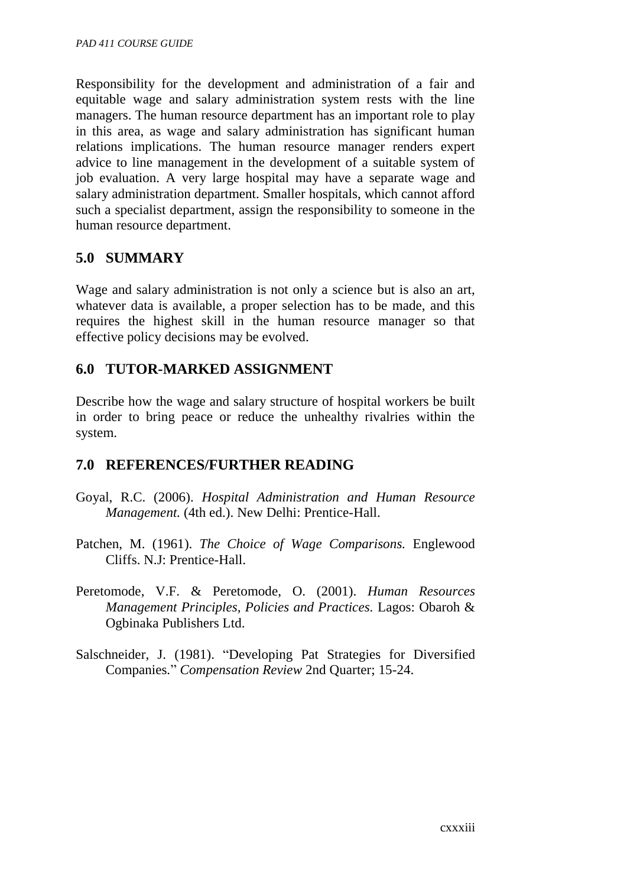Responsibility for the development and administration of a fair and equitable wage and salary administration system rests with the line managers. The human resource department has an important role to play in this area, as wage and salary administration has significant human relations implications. The human resource manager renders expert advice to line management in the development of a suitable system of job evaluation. A very large hospital may have a separate wage and salary administration department. Smaller hospitals, which cannot afford such a specialist department, assign the responsibility to someone in the human resource department.

## 5.0 SUMMARY

Wage and salary administration is not only a science but is also an art, whatever data is available, a proper selection has to be made, and this requires the highest skill in the human resource manager so that effective policy decisions may be evolved.

## 6.0 TUTOR-MARKED ASSIGNMENT

Describe how the wage and salary structure of hospital workers be built in order to bring peace or reduce the unhealthy rivalries within the system.

## 7.0 REFERENCES/FURTHER READING

Goyal, R.C. (2006). *Hospital Administration and Human Resource Management.* (4th ed.). New Delhi: Prentice-Hall.

Patchen, M. (1961). *The Choice of Wage Comparisons.* Englewood Cliffs. N.J: Prentice-Hall.

Peretomode, V.F. & Peretomode, O. (2001). *Human Resources Management Principles, Policies and Practices.* Lagos: Obaroh & Ogbinaka Publishers Ltd.

Salschneider, J. (1981). "Developing Pat Strategies for Diversified Companies." *Compensation Review* 2nd Quarter; 15-24.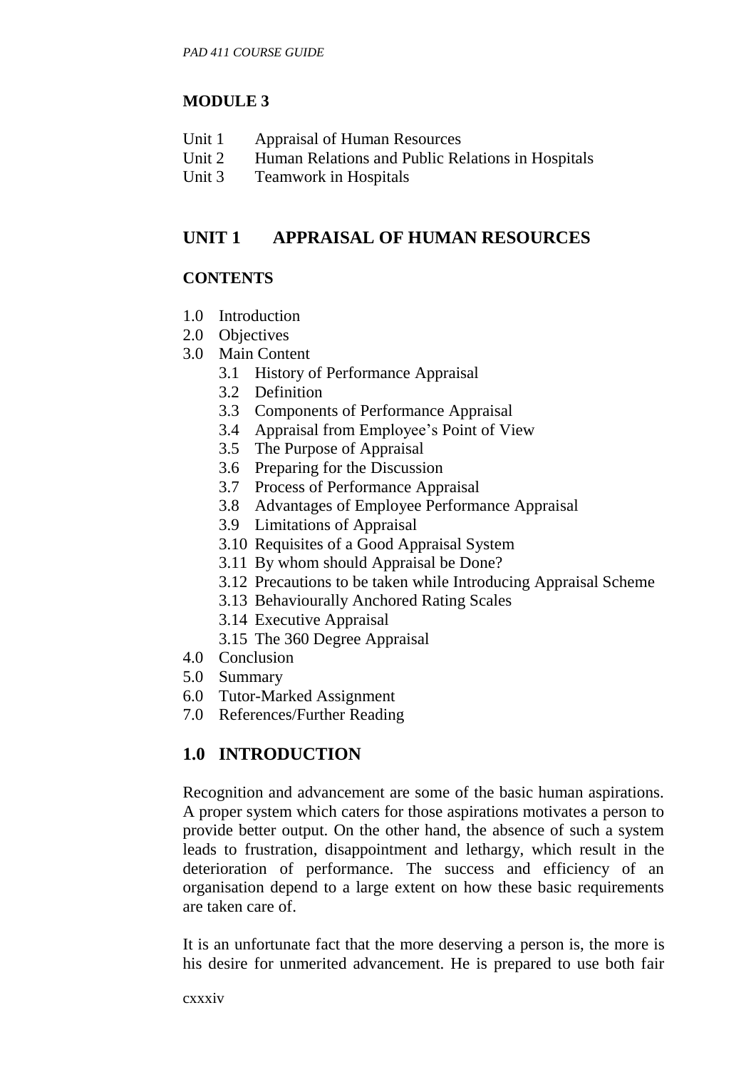## MODULE 3

Unit 1 Appraisal of Human Resources
Unit 2 Human Relations and Public Relations in Hospitals
Unit 3 Teamwork in Hospitals

## UNIT 1 APPRAISAL OF HUMAN RESOURCES

### CONTENTS

1.0 Introduction
2.0 Objectives
3.0 Main Content
  3.1 History of Performance Appraisal
  3.2 Definition
  3.3 Components of Performance Appraisal
  3.4 Appraisal from Employee's Point of View
  3.5 The Purpose of Appraisal
  3.6 Preparing for the Discussion
  3.7 Process of Performance Appraisal
  3.8 Advantages of Employee Performance Appraisal
  3.9 Limitations of Appraisal
  3.10 Requisites of a Good Appraisal System
  3.11 By whom should Appraisal be Done?
  3.12 Precautions to be taken while Introducing Appraisal Scheme
  3.13 Behaviourally Anchored Rating Scales
  3.14 Executive Appraisal
  3.15 The 360 Degree Appraisal
4.0 Conclusion
5.0 Summary
6.0 Tutor-Marked Assignment
7.0 References/Further Reading

## 1.0 INTRODUCTION

Recognition and advancement are some of the basic human aspirations. A proper system which caters for those aspirations motivates a person to provide better output. On the other hand, the absence of such a system leads to frustration, disappointment and lethargy, which result in the deterioration of performance. The success and efficiency of an organisation depend to a large extent on how these basic requirements are taken care of.

It is an unfortunate fact that the more deserving a person is, the more is his desire for unmerited advancement. He is prepared to use both fair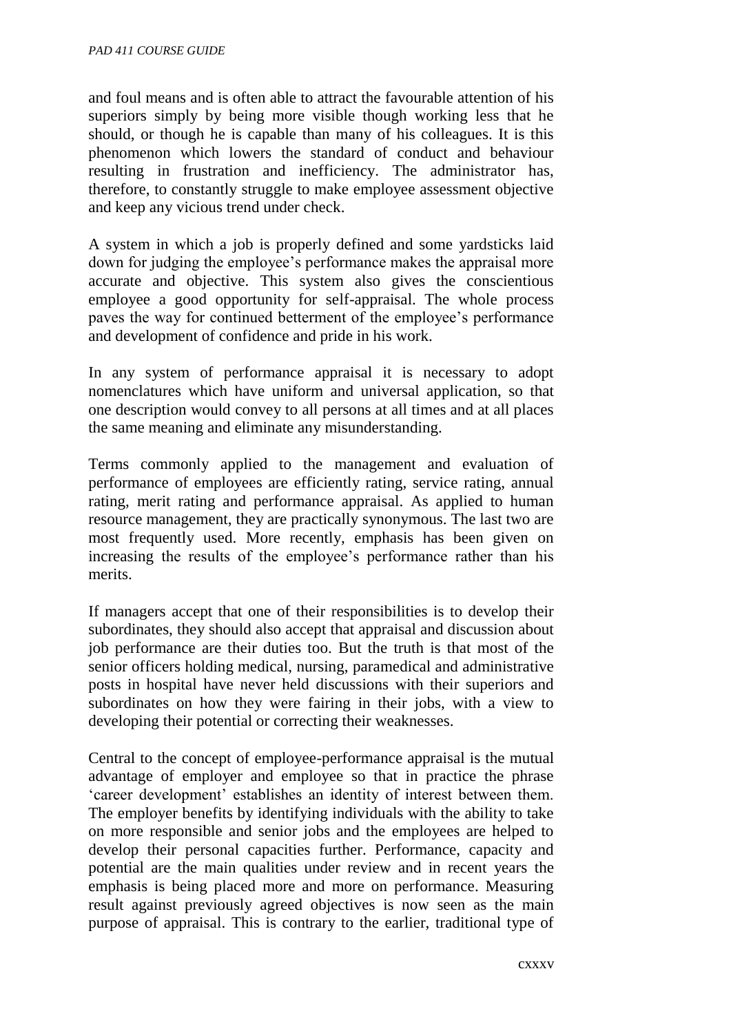and foul means and is often able to attract the favourable attention of his superiors simply by being more visible though working less that he should, or though he is capable than many of his colleagues. It is this phenomenon which lowers the standard of conduct and behaviour resulting in frustration and inefficiency. The administrator has, therefore, to constantly struggle to make employee assessment objective and keep any vicious trend under check.

A system in which a job is properly defined and some yardsticks laid down for judging the employee's performance makes the appraisal more accurate and objective. This system also gives the conscientious employee a good opportunity for self-appraisal. The whole process paves the way for continued betterment of the employee's performance and development of confidence and pride in his work.

In any system of performance appraisal it is necessary to adopt nomenclatures which have uniform and universal application, so that one description would convey to all persons at all times and at all places the same meaning and eliminate any misunderstanding.

Terms commonly applied to the management and evaluation of performance of employees are efficiently rating, service rating, annual rating, merit rating and performance appraisal. As applied to human resource management, they are practically synonymous. The last two are most frequently used. More recently, emphasis has been given on increasing the results of the employee's performance rather than his merits.

If managers accept that one of their responsibilities is to develop their subordinates, they should also accept that appraisal and discussion about job performance are their duties too. But the truth is that most of the senior officers holding medical, nursing, paramedical and administrative posts in hospital have never held discussions with their superiors and subordinates on how they were fairing in their jobs, with a view to developing their potential or correcting their weaknesses.

Central to the concept of employee-performance appraisal is the mutual advantage of employer and employee so that in practice the phrase 'career development' establishes an identity of interest between them. The employer benefits by identifying individuals with the ability to take on more responsible and senior jobs and the employees are helped to develop their personal capacities further. Performance, capacity and potential are the main qualities under review and in recent years the emphasis is being placed more and more on performance. Measuring result against previously agreed objectives is now seen as the main purpose of appraisal. This is contrary to the earlier, traditional type of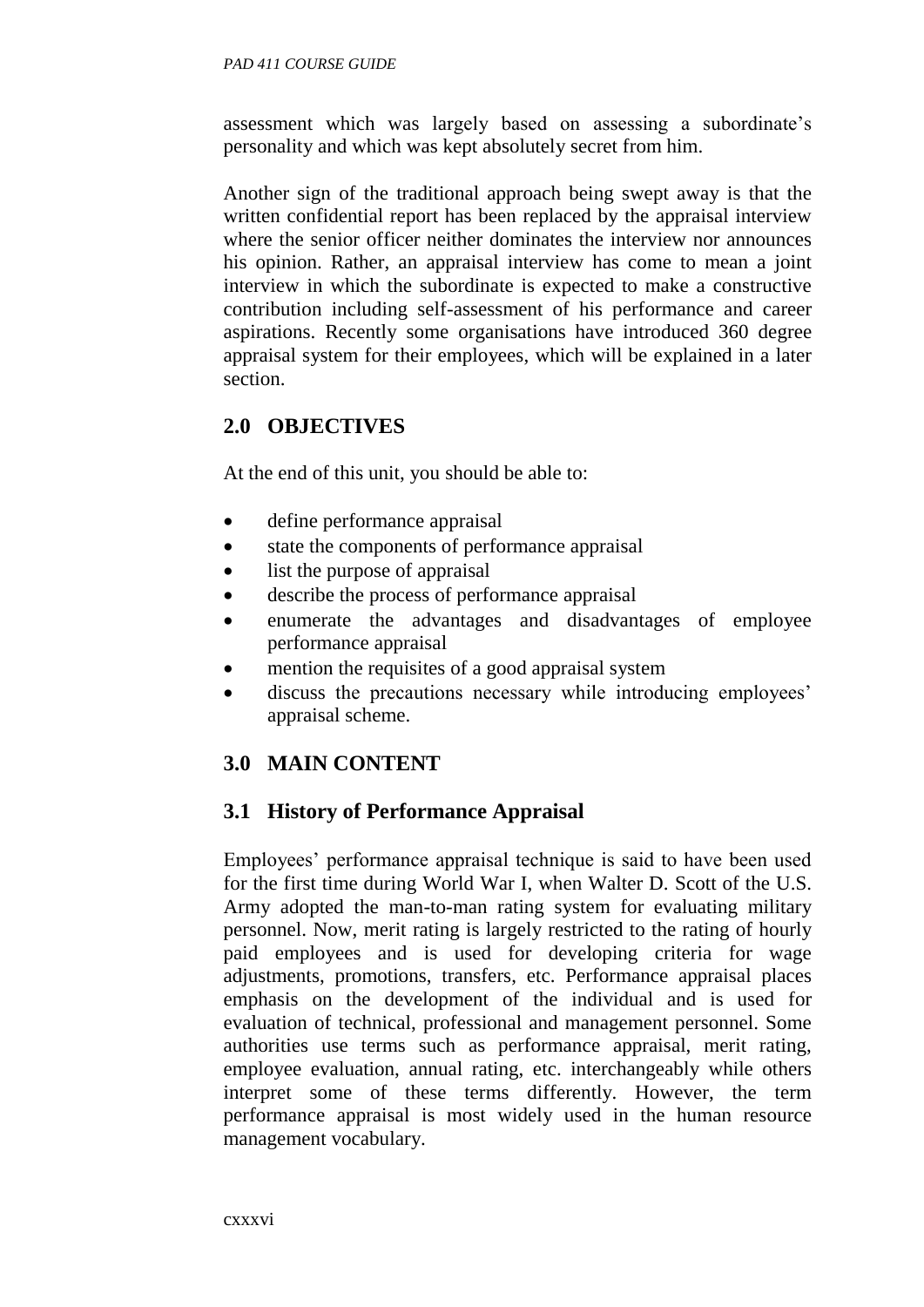assessment which was largely based on assessing a subordinate's personality and which was kept absolutely secret from him.

Another sign of the traditional approach being swept away is that the written confidential report has been replaced by the appraisal interview where the senior officer neither dominates the interview nor announces his opinion. Rather, an appraisal interview has come to mean a joint interview in which the subordinate is expected to make a constructive contribution including self-assessment of his performance and career aspirations. Recently some organisations have introduced 360 degree appraisal system for their employees, which will be explained in a later section.

## 2.0 OBJECTIVES

At the end of this unit, you should be able to:

- define performance appraisal
- state the components of performance appraisal
- list the purpose of appraisal
- describe the process of performance appraisal
- enumerate the advantages and disadvantages of employee performance appraisal
- mention the requisites of a good appraisal system
- discuss the precautions necessary while introducing employees' appraisal scheme.

## 3.0 MAIN CONTENT

### 3.1 History of Performance Appraisal

Employees' performance appraisal technique is said to have been used for the first time during World War I, when Walter D. Scott of the U.S. Army adopted the man-to-man rating system for evaluating military personnel. Now, merit rating is largely restricted to the rating of hourly paid employees and is used for developing criteria for wage adjustments, promotions, transfers, etc. Performance appraisal places emphasis on the development of the individual and is used for evaluation of technical, professional and management personnel. Some authorities use terms such as performance appraisal, merit rating, employee evaluation, annual rating, etc. interchangeably while others interpret some of these terms differently. However, the term performance appraisal is most widely used in the human resource management vocabulary.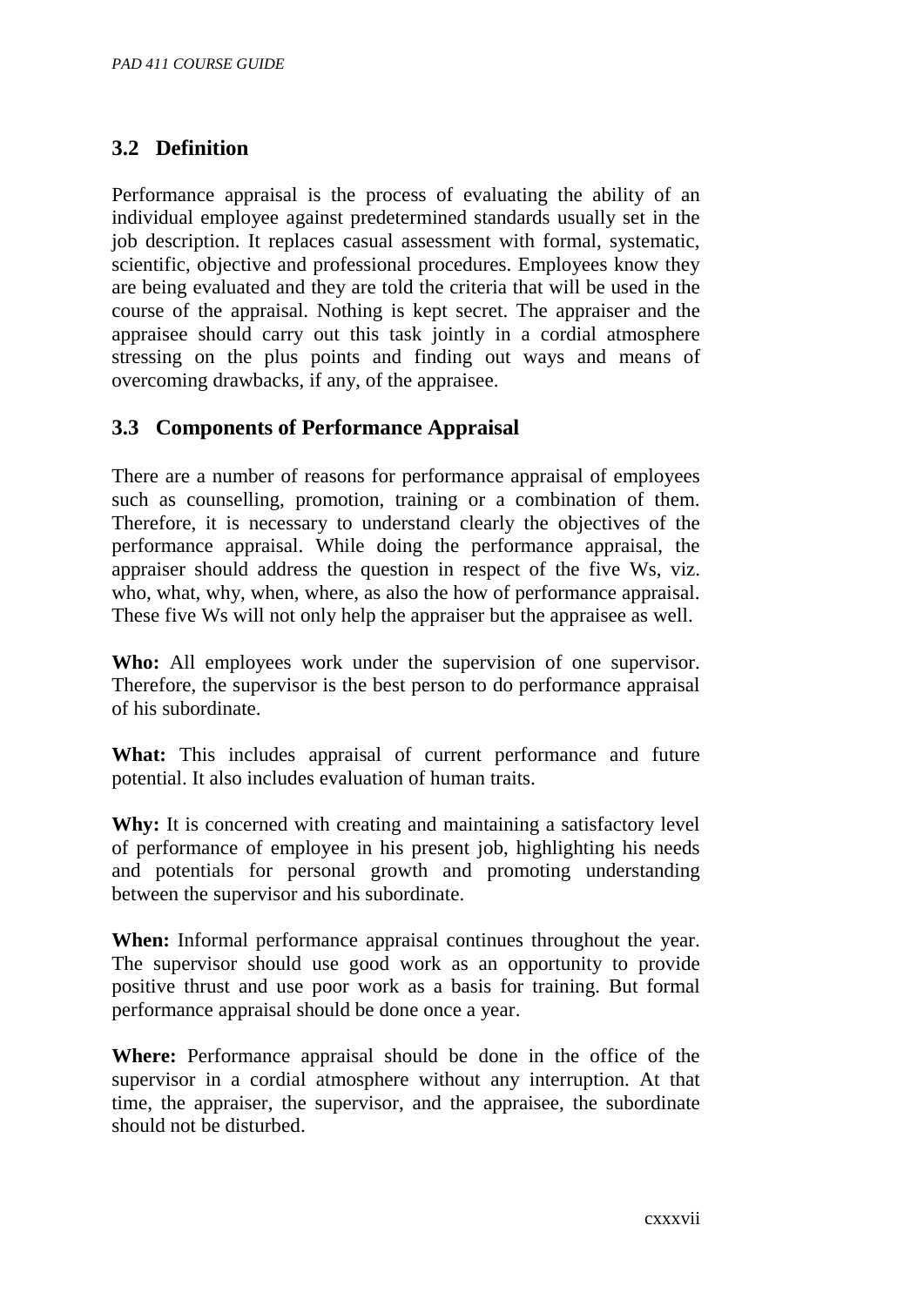### 3.2 Definition

Performance appraisal is the process of evaluating the ability of an individual employee against predetermined standards usually set in the job description. It replaces casual assessment with formal, systematic, scientific, objective and professional procedures. Employees know they are being evaluated and they are told the criteria that will be used in the course of the appraisal. Nothing is kept secret. The appraiser and the appraisee should carry out this task jointly in a cordial atmosphere stressing on the plus points and finding out ways and means of overcoming drawbacks, if any, of the appraisee.

### 3.3 Components of Performance Appraisal

There are a number of reasons for performance appraisal of employees such as counselling, promotion, training or a combination of them. Therefore, it is necessary to understand clearly the objectives of the performance appraisal. While doing the performance appraisal, the appraiser should address the question in respect of the five Ws, viz. who, what, why, when, where, as also the how of performance appraisal. These five Ws will not only help the appraiser but the appraisee as well.

**Who:** All employees work under the supervision of one supervisor. Therefore, the supervisor is the best person to do performance appraisal of his subordinate.

**What:** This includes appraisal of current performance and future potential. It also includes evaluation of human traits.

**Why:** It is concerned with creating and maintaining a satisfactory level of performance of employee in his present job, highlighting his needs and potentials for personal growth and promoting understanding between the supervisor and his subordinate.

**When:** Informal performance appraisal continues throughout the year. The supervisor should use good work as an opportunity to provide positive thrust and use poor work as a basis for training. But formal performance appraisal should be done once a year.

**Where:** Performance appraisal should be done in the office of the supervisor in a cordial atmosphere without any interruption. At that time, the appraiser, the supervisor, and the appraisee, the subordinate should not be disturbed.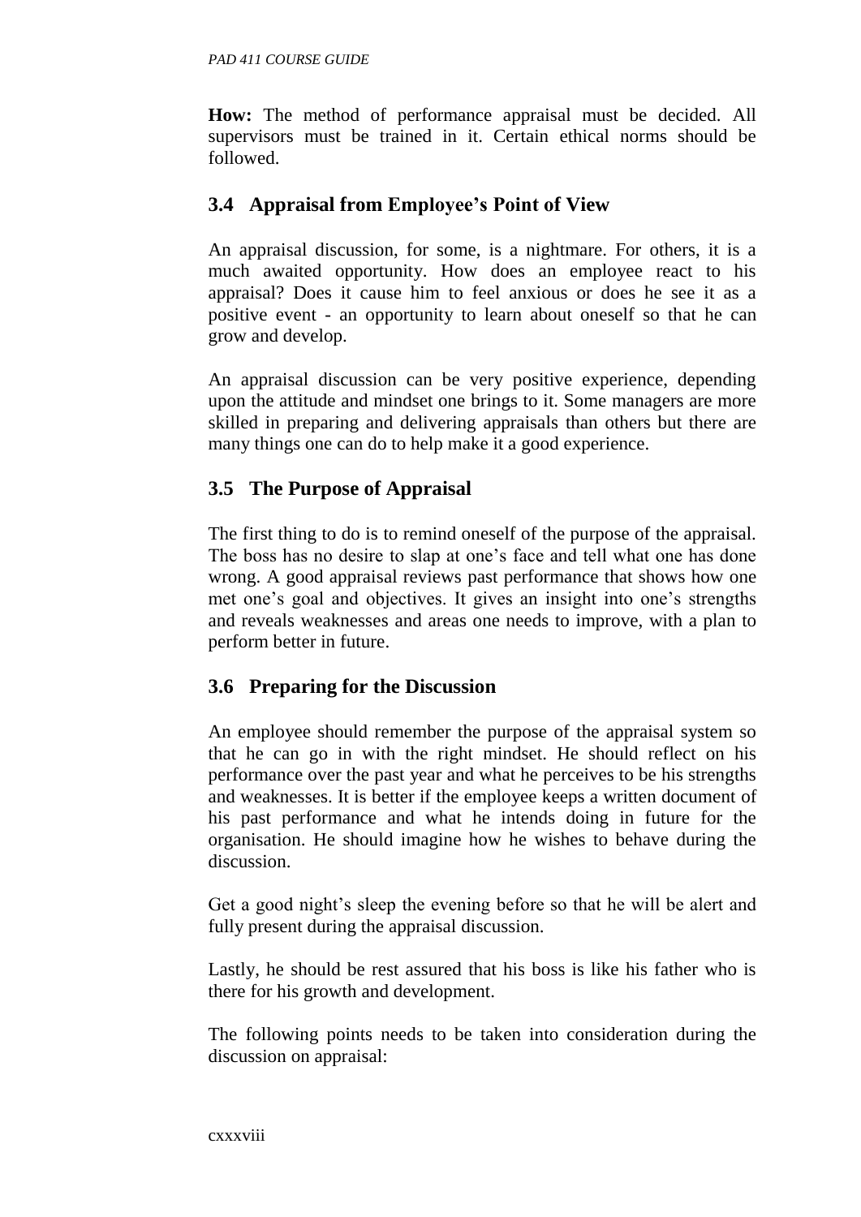**How:** The method of performance appraisal must be decided. All supervisors must be trained in it. Certain ethical norms should be followed.

## 3.4 Appraisal from Employee's Point of View

An appraisal discussion, for some, is a nightmare. For others, it is a much awaited opportunity. How does an employee react to his appraisal? Does it cause him to feel anxious or does he see it as a positive event - an opportunity to learn about oneself so that he can grow and develop.

An appraisal discussion can be very positive experience, depending upon the attitude and mindset one brings to it. Some managers are more skilled in preparing and delivering appraisals than others but there are many things one can do to help make it a good experience.

## 3.5 The Purpose of Appraisal

The first thing to do is to remind oneself of the purpose of the appraisal. The boss has no desire to slap at one's face and tell what one has done wrong. A good appraisal reviews past performance that shows how one met one's goal and objectives. It gives an insight into one's strengths and reveals weaknesses and areas one needs to improve, with a plan to perform better in future.

## 3.6 Preparing for the Discussion

An employee should remember the purpose of the appraisal system so that he can go in with the right mindset. He should reflect on his performance over the past year and what he perceives to be his strengths and weaknesses. It is better if the employee keeps a written document of his past performance and what he intends doing in future for the organisation. He should imagine how he wishes to behave during the discussion.

Get a good night's sleep the evening before so that he will be alert and fully present during the appraisal discussion.

Lastly, he should be rest assured that his boss is like his father who is there for his growth and development.

The following points needs to be taken into consideration during the discussion on appraisal: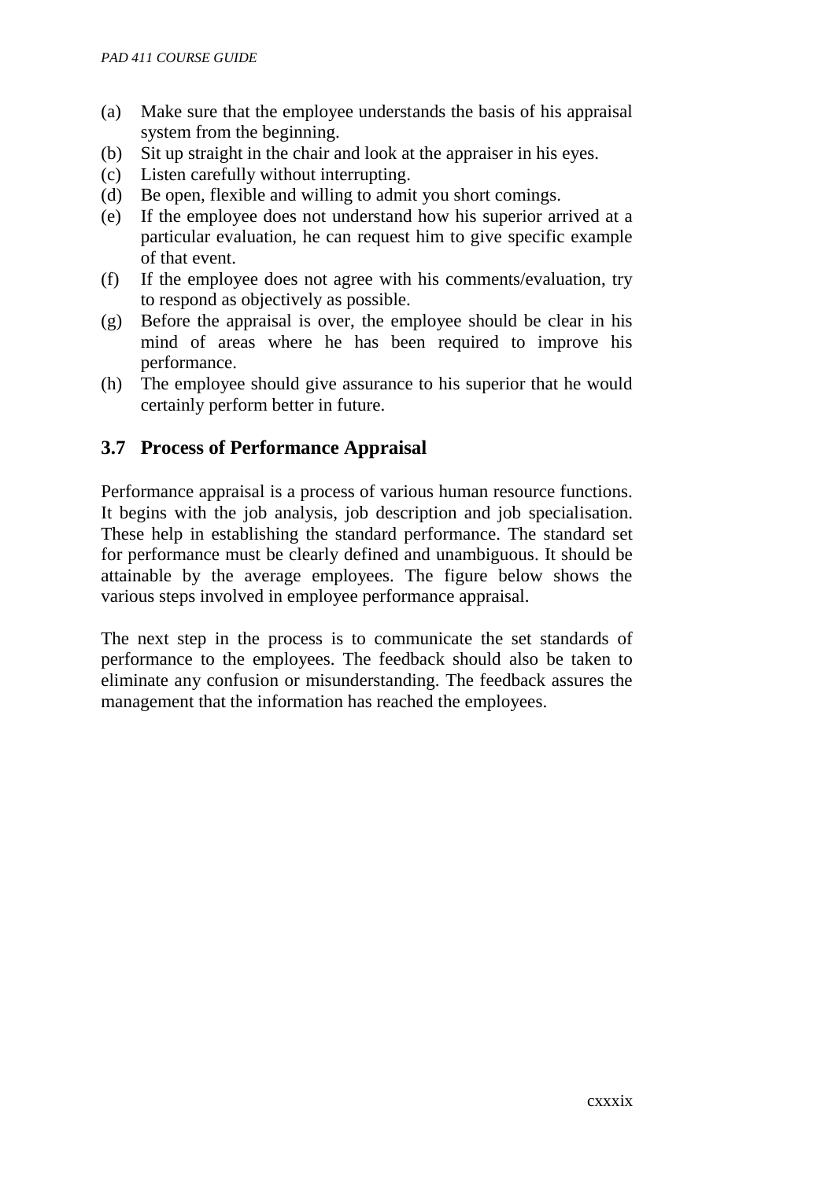(a) Make sure that the employee understands the basis of his appraisal system from the beginning.
(b) Sit up straight in the chair and look at the appraiser in his eyes.
(c) Listen carefully without interrupting.
(d) Be open, flexible and willing to admit you short comings.
(e) If the employee does not understand how his superior arrived at a particular evaluation, he can request him to give specific example of that event.
(f) If the employee does not agree with his comments/evaluation, try to respond as objectively as possible.
(g) Before the appraisal is over, the employee should be clear in his mind of areas where he has been required to improve his performance.
(h) The employee should give assurance to his superior that he would certainly perform better in future.

### 3.7 Process of Performance Appraisal

Performance appraisal is a process of various human resource functions. It begins with the job analysis, job description and job specialisation. These help in establishing the standard performance. The standard set for performance must be clearly defined and unambiguous. It should be attainable by the average employees. The figure below shows the various steps involved in employee performance appraisal.

The next step in the process is to communicate the set standards of performance to the employees. The feedback should also be taken to eliminate any confusion or misunderstanding. The feedback assures the management that the information has reached the employees.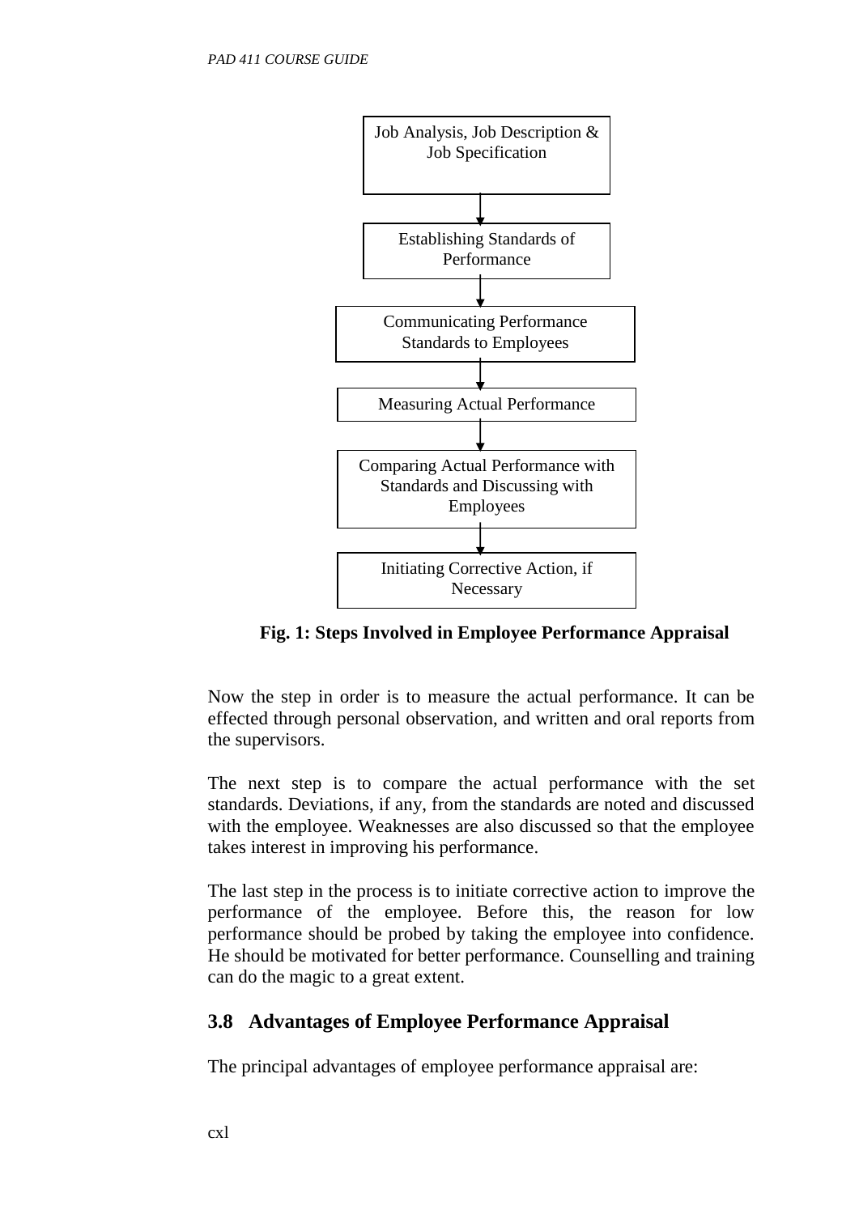Job Analysis, Job Description & Job Specification

↓

Establishing Standards of Performance

↓

Communicating Performance Standards to Employees

↓

Measuring Actual Performance

↓

Comparing Actual Performance with Standards and Discussing with Employees

↓

Initiating Corrective Action, if Necessary

**Fig. 1: Steps Involved in Employee Performance Appraisal**

Now the step in order is to measure the actual performance. It can be effected through personal observation, and written and oral reports from the supervisors.

The next step is to compare the actual performance with the set standards. Deviations, if any, from the standards are noted and discussed with the employee. Weaknesses are also discussed so that the employee takes interest in improving his performance.

The last step in the process is to initiate corrective action to improve the performance of the employee. Before this, the reason for low performance should be probed by taking the employee into confidence. He should be motivated for better performance. Counselling and training can do the magic to a great extent.

## 3.8 Advantages of Employee Performance Appraisal

The principal advantages of employee performance appraisal are: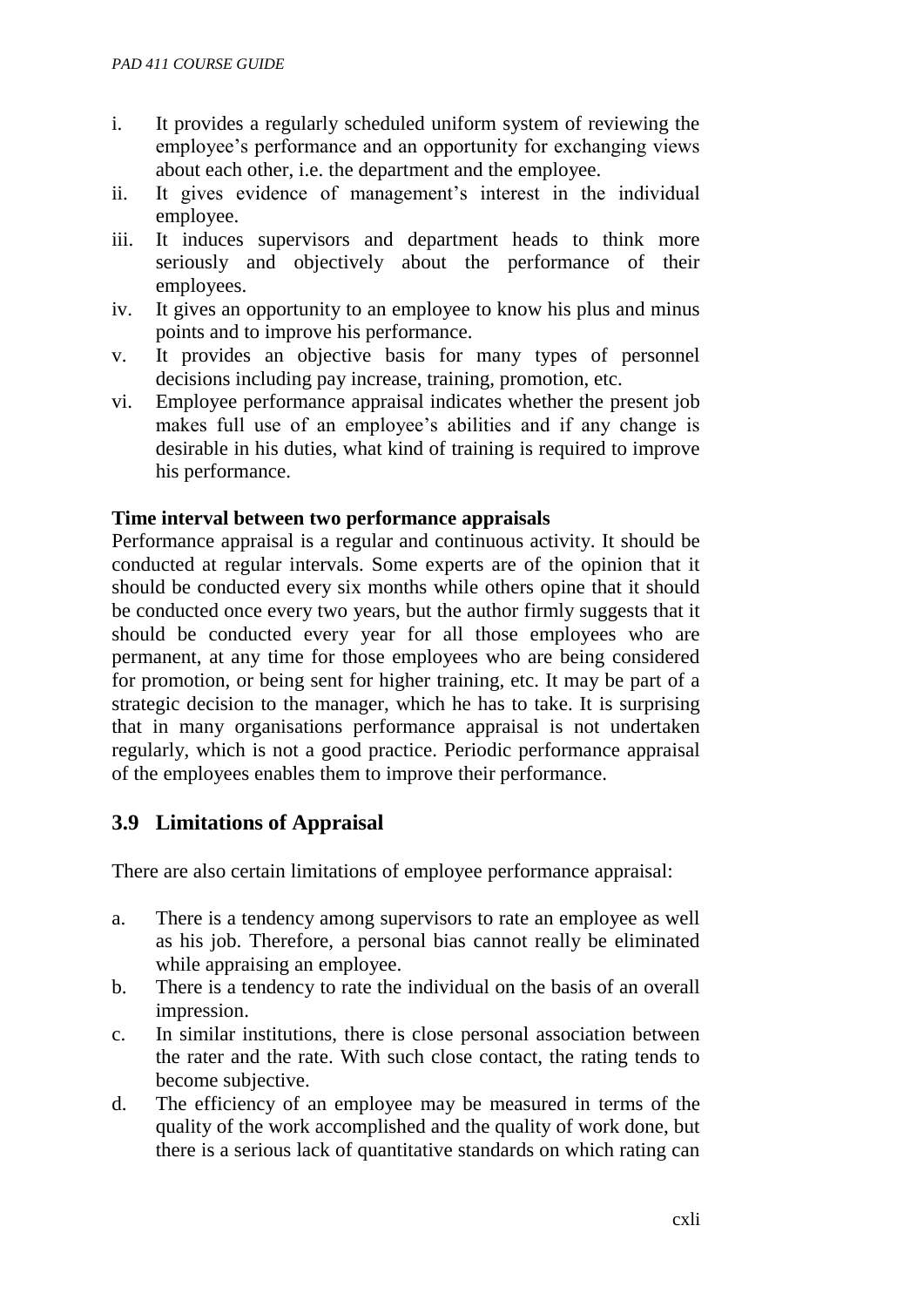i. It provides a regularly scheduled uniform system of reviewing the employee's performance and an opportunity for exchanging views about each other, i.e. the department and the employee.
ii. It gives evidence of management's interest in the individual employee.
iii. It induces supervisors and department heads to think more seriously and objectively about the performance of their employees.
iv. It gives an opportunity to an employee to know his plus and minus points and to improve his performance.
v. It provides an objective basis for many types of personnel decisions including pay increase, training, promotion, etc.
vi. Employee performance appraisal indicates whether the present job makes full use of an employee's abilities and if any change is desirable in his duties, what kind of training is required to improve his performance.

**Time interval between two performance appraisals**

Performance appraisal is a regular and continuous activity. It should be conducted at regular intervals. Some experts are of the opinion that it should be conducted every six months while others opine that it should be conducted once every two years, but the author firmly suggests that it should be conducted every year for all those employees who are permanent, at any time for those employees who are being considered for promotion, or being sent for higher training, etc. It may be part of a strategic decision to the manager, which he has to take. It is surprising that in many organisations performance appraisal is not undertaken regularly, which is not a good practice. Periodic performance appraisal of the employees enables them to improve their performance.

## 3.9 Limitations of Appraisal

There are also certain limitations of employee performance appraisal:

a. There is a tendency among supervisors to rate an employee as well as his job. Therefore, a personal bias cannot really be eliminated while appraising an employee.
b. There is a tendency to rate the individual on the basis of an overall impression.
c. In similar institutions, there is close personal association between the rater and the rate. With such close contact, the rating tends to become subjective.
d. The efficiency of an employee may be measured in terms of the quality of the work accomplished and the quality of work done, but there is a serious lack of quantitative standards on which rating can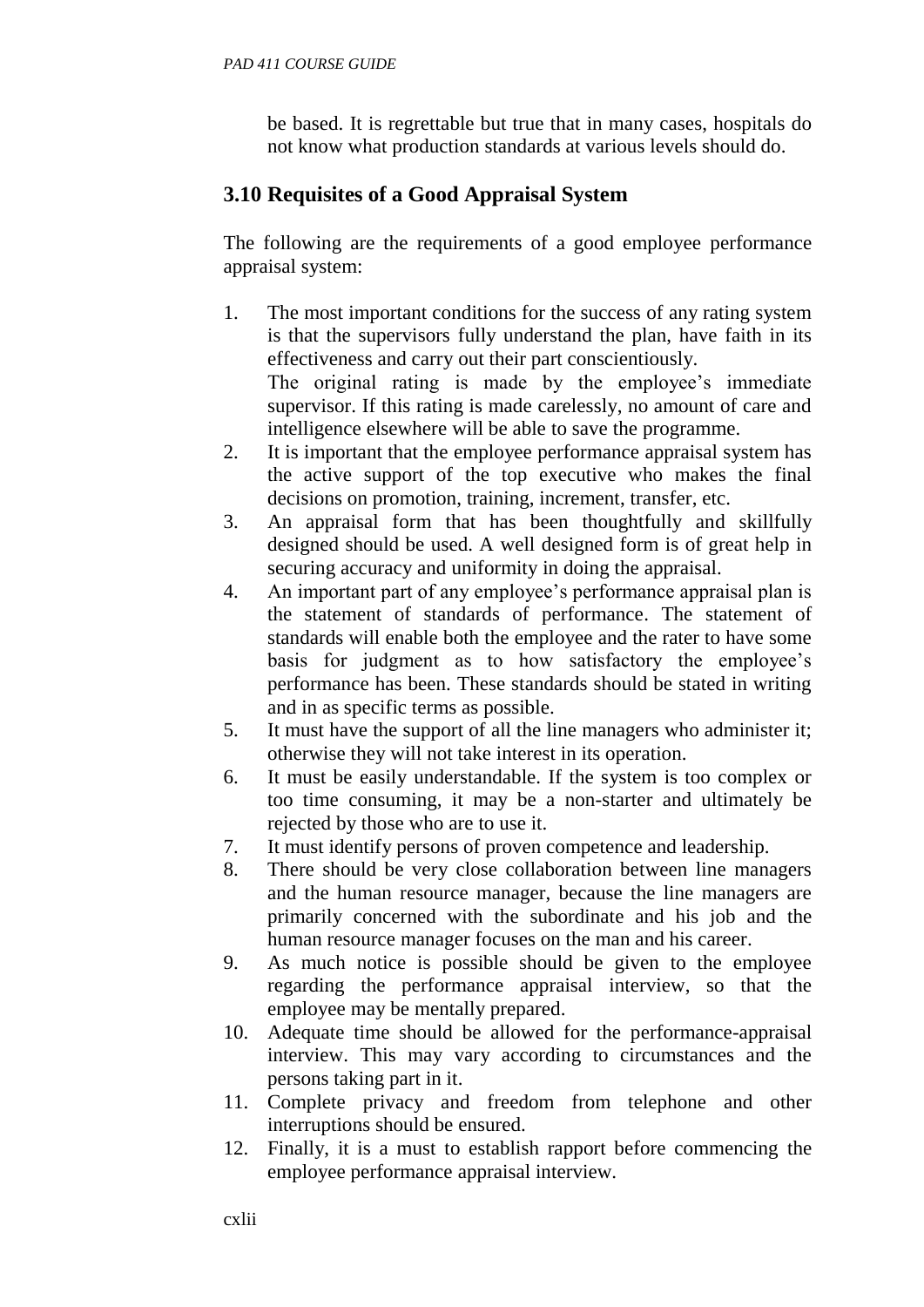be based. It is regrettable but true that in many cases, hospitals do not know what production standards at various levels should do.

## 3.10 Requisites of a Good Appraisal System

The following are the requirements of a good employee performance appraisal system:

1. The most important conditions for the success of any rating system is that the supervisors fully understand the plan, have faith in its effectiveness and carry out their part conscientiously.
   The original rating is made by the employee's immediate supervisor. If this rating is made carelessly, no amount of care and intelligence elsewhere will be able to save the programme.
2. It is important that the employee performance appraisal system has the active support of the top executive who makes the final decisions on promotion, training, increment, transfer, etc.
3. An appraisal form that has been thoughtfully and skillfully designed should be used. A well designed form is of great help in securing accuracy and uniformity in doing the appraisal.
4. An important part of any employee's performance appraisal plan is the statement of standards of performance. The statement of standards will enable both the employee and the rater to have some basis for judgment as to how satisfactory the employee's performance has been. These standards should be stated in writing and in as specific terms as possible.
5. It must have the support of all the line managers who administer it; otherwise they will not take interest in its operation.
6. It must be easily understandable. If the system is too complex or too time consuming, it may be a non-starter and ultimately be rejected by those who are to use it.
7. It must identify persons of proven competence and leadership.
8. There should be very close collaboration between line managers and the human resource manager, because the line managers are primarily concerned with the subordinate and his job and the human resource manager focuses on the man and his career.
9. As much notice is possible should be given to the employee regarding the performance appraisal interview, so that the employee may be mentally prepared.
10. Adequate time should be allowed for the performance-appraisal interview. This may vary according to circumstances and the persons taking part in it.
11. Complete privacy and freedom from telephone and other interruptions should be ensured.
12. Finally, it is a must to establish rapport before commencing the employee performance appraisal interview.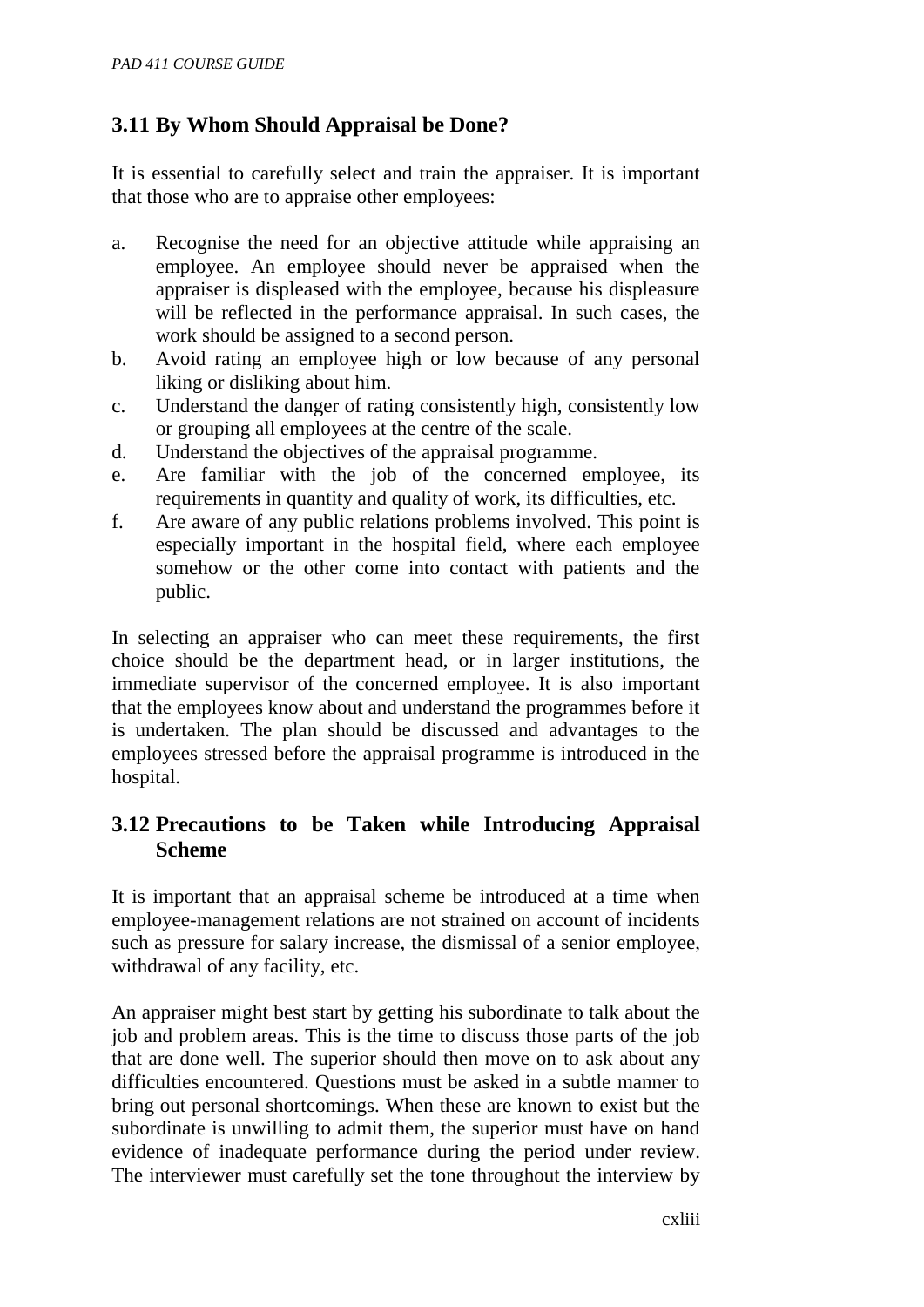## 3.11 By Whom Should Appraisal be Done?

It is essential to carefully select and train the appraiser. It is important that those who are to appraise other employees:

a. Recognise the need for an objective attitude while appraising an employee. An employee should never be appraised when the appraiser is displeased with the employee, because his displeasure will be reflected in the performance appraisal. In such cases, the work should be assigned to a second person.
b. Avoid rating an employee high or low because of any personal liking or disliking about him.
c. Understand the danger of rating consistently high, consistently low or grouping all employees at the centre of the scale.
d. Understand the objectives of the appraisal programme.
e. Are familiar with the job of the concerned employee, its requirements in quantity and quality of work, its difficulties, etc.
f. Are aware of any public relations problems involved. This point is especially important in the hospital field, where each employee somehow or the other come into contact with patients and the public.

In selecting an appraiser who can meet these requirements, the first choice should be the department head, or in larger institutions, the immediate supervisor of the concerned employee. It is also important that the employees know about and understand the programmes before it is undertaken. The plan should be discussed and advantages to the employees stressed before the appraisal programme is introduced in the hospital.

## 3.12 Precautions to be Taken while Introducing Appraisal Scheme

It is important that an appraisal scheme be introduced at a time when employee-management relations are not strained on account of incidents such as pressure for salary increase, the dismissal of a senior employee, withdrawal of any facility, etc.

An appraiser might best start by getting his subordinate to talk about the job and problem areas. This is the time to discuss those parts of the job that are done well. The superior should then move on to ask about any difficulties encountered. Questions must be asked in a subtle manner to bring out personal shortcomings. When these are known to exist but the subordinate is unwilling to admit them, the superior must have on hand evidence of inadequate performance during the period under review. The interviewer must carefully set the tone throughout the interview by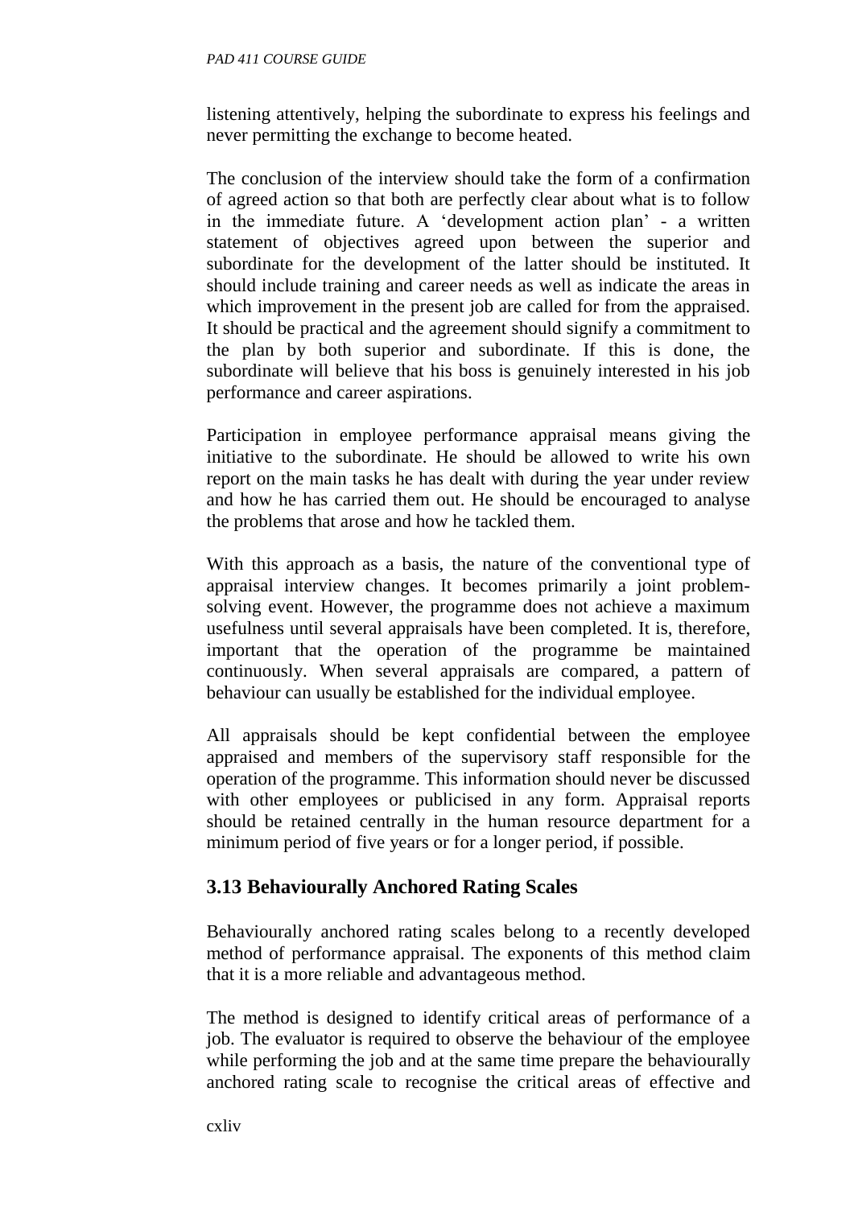listening attentively, helping the subordinate to express his feelings and never permitting the exchange to become heated.

The conclusion of the interview should take the form of a confirmation of agreed action so that both are perfectly clear about what is to follow in the immediate future. A 'development action plan' - a written statement of objectives agreed upon between the superior and subordinate for the development of the latter should be instituted. It should include training and career needs as well as indicate the areas in which improvement in the present job are called for from the appraised. It should be practical and the agreement should signify a commitment to the plan by both superior and subordinate. If this is done, the subordinate will believe that his boss is genuinely interested in his job performance and career aspirations.

Participation in employee performance appraisal means giving the initiative to the subordinate. He should be allowed to write his own report on the main tasks he has dealt with during the year under review and how he has carried them out. He should be encouraged to analyse the problems that arose and how he tackled them.

With this approach as a basis, the nature of the conventional type of appraisal interview changes. It becomes primarily a joint problem-solving event. However, the programme does not achieve a maximum usefulness until several appraisals have been completed. It is, therefore, important that the operation of the programme be maintained continuously. When several appraisals are compared, a pattern of behaviour can usually be established for the individual employee.

All appraisals should be kept confidential between the employee appraised and members of the supervisory staff responsible for the operation of the programme. This information should never be discussed with other employees or publicised in any form. Appraisal reports should be retained centrally in the human resource department for a minimum period of five years or for a longer period, if possible.

## 3.13 Behaviourally Anchored Rating Scales

Behaviourally anchored rating scales belong to a recently developed method of performance appraisal. The exponents of this method claim that it is a more reliable and advantageous method.

The method is designed to identify critical areas of performance of a job. The evaluator is required to observe the behaviour of the employee while performing the job and at the same time prepare the behaviourally anchored rating scale to recognise the critical areas of effective and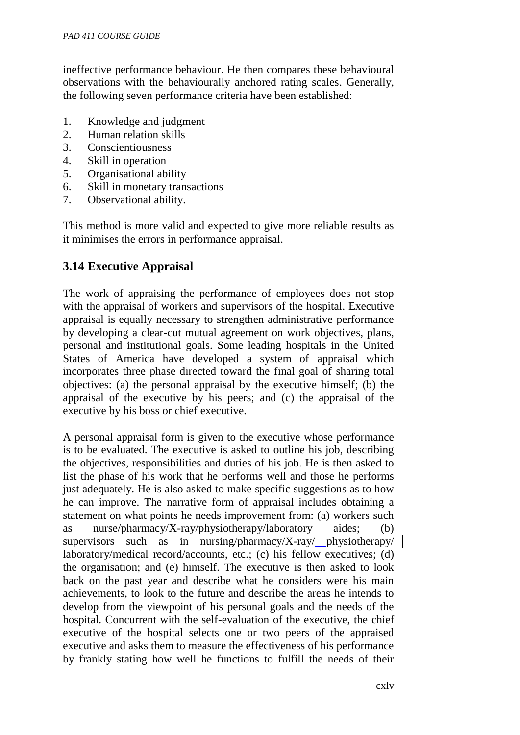ineffective performance behaviour. He then compares these behavioural observations with the behaviourally anchored rating scales. Generally, the following seven performance criteria have been established:

1. Knowledge and judgment
2. Human relation skills
3. Conscientiousness
4. Skill in operation
5. Organisational ability
6. Skill in monetary transactions
7. Observational ability.

This method is more valid and expected to give more reliable results as it minimises the errors in performance appraisal.

### 3.14 Executive Appraisal

The work of appraising the performance of employees does not stop with the appraisal of workers and supervisors of the hospital. Executive appraisal is equally necessary to strengthen administrative performance by developing a clear-cut mutual agreement on work objectives, plans, personal and institutional goals. Some leading hospitals in the United States of America have developed a system of appraisal which incorporates three phase directed toward the final goal of sharing total objectives: (a) the personal appraisal by the executive himself; (b) the appraisal of the executive by his peers; and (c) the appraisal of the executive by his boss or chief executive.

A personal appraisal form is given to the executive whose performance is to be evaluated. The executive is asked to outline his job, describing the objectives, responsibilities and duties of his job. He is then asked to list the phase of his work that he performs well and those he performs just adequately. He is also asked to make specific suggestions as to how he can improve. The narrative form of appraisal includes obtaining a statement on what points he needs improvement from: (a) workers such as nurse/pharmacy/X-ray/physiotherapy/laboratory aides; (b) supervisors such as in nursing/pharmacy/X-ray/__physiotherapy/ laboratory/medical record/accounts, etc.; (c) his fellow executives; (d) the organisation; and (e) himself. The executive is then asked to look back on the past year and describe what he considers were his main achievements, to look to the future and describe the areas he intends to develop from the viewpoint of his personal goals and the needs of the hospital. Concurrent with the self-evaluation of the executive, the chief executive of the hospital selects one or two peers of the appraised executive and asks them to measure the effectiveness of his performance by frankly stating how well he functions to fulfill the needs of their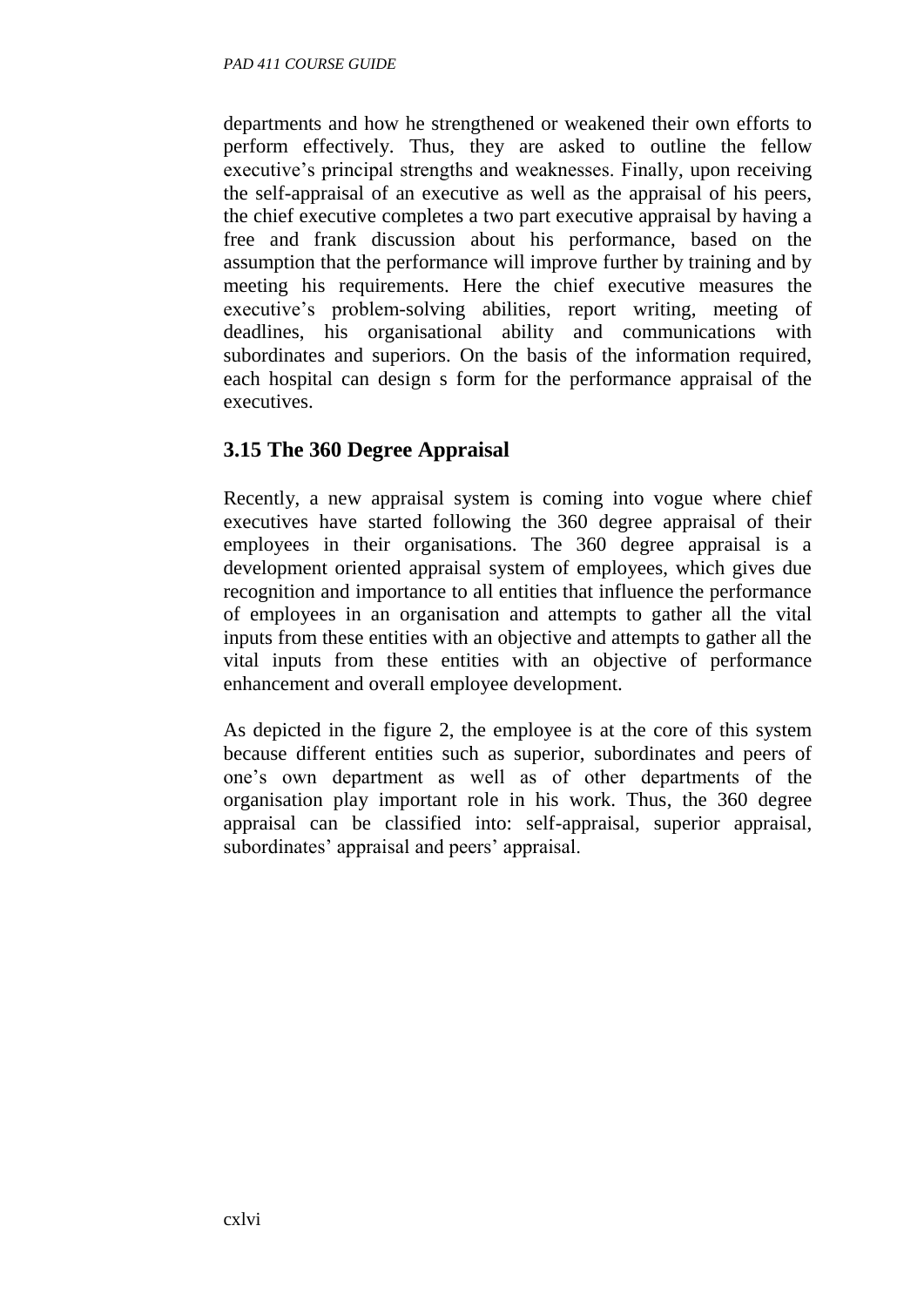departments and how he strengthened or weakened their own efforts to perform effectively. Thus, they are asked to outline the fellow executive's principal strengths and weaknesses. Finally, upon receiving the self-appraisal of an executive as well as the appraisal of his peers, the chief executive completes a two part executive appraisal by having a free and frank discussion about his performance, based on the assumption that the performance will improve further by training and by meeting his requirements. Here the chief executive measures the executive's problem-solving abilities, report writing, meeting of deadlines, his organisational ability and communications with subordinates and superiors. On the basis of the information required, each hospital can design s form for the performance appraisal of the executives.

## 3.15 The 360 Degree Appraisal

Recently, a new appraisal system is coming into vogue where chief executives have started following the 360 degree appraisal of their employees in their organisations. The 360 degree appraisal is a development oriented appraisal system of employees, which gives due recognition and importance to all entities that influence the performance of employees in an organisation and attempts to gather all the vital inputs from these entities with an objective and attempts to gather all the vital inputs from these entities with an objective of performance enhancement and overall employee development.

As depicted in the figure 2, the employee is at the core of this system because different entities such as superior, subordinates and peers of one's own department as well as of other departments of the organisation play important role in his work. Thus, the 360 degree appraisal can be classified into: self-appraisal, superior appraisal, subordinates' appraisal and peers' appraisal.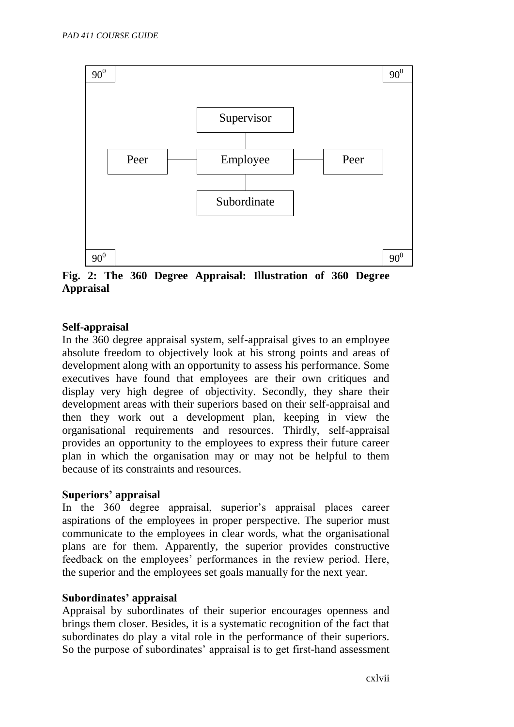| $90^0$ | | | | | $90^0$ |
|---|---|---|---|---|---|
| | | Supervisor | | | |
| | Peer | Employee | Peer | | |
| | | Subordinate | | | |
| $90^0$ | | | | | $90^0$ |

**Fig. 2: The 360 Degree Appraisal: Illustration of 360 Degree Appraisal**

**Self-appraisal**

In the 360 degree appraisal system, self-appraisal gives to an employee absolute freedom to objectively look at his strong points and areas of development along with an opportunity to assess his performance. Some executives have found that employees are their own critiques and display very high degree of objectivity. Secondly, they share their development areas with their superiors based on their self-appraisal and then they work out a development plan, keeping in view the organisational requirements and resources. Thirdly, self-appraisal provides an opportunity to the employees to express their future career plan in which the organisation may or may not be helpful to them because of its constraints and resources.

**Superiors' appraisal**

In the 360 degree appraisal, superior's appraisal places career aspirations of the employees in proper perspective. The superior must communicate to the employees in clear words, what the organisational plans are for them. Apparently, the superior provides constructive feedback on the employees' performances in the review period. Here, the superior and the employees set goals manually for the next year.

**Subordinates' appraisal**

Appraisal by subordinates of their superior encourages openness and brings them closer. Besides, it is a systematic recognition of the fact that subordinates do play a vital role in the performance of their superiors. So the purpose of subordinates' appraisal is to get first-hand assessment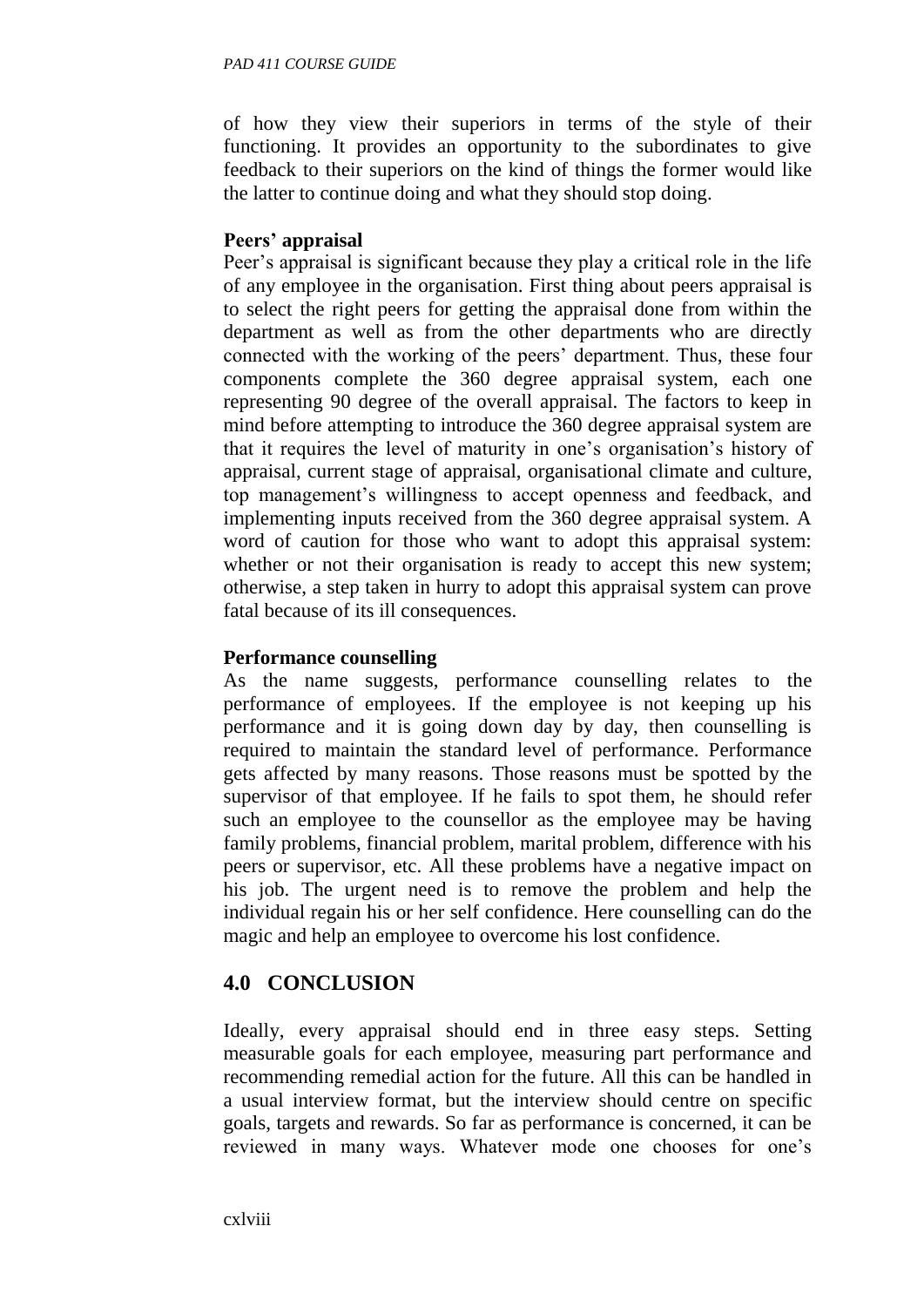of how they view their superiors in terms of the style of their functioning. It provides an opportunity to the subordinates to give feedback to their superiors on the kind of things the former would like the latter to continue doing and what they should stop doing.

**Peers' appraisal**

Peer's appraisal is significant because they play a critical role in the life of any employee in the organisation. First thing about peers appraisal is to select the right peers for getting the appraisal done from within the department as well as from the other departments who are directly connected with the working of the peers' department. Thus, these four components complete the 360 degree appraisal system, each one representing 90 degree of the overall appraisal. The factors to keep in mind before attempting to introduce the 360 degree appraisal system are that it requires the level of maturity in one's organisation's history of appraisal, current stage of appraisal, organisational climate and culture, top management's willingness to accept openness and feedback, and implementing inputs received from the 360 degree appraisal system. A word of caution for those who want to adopt this appraisal system: whether or not their organisation is ready to accept this new system; otherwise, a step taken in hurry to adopt this appraisal system can prove fatal because of its ill consequences.

**Performance counselling**

As the name suggests, performance counselling relates to the performance of employees. If the employee is not keeping up his performance and it is going down day by day, then counselling is required to maintain the standard level of performance. Performance gets affected by many reasons. Those reasons must be spotted by the supervisor of that employee. If he fails to spot them, he should refer such an employee to the counsellor as the employee may be having family problems, financial problem, marital problem, difference with his peers or supervisor, etc. All these problems have a negative impact on his job. The urgent need is to remove the problem and help the individual regain his or her self confidence. Here counselling can do the magic and help an employee to overcome his lost confidence.

## 4.0 CONCLUSION

Ideally, every appraisal should end in three easy steps. Setting measurable goals for each employee, measuring part performance and recommending remedial action for the future. All this can be handled in a usual interview format, but the interview should centre on specific goals, targets and rewards. So far as performance is concerned, it can be reviewed in many ways. Whatever mode one chooses for one's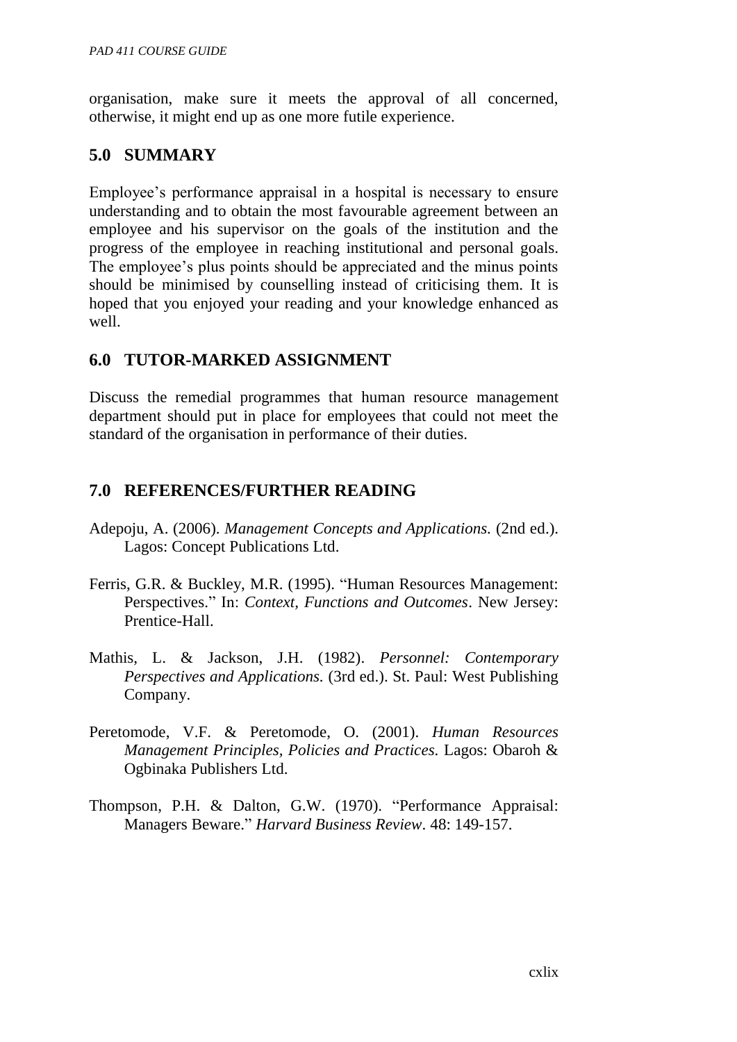organisation, make sure it meets the approval of all concerned, otherwise, it might end up as one more futile experience.

## 5.0 SUMMARY

Employee's performance appraisal in a hospital is necessary to ensure understanding and to obtain the most favourable agreement between an employee and his supervisor on the goals of the institution and the progress of the employee in reaching institutional and personal goals. The employee's plus points should be appreciated and the minus points should be minimised by counselling instead of criticising them. It is hoped that you enjoyed your reading and your knowledge enhanced as well.

## 6.0 TUTOR-MARKED ASSIGNMENT

Discuss the remedial programmes that human resource management department should put in place for employees that could not meet the standard of the organisation in performance of their duties.

## 7.0 REFERENCES/FURTHER READING

Adepoju, A. (2006). *Management Concepts and Applications.* (2nd ed.). Lagos: Concept Publications Ltd.

Ferris, G.R. & Buckley, M.R. (1995). "Human Resources Management: Perspectives." In: *Context, Functions and Outcomes*. New Jersey: Prentice-Hall.

Mathis, L. & Jackson, J.H. (1982). *Personnel: Contemporary Perspectives and Applications.* (3rd ed.). St. Paul: West Publishing Company.

Peretomode, V.F. & Peretomode, O. (2001). *Human Resources Management Principles, Policies and Practices.* Lagos: Obaroh & Ogbinaka Publishers Ltd.

Thompson, P.H. & Dalton, G.W. (1970). "Performance Appraisal: Managers Beware." *Harvard Business Review*. 48: 149-157.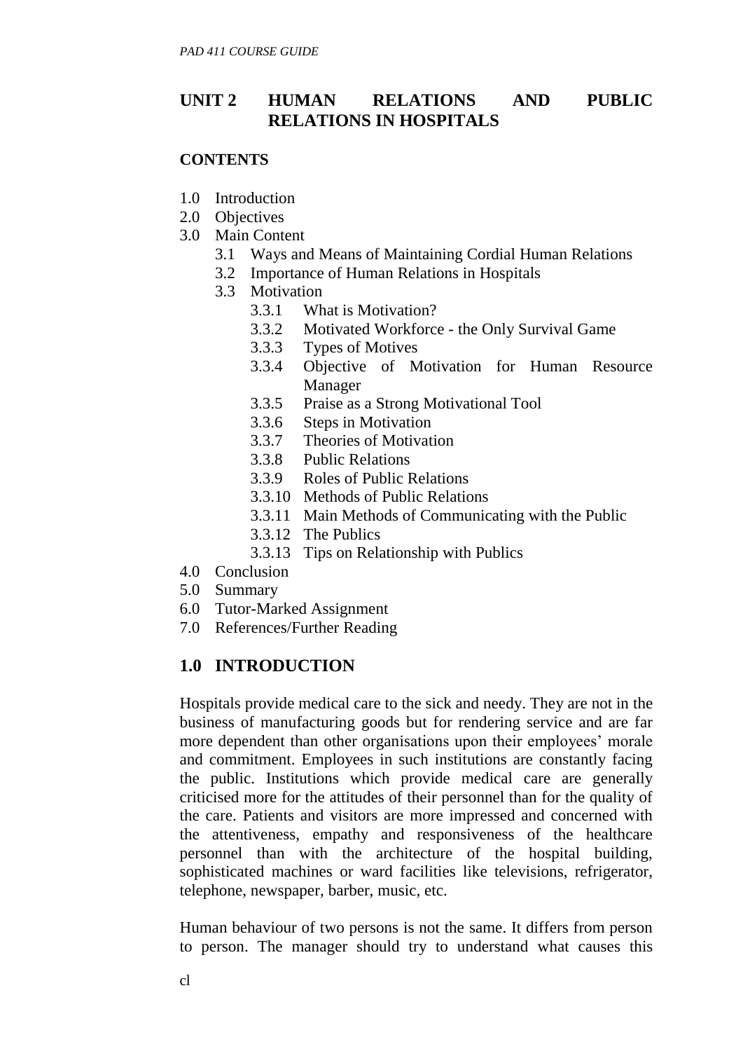## UNIT 2 HUMAN RELATIONS AND PUBLIC RELATIONS IN HOSPITALS

**CONTENTS**

- 1.0 Introduction
- 2.0 Objectives
- 3.0 Main Content
  - 3.1 Ways and Means of Maintaining Cordial Human Relations
  - 3.2 Importance of Human Relations in Hospitals
  - 3.3 Motivation
    - 3.3.1 What is Motivation?
    - 3.3.2 Motivated Workforce - the Only Survival Game
    - 3.3.3 Types of Motives
    - 3.3.4 Objective of Motivation for Human Resource Manager
    - 3.3.5 Praise as a Strong Motivational Tool
    - 3.3.6 Steps in Motivation
    - 3.3.7 Theories of Motivation
    - 3.3.8 Public Relations
    - 3.3.9 Roles of Public Relations
    - 3.3.10 Methods of Public Relations
    - 3.3.11 Main Methods of Communicating with the Public
    - 3.3.12 The Publics
    - 3.3.13 Tips on Relationship with Publics
- 4.0 Conclusion
- 5.0 Summary
- 6.0 Tutor-Marked Assignment
- 7.0 References/Further Reading

## 1.0 INTRODUCTION

Hospitals provide medical care to the sick and needy. They are not in the business of manufacturing goods but for rendering service and are far more dependent than other organisations upon their employees' morale and commitment. Employees in such institutions are constantly facing the public. Institutions which provide medical care are generally criticised more for the attitudes of their personnel than for the quality of the care. Patients and visitors are more impressed and concerned with the attentiveness, empathy and responsiveness of the healthcare personnel than with the architecture of the hospital building, sophisticated machines or ward facilities like televisions, refrigerator, telephone, newspaper, barber, music, etc.

Human behaviour of two persons is not the same. It differs from person to person. The manager should try to understand what causes this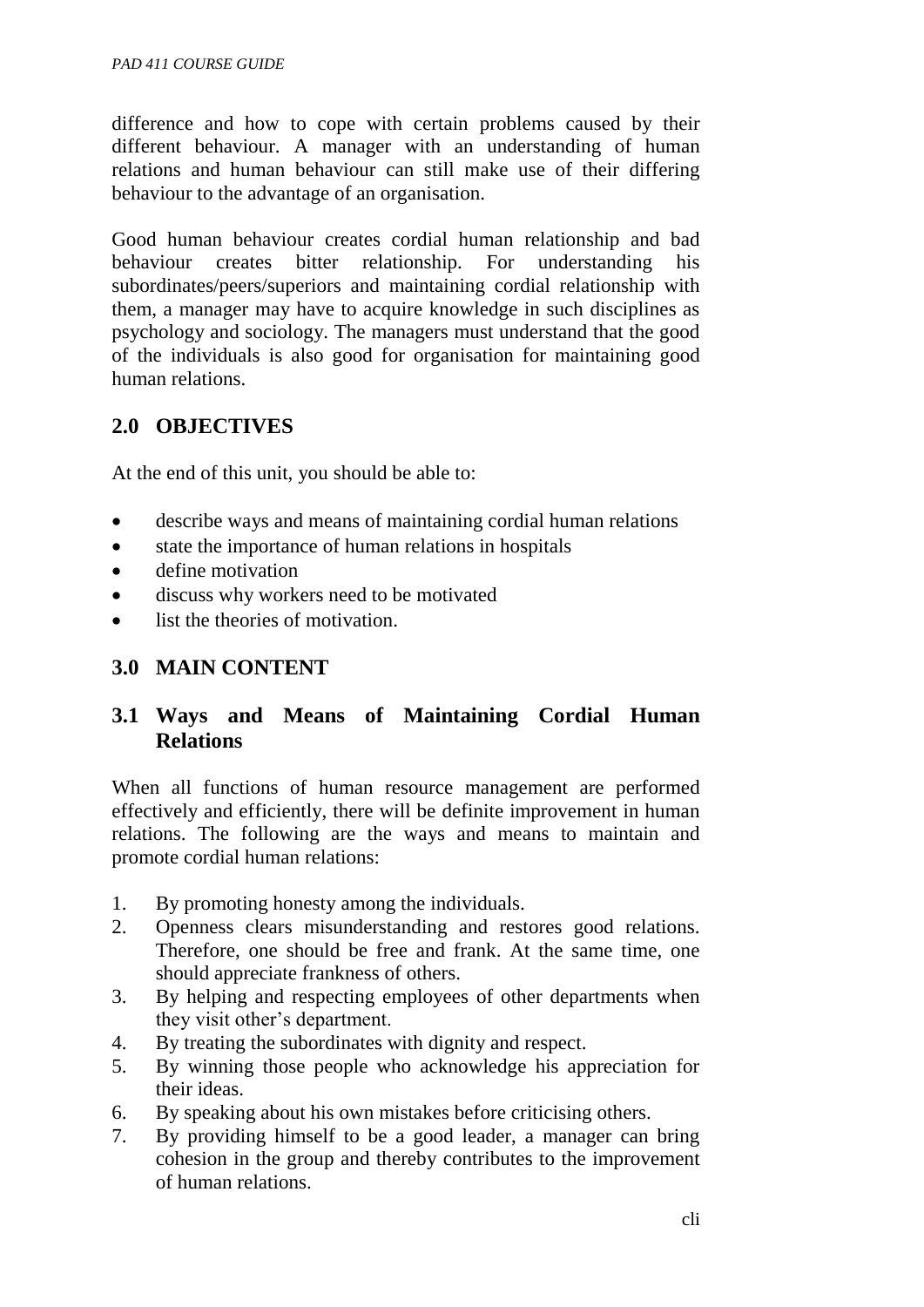difference and how to cope with certain problems caused by their different behaviour. A manager with an understanding of human relations and human behaviour can still make use of their differing behaviour to the advantage of an organisation.

Good human behaviour creates cordial human relationship and bad behaviour creates bitter relationship. For understanding his subordinates/peers/superiors and maintaining cordial relationship with them, a manager may have to acquire knowledge in such disciplines as psychology and sociology. The managers must understand that the good of the individuals is also good for organisation for maintaining good human relations.

## 2.0 OBJECTIVES

At the end of this unit, you should be able to:

- describe ways and means of maintaining cordial human relations
- state the importance of human relations in hospitals
- define motivation
- discuss why workers need to be motivated
- list the theories of motivation.

## 3.0 MAIN CONTENT

### 3.1 Ways and Means of Maintaining Cordial Human Relations

When all functions of human resource management are performed effectively and efficiently, there will be definite improvement in human relations. The following are the ways and means to maintain and promote cordial human relations:

1. By promoting honesty among the individuals.
2. Openness clears misunderstanding and restores good relations. Therefore, one should be free and frank. At the same time, one should appreciate frankness of others.
3. By helping and respecting employees of other departments when they visit other's department.
4. By treating the subordinates with dignity and respect.
5. By winning those people who acknowledge his appreciation for their ideas.
6. By speaking about his own mistakes before criticising others.
7. By providing himself to be a good leader, a manager can bring cohesion in the group and thereby contributes to the improvement of human relations.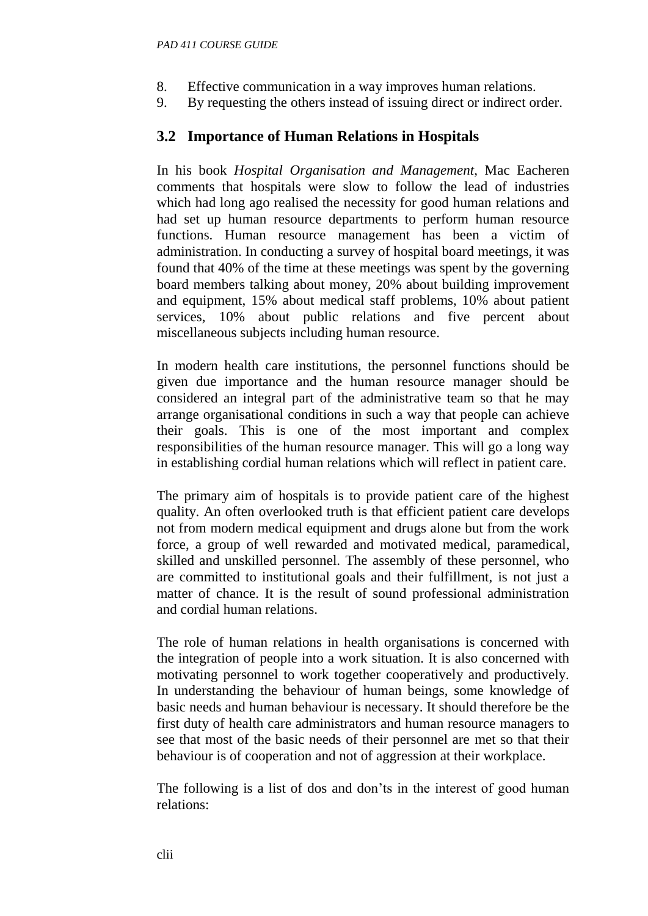8. Effective communication in a way improves human relations.
9. By requesting the others instead of issuing direct or indirect order.

## 3.2 Importance of Human Relations in Hospitals

In his book *Hospital Organisation and Management*, Mac Eacheren comments that hospitals were slow to follow the lead of industries which had long ago realised the necessity for good human relations and had set up human resource departments to perform human resource functions. Human resource management has been a victim of administration. In conducting a survey of hospital board meetings, it was found that 40% of the time at these meetings was spent by the governing board members talking about money, 20% about building improvement and equipment, 15% about medical staff problems, 10% about patient services, 10% about public relations and five percent about miscellaneous subjects including human resource.

In modern health care institutions, the personnel functions should be given due importance and the human resource manager should be considered an integral part of the administrative team so that he may arrange organisational conditions in such a way that people can achieve their goals. This is one of the most important and complex responsibilities of the human resource manager. This will go a long way in establishing cordial human relations which will reflect in patient care.

The primary aim of hospitals is to provide patient care of the highest quality. An often overlooked truth is that efficient patient care develops not from modern medical equipment and drugs alone but from the work force, a group of well rewarded and motivated medical, paramedical, skilled and unskilled personnel. The assembly of these personnel, who are committed to institutional goals and their fulfillment, is not just a matter of chance. It is the result of sound professional administration and cordial human relations.

The role of human relations in health organisations is concerned with the integration of people into a work situation. It is also concerned with motivating personnel to work together cooperatively and productively. In understanding the behaviour of human beings, some knowledge of basic needs and human behaviour is necessary. It should therefore be the first duty of health care administrators and human resource managers to see that most of the basic needs of their personnel are met so that their behaviour is of cooperation and not of aggression at their workplace.

The following is a list of dos and don'ts in the interest of good human relations: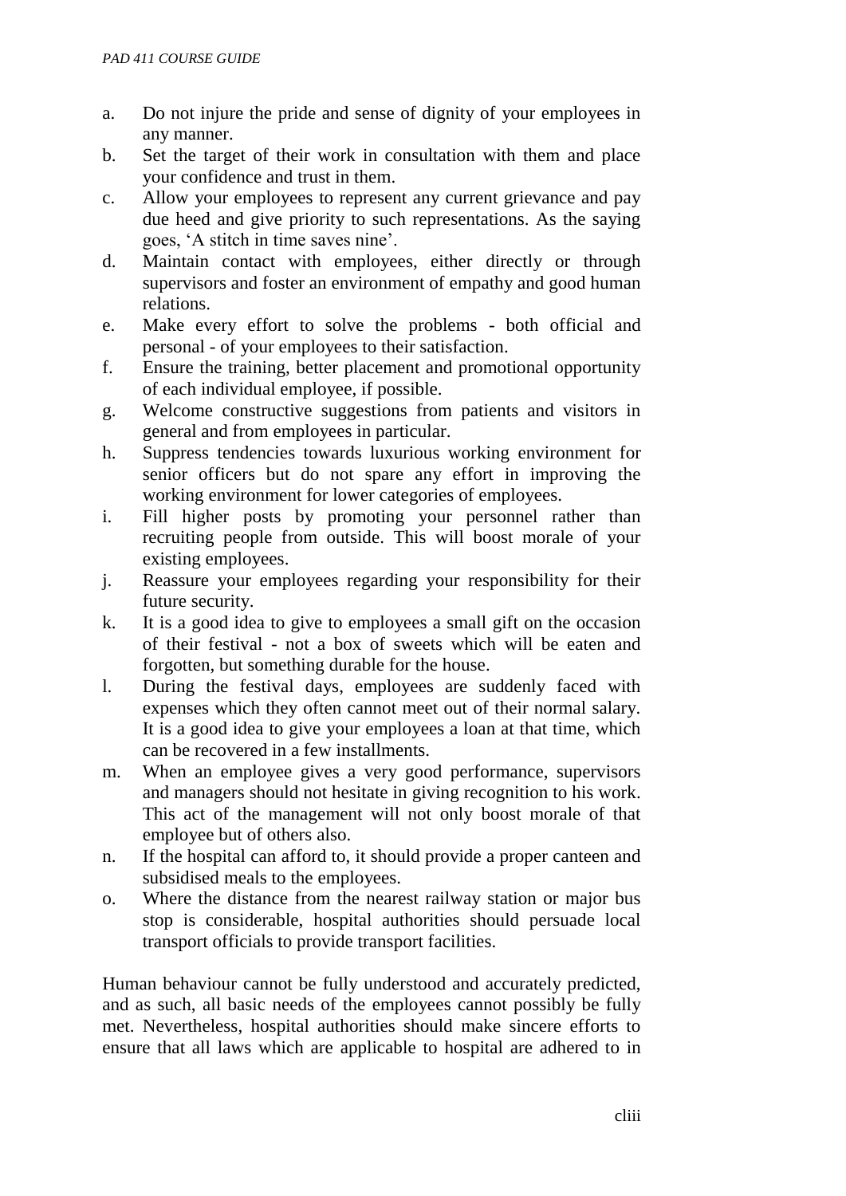a. Do not injure the pride and sense of dignity of your employees in any manner.
b. Set the target of their work in consultation with them and place your confidence and trust in them.
c. Allow your employees to represent any current grievance and pay due heed and give priority to such representations. As the saying goes, 'A stitch in time saves nine'.
d. Maintain contact with employees, either directly or through supervisors and foster an environment of empathy and good human relations.
e. Make every effort to solve the problems - both official and personal - of your employees to their satisfaction.
f. Ensure the training, better placement and promotional opportunity of each individual employee, if possible.
g. Welcome constructive suggestions from patients and visitors in general and from employees in particular.
h. Suppress tendencies towards luxurious working environment for senior officers but do not spare any effort in improving the working environment for lower categories of employees.
i. Fill higher posts by promoting your personnel rather than recruiting people from outside. This will boost morale of your existing employees.
j. Reassure your employees regarding your responsibility for their future security.
k. It is a good idea to give to employees a small gift on the occasion of their festival - not a box of sweets which will be eaten and forgotten, but something durable for the house.
l. During the festival days, employees are suddenly faced with expenses which they often cannot meet out of their normal salary. It is a good idea to give your employees a loan at that time, which can be recovered in a few installments.
m. When an employee gives a very good performance, supervisors and managers should not hesitate in giving recognition to his work. This act of the management will not only boost morale of that employee but of others also.
n. If the hospital can afford to, it should provide a proper canteen and subsidised meals to the employees.
o. Where the distance from the nearest railway station or major bus stop is considerable, hospital authorities should persuade local transport officials to provide transport facilities.

Human behaviour cannot be fully understood and accurately predicted, and as such, all basic needs of the employees cannot possibly be fully met. Nevertheless, hospital authorities should make sincere efforts to ensure that all laws which are applicable to hospital are adhered to in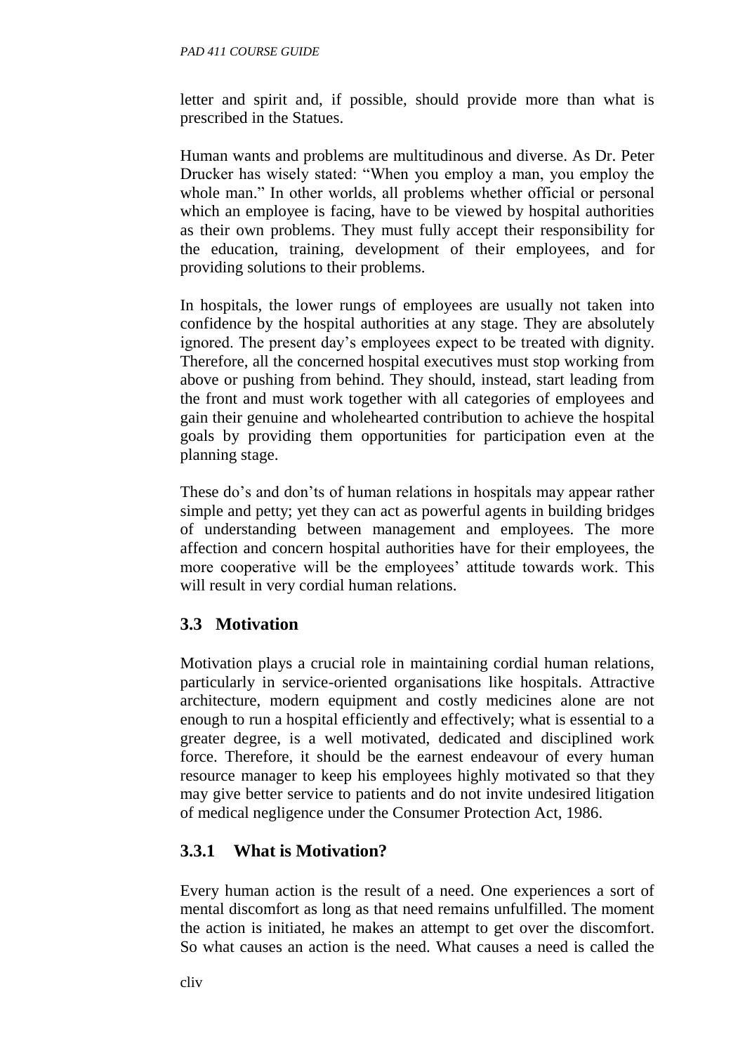letter and spirit and, if possible, should provide more than what is prescribed in the Statues.

Human wants and problems are multitudinous and diverse. As Dr. Peter Drucker has wisely stated: "When you employ a man, you employ the whole man." In other worlds, all problems whether official or personal which an employee is facing, have to be viewed by hospital authorities as their own problems. They must fully accept their responsibility for the education, training, development of their employees, and for providing solutions to their problems.

In hospitals, the lower rungs of employees are usually not taken into confidence by the hospital authorities at any stage. They are absolutely ignored. The present day's employees expect to be treated with dignity. Therefore, all the concerned hospital executives must stop working from above or pushing from behind. They should, instead, start leading from the front and must work together with all categories of employees and gain their genuine and wholehearted contribution to achieve the hospital goals by providing them opportunities for participation even at the planning stage.

These do's and don'ts of human relations in hospitals may appear rather simple and petty; yet they can act as powerful agents in building bridges of understanding between management and employees. The more affection and concern hospital authorities have for their employees, the more cooperative will be the employees' attitude towards work. This will result in very cordial human relations.

## 3.3 Motivation

Motivation plays a crucial role in maintaining cordial human relations, particularly in service-oriented organisations like hospitals. Attractive architecture, modern equipment and costly medicines alone are not enough to run a hospital efficiently and effectively; what is essential to a greater degree, is a well motivated, dedicated and disciplined work force. Therefore, it should be the earnest endeavour of every human resource manager to keep his employees highly motivated so that they may give better service to patients and do not invite undesired litigation of medical negligence under the Consumer Protection Act, 1986.

### 3.3.1 What is Motivation?

Every human action is the result of a need. One experiences a sort of mental discomfort as long as that need remains unfulfilled. The moment the action is initiated, he makes an attempt to get over the discomfort. So what causes an action is the need. What causes a need is called the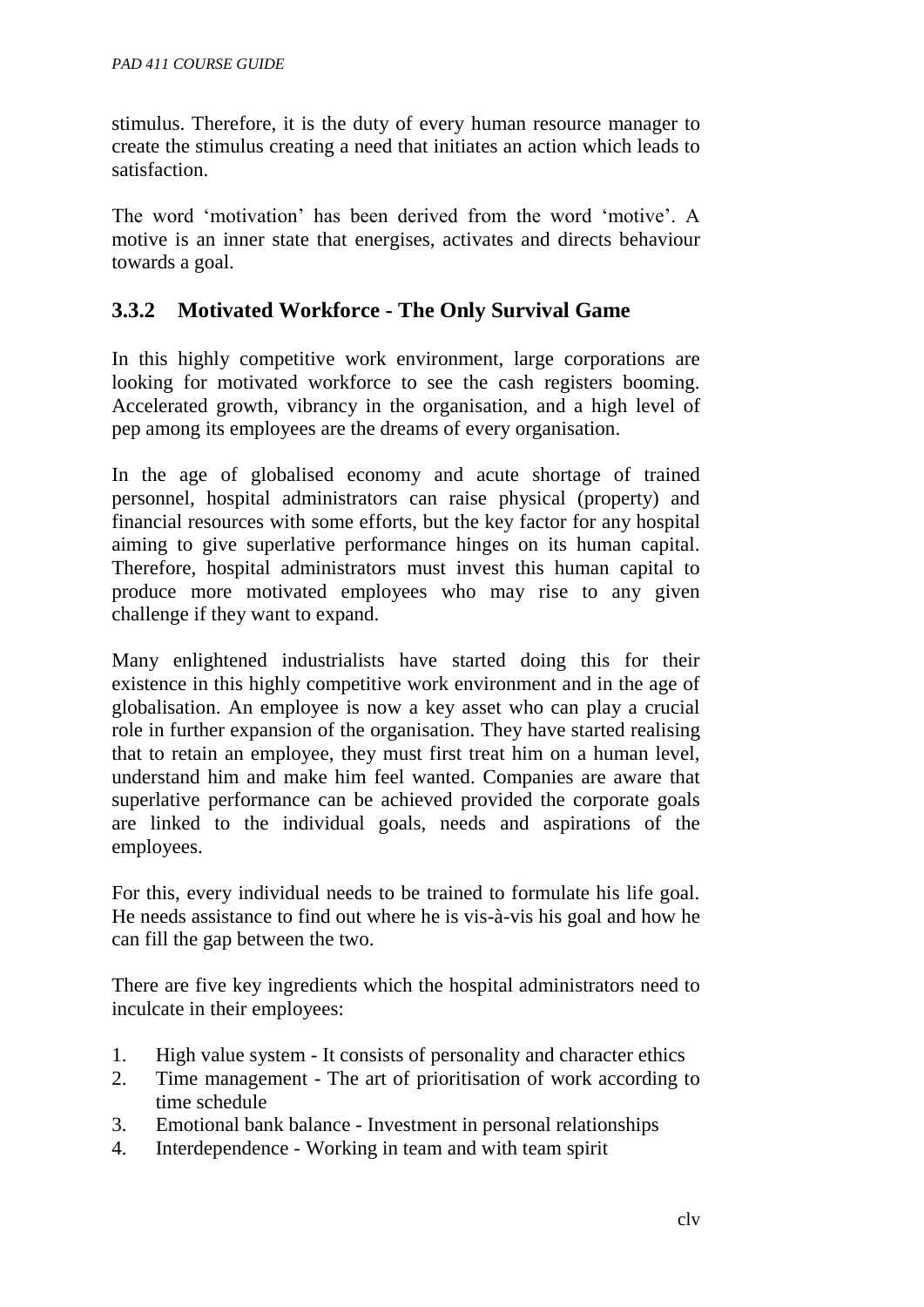stimulus. Therefore, it is the duty of every human resource manager to create the stimulus creating a need that initiates an action which leads to satisfaction.

The word 'motivation' has been derived from the word 'motive'. A motive is an inner state that energises, activates and directs behaviour towards a goal.

### 3.3.2 Motivated Workforce - The Only Survival Game

In this highly competitive work environment, large corporations are looking for motivated workforce to see the cash registers booming. Accelerated growth, vibrancy in the organisation, and a high level of pep among its employees are the dreams of every organisation.

In the age of globalised economy and acute shortage of trained personnel, hospital administrators can raise physical (property) and financial resources with some efforts, but the key factor for any hospital aiming to give superlative performance hinges on its human capital. Therefore, hospital administrators must invest this human capital to produce more motivated employees who may rise to any given challenge if they want to expand.

Many enlightened industrialists have started doing this for their existence in this highly competitive work environment and in the age of globalisation. An employee is now a key asset who can play a crucial role in further expansion of the organisation. They have started realising that to retain an employee, they must first treat him on a human level, understand him and make him feel wanted. Companies are aware that superlative performance can be achieved provided the corporate goals are linked to the individual goals, needs and aspirations of the employees.

For this, every individual needs to be trained to formulate his life goal. He needs assistance to find out where he is vis-à-vis his goal and how he can fill the gap between the two.

There are five key ingredients which the hospital administrators need to inculcate in their employees:

1. High value system - It consists of personality and character ethics
2. Time management - The art of prioritisation of work according to time schedule
3. Emotional bank balance - Investment in personal relationships
4. Interdependence - Working in team and with team spirit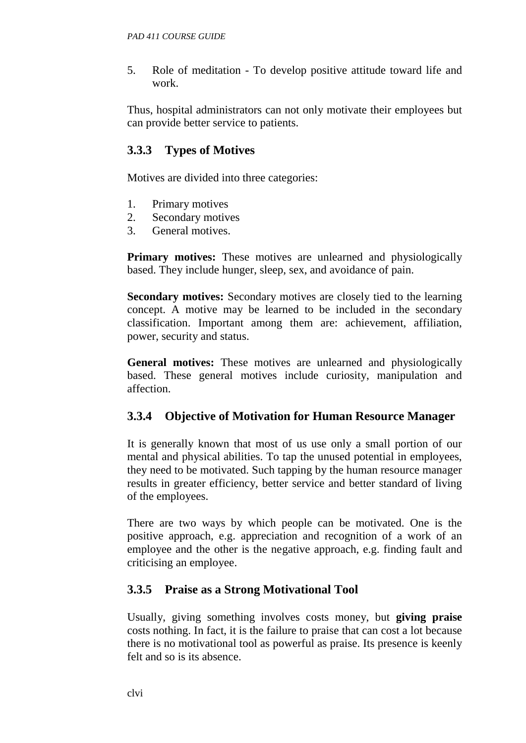5. Role of meditation - To develop positive attitude toward life and work.

Thus, hospital administrators can not only motivate their employees but can provide better service to patients.

### 3.3.3 Types of Motives

Motives are divided into three categories:

1. Primary motives
2. Secondary motives
3. General motives.

**Primary motives:** These motives are unlearned and physiologically based. They include hunger, sleep, sex, and avoidance of pain.

**Secondary motives:** Secondary motives are closely tied to the learning concept. A motive may be learned to be included in the secondary classification. Important among them are: achievement, affiliation, power, security and status.

**General motives:** These motives are unlearned and physiologically based. These general motives include curiosity, manipulation and affection.

### 3.3.4 Objective of Motivation for Human Resource Manager

It is generally known that most of us use only a small portion of our mental and physical abilities. To tap the unused potential in employees, they need to be motivated. Such tapping by the human resource manager results in greater efficiency, better service and better standard of living of the employees.

There are two ways by which people can be motivated. One is the positive approach, e.g. appreciation and recognition of a work of an employee and the other is the negative approach, e.g. finding fault and criticising an employee.

### 3.3.5 Praise as a Strong Motivational Tool

Usually, giving something involves costs money, but **giving praise** costs nothing. In fact, it is the failure to praise that can cost a lot because there is no motivational tool as powerful as praise. Its presence is keenly felt and so is its absence.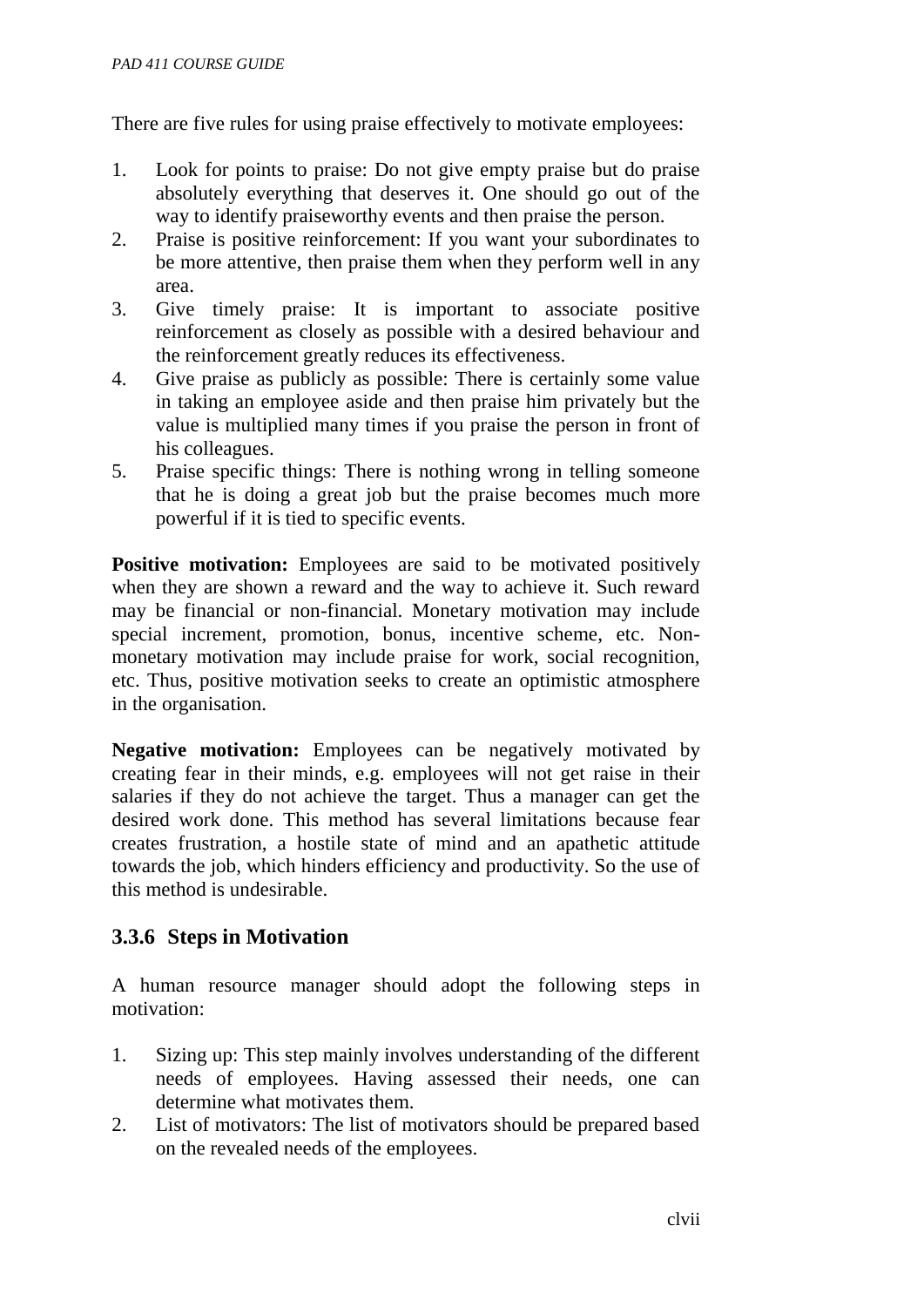There are five rules for using praise effectively to motivate employees:

1. Look for points to praise: Do not give empty praise but do praise absolutely everything that deserves it. One should go out of the way to identify praiseworthy events and then praise the person.
2. Praise is positive reinforcement: If you want your subordinates to be more attentive, then praise them when they perform well in any area.
3. Give timely praise: It is important to associate positive reinforcement as closely as possible with a desired behaviour and the reinforcement greatly reduces its effectiveness.
4. Give praise as publicly as possible: There is certainly some value in taking an employee aside and then praise him privately but the value is multiplied many times if you praise the person in front of his colleagues.
5. Praise specific things: There is nothing wrong in telling someone that he is doing a great job but the praise becomes much more powerful if it is tied to specific events.

**Positive motivation:** Employees are said to be motivated positively when they are shown a reward and the way to achieve it. Such reward may be financial or non-financial. Monetary motivation may include special increment, promotion, bonus, incentive scheme, etc. Non-monetary motivation may include praise for work, social recognition, etc. Thus, positive motivation seeks to create an optimistic atmosphere in the organisation.

**Negative motivation:** Employees can be negatively motivated by creating fear in their minds, e.g. employees will not get raise in their salaries if they do not achieve the target. Thus a manager can get the desired work done. This method has several limitations because fear creates frustration, a hostile state of mind and an apathetic attitude towards the job, which hinders efficiency and productivity. So the use of this method is undesirable.

### 3.3.6 Steps in Motivation

A human resource manager should adopt the following steps in motivation:

1. Sizing up: This step mainly involves understanding of the different needs of employees. Having assessed their needs, one can determine what motivates them.
2. List of motivators: The list of motivators should be prepared based on the revealed needs of the employees.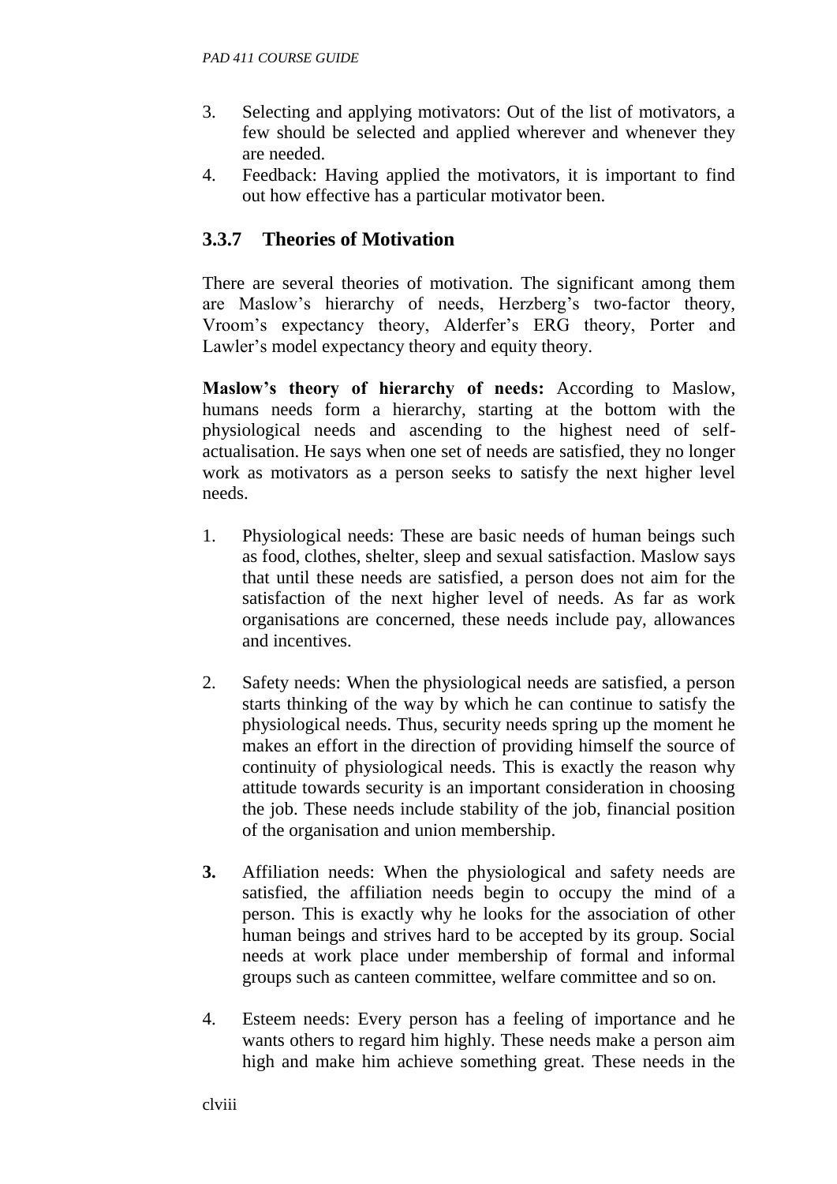3. Selecting and applying motivators: Out of the list of motivators, a few should be selected and applied wherever and whenever they are needed.
4. Feedback: Having applied the motivators, it is important to find out how effective has a particular motivator been.

### 3.3.7 Theories of Motivation

There are several theories of motivation. The significant among them are Maslow's hierarchy of needs, Herzberg's two-factor theory, Vroom's expectancy theory, Alderfer's ERG theory, Porter and Lawler's model expectancy theory and equity theory.

**Maslow's theory of hierarchy of needs:** According to Maslow, humans needs form a hierarchy, starting at the bottom with the physiological needs and ascending to the highest need of self-actualisation. He says when one set of needs are satisfied, they no longer work as motivators as a person seeks to satisfy the next higher level needs.

1. Physiological needs: These are basic needs of human beings such as food, clothes, shelter, sleep and sexual satisfaction. Maslow says that until these needs are satisfied, a person does not aim for the satisfaction of the next higher level of needs. As far as work organisations are concerned, these needs include pay, allowances and incentives.

2. Safety needs: When the physiological needs are satisfied, a person starts thinking of the way by which he can continue to satisfy the physiological needs. Thus, security needs spring up the moment he makes an effort in the direction of providing himself the source of continuity of physiological needs. This is exactly the reason why attitude towards security is an important consideration in choosing the job. These needs include stability of the job, financial position of the organisation and union membership.

3. Affiliation needs: When the physiological and safety needs are satisfied, the affiliation needs begin to occupy the mind of a person. This is exactly why he looks for the association of other human beings and strives hard to be accepted by its group. Social needs at work place under membership of formal and informal groups such as canteen committee, welfare committee and so on.

4. Esteem needs: Every person has a feeling of importance and he wants others to regard him highly. These needs make a person aim high and make him achieve something great. These needs in the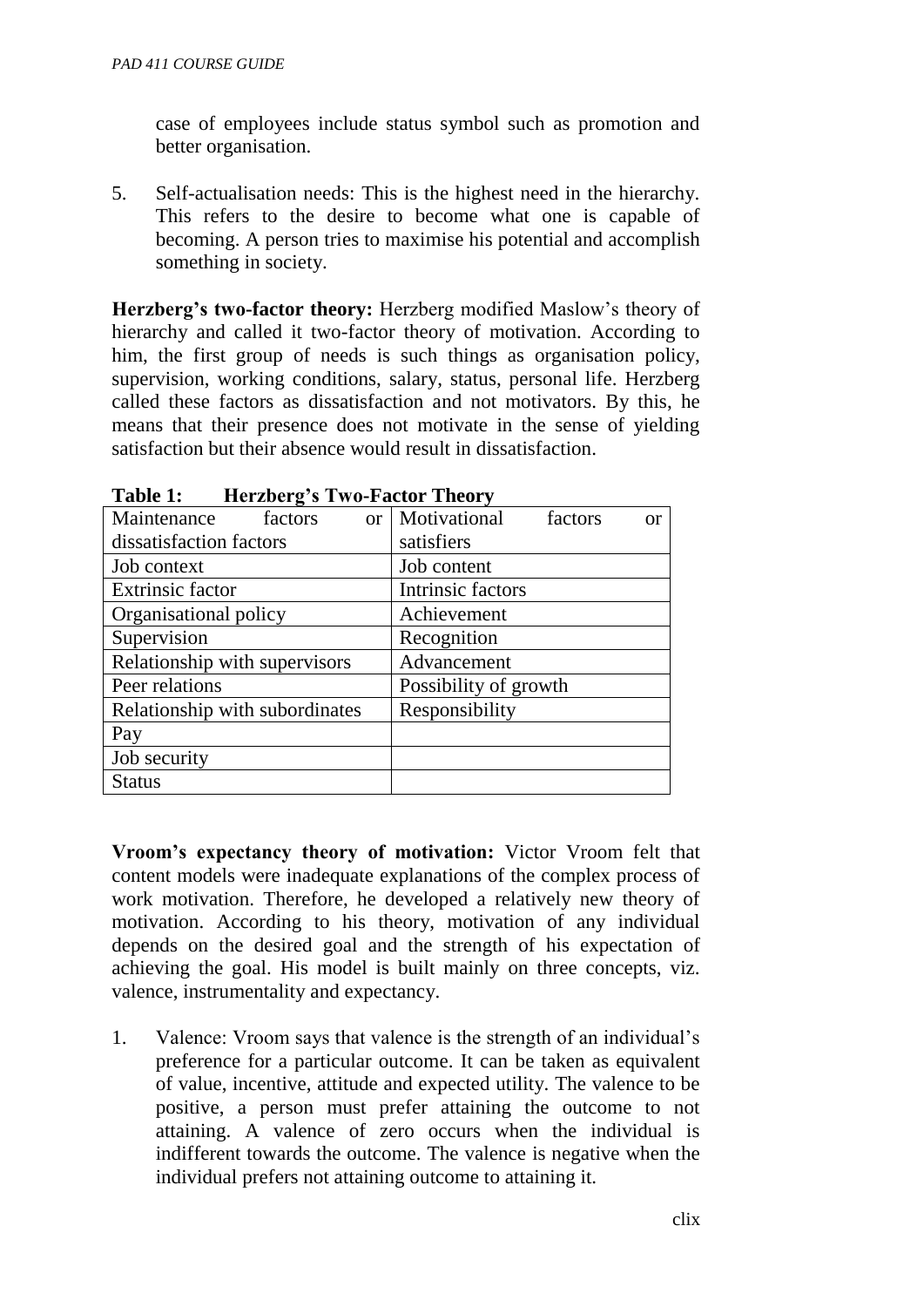case of employees include status symbol such as promotion and better organisation.

5. Self-actualisation needs: This is the highest need in the hierarchy. This refers to the desire to become what one is capable of becoming. A person tries to maximise his potential and accomplish something in society.

**Herzberg's two-factor theory:** Herzberg modified Maslow's theory of hierarchy and called it two-factor theory of motivation. According to him, the first group of needs is such things as organisation policy, supervision, working conditions, salary, status, personal life. Herzberg called these factors as dissatisfaction and not motivators. By this, he means that their presence does not motivate in the sense of yielding satisfaction but their absence would result in dissatisfaction.

**Table 1: Herzberg's Two-Factor Theory**

| Maintenance factors or dissatisfaction factors | Motivational factors or satisfiers |
|---|---|
| Job context | Job content |
| Extrinsic factor | Intrinsic factors |
| Organisational policy | Achievement |
| Supervision | Recognition |
| Relationship with supervisors | Advancement |
| Peer relations | Possibility of growth |
| Relationship with subordinates | Responsibility |
| Pay | |
| Job security | |
| Status | |

**Vroom's expectancy theory of motivation:** Victor Vroom felt that content models were inadequate explanations of the complex process of work motivation. Therefore, he developed a relatively new theory of motivation. According to his theory, motivation of any individual depends on the desired goal and the strength of his expectation of achieving the goal. His model is built mainly on three concepts, viz. valence, instrumentality and expectancy.

1. Valence: Vroom says that valence is the strength of an individual's preference for a particular outcome. It can be taken as equivalent of value, incentive, attitude and expected utility. The valence to be positive, a person must prefer attaining the outcome to not attaining. A valence of zero occurs when the individual is indifferent towards the outcome. The valence is negative when the individual prefers not attaining outcome to attaining it.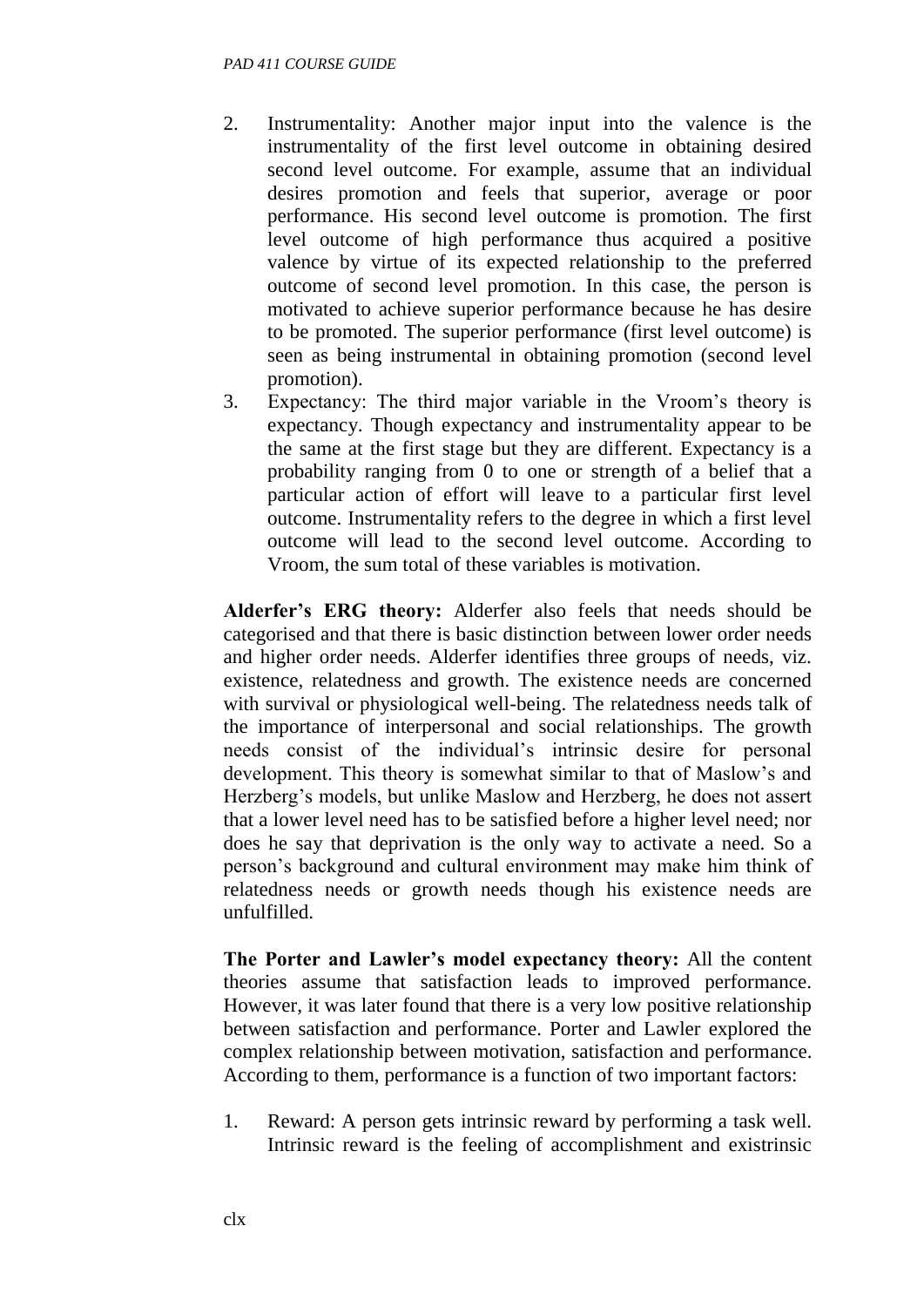2. Instrumentality: Another major input into the valence is the instrumentality of the first level outcome in obtaining desired second level outcome. For example, assume that an individual desires promotion and feels that superior, average or poor performance. His second level outcome is promotion. The first level outcome of high performance thus acquired a positive valence by virtue of its expected relationship to the preferred outcome of second level promotion. In this case, the person is motivated to achieve superior performance because he has desire to be promoted. The superior performance (first level outcome) is seen as being instrumental in obtaining promotion (second level promotion).
3. Expectancy: The third major variable in the Vroom's theory is expectancy. Though expectancy and instrumentality appear to be the same at the first stage but they are different. Expectancy is a probability ranging from 0 to one or strength of a belief that a particular action of effort will leave to a particular first level outcome. Instrumentality refers to the degree in which a first level outcome will lead to the second level outcome. According to Vroom, the sum total of these variables is motivation.

**Alderfer's ERG theory:** Alderfer also feels that needs should be categorised and that there is basic distinction between lower order needs and higher order needs. Alderfer identifies three groups of needs, viz. existence, relatedness and growth. The existence needs are concerned with survival or physiological well-being. The relatedness needs talk of the importance of interpersonal and social relationships. The growth needs consist of the individual's intrinsic desire for personal development. This theory is somewhat similar to that of Maslow's and Herzberg's models, but unlike Maslow and Herzberg, he does not assert that a lower level need has to be satisfied before a higher level need; nor does he say that deprivation is the only way to activate a need. So a person's background and cultural environment may make him think of relatedness needs or growth needs though his existence needs are unfulfilled.

**The Porter and Lawler's model expectancy theory:** All the content theories assume that satisfaction leads to improved performance. However, it was later found that there is a very low positive relationship between satisfaction and performance. Porter and Lawler explored the complex relationship between motivation, satisfaction and performance. According to them, performance is a function of two important factors:

1. Reward: A person gets intrinsic reward by performing a task well. Intrinsic reward is the feeling of accomplishment and existrinsic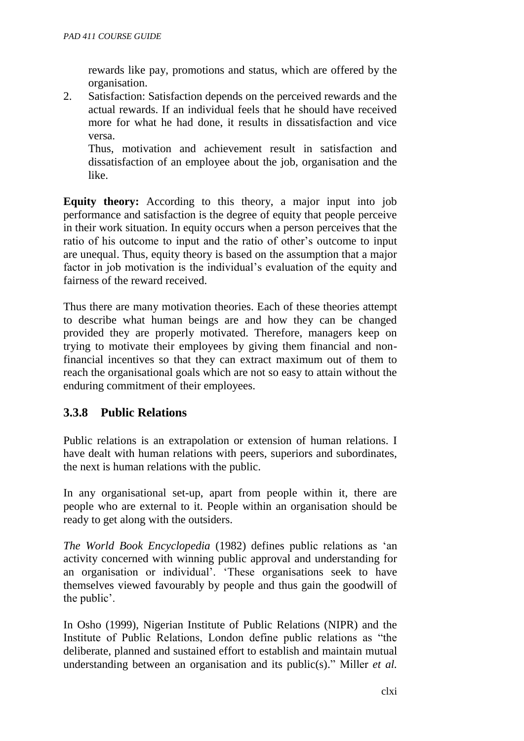rewards like pay, promotions and status, which are offered by the organisation.

2. Satisfaction: Satisfaction depends on the perceived rewards and the actual rewards. If an individual feels that he should have received more for what he had done, it results in dissatisfaction and vice versa.

   Thus, motivation and achievement result in satisfaction and dissatisfaction of an employee about the job, organisation and the like.

**Equity theory:** According to this theory, a major input into job performance and satisfaction is the degree of equity that people perceive in their work situation. In equity occurs when a person perceives that the ratio of his outcome to input and the ratio of other's outcome to input are unequal. Thus, equity theory is based on the assumption that a major factor in job motivation is the individual's evaluation of the equity and fairness of the reward received.

Thus there are many motivation theories. Each of these theories attempt to describe what human beings are and how they can be changed provided they are properly motivated. Therefore, managers keep on trying to motivate their employees by giving them financial and non-financial incentives so that they can extract maximum out of them to reach the organisational goals which are not so easy to attain without the enduring commitment of their employees.

### 3.3.8 Public Relations

Public relations is an extrapolation or extension of human relations. I have dealt with human relations with peers, superiors and subordinates, the next is human relations with the public.

In any organisational set-up, apart from people within it, there are people who are external to it. People within an organisation should be ready to get along with the outsiders.

*The World Book Encyclopedia* (1982) defines public relations as 'an activity concerned with winning public approval and understanding for an organisation or individual'. 'These organisations seek to have themselves viewed favourably by people and thus gain the goodwill of the public'.

In Osho (1999), Nigerian Institute of Public Relations (NIPR) and the Institute of Public Relations, London define public relations as "the deliberate, planned and sustained effort to establish and maintain mutual understanding between an organisation and its public(s)." Miller *et al.*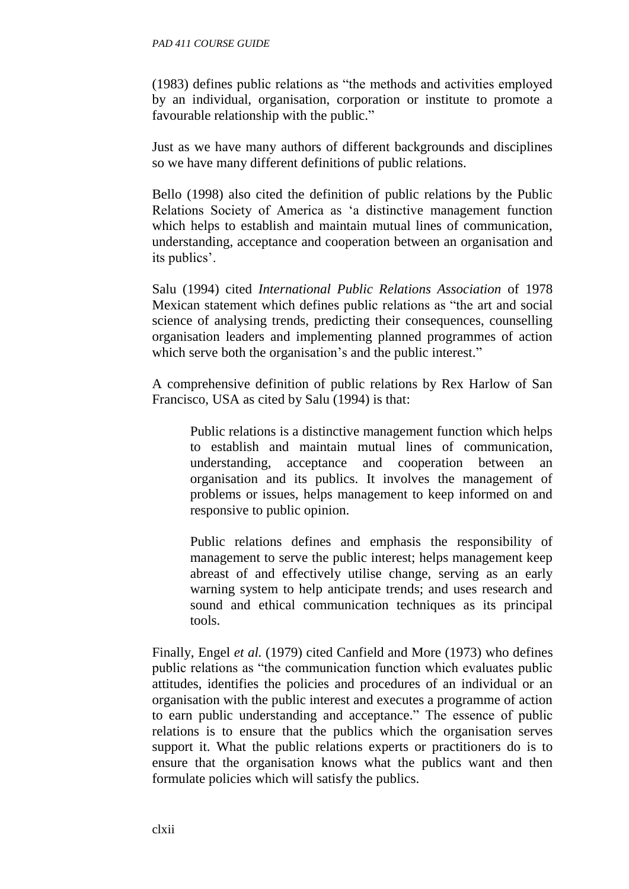(1983) defines public relations as "the methods and activities employed by an individual, organisation, corporation or institute to promote a favourable relationship with the public."

Just as we have many authors of different backgrounds and disciplines so we have many different definitions of public relations.

Bello (1998) also cited the definition of public relations by the Public Relations Society of America as 'a distinctive management function which helps to establish and maintain mutual lines of communication, understanding, acceptance and cooperation between an organisation and its publics'.

Salu (1994) cited *International Public Relations Association* of 1978 Mexican statement which defines public relations as "the art and social science of analysing trends, predicting their consequences, counselling organisation leaders and implementing planned programmes of action which serve both the organisation's and the public interest."

A comprehensive definition of public relations by Rex Harlow of San Francisco, USA as cited by Salu (1994) is that:

> Public relations is a distinctive management function which helps to establish and maintain mutual lines of communication, understanding, acceptance and cooperation between an organisation and its publics. It involves the management of problems or issues, helps management to keep informed on and responsive to public opinion.
>
> Public relations defines and emphasis the responsibility of management to serve the public interest; helps management keep abreast of and effectively utilise change, serving as an early warning system to help anticipate trends; and uses research and sound and ethical communication techniques as its principal tools.

Finally, Engel *et al.* (1979) cited Canfield and More (1973) who defines public relations as "the communication function which evaluates public attitudes, identifies the policies and procedures of an individual or an organisation with the public interest and executes a programme of action to earn public understanding and acceptance." The essence of public relations is to ensure that the publics which the organisation serves support it. What the public relations experts or practitioners do is to ensure that the organisation knows what the publics want and then formulate policies which will satisfy the publics.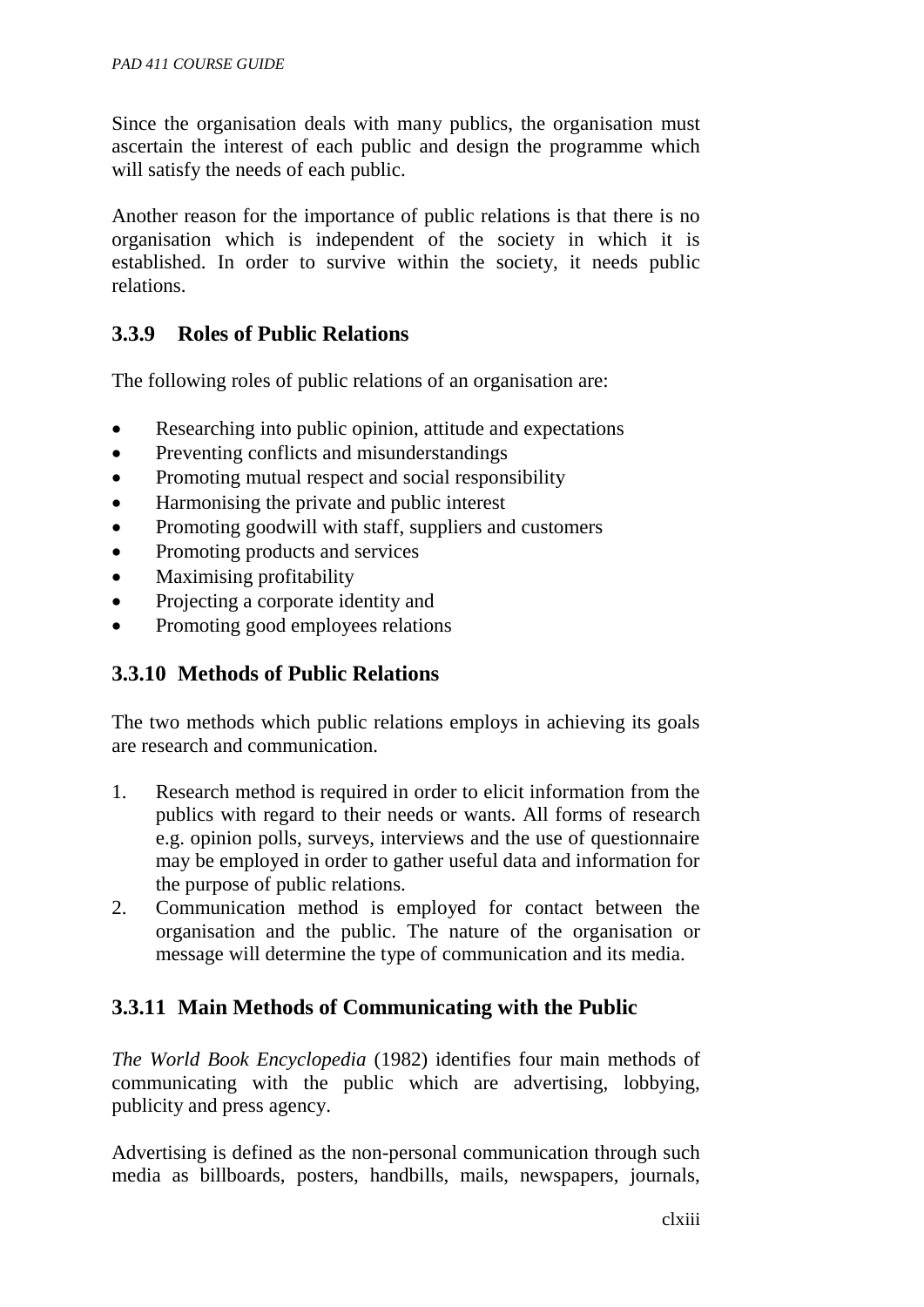Since the organisation deals with many publics, the organisation must ascertain the interest of each public and design the programme which will satisfy the needs of each public.

Another reason for the importance of public relations is that there is no organisation which is independent of the society in which it is established. In order to survive within the society, it needs public relations.

### 3.3.9 Roles of Public Relations

The following roles of public relations of an organisation are:

- Researching into public opinion, attitude and expectations
- Preventing conflicts and misunderstandings
- Promoting mutual respect and social responsibility
- Harmonising the private and public interest
- Promoting goodwill with staff, suppliers and customers
- Promoting products and services
- Maximising profitability
- Projecting a corporate identity and
- Promoting good employees relations

### 3.3.10 Methods of Public Relations

The two methods which public relations employs in achieving its goals are research and communication.

1. Research method is required in order to elicit information from the publics with regard to their needs or wants. All forms of research e.g. opinion polls, surveys, interviews and the use of questionnaire may be employed in order to gather useful data and information for the purpose of public relations.
2. Communication method is employed for contact between the organisation and the public. The nature of the organisation or message will determine the type of communication and its media.

### 3.3.11 Main Methods of Communicating with the Public

*The World Book Encyclopedia* (1982) identifies four main methods of communicating with the public which are advertising, lobbying, publicity and press agency.

Advertising is defined as the non-personal communication through such media as billboards, posters, handbills, mails, newspapers, journals,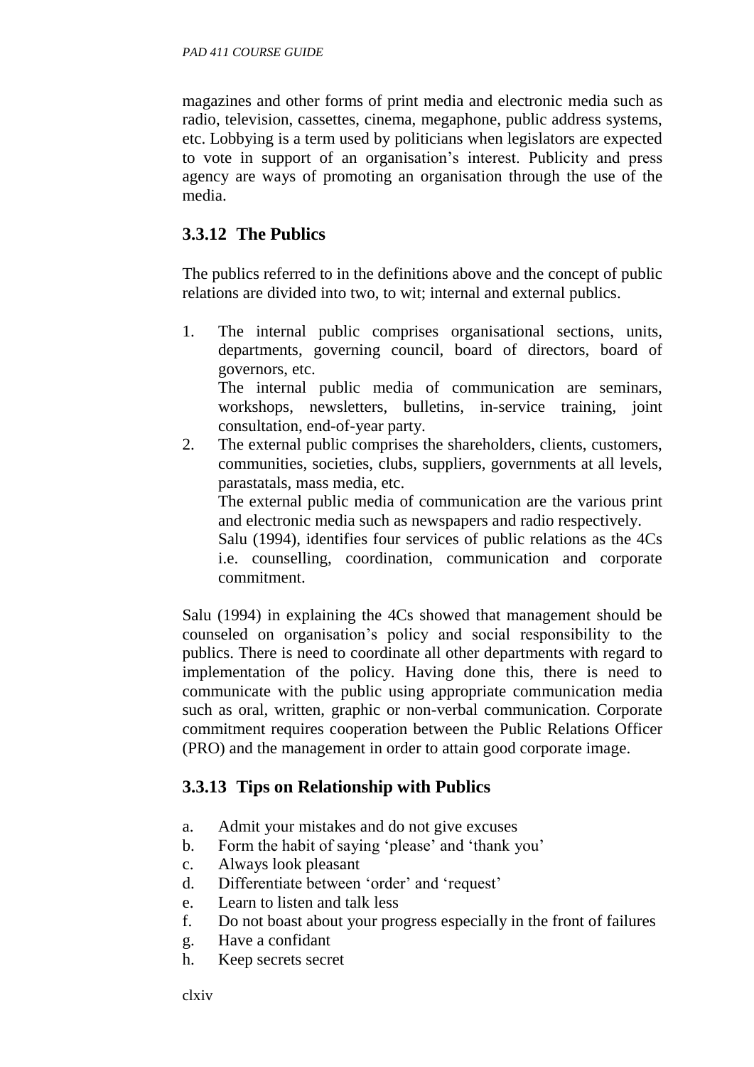magazines and other forms of print media and electronic media such as radio, television, cassettes, cinema, megaphone, public address systems, etc. Lobbying is a term used by politicians when legislators are expected to vote in support of an organisation's interest. Publicity and press agency are ways of promoting an organisation through the use of the media.

### 3.3.12 The Publics

The publics referred to in the definitions above and the concept of public relations are divided into two, to wit; internal and external publics.

1. The internal public comprises organisational sections, units, departments, governing council, board of directors, board of governors, etc.
   The internal public media of communication are seminars, workshops, newsletters, bulletins, in-service training, joint consultation, end-of-year party.
2. The external public comprises the shareholders, clients, customers, communities, societies, clubs, suppliers, governments at all levels, parastatals, mass media, etc.
   The external public media of communication are the various print and electronic media such as newspapers and radio respectively.
   Salu (1994), identifies four services of public relations as the 4Cs i.e. counselling, coordination, communication and corporate commitment.

Salu (1994) in explaining the 4Cs showed that management should be counseled on organisation's policy and social responsibility to the publics. There is need to coordinate all other departments with regard to implementation of the policy. Having done this, there is need to communicate with the public using appropriate communication media such as oral, written, graphic or non-verbal communication. Corporate commitment requires cooperation between the Public Relations Officer (PRO) and the management in order to attain good corporate image.

### 3.3.13 Tips on Relationship with Publics

a. Admit your mistakes and do not give excuses
b. Form the habit of saying 'please' and 'thank you'
c. Always look pleasant
d. Differentiate between 'order' and 'request'
e. Learn to listen and talk less
f. Do not boast about your progress especially in the front of failures
g. Have a confidant
h. Keep secrets secret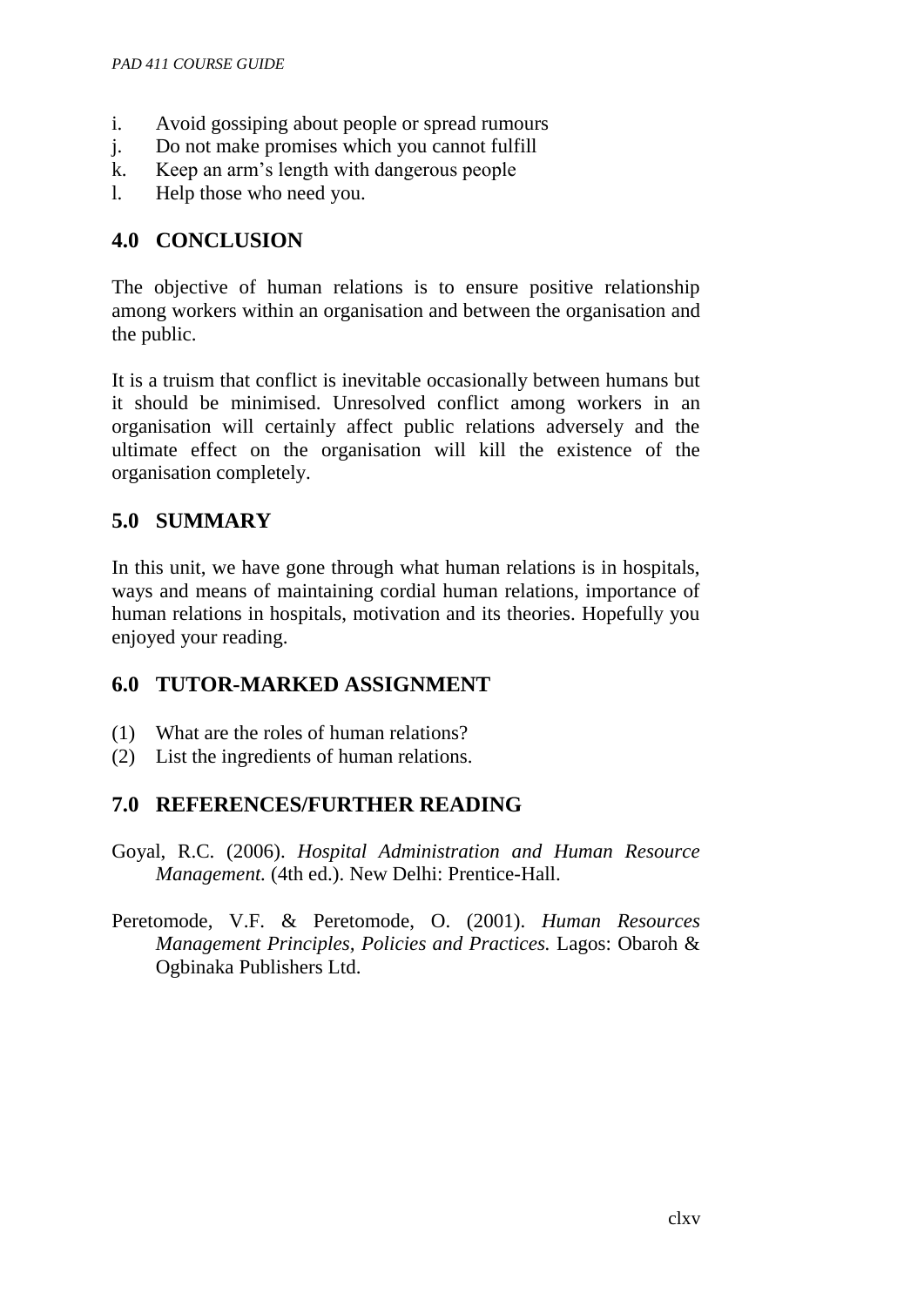i. Avoid gossiping about people or spread rumours
j. Do not make promises which you cannot fulfill
k. Keep an arm's length with dangerous people
l. Help those who need you.

## 4.0 CONCLUSION

The objective of human relations is to ensure positive relationship among workers within an organisation and between the organisation and the public.

It is a truism that conflict is inevitable occasionally between humans but it should be minimised. Unresolved conflict among workers in an organisation will certainly affect public relations adversely and the ultimate effect on the organisation will kill the existence of the organisation completely.

## 5.0 SUMMARY

In this unit, we have gone through what human relations is in hospitals, ways and means of maintaining cordial human relations, importance of human relations in hospitals, motivation and its theories. Hopefully you enjoyed your reading.

## 6.0 TUTOR-MARKED ASSIGNMENT

(1) What are the roles of human relations?
(2) List the ingredients of human relations.

## 7.0 REFERENCES/FURTHER READING

Goyal, R.C. (2006). *Hospital Administration and Human Resource Management.* (4th ed.). New Delhi: Prentice-Hall.

Peretomode, V.F. & Peretomode, O. (2001). *Human Resources Management Principles, Policies and Practices.* Lagos: Obaroh & Ogbinaka Publishers Ltd.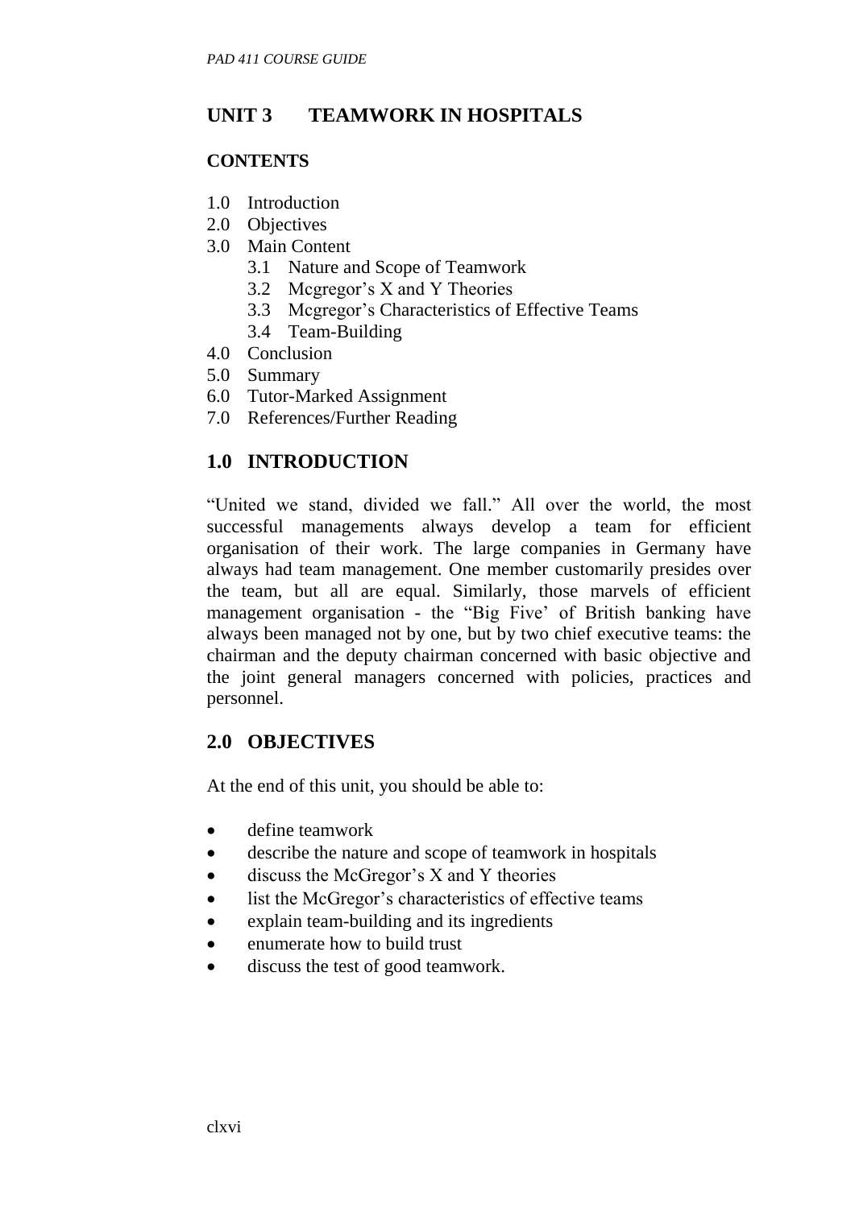## UNIT 3 TEAMWORK IN HOSPITALS

**CONTENTS**

1.0 Introduction
2.0 Objectives
3.0 Main Content
   3.1 Nature and Scope of Teamwork
   3.2 Mcgregor's X and Y Theories
   3.3 Mcgregor's Characteristics of Effective Teams
   3.4 Team-Building
4.0 Conclusion
5.0 Summary
6.0 Tutor-Marked Assignment
7.0 References/Further Reading

## 1.0 INTRODUCTION

"United we stand, divided we fall." All over the world, the most successful managements always develop a team for efficient organisation of their work. The large companies in Germany have always had team management. One member customarily presides over the team, but all are equal. Similarly, those marvels of efficient management organisation - the "Big Five' of British banking have always been managed not by one, but by two chief executive teams: the chairman and the deputy chairman concerned with basic objective and the joint general managers concerned with policies, practices and personnel.

## 2.0 OBJECTIVES

At the end of this unit, you should be able to:

- define teamwork
- describe the nature and scope of teamwork in hospitals
- discuss the McGregor's X and Y theories
- list the McGregor's characteristics of effective teams
- explain team-building and its ingredients
- enumerate how to build trust
- discuss the test of good teamwork.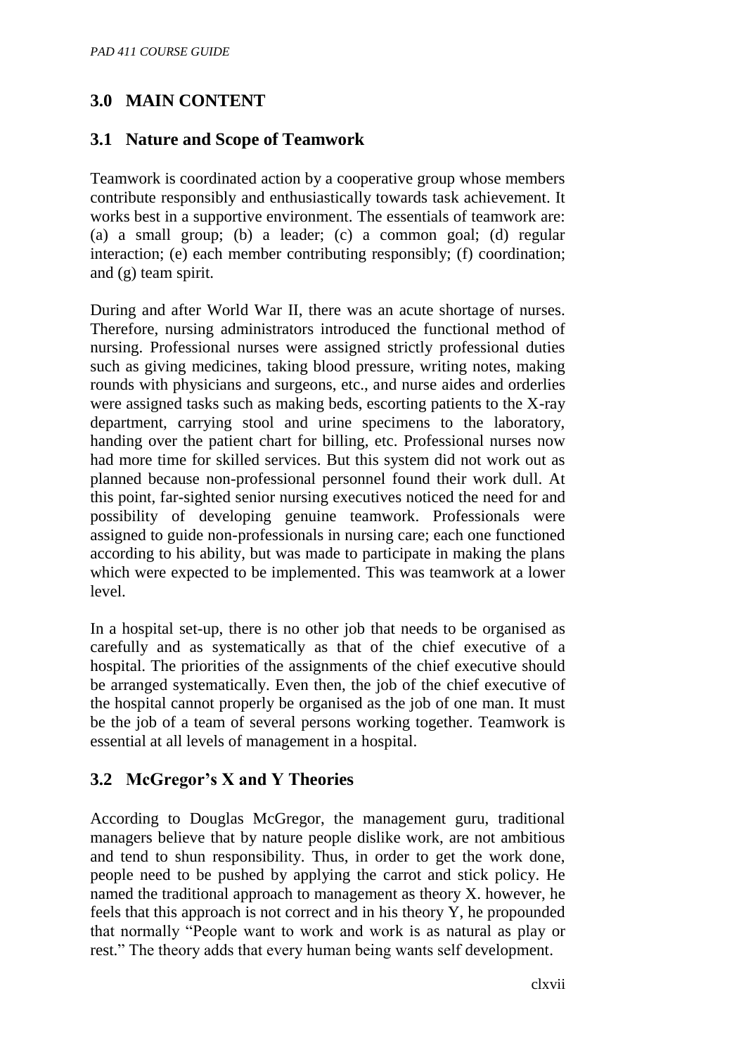## 3.0 MAIN CONTENT

### 3.1 Nature and Scope of Teamwork

Teamwork is coordinated action by a cooperative group whose members contribute responsibly and enthusiastically towards task achievement. It works best in a supportive environment. The essentials of teamwork are: (a) a small group; (b) a leader; (c) a common goal; (d) regular interaction; (e) each member contributing responsibly; (f) coordination; and (g) team spirit.

During and after World War II, there was an acute shortage of nurses. Therefore, nursing administrators introduced the functional method of nursing. Professional nurses were assigned strictly professional duties such as giving medicines, taking blood pressure, writing notes, making rounds with physicians and surgeons, etc., and nurse aides and orderlies were assigned tasks such as making beds, escorting patients to the X-ray department, carrying stool and urine specimens to the laboratory, handing over the patient chart for billing, etc. Professional nurses now had more time for skilled services. But this system did not work out as planned because non-professional personnel found their work dull. At this point, far-sighted senior nursing executives noticed the need for and possibility of developing genuine teamwork. Professionals were assigned to guide non-professionals in nursing care; each one functioned according to his ability, but was made to participate in making the plans which were expected to be implemented. This was teamwork at a lower level.

In a hospital set-up, there is no other job that needs to be organised as carefully and as systematically as that of the chief executive of a hospital. The priorities of the assignments of the chief executive should be arranged systematically. Even then, the job of the chief executive of the hospital cannot properly be organised as the job of one man. It must be the job of a team of several persons working together. Teamwork is essential at all levels of management in a hospital.

### 3.2 McGregor's X and Y Theories

According to Douglas McGregor, the management guru, traditional managers believe that by nature people dislike work, are not ambitious and tend to shun responsibility. Thus, in order to get the work done, people need to be pushed by applying the carrot and stick policy. He named the traditional approach to management as theory X. however, he feels that this approach is not correct and in his theory Y, he propounded that normally "People want to work and work is as natural as play or rest." The theory adds that every human being wants self development.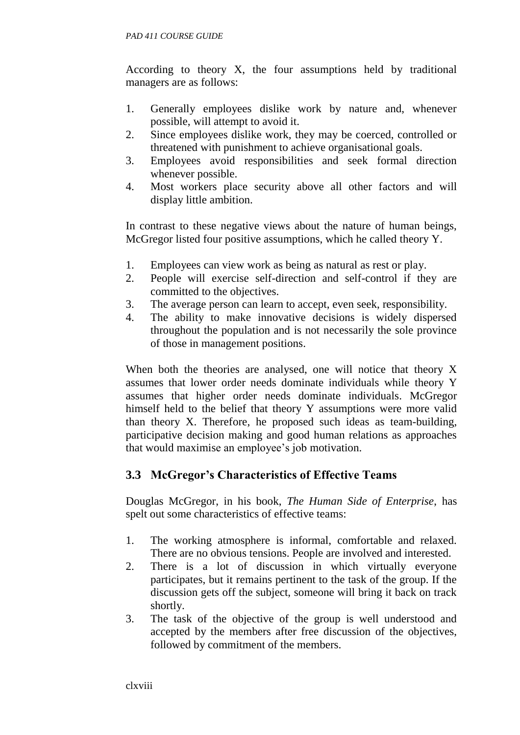According to theory X, the four assumptions held by traditional managers are as follows:

1. Generally employees dislike work by nature and, whenever possible, will attempt to avoid it.
2. Since employees dislike work, they may be coerced, controlled or threatened with punishment to achieve organisational goals.
3. Employees avoid responsibilities and seek formal direction whenever possible.
4. Most workers place security above all other factors and will display little ambition.

In contrast to these negative views about the nature of human beings, McGregor listed four positive assumptions, which he called theory Y.

1. Employees can view work as being as natural as rest or play.
2. People will exercise self-direction and self-control if they are committed to the objectives.
3. The average person can learn to accept, even seek, responsibility.
4. The ability to make innovative decisions is widely dispersed throughout the population and is not necessarily the sole province of those in management positions.

When both the theories are analysed, one will notice that theory X assumes that lower order needs dominate individuals while theory Y assumes that higher order needs dominate individuals. McGregor himself held to the belief that theory Y assumptions were more valid than theory X. Therefore, he proposed such ideas as team-building, participative decision making and good human relations as approaches that would maximise an employee's job motivation.

## 3.3 McGregor's Characteristics of Effective Teams

Douglas McGregor, in his book, *The Human Side of Enterprise*, has spelt out some characteristics of effective teams:

1. The working atmosphere is informal, comfortable and relaxed. There are no obvious tensions. People are involved and interested.
2. There is a lot of discussion in which virtually everyone participates, but it remains pertinent to the task of the group. If the discussion gets off the subject, someone will bring it back on track shortly.
3. The task of the objective of the group is well understood and accepted by the members after free discussion of the objectives, followed by commitment of the members.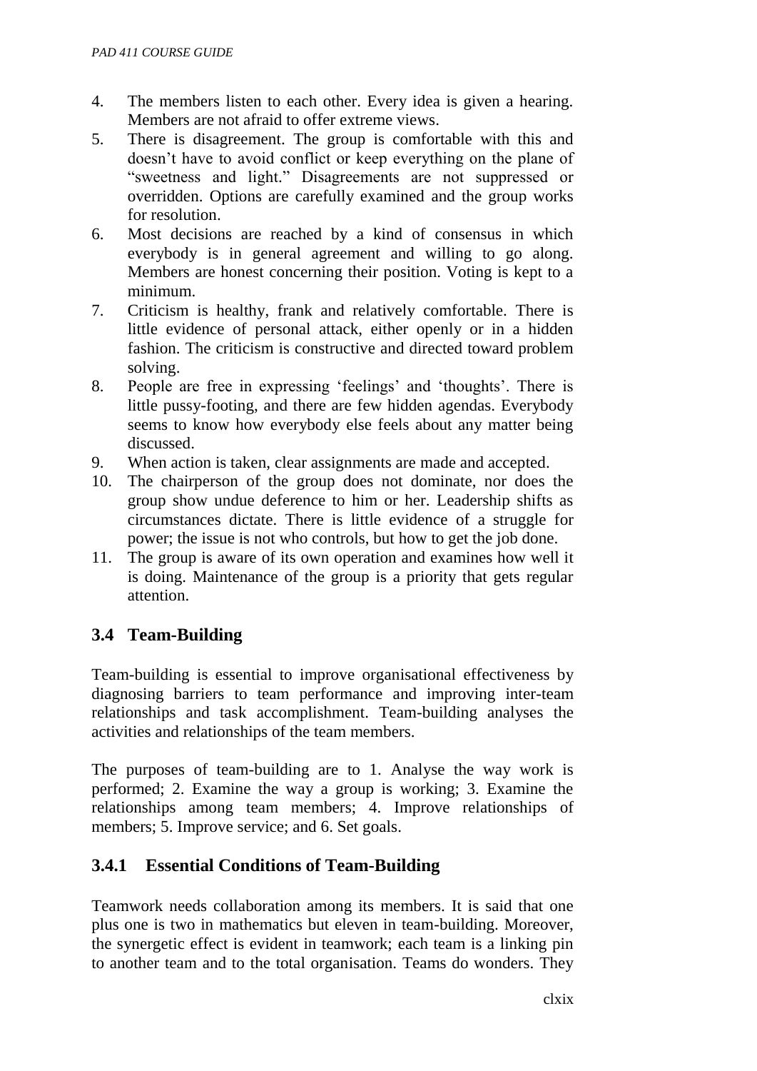4. The members listen to each other. Every idea is given a hearing. Members are not afraid to offer extreme views.
5. There is disagreement. The group is comfortable with this and doesn't have to avoid conflict or keep everything on the plane of "sweetness and light." Disagreements are not suppressed or overridden. Options are carefully examined and the group works for resolution.
6. Most decisions are reached by a kind of consensus in which everybody is in general agreement and willing to go along. Members are honest concerning their position. Voting is kept to a minimum.
7. Criticism is healthy, frank and relatively comfortable. There is little evidence of personal attack, either openly or in a hidden fashion. The criticism is constructive and directed toward problem solving.
8. People are free in expressing 'feelings' and 'thoughts'. There is little pussy-footing, and there are few hidden agendas. Everybody seems to know how everybody else feels about any matter being discussed.
9. When action is taken, clear assignments are made and accepted.
10. The chairperson of the group does not dominate, nor does the group show undue deference to him or her. Leadership shifts as circumstances dictate. There is little evidence of a struggle for power; the issue is not who controls, but how to get the job done.
11. The group is aware of its own operation and examines how well it is doing. Maintenance of the group is a priority that gets regular attention.

## 3.4 Team-Building

Team-building is essential to improve organisational effectiveness by diagnosing barriers to team performance and improving inter-team relationships and task accomplishment. Team-building analyses the activities and relationships of the team members.

The purposes of team-building are to 1. Analyse the way work is performed; 2. Examine the way a group is working; 3. Examine the relationships among team members; 4. Improve relationships of members; 5. Improve service; and 6. Set goals.

### 3.4.1 Essential Conditions of Team-Building

Teamwork needs collaboration among its members. It is said that one plus one is two in mathematics but eleven in team-building. Moreover, the synergetic effect is evident in teamwork; each team is a linking pin to another team and to the total organisation. Teams do wonders. They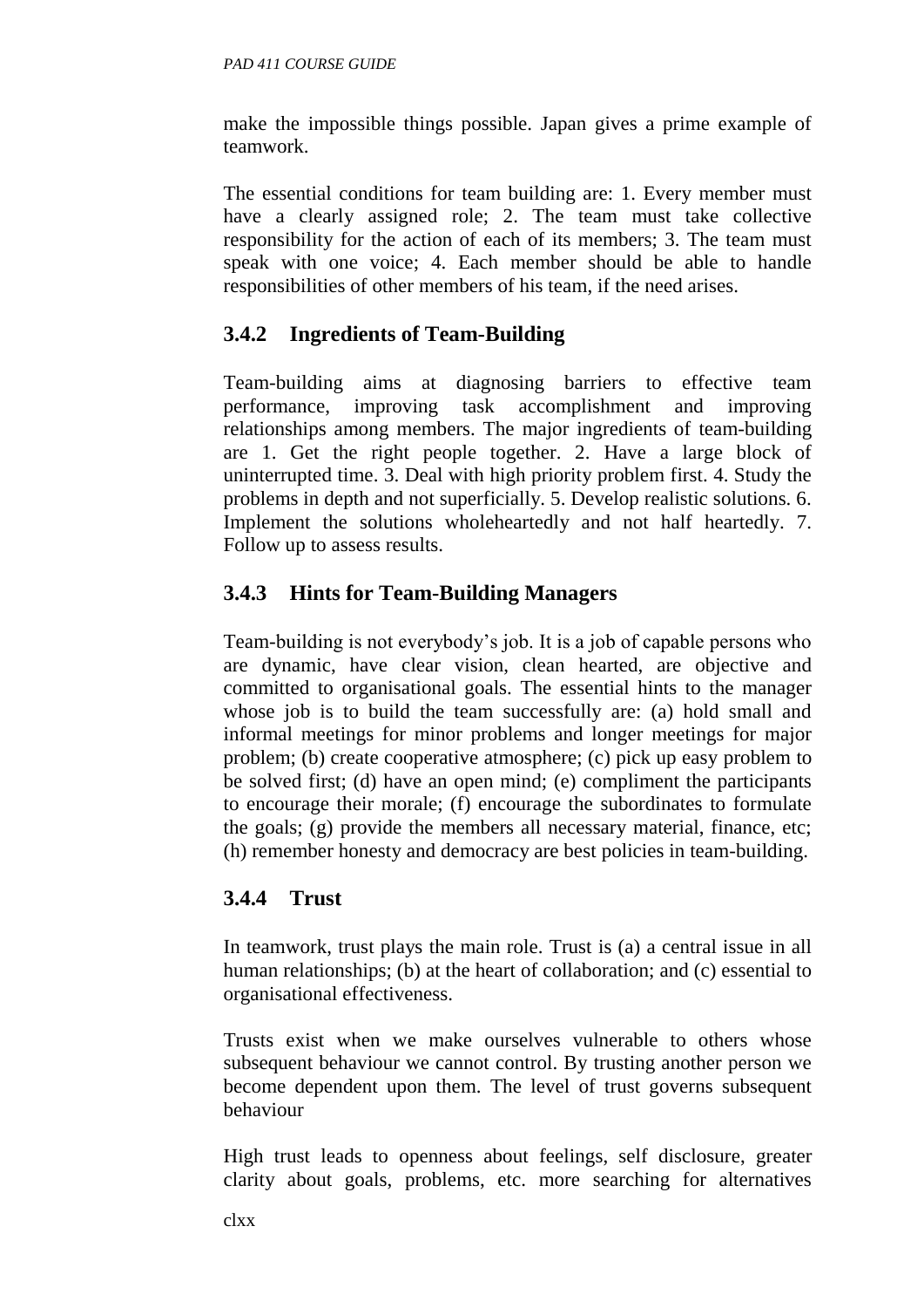make the impossible things possible. Japan gives a prime example of teamwork.

The essential conditions for team building are: 1. Every member must have a clearly assigned role; 2. The team must take collective responsibility for the action of each of its members; 3. The team must speak with one voice; 4. Each member should be able to handle responsibilities of other members of his team, if the need arises.

### 3.4.2 Ingredients of Team-Building

Team-building aims at diagnosing barriers to effective team performance, improving task accomplishment and improving relationships among members. The major ingredients of team-building are 1. Get the right people together. 2. Have a large block of uninterrupted time. 3. Deal with high priority problem first. 4. Study the problems in depth and not superficially. 5. Develop realistic solutions. 6. Implement the solutions wholeheartedly and not half heartedly. 7. Follow up to assess results.

### 3.4.3 Hints for Team-Building Managers

Team-building is not everybody's job. It is a job of capable persons who are dynamic, have clear vision, clean hearted, are objective and committed to organisational goals. The essential hints to the manager whose job is to build the team successfully are: (a) hold small and informal meetings for minor problems and longer meetings for major problem; (b) create cooperative atmosphere; (c) pick up easy problem to be solved first; (d) have an open mind; (e) compliment the participants to encourage their morale; (f) encourage the subordinates to formulate the goals; (g) provide the members all necessary material, finance, etc; (h) remember honesty and democracy are best policies in team-building.

### 3.4.4 Trust

In teamwork, trust plays the main role. Trust is (a) a central issue in all human relationships; (b) at the heart of collaboration; and (c) essential to organisational effectiveness.

Trusts exist when we make ourselves vulnerable to others whose subsequent behaviour we cannot control. By trusting another person we become dependent upon them. The level of trust governs subsequent behaviour

High trust leads to openness about feelings, self disclosure, greater clarity about goals, problems, etc. more searching for alternatives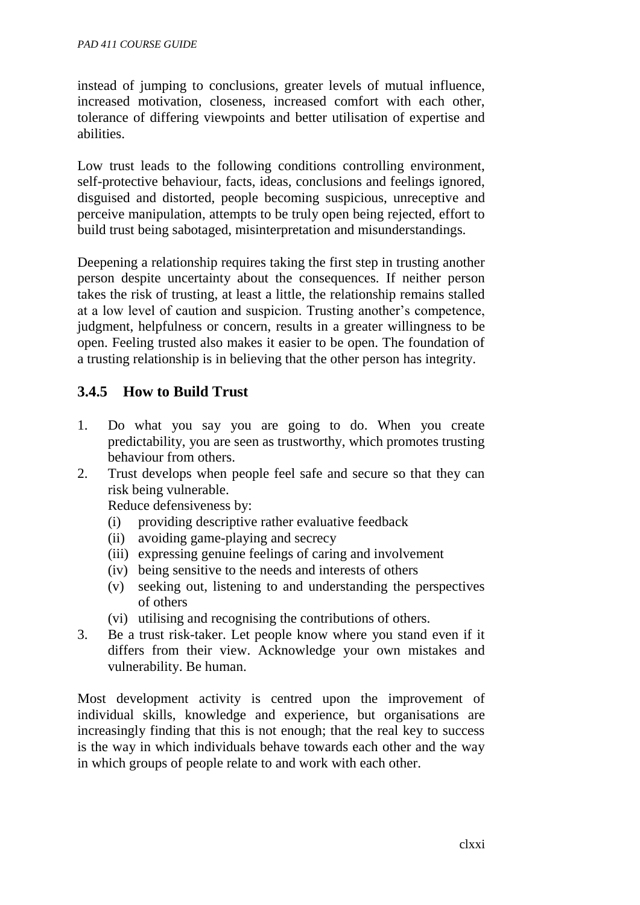instead of jumping to conclusions, greater levels of mutual influence, increased motivation, closeness, increased comfort with each other, tolerance of differing viewpoints and better utilisation of expertise and abilities.

Low trust leads to the following conditions controlling environment, self-protective behaviour, facts, ideas, conclusions and feelings ignored, disguised and distorted, people becoming suspicious, unreceptive and perceive manipulation, attempts to be truly open being rejected, effort to build trust being sabotaged, misinterpretation and misunderstandings.

Deepening a relationship requires taking the first step in trusting another person despite uncertainty about the consequences. If neither person takes the risk of trusting, at least a little, the relationship remains stalled at a low level of caution and suspicion. Trusting another's competence, judgment, helpfulness or concern, results in a greater willingness to be open. Feeling trusted also makes it easier to be open. The foundation of a trusting relationship is in believing that the other person has integrity.

### 3.4.5 How to Build Trust

1. Do what you say you are going to do. When you create predictability, you are seen as trustworthy, which promotes trusting behaviour from others.
2. Trust develops when people feel safe and secure so that they can risk being vulnerable.
   Reduce defensiveness by:
   (i) providing descriptive rather evaluative feedback
   (ii) avoiding game-playing and secrecy
   (iii) expressing genuine feelings of caring and involvement
   (iv) being sensitive to the needs and interests of others
   (v) seeking out, listening to and understanding the perspectives of others
   (vi) utilising and recognising the contributions of others.
3. Be a trust risk-taker. Let people know where you stand even if it differs from their view. Acknowledge your own mistakes and vulnerability. Be human.

Most development activity is centred upon the improvement of individual skills, knowledge and experience, but organisations are increasingly finding that this is not enough; that the real key to success is the way in which individuals behave towards each other and the way in which groups of people relate to and work with each other.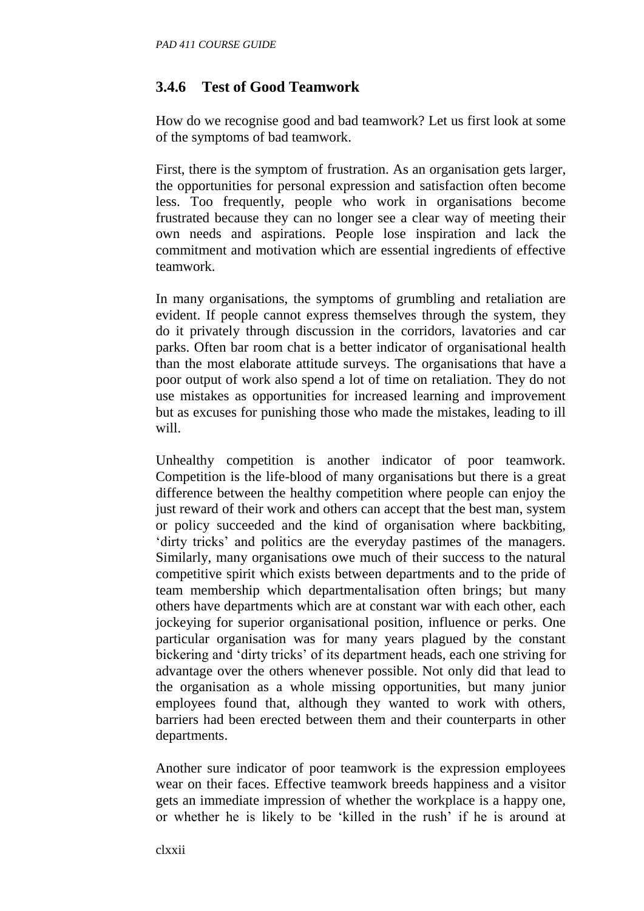### 3.4.6 Test of Good Teamwork

How do we recognise good and bad teamwork? Let us first look at some of the symptoms of bad teamwork.

First, there is the symptom of frustration. As an organisation gets larger, the opportunities for personal expression and satisfaction often become less. Too frequently, people who work in organisations become frustrated because they can no longer see a clear way of meeting their own needs and aspirations. People lose inspiration and lack the commitment and motivation which are essential ingredients of effective teamwork.

In many organisations, the symptoms of grumbling and retaliation are evident. If people cannot express themselves through the system, they do it privately through discussion in the corridors, lavatories and car parks. Often bar room chat is a better indicator of organisational health than the most elaborate attitude surveys. The organisations that have a poor output of work also spend a lot of time on retaliation. They do not use mistakes as opportunities for increased learning and improvement but as excuses for punishing those who made the mistakes, leading to ill will.

Unhealthy competition is another indicator of poor teamwork. Competition is the life-blood of many organisations but there is a great difference between the healthy competition where people can enjoy the just reward of their work and others can accept that the best man, system or policy succeeded and the kind of organisation where backbiting, 'dirty tricks' and politics are the everyday pastimes of the managers. Similarly, many organisations owe much of their success to the natural competitive spirit which exists between departments and to the pride of team membership which departmentalisation often brings; but many others have departments which are at constant war with each other, each jockeying for superior organisational position, influence or perks. One particular organisation was for many years plagued by the constant bickering and 'dirty tricks' of its department heads, each one striving for advantage over the others whenever possible. Not only did that lead to the organisation as a whole missing opportunities, but many junior employees found that, although they wanted to work with others, barriers had been erected between them and their counterparts in other departments.

Another sure indicator of poor teamwork is the expression employees wear on their faces. Effective teamwork breeds happiness and a visitor gets an immediate impression of whether the workplace is a happy one, or whether he is likely to be 'killed in the rush' if he is around at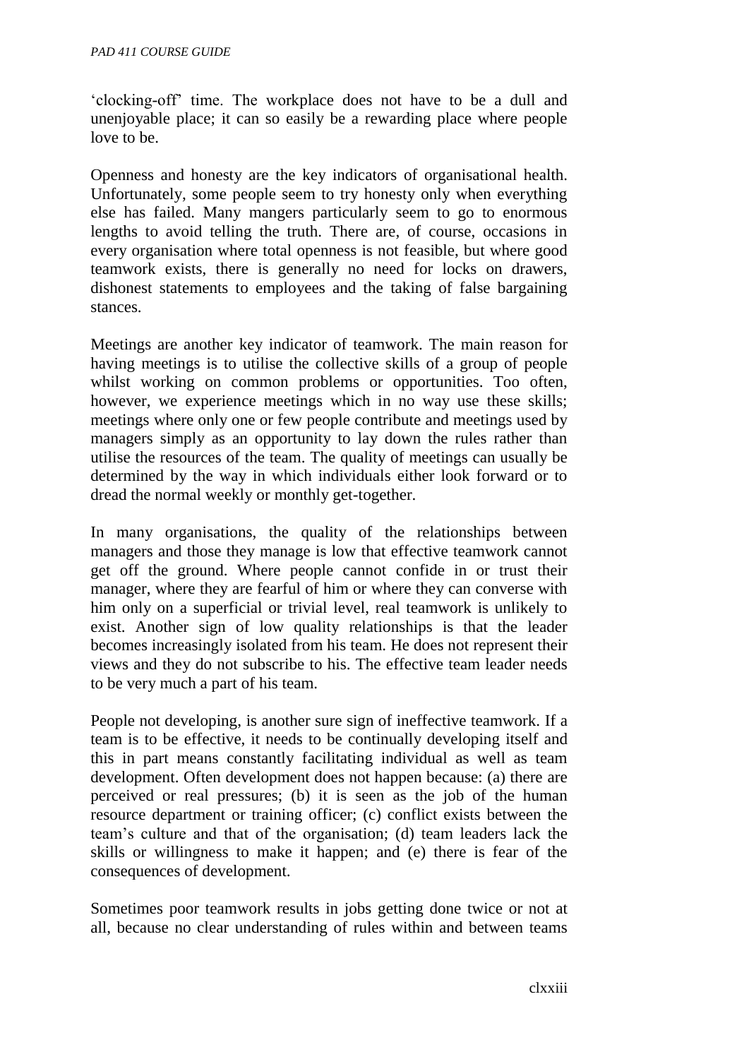'clocking-off' time. The workplace does not have to be a dull and unenjoyable place; it can so easily be a rewarding place where people love to be.

Openness and honesty are the key indicators of organisational health. Unfortunately, some people seem to try honesty only when everything else has failed. Many mangers particularly seem to go to enormous lengths to avoid telling the truth. There are, of course, occasions in every organisation where total openness is not feasible, but where good teamwork exists, there is generally no need for locks on drawers, dishonest statements to employees and the taking of false bargaining stances.

Meetings are another key indicator of teamwork. The main reason for having meetings is to utilise the collective skills of a group of people whilst working on common problems or opportunities. Too often, however, we experience meetings which in no way use these skills; meetings where only one or few people contribute and meetings used by managers simply as an opportunity to lay down the rules rather than utilise the resources of the team. The quality of meetings can usually be determined by the way in which individuals either look forward or to dread the normal weekly or monthly get-together.

In many organisations, the quality of the relationships between managers and those they manage is low that effective teamwork cannot get off the ground. Where people cannot confide in or trust their manager, where they are fearful of him or where they can converse with him only on a superficial or trivial level, real teamwork is unlikely to exist. Another sign of low quality relationships is that the leader becomes increasingly isolated from his team. He does not represent their views and they do not subscribe to his. The effective team leader needs to be very much a part of his team.

People not developing, is another sure sign of ineffective teamwork. If a team is to be effective, it needs to be continually developing itself and this in part means constantly facilitating individual as well as team development. Often development does not happen because: (a) there are perceived or real pressures; (b) it is seen as the job of the human resource department or training officer; (c) conflict exists between the team's culture and that of the organisation; (d) team leaders lack the skills or willingness to make it happen; and (e) there is fear of the consequences of development.

Sometimes poor teamwork results in jobs getting done twice or not at all, because no clear understanding of rules within and between teams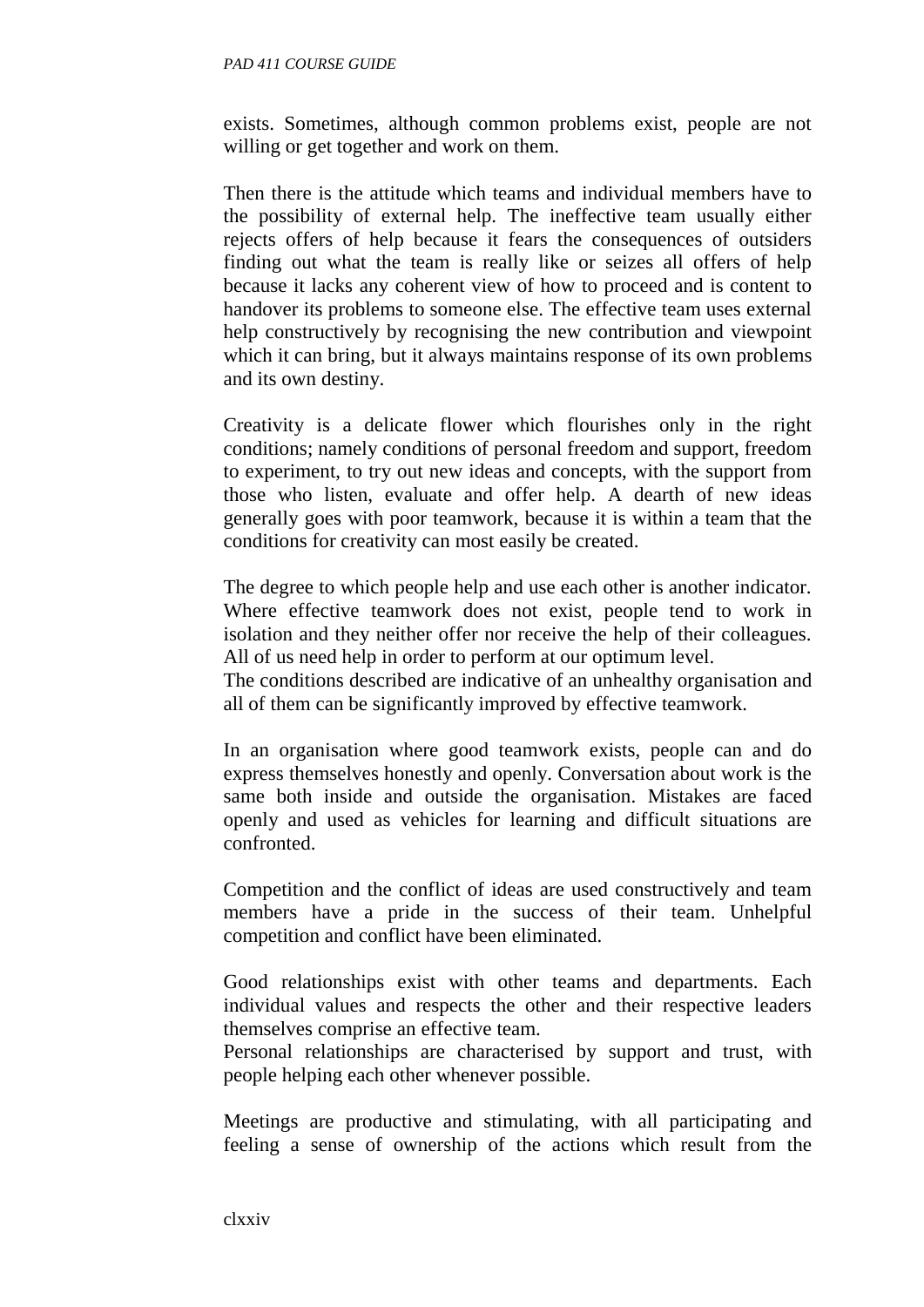exists. Sometimes, although common problems exist, people are not willing or get together and work on them.

Then there is the attitude which teams and individual members have to the possibility of external help. The ineffective team usually either rejects offers of help because it fears the consequences of outsiders finding out what the team is really like or seizes all offers of help because it lacks any coherent view of how to proceed and is content to handover its problems to someone else. The effective team uses external help constructively by recognising the new contribution and viewpoint which it can bring, but it always maintains response of its own problems and its own destiny.

Creativity is a delicate flower which flourishes only in the right conditions; namely conditions of personal freedom and support, freedom to experiment, to try out new ideas and concepts, with the support from those who listen, evaluate and offer help. A dearth of new ideas generally goes with poor teamwork, because it is within a team that the conditions for creativity can most easily be created.

The degree to which people help and use each other is another indicator. Where effective teamwork does not exist, people tend to work in isolation and they neither offer nor receive the help of their colleagues. All of us need help in order to perform at our optimum level.
The conditions described are indicative of an unhealthy organisation and all of them can be significantly improved by effective teamwork.

In an organisation where good teamwork exists, people can and do express themselves honestly and openly. Conversation about work is the same both inside and outside the organisation. Mistakes are faced openly and used as vehicles for learning and difficult situations are confronted.

Competition and the conflict of ideas are used constructively and team members have a pride in the success of their team. Unhelpful competition and conflict have been eliminated.

Good relationships exist with other teams and departments. Each individual values and respects the other and their respective leaders themselves comprise an effective team.
Personal relationships are characterised by support and trust, with people helping each other whenever possible.

Meetings are productive and stimulating, with all participating and feeling a sense of ownership of the actions which result from the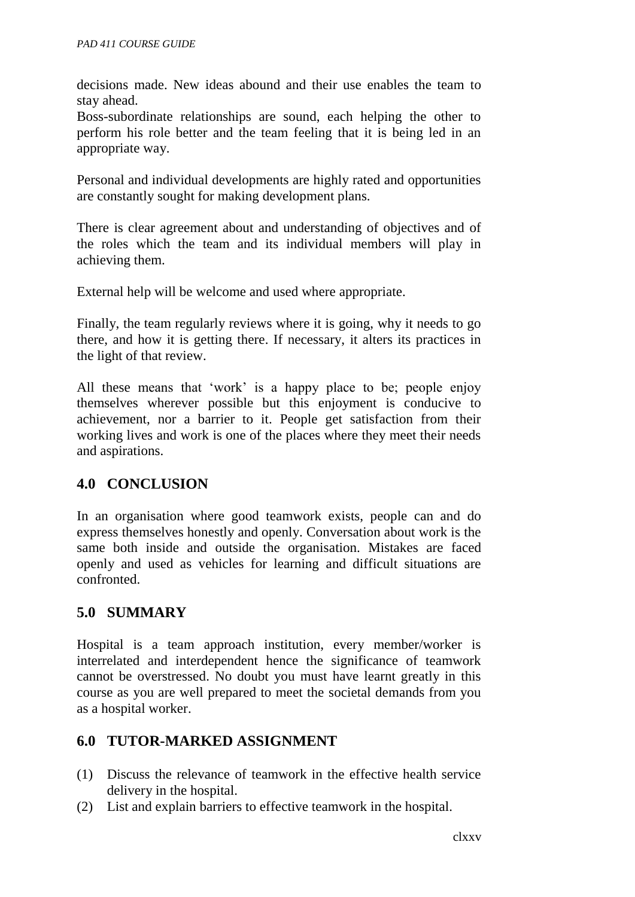decisions made. New ideas abound and their use enables the team to stay ahead.
Boss-subordinate relationships are sound, each helping the other to perform his role better and the team feeling that it is being led in an appropriate way.

Personal and individual developments are highly rated and opportunities are constantly sought for making development plans.

There is clear agreement about and understanding of objectives and of the roles which the team and its individual members will play in achieving them.

External help will be welcome and used where appropriate.

Finally, the team regularly reviews where it is going, why it needs to go there, and how it is getting there. If necessary, it alters its practices in the light of that review.

All these means that 'work' is a happy place to be; people enjoy themselves wherever possible but this enjoyment is conducive to achievement, nor a barrier to it. People get satisfaction from their working lives and work is one of the places where they meet their needs and aspirations.

## 4.0 CONCLUSION

In an organisation where good teamwork exists, people can and do express themselves honestly and openly. Conversation about work is the same both inside and outside the organisation. Mistakes are faced openly and used as vehicles for learning and difficult situations are confronted.

## 5.0 SUMMARY

Hospital is a team approach institution, every member/worker is interrelated and interdependent hence the significance of teamwork cannot be overstressed. No doubt you must have learnt greatly in this course as you are well prepared to meet the societal demands from you as a hospital worker.

## 6.0 TUTOR-MARKED ASSIGNMENT

(1) Discuss the relevance of teamwork in the effective health service delivery in the hospital.
(2) List and explain barriers to effective teamwork in the hospital.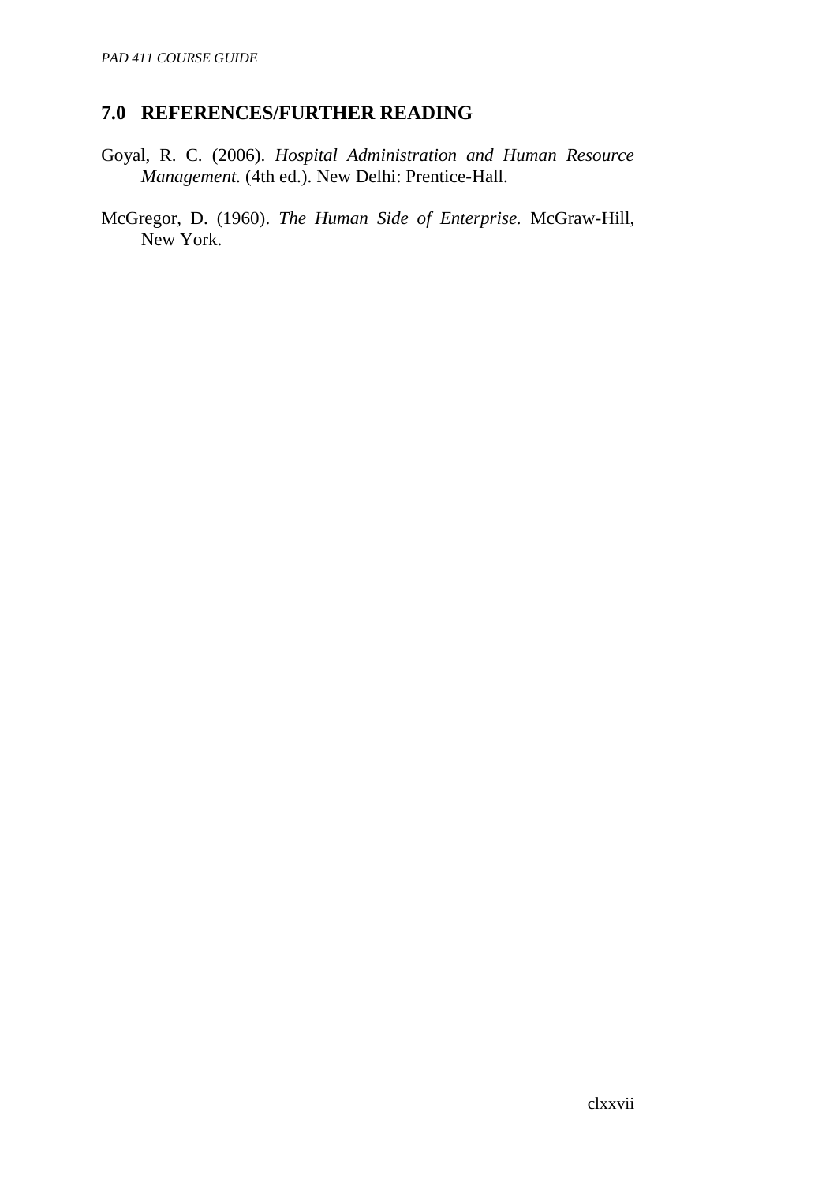## 7.0 REFERENCES/FURTHER READING

Goyal, R. C. (2006). *Hospital Administration and Human Resource Management.* (4th ed.). New Delhi: Prentice-Hall.

McGregor, D. (1960). *The Human Side of Enterprise.* McGraw-Hill, New York.